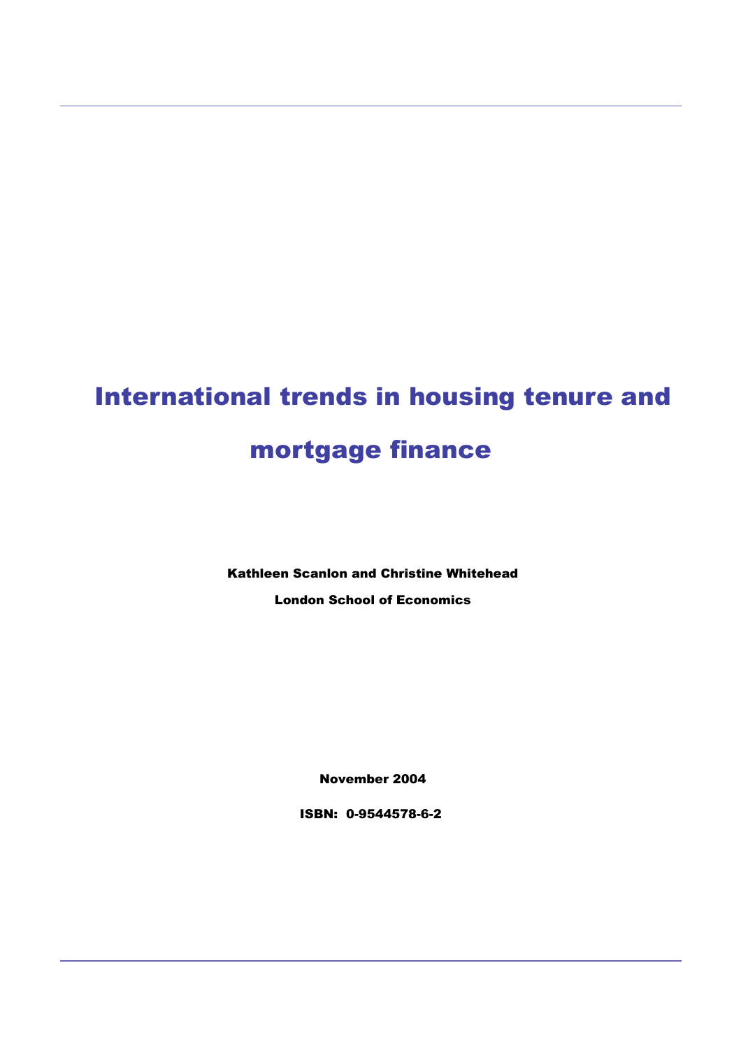# International trends in housing tenure and mortgage finance

**Kathleen Scanlon and Christine Whitehead**

**London School of Economics**

**November 2004**

**ISBN: 0-9544578-6-2**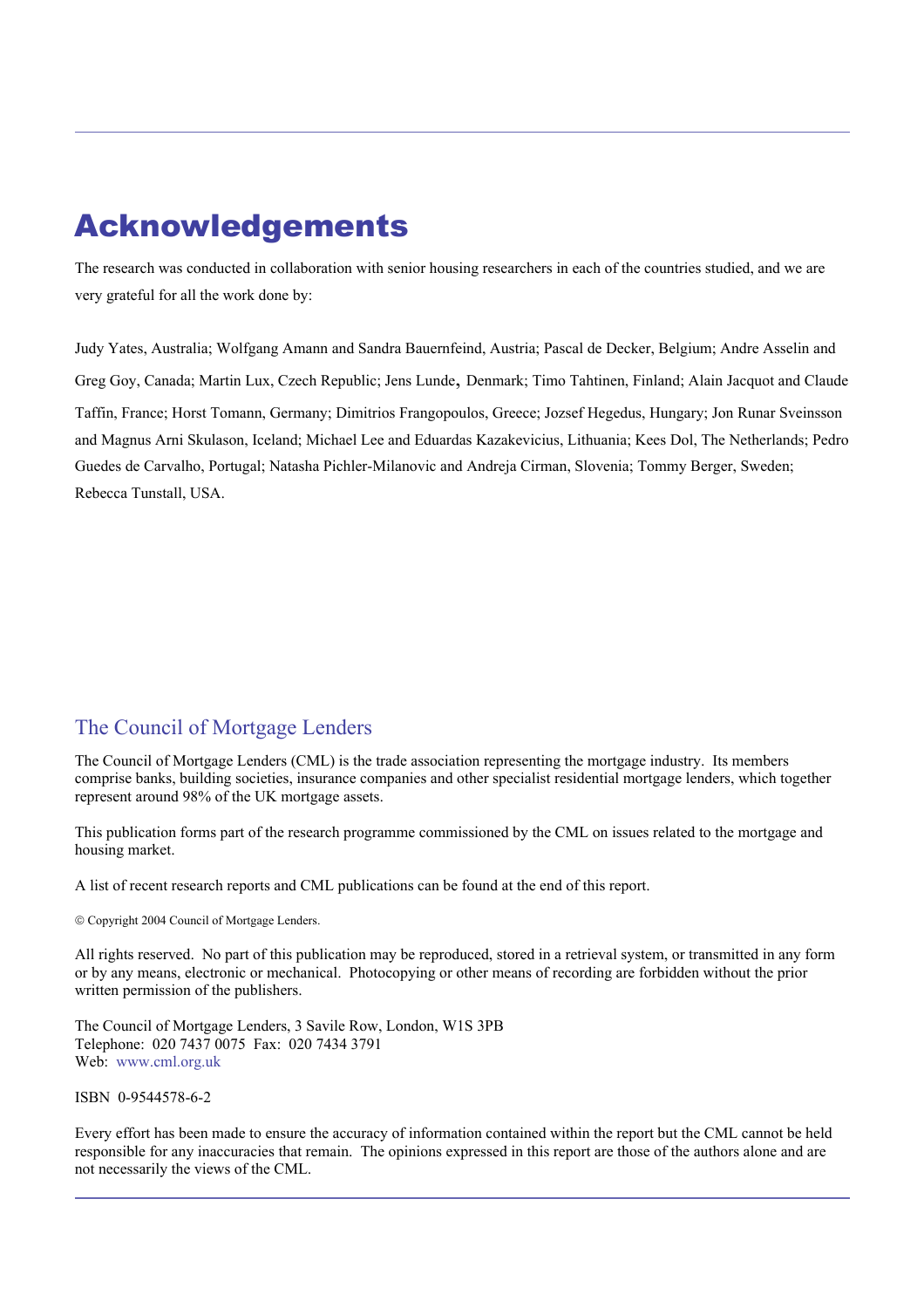# Acknowledgements

The research was conducted in collaboration with senior housing researchers in each of the countries studied, and we are very grateful for all the work done by:

Judy Yates, Australia; Wolfgang Amann and Sandra Bauernfeind, Austria; Pascal de Decker, Belgium; Andre Asselin and Greg Goy, Canada; Martin Lux, Czech Republic; Jens Lunde, Denmark; Timo Tahtinen, Finland; Alain Jacquot and Claude Taffin, France; Horst Tomann, Germany; Dimitrios Frangopoulos, Greece; Jozsef Hegedus, Hungary; Jon Runar Sveinsson and Magnus Arni Skulason, Iceland; Michael Lee and Eduardas Kazakevicius, Lithuania; Kees Dol, The Netherlands; Pedro Guedes de Carvalho, Portugal; Natasha Pichler-Milanovic and Andreja Cirman, Slovenia; Tommy Berger, Sweden; Rebecca Tunstall, USA.

## The Council of Mortgage Lenders

The Council of Mortgage Lenders (CML) is the trade association representing the mortgage industry. Its members comprise banks, building societies, insurance companies and other specialist residential mortgage lenders, which together represent around 98% of the UK mortgage assets.

This publication forms part of the research programme commissioned by the CML on issues related to the mortgage and housing market.

A list of recent research reports and CML publications can be found at the end of this report.

© Copyright 2004 Council of Mortgage Lenders.

All rights reserved. No part of this publication may be reproduced, stored in a retrieval system, or transmitted in any form or by any means, electronic or mechanical. Photocopying or other means of recording are forbidden without the prior written permission of the publishers.

The Council of Mortgage Lenders, 3 Savile Row, London, W1S 3PB
Telephone: 020 7437 0075 Fax: 020 7434 3791
Web: www.cml.org.uk

ISBN 0-9544578-6-2

Every effort has been made to ensure the accuracy of information contained within the report but the CML cannot be held responsible for any inaccuracies that remain. The opinions expressed in this report are those of the authors alone and are not necessarily the views of the CML.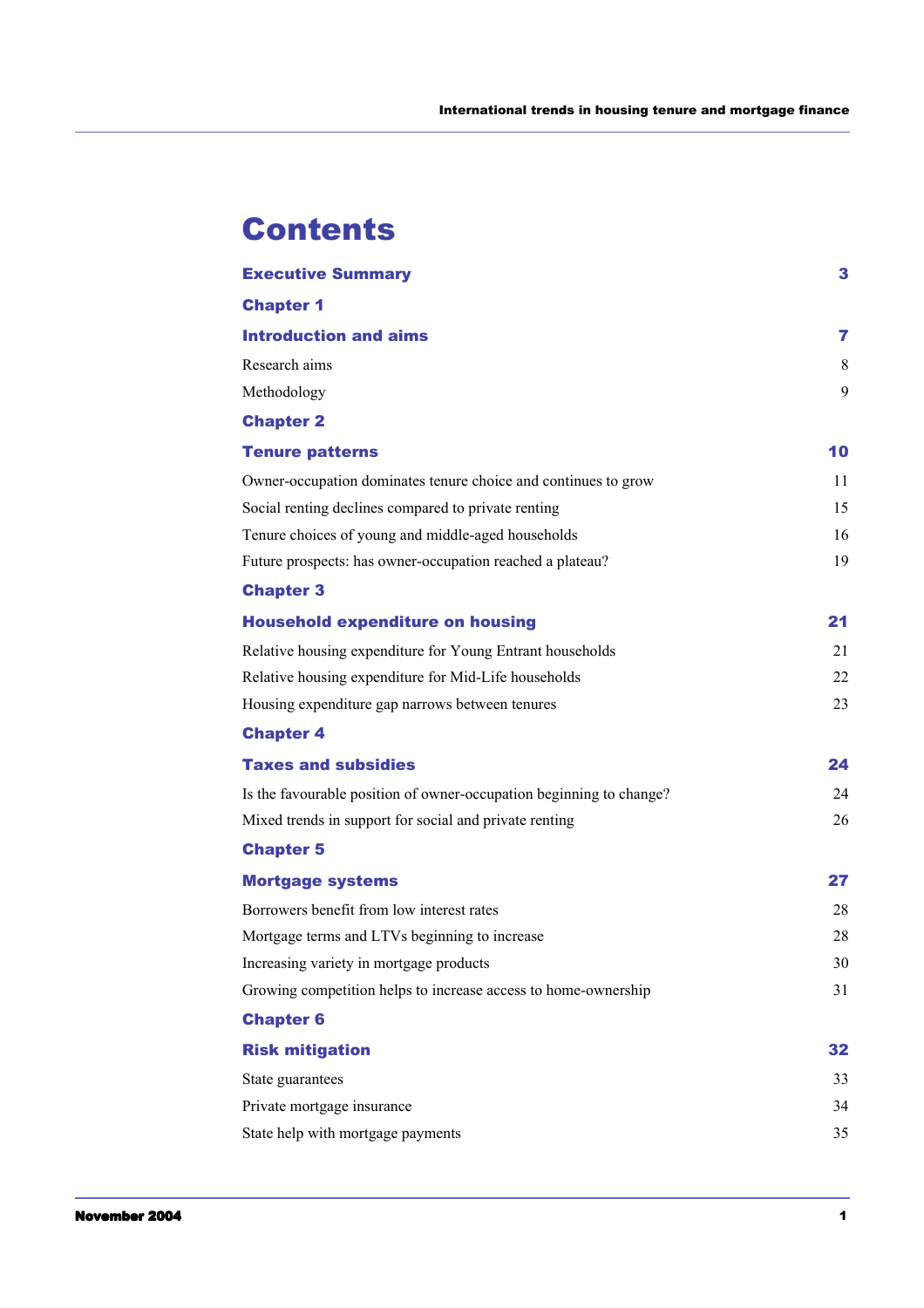# Contents

| | |
|---|---|
| **Executive Summary** | **3** |
| **Chapter 1** | |
| **Introduction and aims** | **7** |
| Research aims | 8 |
| Methodology | 9 |
| **Chapter 2** | |
| **Tenure patterns** | **10** |
| Owner-occupation dominates tenure choice and continues to grow | 11 |
| Social renting declines compared to private renting | 15 |
| Tenure choices of young and middle-aged households | 16 |
| Future prospects: has owner-occupation reached a plateau? | 19 |
| **Chapter 3** | |
| **Household expenditure on housing** | **21** |
| Relative housing expenditure for Young Entrant households | 21 |
| Relative housing expenditure for Mid-Life households | 22 |
| Housing expenditure gap narrows between tenures | 23 |
| **Chapter 4** | |
| **Taxes and subsidies** | **24** |
| Is the favourable position of owner-occupation beginning to change? | 24 |
| Mixed trends in support for social and private renting | 26 |
| **Chapter 5** | |
| **Mortgage systems** | **27** |
| Borrowers benefit from low interest rates | 28 |
| Mortgage terms and LTVs beginning to increase | 28 |
| Increasing variety in mortgage products | 30 |
| Growing competition helps to increase access to home-ownership | 31 |
| **Chapter 6** | |
| **Risk mitigation** | **32** |
| State guarantees | 33 |
| Private mortgage insurance | 34 |
| State help with mortgage payments | 35 |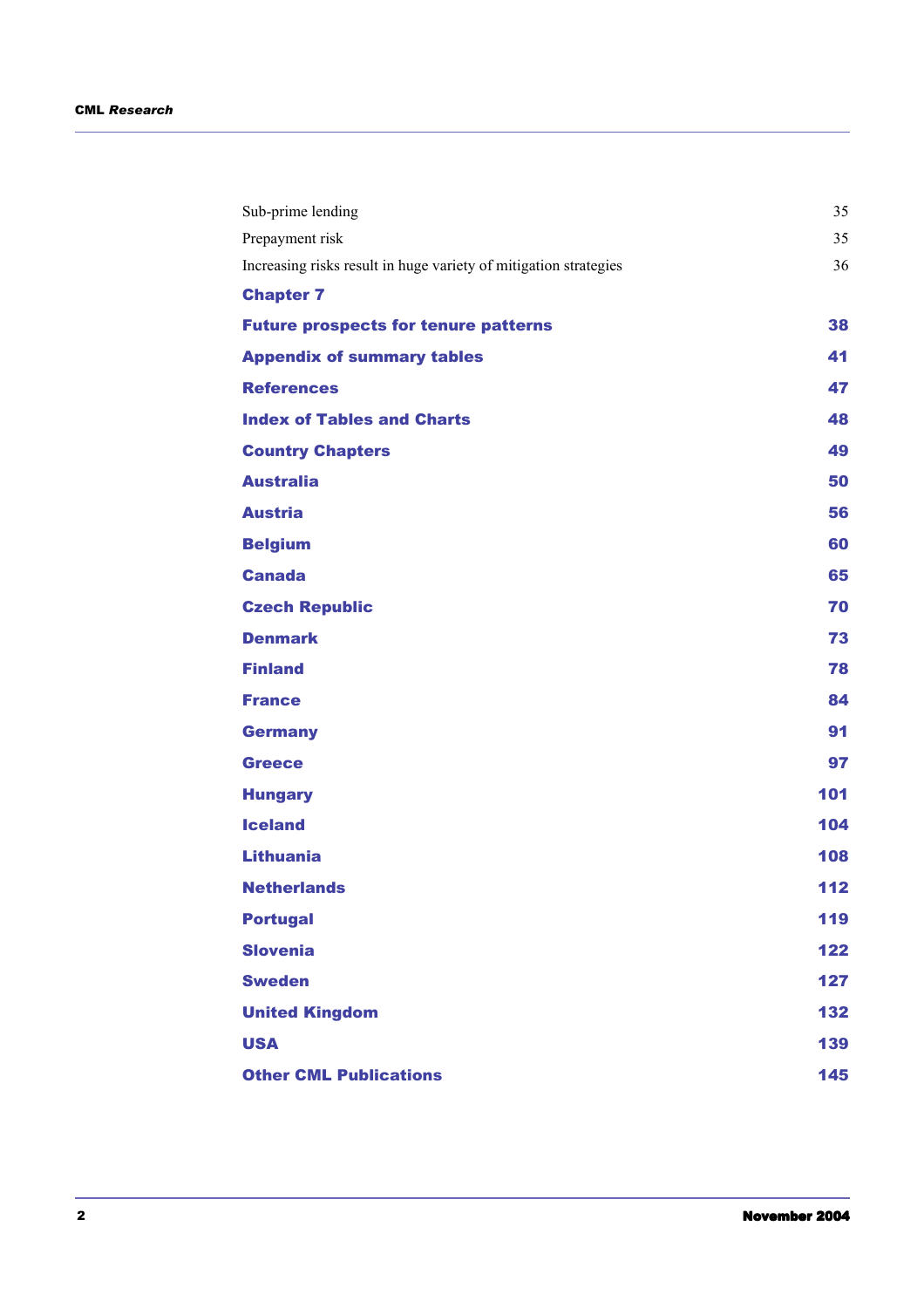| | |
|---|---|
| Sub-prime lending | 35 |
| Prepayment risk | 35 |
| Increasing risks result in huge variety of mitigation strategies | 36 |
| **Chapter 7** | |
| **Future prospects for tenure patterns** | **38** |
| **Appendix of summary tables** | **41** |
| **References** | **47** |
| **Index of Tables and Charts** | **48** |
| **Country Chapters** | **49** |
| **Australia** | **50** |
| **Austria** | **56** |
| **Belgium** | **60** |
| **Canada** | **65** |
| **Czech Republic** | **70** |
| **Denmark** | **73** |
| **Finland** | **78** |
| **France** | **84** |
| **Germany** | **91** |
| **Greece** | **97** |
| **Hungary** | **101** |
| **Iceland** | **104** |
| **Lithuania** | **108** |
| **Netherlands** | **112** |
| **Portugal** | **119** |
| **Slovenia** | **122** |
| **Sweden** | **127** |
| **United Kingdom** | **132** |
| **USA** | **139** |
| **Other CML Publications** | **145** |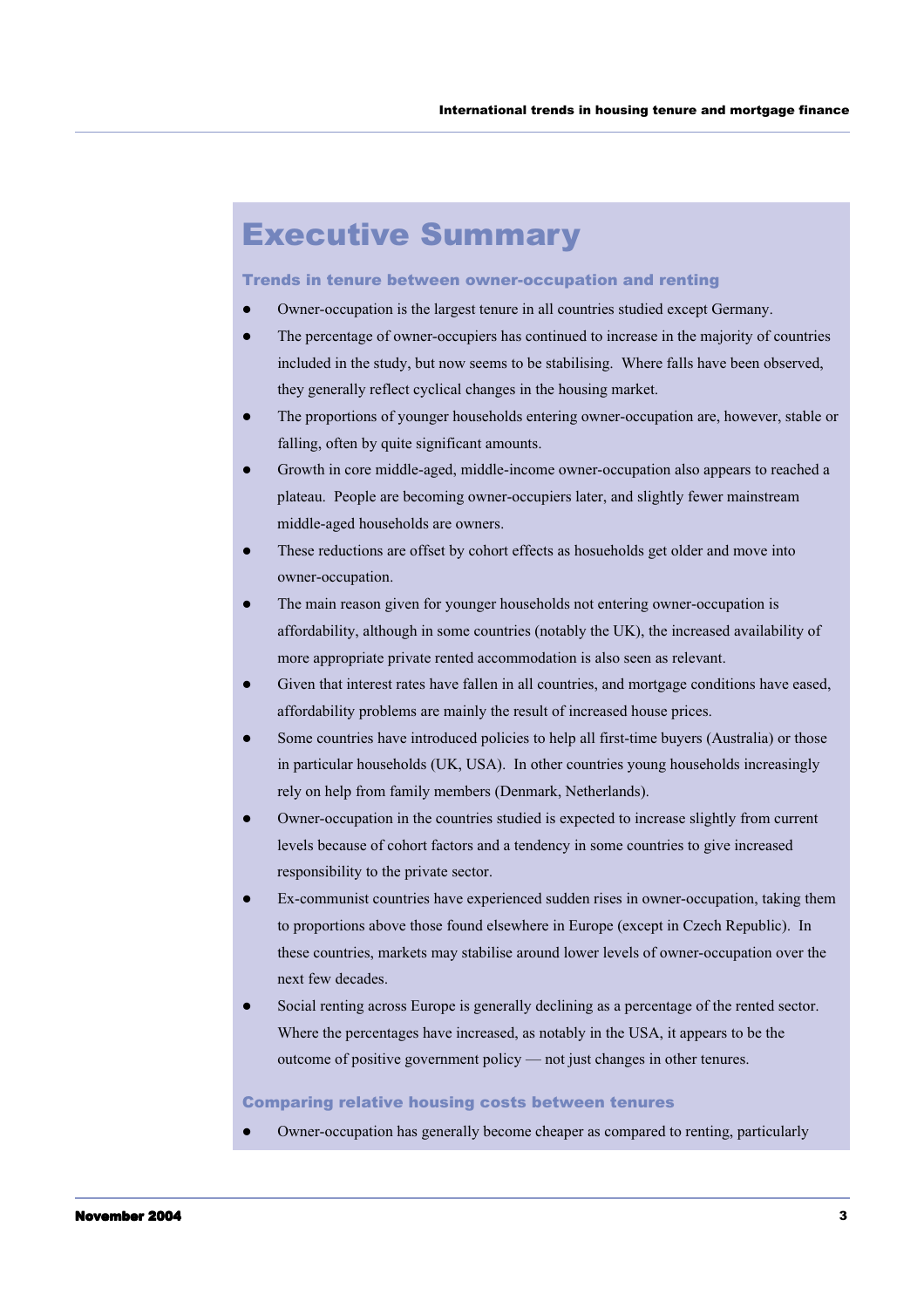# Executive Summary

## Trends in tenure between owner-occupation and renting

- Owner-occupation is the largest tenure in all countries studied except Germany.
- The percentage of owner-occupiers has continued to increase in the majority of countries included in the study, but now seems to be stabilising. Where falls have been observed, they generally reflect cyclical changes in the housing market.
- The proportions of younger households entering owner-occupation are, however, stable or falling, often by quite significant amounts.
- Growth in core middle-aged, middle-income owner-occupation also appears to reached a plateau. People are becoming owner-occupiers later, and slightly fewer mainstream middle-aged households are owners.
- These reductions are offset by cohort effects as hosueholds get older and move into owner-occupation.
- The main reason given for younger households not entering owner-occupation is affordability, although in some countries (notably the UK), the increased availability of more appropriate private rented accommodation is also seen as relevant.
- Given that interest rates have fallen in all countries, and mortgage conditions have eased, affordability problems are mainly the result of increased house prices.
- Some countries have introduced policies to help all first-time buyers (Australia) or those in particular households (UK, USA). In other countries young households increasingly rely on help from family members (Denmark, Netherlands).
- Owner-occupation in the countries studied is expected to increase slightly from current levels because of cohort factors and a tendency in some countries to give increased responsibility to the private sector.
- Ex-communist countries have experienced sudden rises in owner-occupation, taking them to proportions above those found elsewhere in Europe (except in Czech Republic). In these countries, markets may stabilise around lower levels of owner-occupation over the next few decades.
- Social renting across Europe is generally declining as a percentage of the rented sector. Where the percentages have increased, as notably in the USA, it appears to be the outcome of positive government policy — not just changes in other tenures.

## Comparing relative housing costs between tenures

- Owner-occupation has generally become cheaper as compared to renting, particularly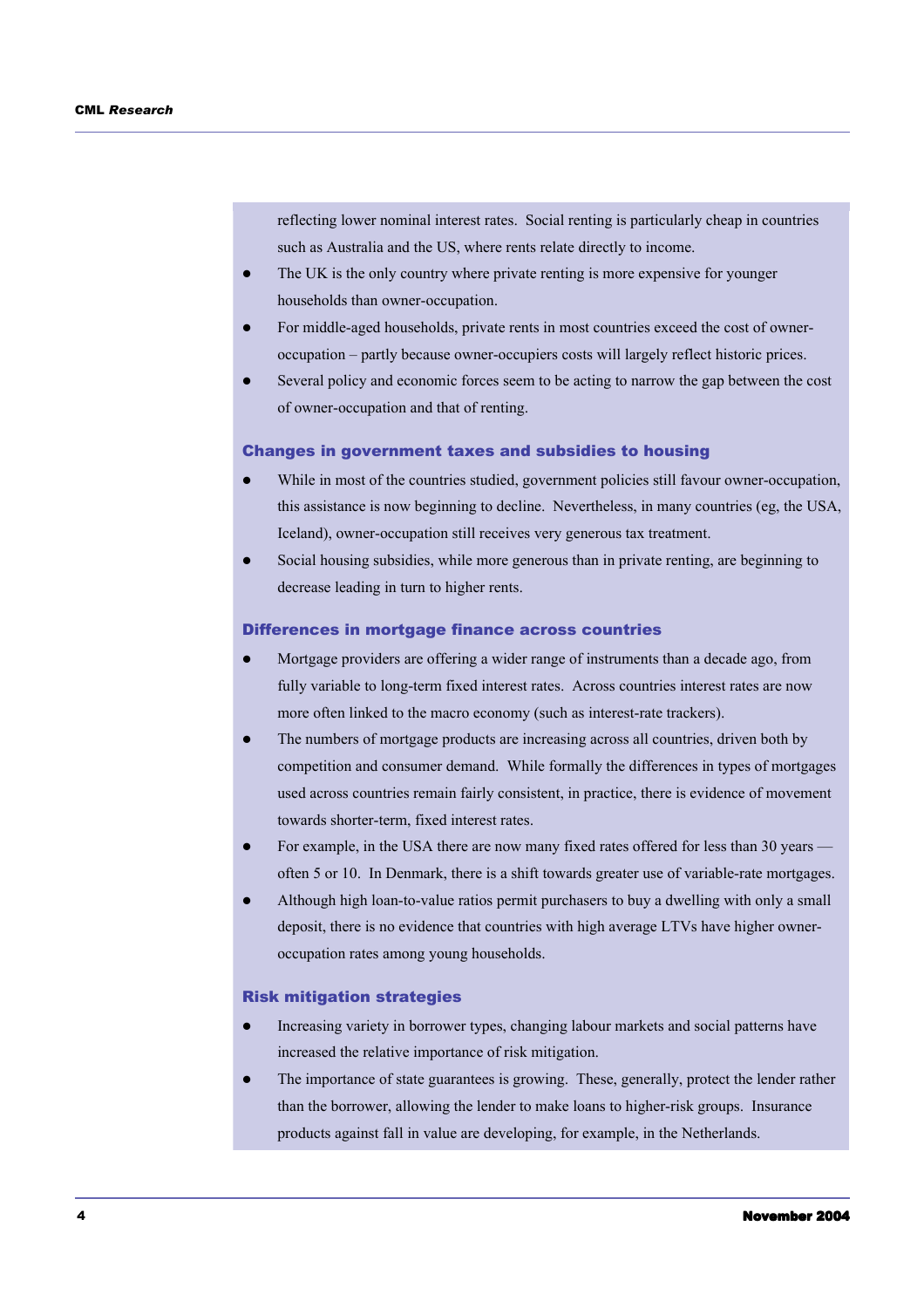reflecting lower nominal interest rates. Social renting is particularly cheap in countries such as Australia and the US, where rents relate directly to income.

- The UK is the only country where private renting is more expensive for younger households than owner-occupation.
- For middle-aged households, private rents in most countries exceed the cost of owner-occupation – partly because owner-occupiers costs will largely reflect historic prices.
- Several policy and economic forces seem to be acting to narrow the gap between the cost of owner-occupation and that of renting.

### Changes in government taxes and subsidies to housing

- While in most of the countries studied, government policies still favour owner-occupation, this assistance is now beginning to decline. Nevertheless, in many countries (eg, the USA, Iceland), owner-occupation still receives very generous tax treatment.
- Social housing subsidies, while more generous than in private renting, are beginning to decrease leading in turn to higher rents.

### Differences in mortgage finance across countries

- Mortgage providers are offering a wider range of instruments than a decade ago, from fully variable to long-term fixed interest rates. Across countries interest rates are now more often linked to the macro economy (such as interest-rate trackers).
- The numbers of mortgage products are increasing across all countries, driven both by competition and consumer demand. While formally the differences in types of mortgages used across countries remain fairly consistent, in practice, there is evidence of movement towards shorter-term, fixed interest rates.
- For example, in the USA there are now many fixed rates offered for less than 30 years — often 5 or 10. In Denmark, there is a shift towards greater use of variable-rate mortgages.
- Although high loan-to-value ratios permit purchasers to buy a dwelling with only a small deposit, there is no evidence that countries with high average LTVs have higher owner-occupation rates among young households.

### Risk mitigation strategies

- Increasing variety in borrower types, changing labour markets and social patterns have increased the relative importance of risk mitigation.
- The importance of state guarantees is growing. These, generally, protect the lender rather than the borrower, allowing the lender to make loans to higher-risk groups. Insurance products against fall in value are developing, for example, in the Netherlands.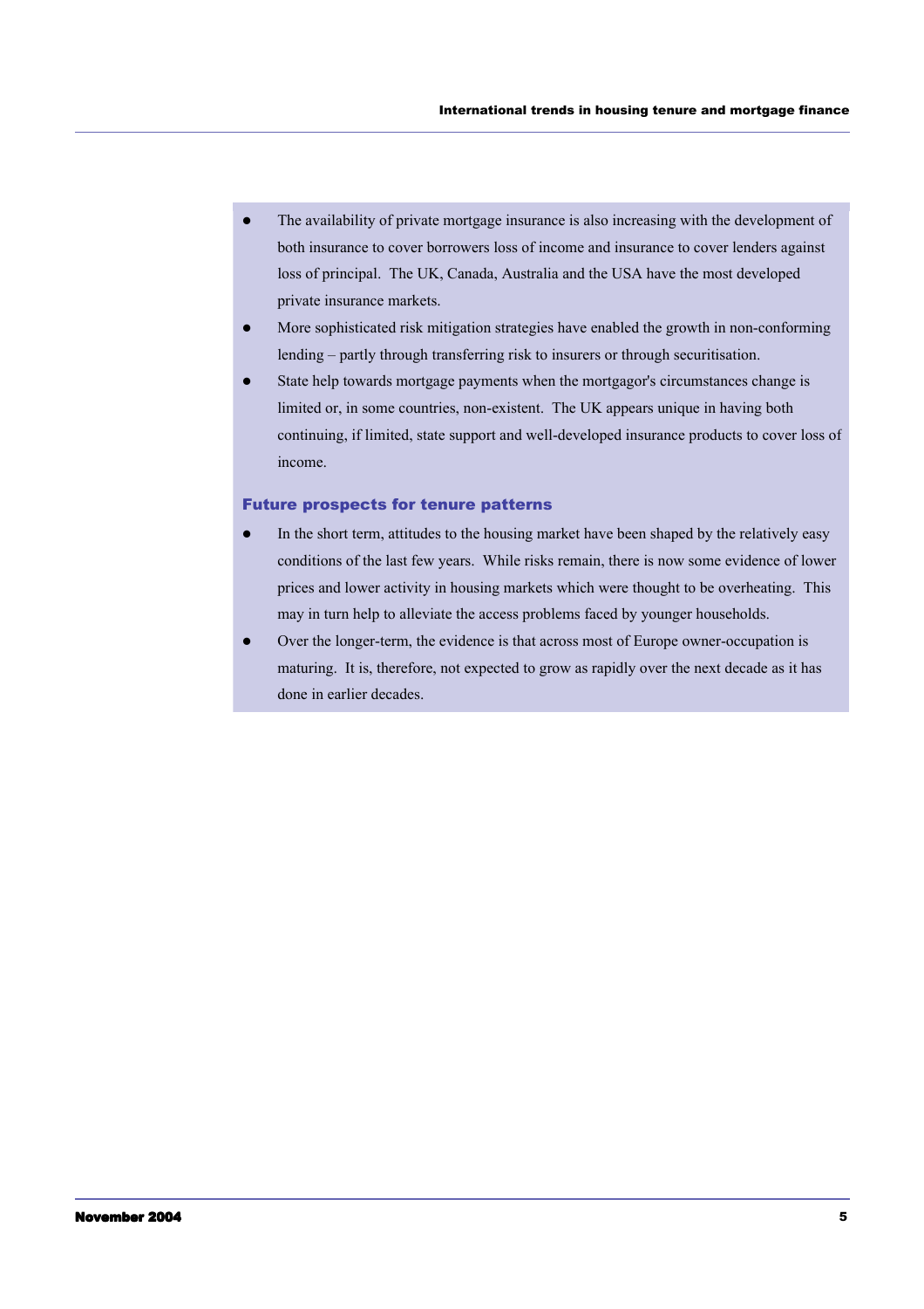- The availability of private mortgage insurance is also increasing with the development of both insurance to cover borrowers loss of income and insurance to cover lenders against loss of principal. The UK, Canada, Australia and the USA have the most developed private insurance markets.
- More sophisticated risk mitigation strategies have enabled the growth in non-conforming lending – partly through transferring risk to insurers or through securitisation.
- State help towards mortgage payments when the mortgagor's circumstances change is limited or, in some countries, non-existent. The UK appears unique in having both continuing, if limited, state support and well-developed insurance products to cover loss of income.

### Future prospects for tenure patterns

- In the short term, attitudes to the housing market have been shaped by the relatively easy conditions of the last few years. While risks remain, there is now some evidence of lower prices and lower activity in housing markets which were thought to be overheating. This may in turn help to alleviate the access problems faced by younger households.
- Over the longer-term, the evidence is that across most of Europe owner-occupation is maturing. It is, therefore, not expected to grow as rapidly over the next decade as it has done in earlier decades.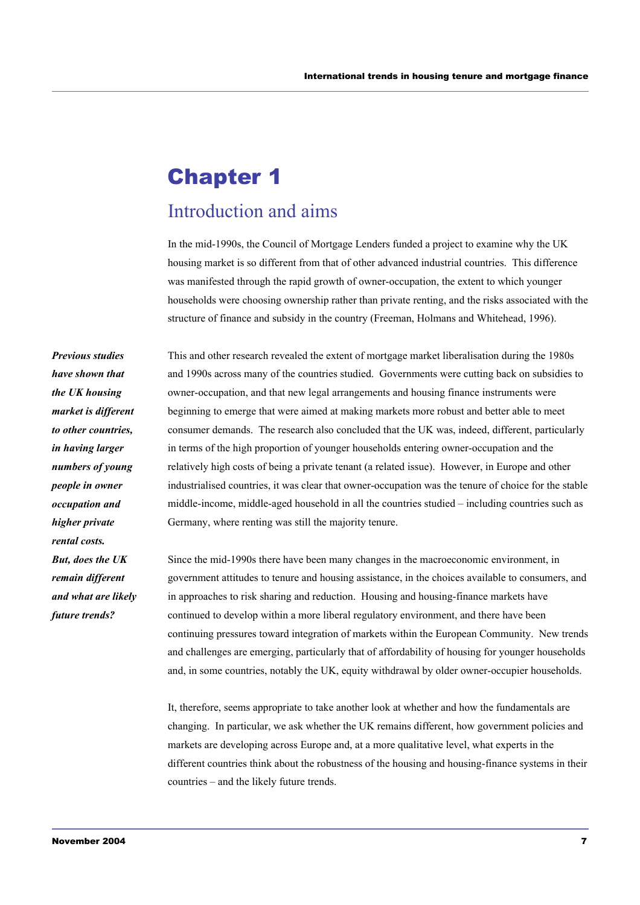# Chapter 1

## Introduction and aims

In the mid-1990s, the Council of Mortgage Lenders funded a project to examine why the UK housing market is so different from that of other advanced industrial countries. This difference was manifested through the rapid growth of owner-occupation, the extent to which younger households were choosing ownership rather than private renting, and the risks associated with the structure of finance and subsidy in the country (Freeman, Holmans and Whitehead, 1996).

***Previous studies have shown that the UK housing market is different to other countries, in having larger numbers of young people in owner occupation and higher private rental costs. But, does the UK remain different and what are likely future trends?***

This and other research revealed the extent of mortgage market liberalisation during the 1980s and 1990s across many of the countries studied. Governments were cutting back on subsidies to owner-occupation, and that new legal arrangements and housing finance instruments were beginning to emerge that were aimed at making markets more robust and better able to meet consumer demands. The research also concluded that the UK was, indeed, different, particularly in terms of the high proportion of younger households entering owner-occupation and the relatively high costs of being a private tenant (a related issue). However, in Europe and other industrialised countries, it was clear that owner-occupation was the tenure of choice for the stable middle-income, middle-aged household in all the countries studied – including countries such as Germany, where renting was still the majority tenure.

Since the mid-1990s there have been many changes in the macroeconomic environment, in government attitudes to tenure and housing assistance, in the choices available to consumers, and in approaches to risk sharing and reduction. Housing and housing-finance markets have continued to develop within a more liberal regulatory environment, and there have been continuing pressures toward integration of markets within the European Community. New trends and challenges are emerging, particularly that of affordability of housing for younger households and, in some countries, notably the UK, equity withdrawal by older owner-occupier households.

It, therefore, seems appropriate to take another look at whether and how the fundamentals are changing. In particular, we ask whether the UK remains different, how government policies and markets are developing across Europe and, at a more qualitative level, what experts in the different countries think about the robustness of the housing and housing-finance systems in their countries – and the likely future trends.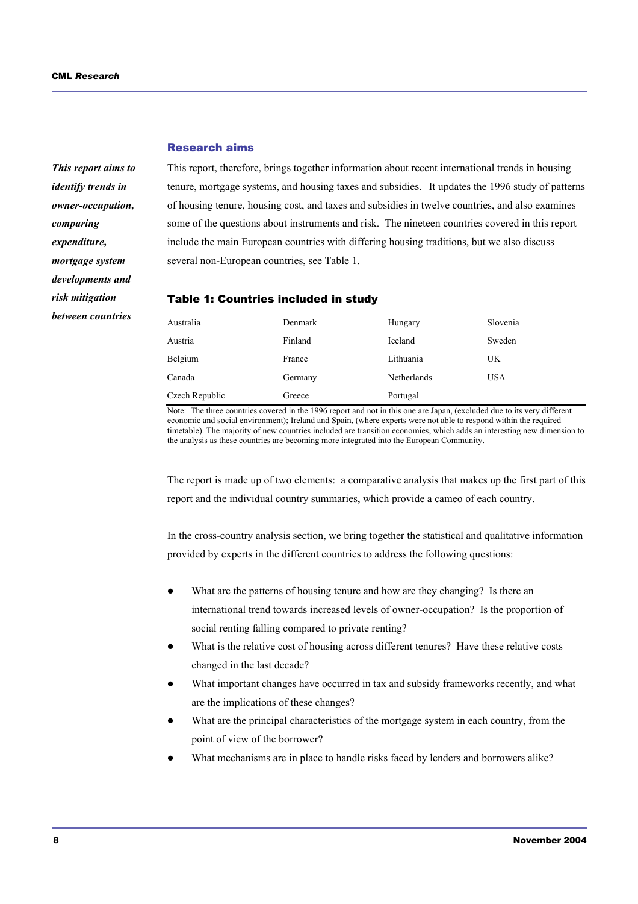## Research aims

*This report aims to identify trends in owner-occupation, comparing expenditure, mortgage system developments and risk mitigation between countries*

This report, therefore, brings together information about recent international trends in housing tenure, mortgage systems, and housing taxes and subsidies. It updates the 1996 study of patterns of housing tenure, housing cost, and taxes and subsidies in twelve countries, and also examines some of the questions about instruments and risk. The nineteen countries covered in this report include the main European countries with differing housing traditions, but we also discuss several non-European countries, see Table 1.

### Table 1: Countries included in study

| | | | |
|---|---|---|---|
| Australia | Denmark | Hungary | Slovenia |
| Austria | Finland | Iceland | Sweden |
| Belgium | France | Lithuania | UK |
| Canada | Germany | Netherlands | USA |
| Czech Republic | Greece | Portugal | |

Note: The three countries covered in the 1996 report and not in this one are Japan, (excluded due to its very different economic and social environment); Ireland and Spain, (where experts were not able to respond within the required timetable). The majority of new countries included are transition economies, which adds an interesting new dimension to the analysis as these countries are becoming more integrated into the European Community.

The report is made up of two elements: a comparative analysis that makes up the first part of this report and the individual country summaries, which provide a cameo of each country.

In the cross-country analysis section, we bring together the statistical and qualitative information provided by experts in the different countries to address the following questions:

- What are the patterns of housing tenure and how are they changing? Is there an international trend towards increased levels of owner-occupation? Is the proportion of social renting falling compared to private renting?
- What is the relative cost of housing across different tenures? Have these relative costs changed in the last decade?
- What important changes have occurred in tax and subsidy frameworks recently, and what are the implications of these changes?
- What are the principal characteristics of the mortgage system in each country, from the point of view of the borrower?
- What mechanisms are in place to handle risks faced by lenders and borrowers alike?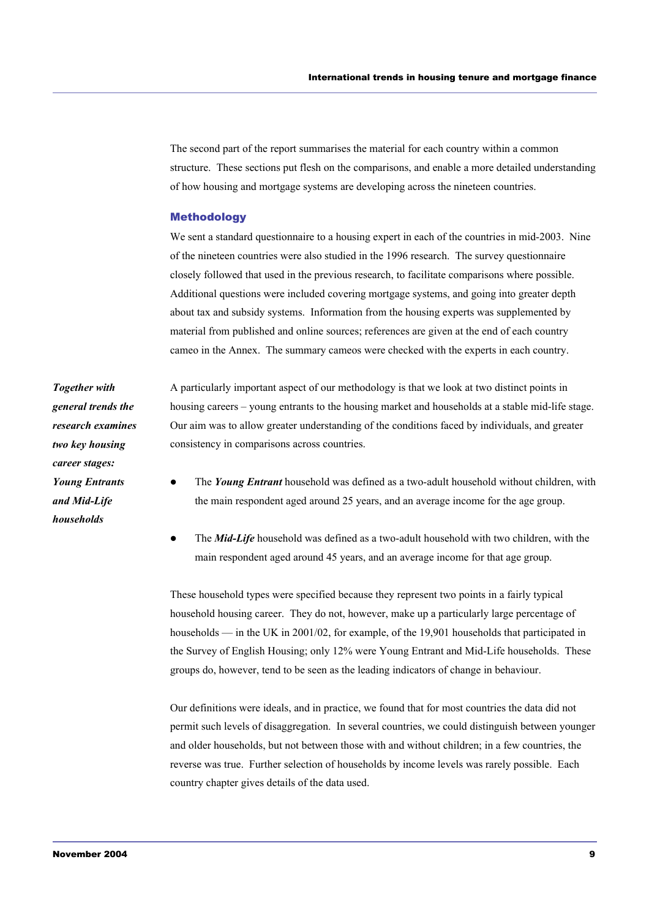The second part of the report summarises the material for each country within a common structure. These sections put flesh on the comparisons, and enable a more detailed understanding of how housing and mortgage systems are developing across the nineteen countries.

## Methodology

We sent a standard questionnaire to a housing expert in each of the countries in mid-2003. Nine of the nineteen countries were also studied in the 1996 research. The survey questionnaire closely followed that used in the previous research, to facilitate comparisons where possible. Additional questions were included covering mortgage systems, and going into greater depth about tax and subsidy systems. Information from the housing experts was supplemented by material from published and online sources; references are given at the end of each country cameo in the Annex. The summary cameos were checked with the experts in each country.

***Together with general trends the research examines two key housing career stages: Young Entrants and Mid-Life households***

A particularly important aspect of our methodology is that we look at two distinct points in housing careers – young entrants to the housing market and households at a stable mid-life stage. Our aim was to allow greater understanding of the conditions faced by individuals, and greater consistency in comparisons across countries.

- The ***Young Entrant*** household was defined as a two-adult household without children, with the main respondent aged around 25 years, and an average income for the age group.
- The ***Mid-Life*** household was defined as a two-adult household with two children, with the main respondent aged around 45 years, and an average income for that age group.

These household types were specified because they represent two points in a fairly typical household housing career. They do not, however, make up a particularly large percentage of households — in the UK in 2001/02, for example, of the 19,901 households that participated in the Survey of English Housing; only 12% were Young Entrant and Mid-Life households. These groups do, however, tend to be seen as the leading indicators of change in behaviour.

Our definitions were ideals, and in practice, we found that for most countries the data did not permit such levels of disaggregation. In several countries, we could distinguish between younger and older households, but not between those with and without children; in a few countries, the reverse was true. Further selection of households by income levels was rarely possible. Each country chapter gives details of the data used.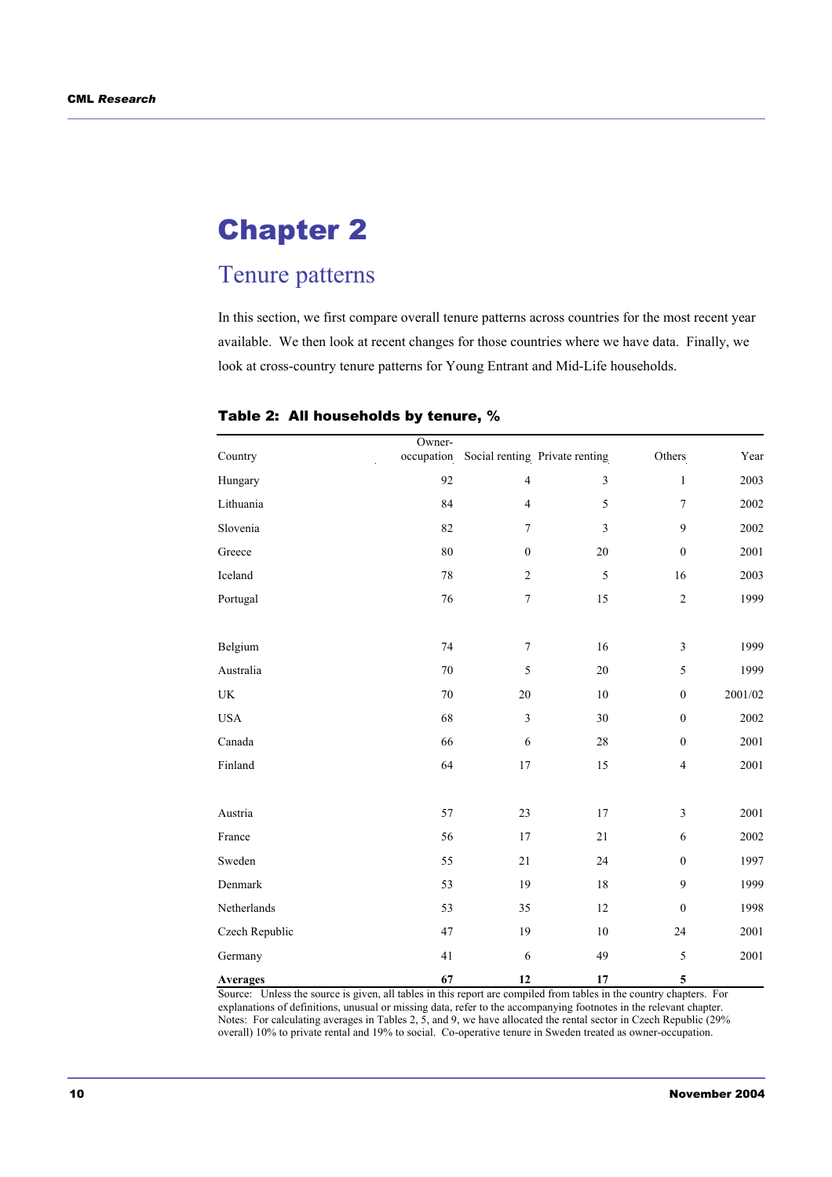# Chapter 2

## Tenure patterns

In this section, we first compare overall tenure patterns across countries for the most recent year available. We then look at recent changes for those countries where we have data. Finally, we look at cross-country tenure patterns for Young Entrant and Mid-Life households.

**Table 2: All households by tenure, %**

| Country | Owner-occupation | Social renting | Private renting | Others | Year |
|---|---|---|---|---|---|
| Hungary | 92 | 4 | 3 | 1 | 2003 |
| Lithuania | 84 | 4 | 5 | 7 | 2002 |
| Slovenia | 82 | 7 | 3 | 9 | 2002 |
| Greece | 80 | 0 | 20 | 0 | 2001 |
| Iceland | 78 | 2 | 5 | 16 | 2003 |
| Portugal | 76 | 7 | 15 | 2 | 1999 |
| Belgium | 74 | 7 | 16 | 3 | 1999 |
| Australia | 70 | 5 | 20 | 5 | 1999 |
| UK | 70 | 20 | 10 | 0 | 2001/02 |
| USA | 68 | 3 | 30 | 0 | 2002 |
| Canada | 66 | 6 | 28 | 0 | 2001 |
| Finland | 64 | 17 | 15 | 4 | 2001 |
| Austria | 57 | 23 | 17 | 3 | 2001 |
| France | 56 | 17 | 21 | 6 | 2002 |
| Sweden | 55 | 21 | 24 | 0 | 1997 |
| Denmark | 53 | 19 | 18 | 9 | 1999 |
| Netherlands | 53 | 35 | 12 | 0 | 1998 |
| Czech Republic | 47 | 19 | 10 | 24 | 2001 |
| Germany | 41 | 6 | 49 | 5 | 2001 |
| **Averages** | **67** | **12** | **17** | **5** | |

Source: Unless the source is given, all tables in this report are compiled from tables in the country chapters. For explanations of definitions, unusual or missing data, refer to the accompanying footnotes in the relevant chapter.
Notes: For calculating averages in Tables 2, 5, and 9, we have allocated the rental sector in Czech Republic (29% overall) 10% to private rental and 19% to social. Co-operative tenure in Sweden treated as owner-occupation.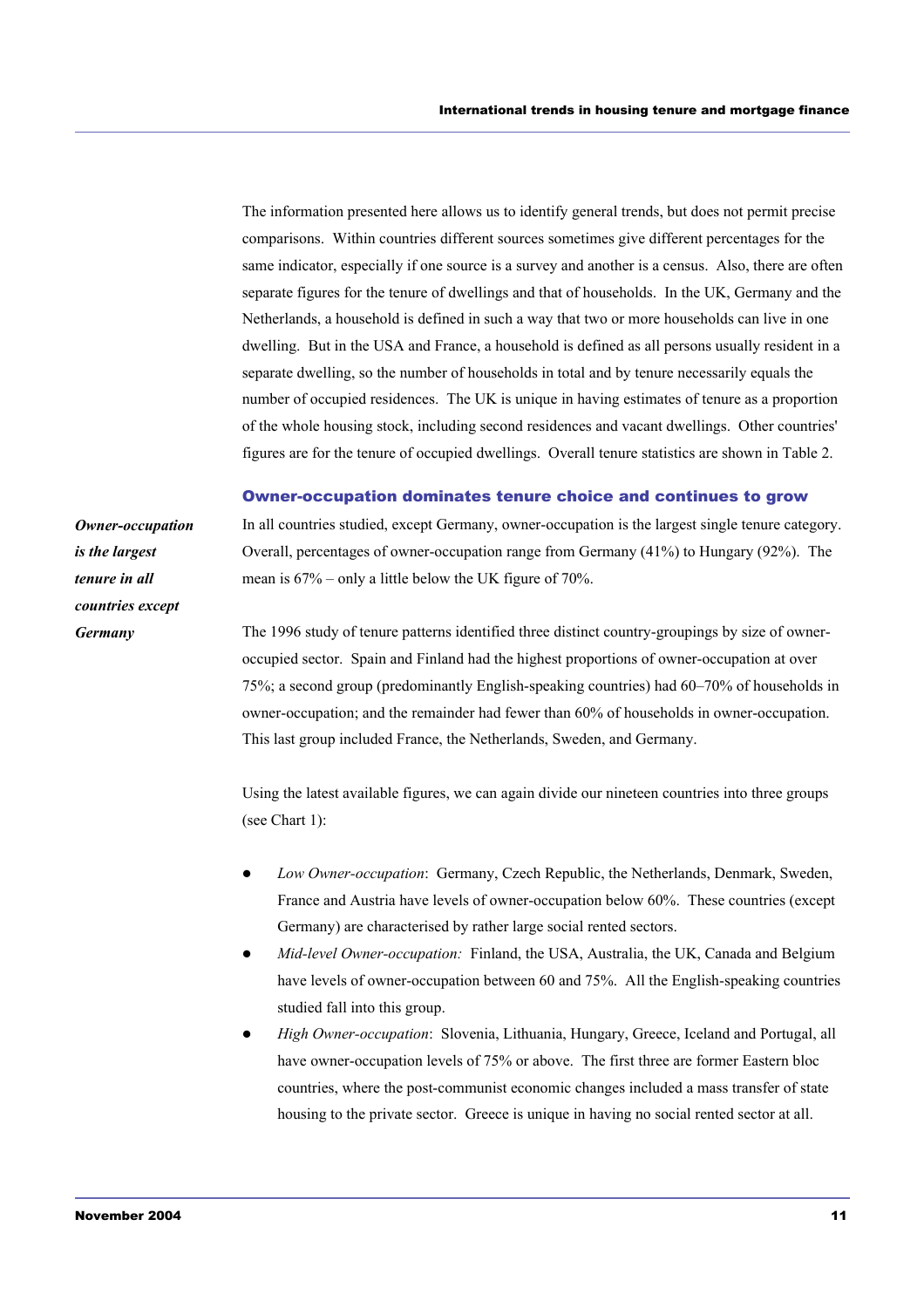The information presented here allows us to identify general trends, but does not permit precise comparisons. Within countries different sources sometimes give different percentages for the same indicator, especially if one source is a survey and another is a census. Also, there are often separate figures for the tenure of dwellings and that of households. In the UK, Germany and the Netherlands, a household is defined in such a way that two or more households can live in one dwelling. But in the USA and France, a household is defined as all persons usually resident in a separate dwelling, so the number of households in total and by tenure necessarily equals the number of occupied residences. The UK is unique in having estimates of tenure as a proportion of the whole housing stock, including second residences and vacant dwellings. Other countries' figures are for the tenure of occupied dwellings. Overall tenure statistics are shown in Table 2.

### Owner-occupation dominates tenure choice and continues to grow

***Owner-occupation is the largest tenure in all countries except Germany***

In all countries studied, except Germany, owner-occupation is the largest single tenure category. Overall, percentages of owner-occupation range from Germany (41%) to Hungary (92%). The mean is 67% – only a little below the UK figure of 70%.

The 1996 study of tenure patterns identified three distinct country-groupings by size of owner-occupied sector. Spain and Finland had the highest proportions of owner-occupation at over 75%; a second group (predominantly English-speaking countries) had 60–70% of households in owner-occupation; and the remainder had fewer than 60% of households in owner-occupation. This last group included France, the Netherlands, Sweden, and Germany.

Using the latest available figures, we can again divide our nineteen countries into three groups (see Chart 1):

- *Low Owner-occupation*: Germany, Czech Republic, the Netherlands, Denmark, Sweden, France and Austria have levels of owner-occupation below 60%. These countries (except Germany) are characterised by rather large social rented sectors.
- *Mid-level Owner-occupation:* Finland, the USA, Australia, the UK, Canada and Belgium have levels of owner-occupation between 60 and 75%. All the English-speaking countries studied fall into this group.
- *High Owner-occupation*: Slovenia, Lithuania, Hungary, Greece, Iceland and Portugal, all have owner-occupation levels of 75% or above. The first three are former Eastern bloc countries, where the post-communist economic changes included a mass transfer of state housing to the private sector. Greece is unique in having no social rented sector at all.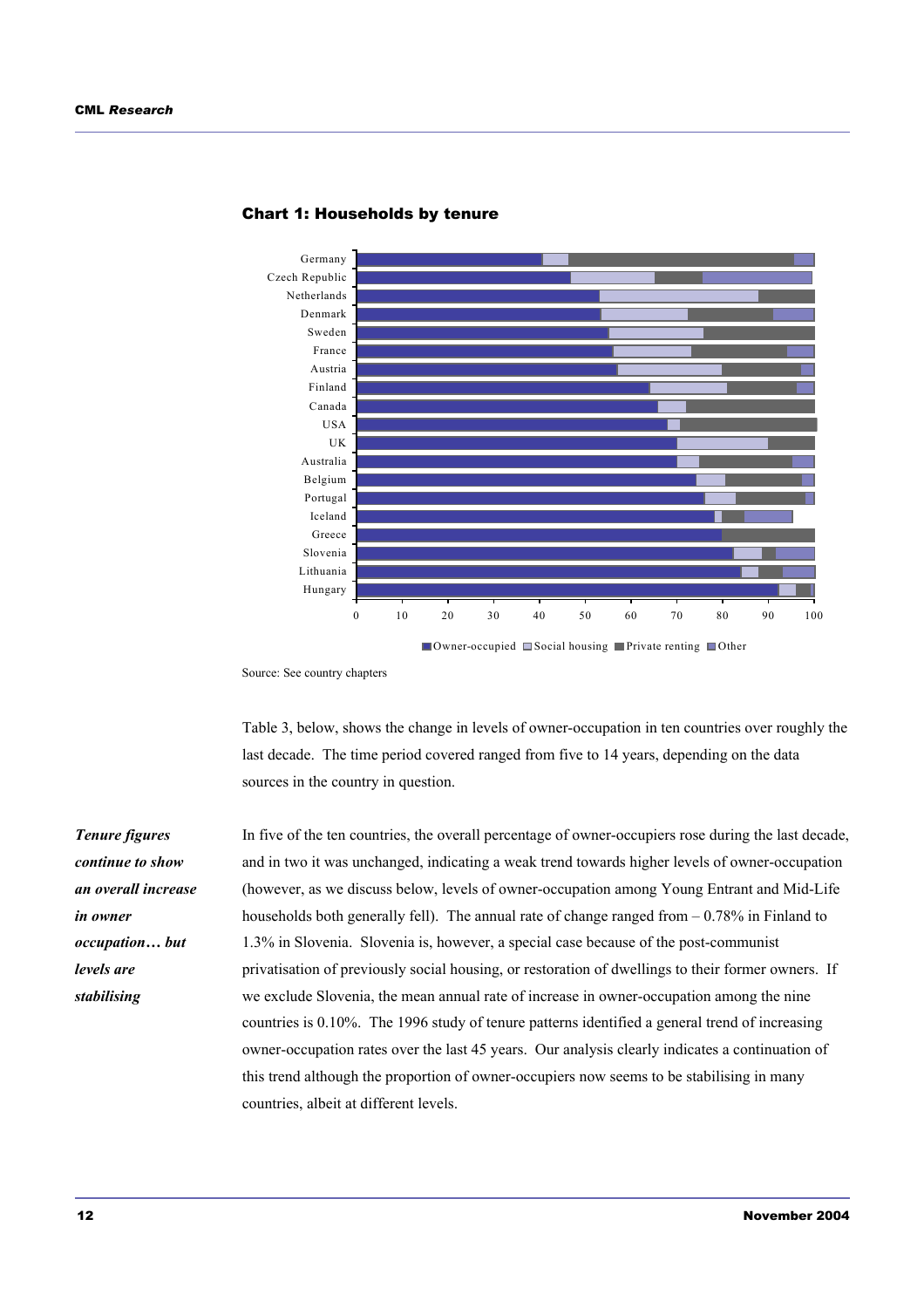### Chart 1: Households by tenure

Source: See country chapters

Table 3, below, shows the change in levels of owner-occupation in ten countries over roughly the last decade. The time period covered ranged from five to 14 years, depending on the data sources in the country in question.

***Tenure figures continue to show an overall increase in owner occupation… but levels are stabilising***

In five of the ten countries, the overall percentage of owner-occupiers rose during the last decade, and in two it was unchanged, indicating a weak trend towards higher levels of owner-occupation (however, as we discuss below, levels of owner-occupation among Young Entrant and Mid-Life households both generally fell). The annual rate of change ranged from – 0.78% in Finland to 1.3% in Slovenia. Slovenia is, however, a special case because of the post-communist privatisation of previously social housing, or restoration of dwellings to their former owners. If we exclude Slovenia, the mean annual rate of increase in owner-occupation among the nine countries is 0.10%. The 1996 study of tenure patterns identified a general trend of increasing owner-occupation rates over the last 45 years. Our analysis clearly indicates a continuation of this trend although the proportion of owner-occupiers now seems to be stabilising in many countries, albeit at different levels.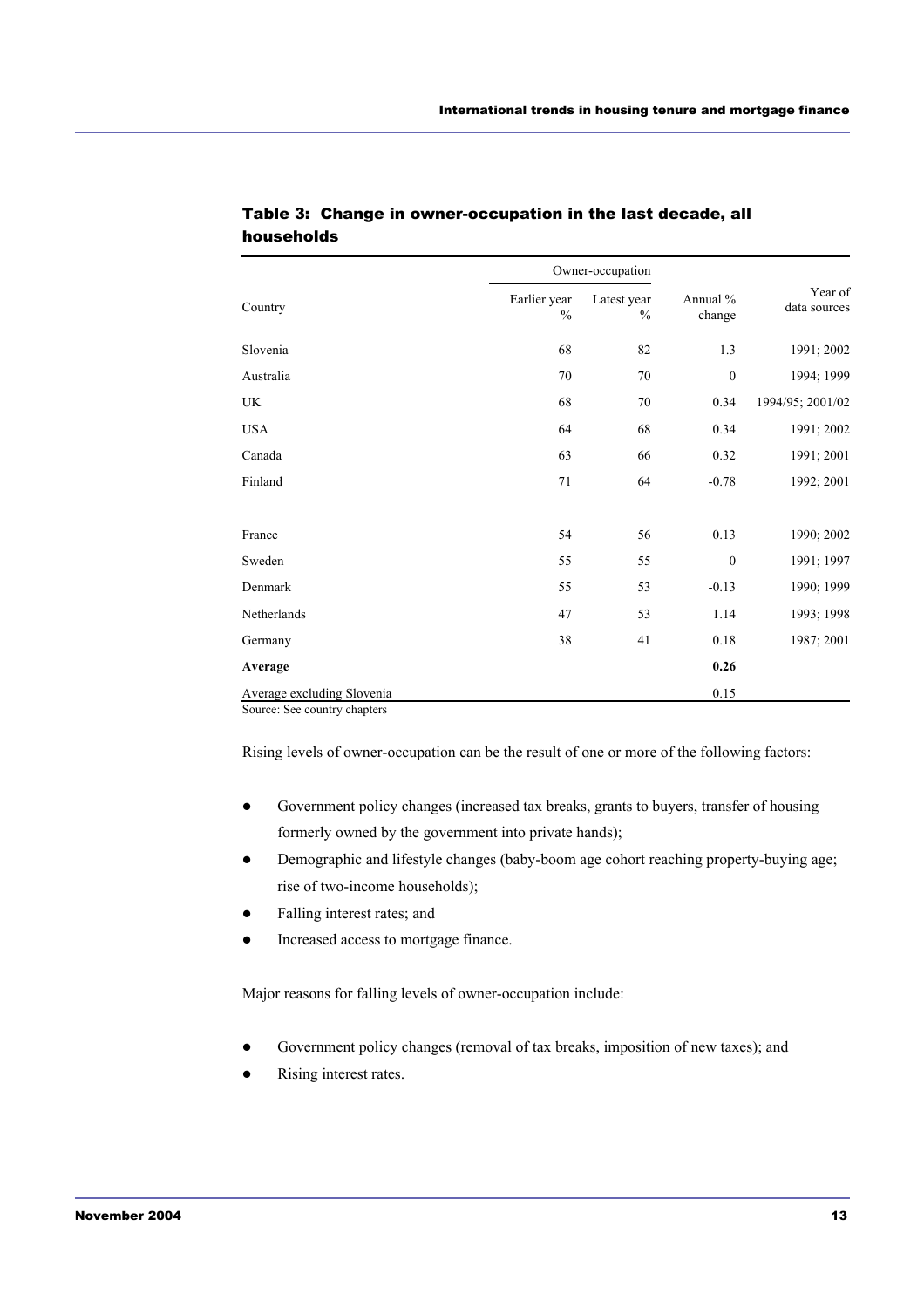### Table 3: Change in owner-occupation in the last decade, all households

| Country | Owner-occupation | | Annual % change | Year of data sources |
|---|---|---|---|---|
| | Earlier year % | Latest year % | | |
| Slovenia | 68 | 82 | 1.3 | 1991; 2002 |
| Australia | 70 | 70 | 0 | 1994; 1999 |
| UK | 68 | 70 | 0.34 | 1994/95; 2001/02 |
| USA | 64 | 68 | 0.34 | 1991; 2002 |
| Canada | 63 | 66 | 0.32 | 1991; 2001 |
| Finland | 71 | 64 | -0.78 | 1992; 2001 |
| France | 54 | 56 | 0.13 | 1990; 2002 |
| Sweden | 55 | 55 | 0 | 1991; 1997 |
| Denmark | 55 | 53 | -0.13 | 1990; 1999 |
| Netherlands | 47 | 53 | 1.14 | 1993; 1998 |
| Germany | 38 | 41 | 0.18 | 1987; 2001 |
| **Average** | | | **0.26** | |
| Average excluding Slovenia | | | 0.15 | |

Source: See country chapters

Rising levels of owner-occupation can be the result of one or more of the following factors:

- Government policy changes (increased tax breaks, grants to buyers, transfer of housing formerly owned by the government into private hands);
- Demographic and lifestyle changes (baby-boom age cohort reaching property-buying age; rise of two-income households);
- Falling interest rates; and
- Increased access to mortgage finance.

Major reasons for falling levels of owner-occupation include:

- Government policy changes (removal of tax breaks, imposition of new taxes); and
- Rising interest rates.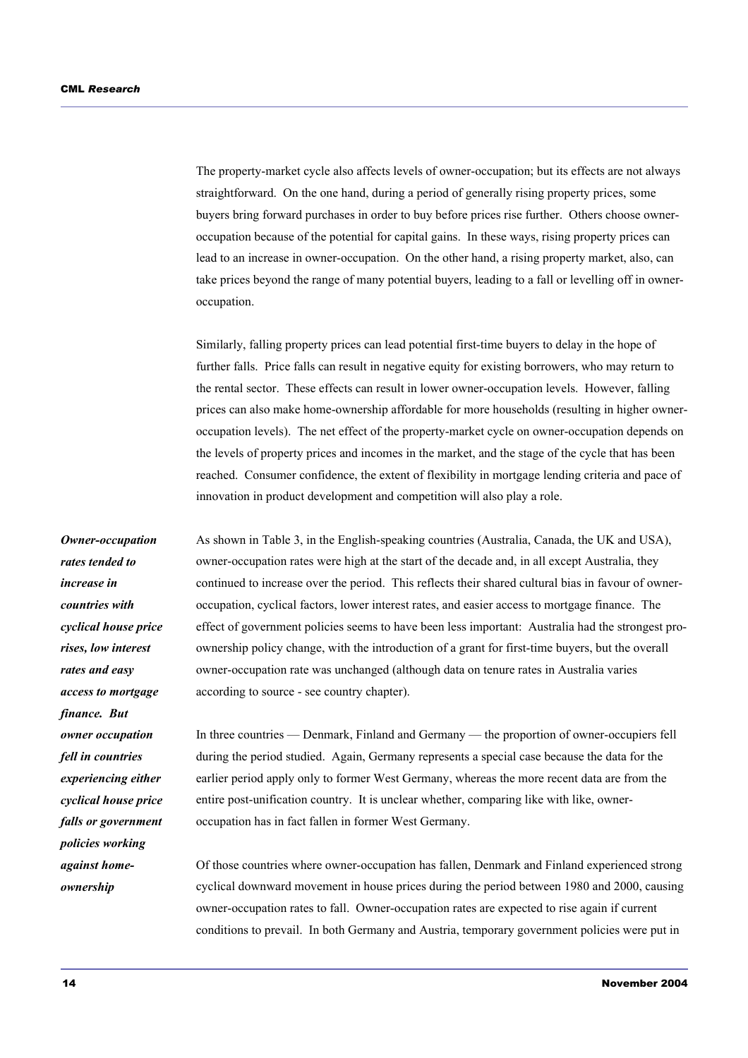The property-market cycle also affects levels of owner-occupation; but its effects are not always straightforward. On the one hand, during a period of generally rising property prices, some buyers bring forward purchases in order to buy before prices rise further. Others choose owner-occupation because of the potential for capital gains. In these ways, rising property prices can lead to an increase in owner-occupation. On the other hand, a rising property market, also, can take prices beyond the range of many potential buyers, leading to a fall or levelling off in owner-occupation.

Similarly, falling property prices can lead potential first-time buyers to delay in the hope of further falls. Price falls can result in negative equity for existing borrowers, who may return to the rental sector. These effects can result in lower owner-occupation levels. However, falling prices can also make home-ownership affordable for more households (resulting in higher owner-occupation levels). The net effect of the property-market cycle on owner-occupation depends on the levels of property prices and incomes in the market, and the stage of the cycle that has been reached. Consumer confidence, the extent of flexibility in mortgage lending criteria and pace of innovation in product development and competition will also play a role.

***Owner-occupation rates tended to increase in countries with cyclical house price rises, low interest rates and easy access to mortgage finance. But owner occupation fell in countries experiencing either cyclical house price falls or government policies working against home-ownership***

As shown in Table 3, in the English-speaking countries (Australia, Canada, the UK and USA), owner-occupation rates were high at the start of the decade and, in all except Australia, they continued to increase over the period. This reflects their shared cultural bias in favour of owner-occupation, cyclical factors, lower interest rates, and easier access to mortgage finance. The effect of government policies seems to have been less important: Australia had the strongest pro-ownership policy change, with the introduction of a grant for first-time buyers, but the overall owner-occupation rate was unchanged (although data on tenure rates in Australia varies according to source - see country chapter).

In three countries — Denmark, Finland and Germany — the proportion of owner-occupiers fell during the period studied. Again, Germany represents a special case because the data for the earlier period apply only to former West Germany, whereas the more recent data are from the entire post-unification country. It is unclear whether, comparing like with like, owner-occupation has in fact fallen in former West Germany.

Of those countries where owner-occupation has fallen, Denmark and Finland experienced strong cyclical downward movement in house prices during the period between 1980 and 2000, causing owner-occupation rates to fall. Owner-occupation rates are expected to rise again if current conditions to prevail. In both Germany and Austria, temporary government policies were put in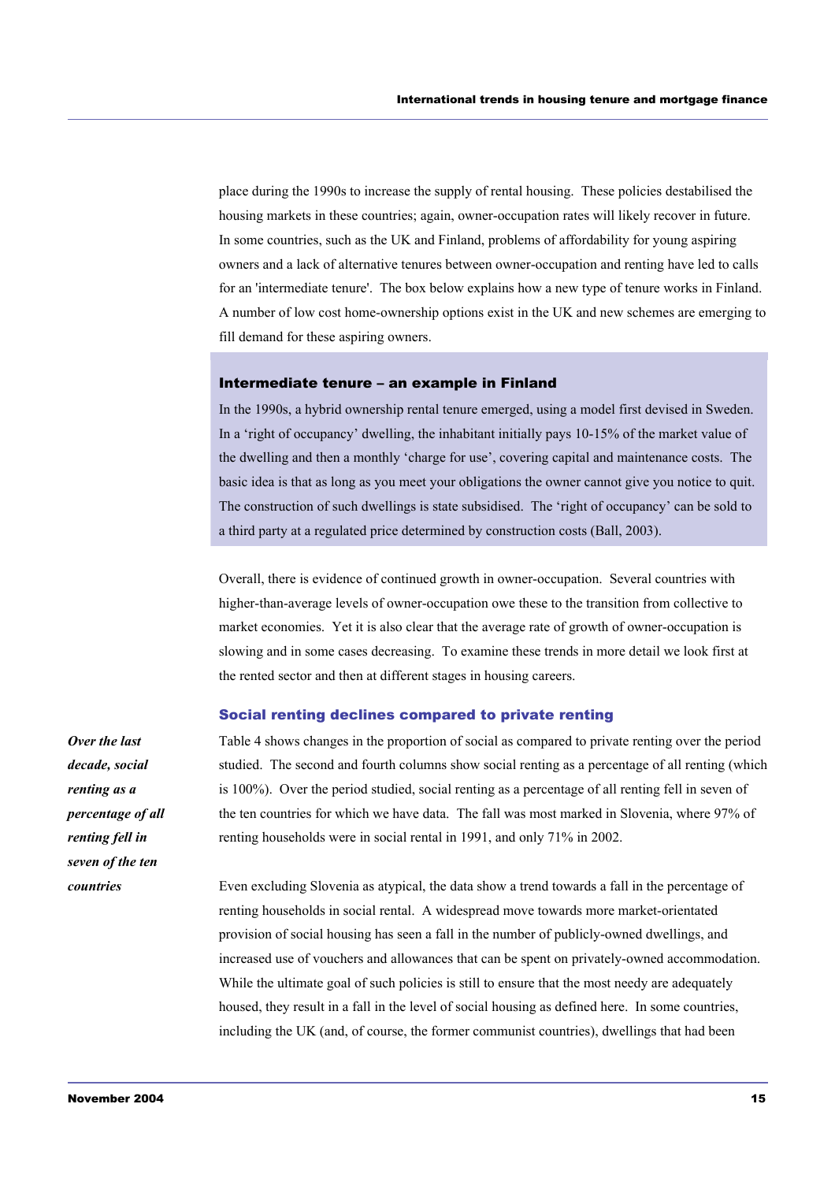place during the 1990s to increase the supply of rental housing. These policies destabilised the housing markets in these countries; again, owner-occupation rates will likely recover in future. In some countries, such as the UK and Finland, problems of affordability for young aspiring owners and a lack of alternative tenures between owner-occupation and renting have led to calls for an 'intermediate tenure'. The box below explains how a new type of tenure works in Finland. A number of low cost home-ownership options exist in the UK and new schemes are emerging to fill demand for these aspiring owners.

### Intermediate tenure – an example in Finland

In the 1990s, a hybrid ownership rental tenure emerged, using a model first devised in Sweden. In a 'right of occupancy' dwelling, the inhabitant initially pays 10-15% of the market value of the dwelling and then a monthly 'charge for use', covering capital and maintenance costs. The basic idea is that as long as you meet your obligations the owner cannot give you notice to quit. The construction of such dwellings is state subsidised. The 'right of occupancy' can be sold to a third party at a regulated price determined by construction costs (Ball, 2003).

Overall, there is evidence of continued growth in owner-occupation. Several countries with higher-than-average levels of owner-occupation owe these to the transition from collective to market economies. Yet it is also clear that the average rate of growth of owner-occupation is slowing and in some cases decreasing. To examine these trends in more detail we look first at the rented sector and then at different stages in housing careers.

## Social renting declines compared to private renting

***Over the last decade, social renting as a percentage of all renting fell in seven of the ten countries***

Table 4 shows changes in the proportion of social as compared to private renting over the period studied. The second and fourth columns show social renting as a percentage of all renting (which is 100%). Over the period studied, social renting as a percentage of all renting fell in seven of the ten countries for which we have data. The fall was most marked in Slovenia, where 97% of renting households were in social rental in 1991, and only 71% in 2002.

Even excluding Slovenia as atypical, the data show a trend towards a fall in the percentage of renting households in social rental. A widespread move towards more market-orientated provision of social housing has seen a fall in the number of publicly-owned dwellings, and increased use of vouchers and allowances that can be spent on privately-owned accommodation. While the ultimate goal of such policies is still to ensure that the most needy are adequately housed, they result in a fall in the level of social housing as defined here. In some countries, including the UK (and, of course, the former communist countries), dwellings that had been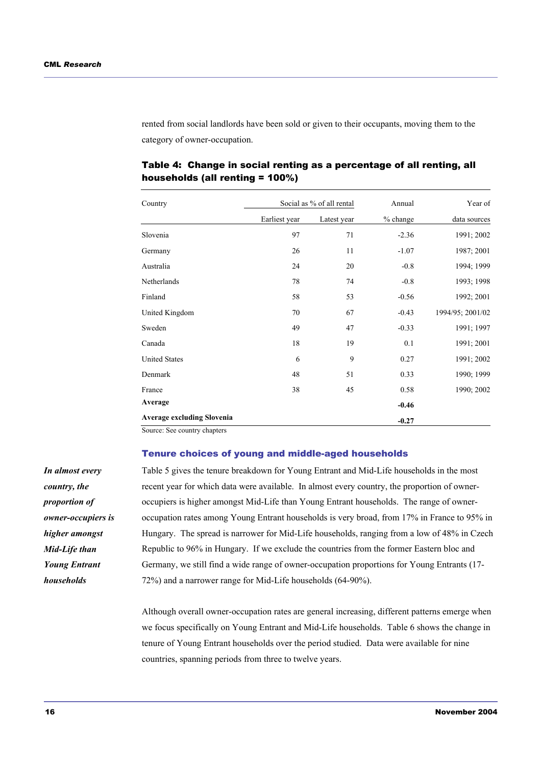rented from social landlords have been sold or given to their occupants, moving them to the category of owner-occupation.

**Table 4: Change in social renting as a percentage of all renting, all households (all renting = 100%)**

| Country | Social as % of all rental | | Annual | Year of |
|---|---|---|---|---|
| | Earliest year | Latest year | % change | data sources |
| Slovenia | 97 | 71 | -2.36 | 1991; 2002 |
| Germany | 26 | 11 | -1.07 | 1987; 2001 |
| Australia | 24 | 20 | -0.8 | 1994; 1999 |
| Netherlands | 78 | 74 | -0.8 | 1993; 1998 |
| Finland | 58 | 53 | -0.56 | 1992; 2001 |
| United Kingdom | 70 | 67 | -0.43 | 1994/95; 2001/02 |
| Sweden | 49 | 47 | -0.33 | 1991; 1997 |
| Canada | 18 | 19 | 0.1 | 1991; 2001 |
| United States | 6 | 9 | 0.27 | 1991; 2002 |
| Denmark | 48 | 51 | 0.33 | 1990; 1999 |
| France | 38 | 45 | 0.58 | 1990; 2002 |
| **Average** | | | **-0.46** | |
| **Average excluding Slovenia** | | | **-0.27** | |

Source: See country chapters

## Tenure choices of young and middle-aged households

***In almost every country, the proportion of owner-occupiers is higher amongst Mid-Life than Young Entrant households***

Table 5 gives the tenure breakdown for Young Entrant and Mid-Life households in the most recent year for which data were available. In almost every country, the proportion of owner-occupiers is higher amongst Mid-Life than Young Entrant households. The range of owner-occupation rates among Young Entrant households is very broad, from 17% in France to 95% in Hungary. The spread is narrower for Mid-Life households, ranging from a low of 48% in Czech Republic to 96% in Hungary. If we exclude the countries from the former Eastern bloc and Germany, we still find a wide range of owner-occupation proportions for Young Entrants (17-72%) and a narrower range for Mid-Life households (64-90%).

Although overall owner-occupation rates are general increasing, different patterns emerge when we focus specifically on Young Entrant and Mid-Life households. Table 6 shows the change in tenure of Young Entrant households over the period studied. Data were available for nine countries, spanning periods from three to twelve years.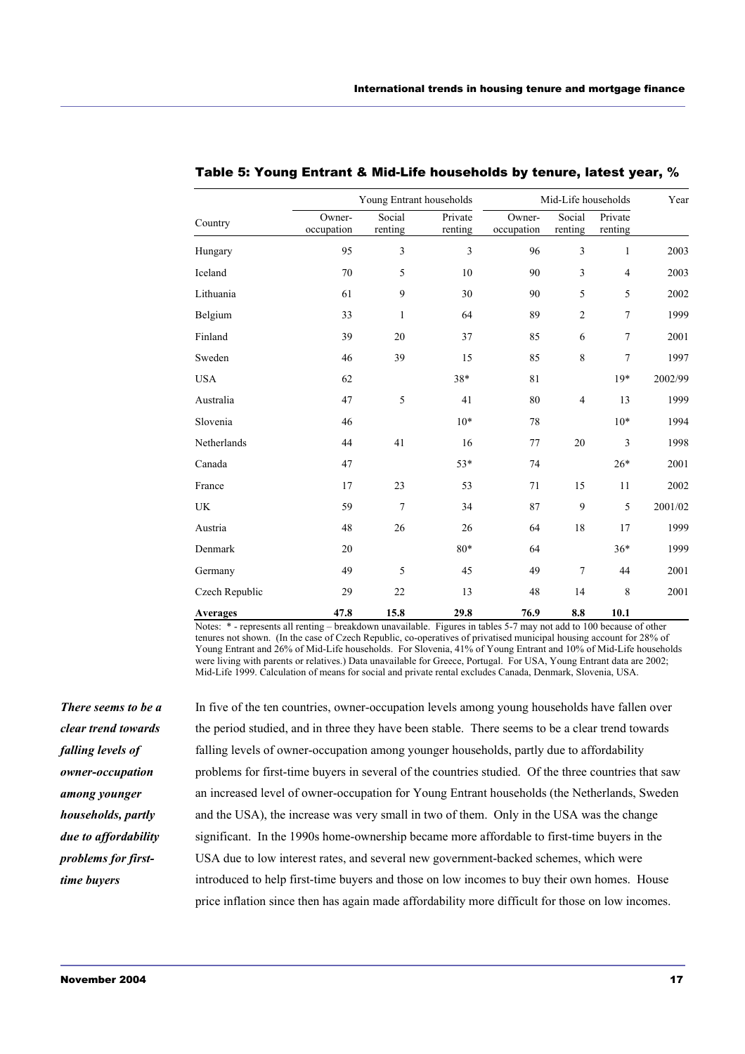### Table 5: Young Entrant & Mid-Life households by tenure, latest year, %

| Country | Young Entrant households | | | Mid-Life households | | | Year |
|---|---|---|---|---|---|---|---|
| | Owner-occupation | Social renting | Private renting | Owner-occupation | Social renting | Private renting | |
| Hungary | 95 | 3 | 3 | 96 | 3 | 1 | 2003 |
| Iceland | 70 | 5 | 10 | 90 | 3 | 4 | 2003 |
| Lithuania | 61 | 9 | 30 | 90 | 5 | 5 | 2002 |
| Belgium | 33 | 1 | 64 | 89 | 2 | 7 | 1999 |
| Finland | 39 | 20 | 37 | 85 | 6 | 7 | 2001 |
| Sweden | 46 | 39 | 15 | 85 | 8 | 7 | 1997 |
| USA | 62 | | 38* | 81 | | 19* | 2002/99 |
| Australia | 47 | 5 | 41 | 80 | 4 | 13 | 1999 |
| Slovenia | 46 | | 10* | 78 | | 10* | 1994 |
| Netherlands | 44 | 41 | 16 | 77 | 20 | 3 | 1998 |
| Canada | 47 | | 53* | 74 | | 26* | 2001 |
| France | 17 | 23 | 53 | 71 | 15 | 11 | 2002 |
| UK | 59 | 7 | 34 | 87 | 9 | 5 | 2001/02 |
| Austria | 48 | 26 | 26 | 64 | 18 | 17 | 1999 |
| Denmark | 20 | | 80* | 64 | | 36* | 1999 |
| Germany | 49 | 5 | 45 | 49 | 7 | 44 | 2001 |
| Czech Republic | 29 | 22 | 13 | 48 | 14 | 8 | 2001 |
| **Averages** | **47.8** | **15.8** | **29.8** | **76.9** | **8.8** | **10.1** | |

Notes: * - represents all renting – breakdown unavailable. Figures in tables 5-7 may not add to 100 because of other tenures not shown. (In the case of Czech Republic, co-operatives of privatised municipal housing account for 28% of Young Entrant and 26% of Mid-Life households. For Slovenia, 41% of Young Entrant and 10% of Mid-Life households were living with parents or relatives.) Data unavailable for Greece, Portugal. For USA, Young Entrant data are 2002; Mid-Life 1999. Calculation of means for social and private rental excludes Canada, Denmark, Slovenia, USA.

***There seems to be a clear trend towards falling levels of owner-occupation among younger households, partly due to affordability problems for first-time buyers***

In five of the ten countries, owner-occupation levels among young households have fallen over the period studied, and in three they have been stable. There seems to be a clear trend towards falling levels of owner-occupation among younger households, partly due to affordability problems for first-time buyers in several of the countries studied. Of the three countries that saw an increased level of owner-occupation for Young Entrant households (the Netherlands, Sweden and the USA), the increase was very small in two of them. Only in the USA was the change significant. In the 1990s home-ownership became more affordable to first-time buyers in the USA due to low interest rates, and several new government-backed schemes, which were introduced to help first-time buyers and those on low incomes to buy their own homes. House price inflation since then has again made affordability more difficult for those on low incomes.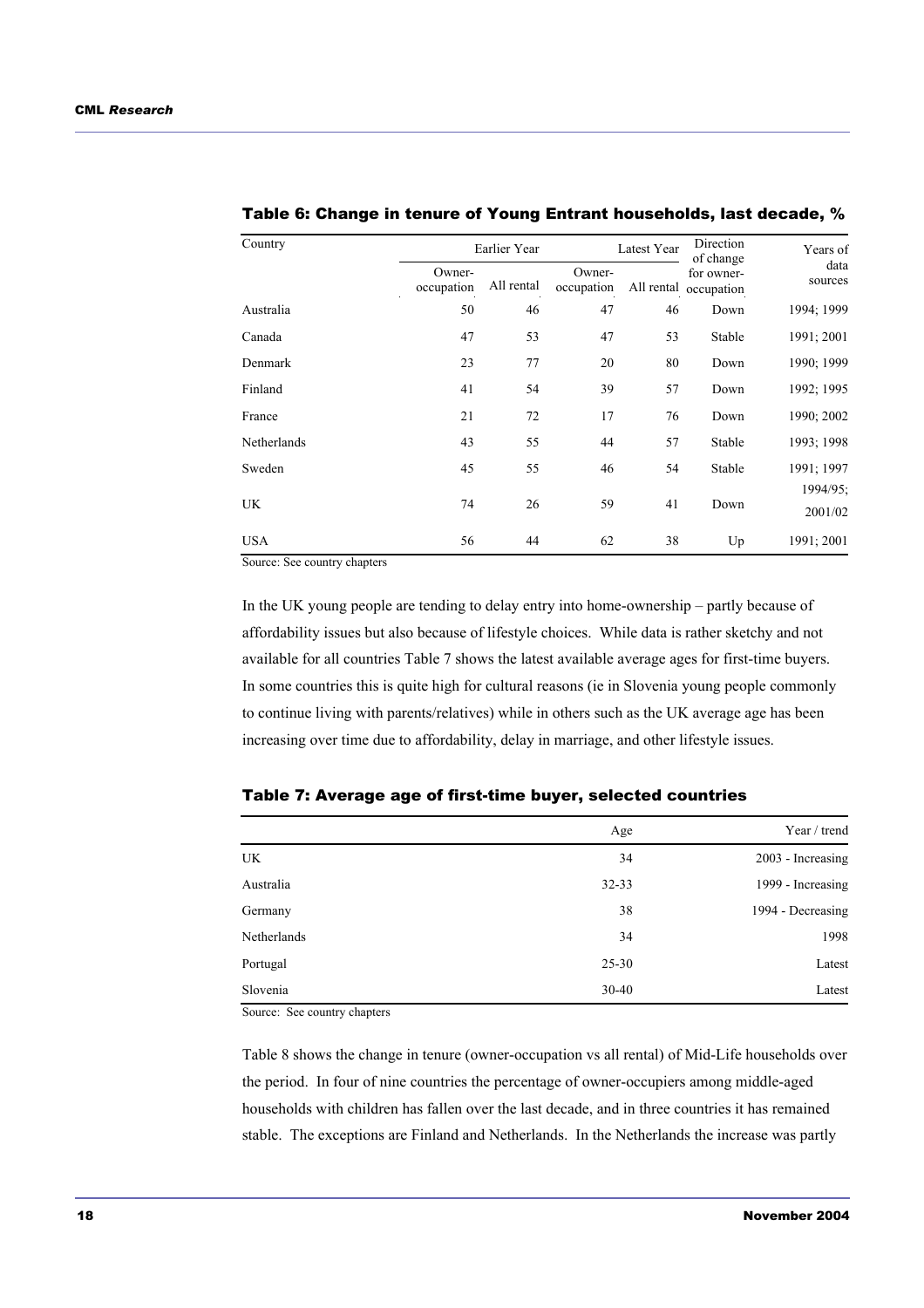### Table 6: Change in tenure of Young Entrant households, last decade, %

| Country | Earlier Year | | Latest Year | | Direction of change for owner-occupation | Years of data sources |
|---|---|---|---|---|---|---|
| | Owner-occupation | All rental | Owner-occupation | All rental | | |
| Australia | 50 | 46 | 47 | 46 | Down | 1994; 1999 |
| Canada | 47 | 53 | 47 | 53 | Stable | 1991; 2001 |
| Denmark | 23 | 77 | 20 | 80 | Down | 1990; 1999 |
| Finland | 41 | 54 | 39 | 57 | Down | 1992; 1995 |
| France | 21 | 72 | 17 | 76 | Down | 1990; 2002 |
| Netherlands | 43 | 55 | 44 | 57 | Stable | 1993; 1998 |
| Sweden | 45 | 55 | 46 | 54 | Stable | 1991; 1997 |
| UK | 74 | 26 | 59 | 41 | Down | 1994/95; 2001/02 |
| USA | 56 | 44 | 62 | 38 | Up | 1991; 2001 |

Source: See country chapters

In the UK young people are tending to delay entry into home-ownership – partly because of affordability issues but also because of lifestyle choices. While data is rather sketchy and not available for all countries Table 7 shows the latest available average ages for first-time buyers. In some countries this is quite high for cultural reasons (ie in Slovenia young people commonly to continue living with parents/relatives) while in others such as the UK average age has been increasing over time due to affordability, delay in marriage, and other lifestyle issues.

### Table 7: Average age of first-time buyer, selected countries

| | Age | Year / trend |
|---|---|---|
| UK | 34 | 2003 - Increasing |
| Australia | 32-33 | 1999 - Increasing |
| Germany | 38 | 1994 - Decreasing |
| Netherlands | 34 | 1998 |
| Portugal | 25-30 | Latest |
| Slovenia | 30-40 | Latest |

Source: See country chapters

Table 8 shows the change in tenure (owner-occupation vs all rental) of Mid-Life households over the period. In four of nine countries the percentage of owner-occupiers among middle-aged households with children has fallen over the last decade, and in three countries it has remained stable. The exceptions are Finland and Netherlands. In the Netherlands the increase was partly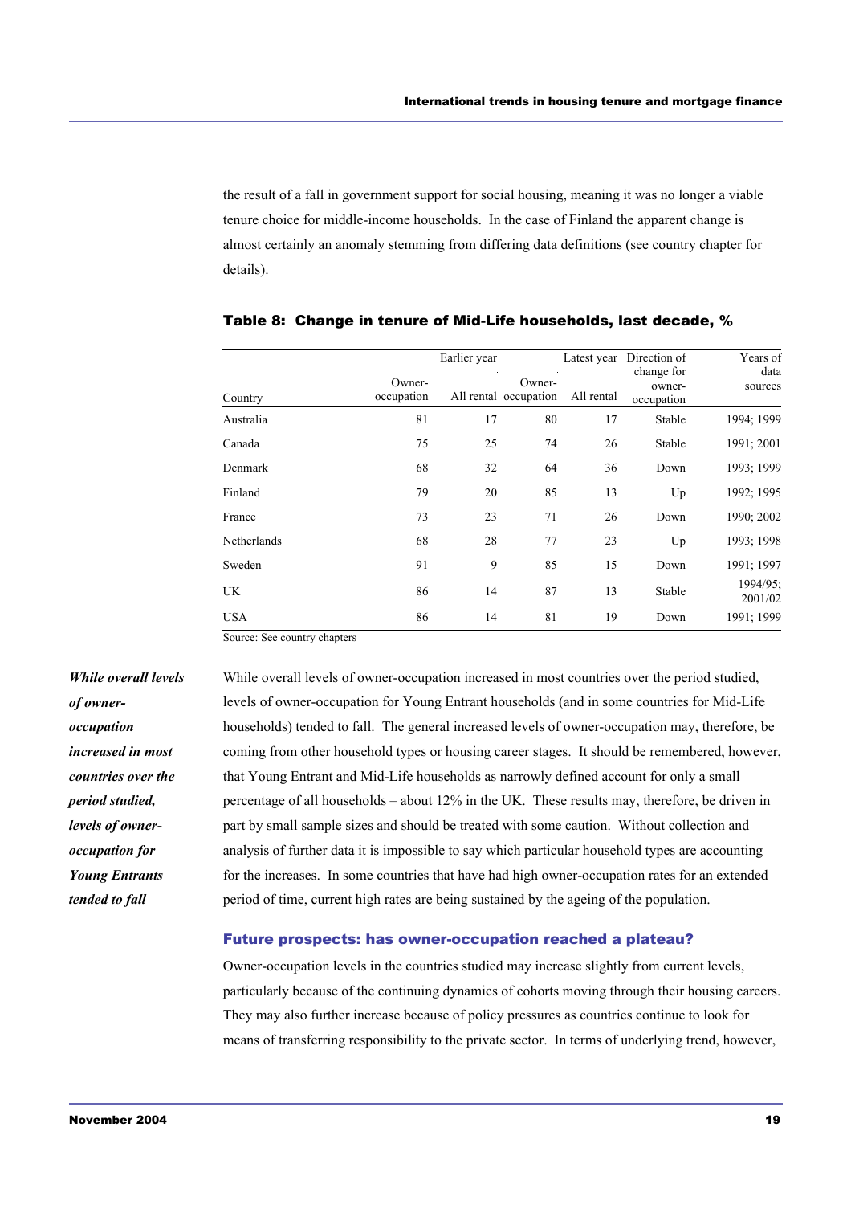the result of a fall in government support for social housing, meaning it was no longer a viable tenure choice for middle-income households. In the case of Finland the apparent change is almost certainly an anomaly stemming from differing data definitions (see country chapter for details).

**Table 8: Change in tenure of Mid-Life households, last decade, %**

| | Earlier year | | Latest year | | Direction of change for owner-occupation | Years of data sources |
|---|---|---|---|---|---|---|
| Country | Owner-occupation | All rental | Owner-occupation | All rental | | |
| Australia | 81 | 17 | 80 | 17 | Stable | 1994; 1999 |
| Canada | 75 | 25 | 74 | 26 | Stable | 1991; 2001 |
| Denmark | 68 | 32 | 64 | 36 | Down | 1993; 1999 |
| Finland | 79 | 20 | 85 | 13 | Up | 1992; 1995 |
| France | 73 | 23 | 71 | 26 | Down | 1990; 2002 |
| Netherlands | 68 | 28 | 77 | 23 | Up | 1993; 1998 |
| Sweden | 91 | 9 | 85 | 15 | Down | 1991; 1997 |
| UK | 86 | 14 | 87 | 13 | Stable | 1994/95; 2001/02 |
| USA | 86 | 14 | 81 | 19 | Down | 1991; 1999 |

Source: See country chapters

*While overall levels of owner-occupation increased in most countries over the period studied, levels of owner-occupation for Young Entrants tended to fall*

While overall levels of owner-occupation increased in most countries over the period studied, levels of owner-occupation for Young Entrant households (and in some countries for Mid-Life households) tended to fall. The general increased levels of owner-occupation may, therefore, be coming from other household types or housing career stages. It should be remembered, however, that Young Entrant and Mid-Life households as narrowly defined account for only a small percentage of all households – about 12% in the UK. These results may, therefore, be driven in part by small sample sizes and should be treated with some caution. Without collection and analysis of further data it is impossible to say which particular household types are accounting for the increases. In some countries that have had high owner-occupation rates for an extended period of time, current high rates are being sustained by the ageing of the population.

### Future prospects: has owner-occupation reached a plateau?

Owner-occupation levels in the countries studied may increase slightly from current levels, particularly because of the continuing dynamics of cohorts moving through their housing careers. They may also further increase because of policy pressures as countries continue to look for means of transferring responsibility to the private sector. In terms of underlying trend, however,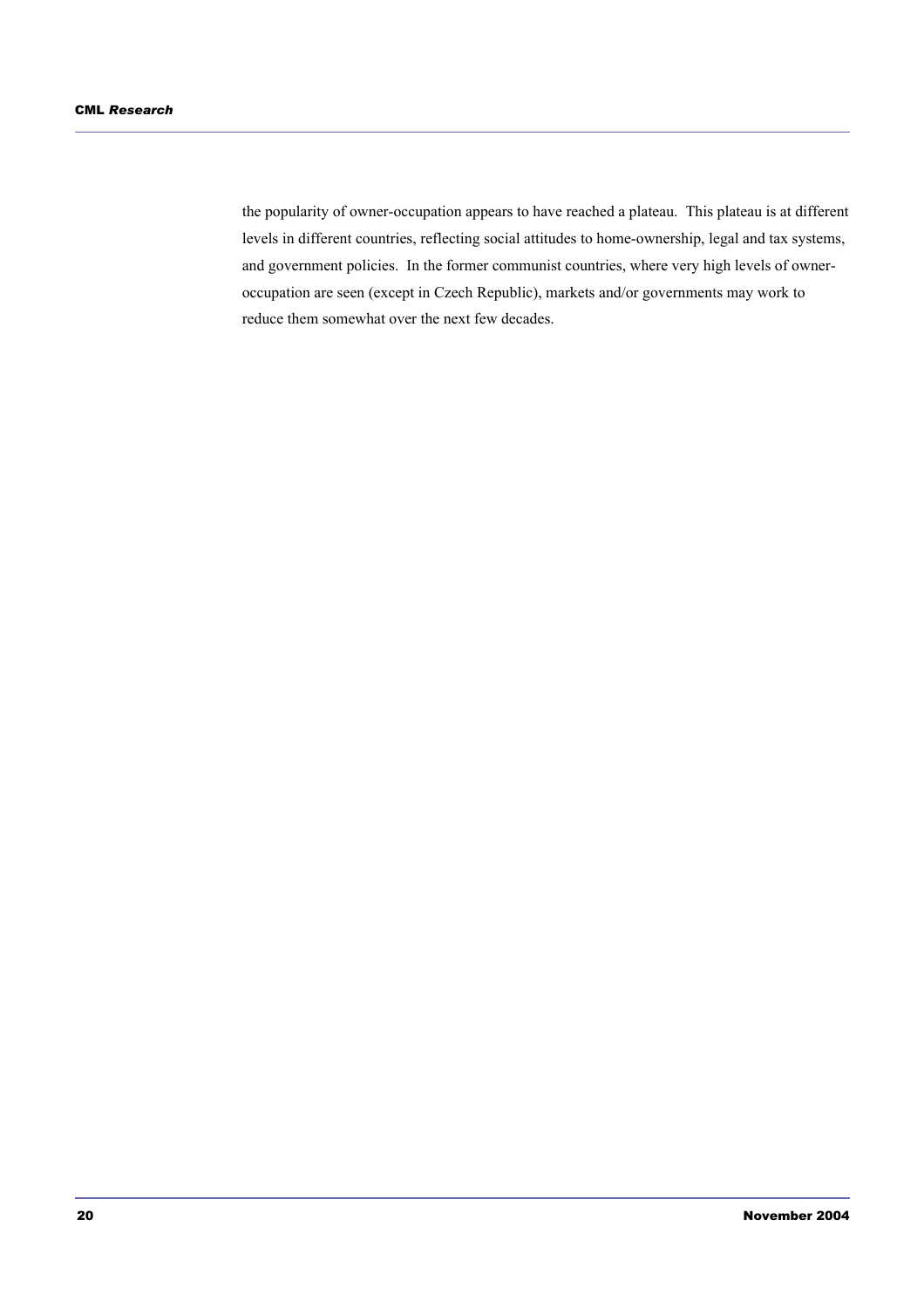the popularity of owner-occupation appears to have reached a plateau. This plateau is at different levels in different countries, reflecting social attitudes to home-ownership, legal and tax systems, and government policies. In the former communist countries, where very high levels of owner-occupation are seen (except in Czech Republic), markets and/or governments may work to reduce them somewhat over the next few decades.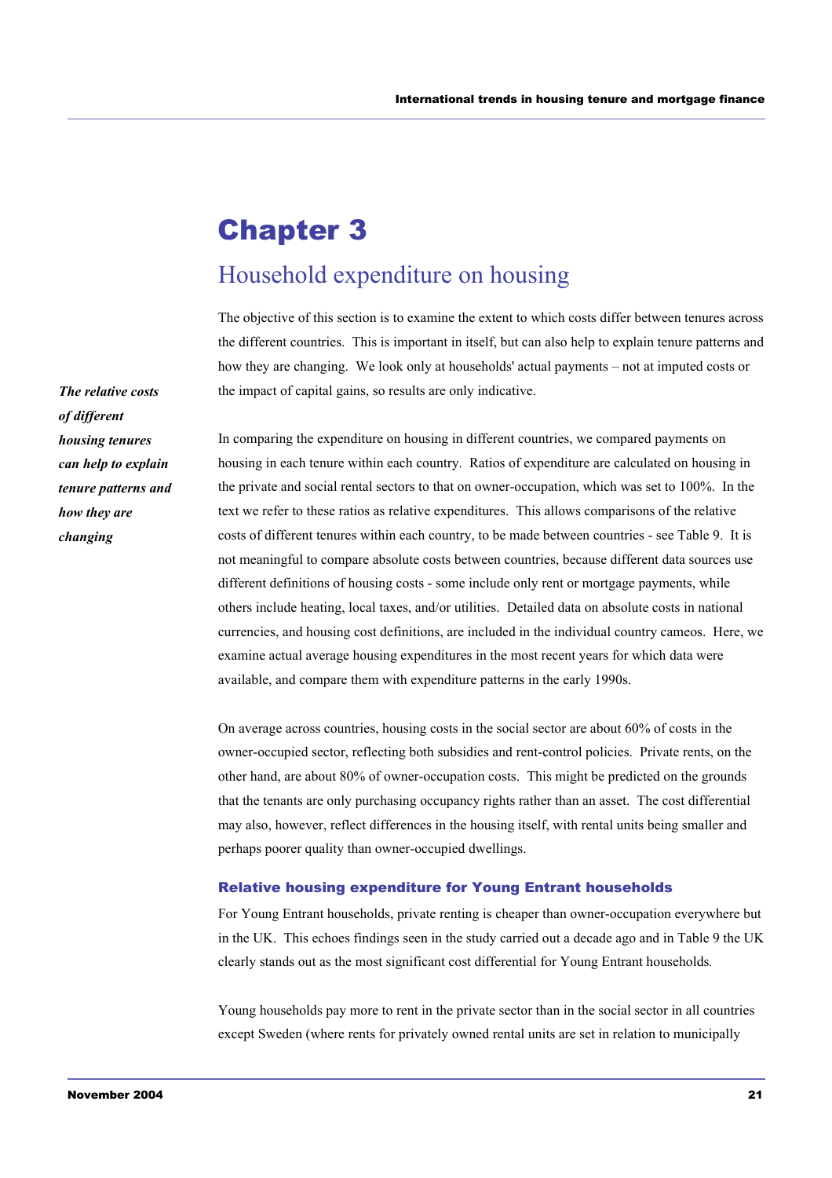# Chapter 3

## Household expenditure on housing

The objective of this section is to examine the extent to which costs differ between tenures across the different countries. This is important in itself, but can also help to explain tenure patterns and how they are changing. We look only at households' actual payments – not at imputed costs or the impact of capital gains, so results are only indicative.

***The relative costs of different housing tenures can help to explain tenure patterns and how they are changing***

In comparing the expenditure on housing in different countries, we compared payments on housing in each tenure within each country. Ratios of expenditure are calculated on housing in the private and social rental sectors to that on owner-occupation, which was set to 100%. In the text we refer to these ratios as relative expenditures. This allows comparisons of the relative costs of different tenures within each country, to be made between countries - see Table 9. It is not meaningful to compare absolute costs between countries, because different data sources use different definitions of housing costs - some include only rent or mortgage payments, while others include heating, local taxes, and/or utilities. Detailed data on absolute costs in national currencies, and housing cost definitions, are included in the individual country cameos. Here, we examine actual average housing expenditures in the most recent years for which data were available, and compare them with expenditure patterns in the early 1990s.

On average across countries, housing costs in the social sector are about 60% of costs in the owner-occupied sector, reflecting both subsidies and rent-control policies. Private rents, on the other hand, are about 80% of owner-occupation costs. This might be predicted on the grounds that the tenants are only purchasing occupancy rights rather than an asset. The cost differential may also, however, reflect differences in the housing itself, with rental units being smaller and perhaps poorer quality than owner-occupied dwellings.

### Relative housing expenditure for Young Entrant households

For Young Entrant households, private renting is cheaper than owner-occupation everywhere but in the UK. This echoes findings seen in the study carried out a decade ago and in Table 9 the UK clearly stands out as the most significant cost differential for Young Entrant households.

Young households pay more to rent in the private sector than in the social sector in all countries except Sweden (where rents for privately owned rental units are set in relation to municipally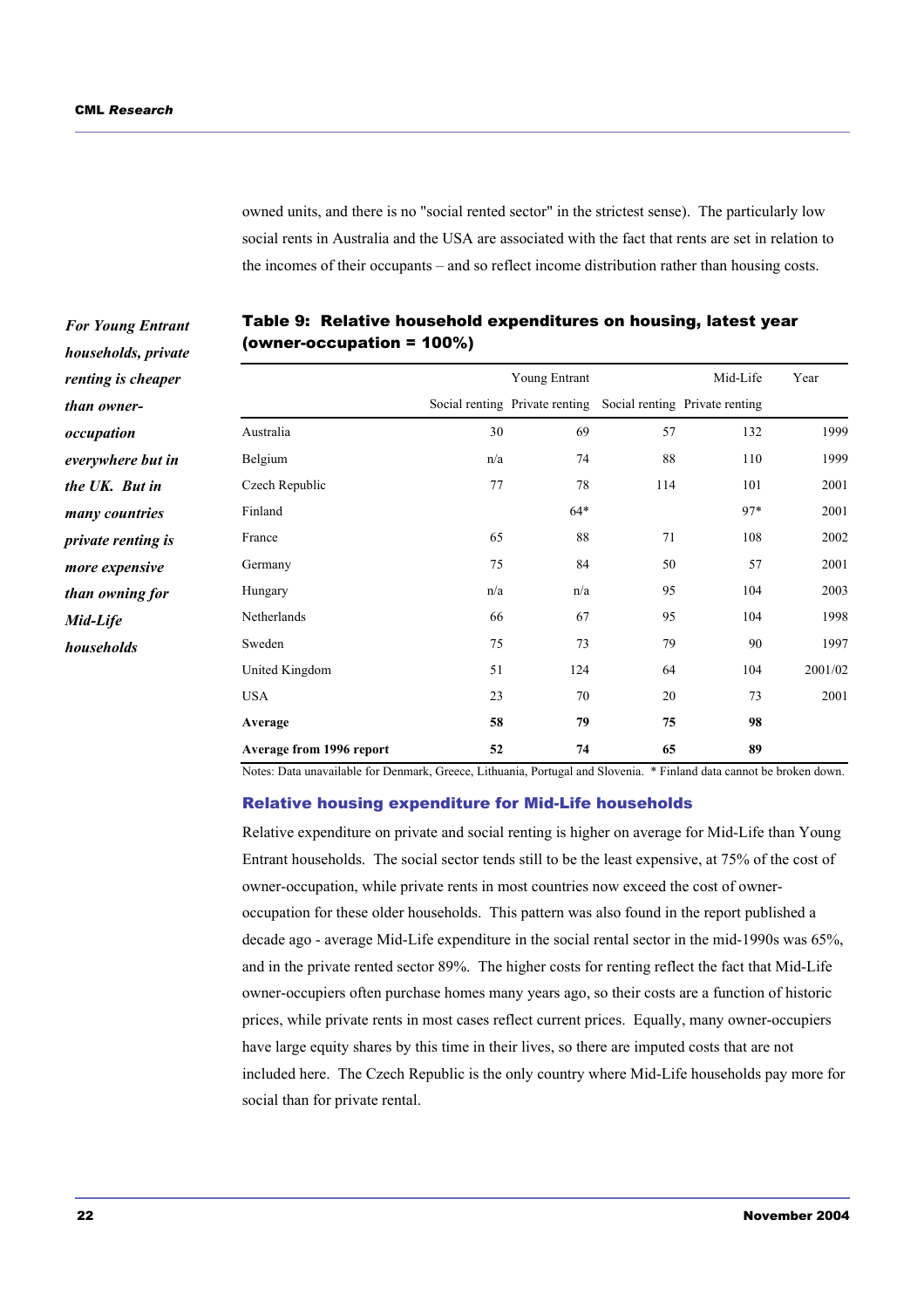owned units, and there is no "social rented sector" in the strictest sense). The particularly low social rents in Australia and the USA are associated with the fact that rents are set in relation to the incomes of their occupants – and so reflect income distribution rather than housing costs.

***For Young Entrant households, private renting is cheaper than owner-occupation everywhere but in the UK. But in many countries private renting is more expensive than owning for Mid-Life households***

**Table 9: Relative household expenditures on housing, latest year (owner-occupation = 100%)**

| | Young Entrant | | Mid-Life | | Year |
|---|---|---|---|---|---|
| | Social renting | Private renting | Social renting | Private renting | |
| Australia | 30 | 69 | 57 | 132 | 1999 |
| Belgium | n/a | 74 | 88 | 110 | 1999 |
| Czech Republic | 77 | 78 | 114 | 101 | 2001 |
| Finland | | 64* | | 97* | 2001 |
| France | 65 | 88 | 71 | 108 | 2002 |
| Germany | 75 | 84 | 50 | 57 | 2001 |
| Hungary | n/a | n/a | 95 | 104 | 2003 |
| Netherlands | 66 | 67 | 95 | 104 | 1998 |
| Sweden | 75 | 73 | 79 | 90 | 1997 |
| United Kingdom | 51 | 124 | 64 | 104 | 2001/02 |
| USA | 23 | 70 | 20 | 73 | 2001 |
| **Average** | **58** | **79** | **75** | **98** | |
| **Average from 1996 report** | **52** | **74** | **65** | **89** | |

Notes: Data unavailable for Denmark, Greece, Lithuania, Portugal and Slovenia. * Finland data cannot be broken down.

### Relative housing expenditure for Mid-Life households

Relative expenditure on private and social renting is higher on average for Mid-Life than Young Entrant households. The social sector tends still to be the least expensive, at 75% of the cost of owner-occupation, while private rents in most countries now exceed the cost of owner-occupation for these older households. This pattern was also found in the report published a decade ago - average Mid-Life expenditure in the social rental sector in the mid-1990s was 65%, and in the private rented sector 89%. The higher costs for renting reflect the fact that Mid-Life owner-occupiers often purchase homes many years ago, so their costs are a function of historic prices, while private rents in most cases reflect current prices. Equally, many owner-occupiers have large equity shares by this time in their lives, so there are imputed costs that are not included here. The Czech Republic is the only country where Mid-Life households pay more for social than for private rental.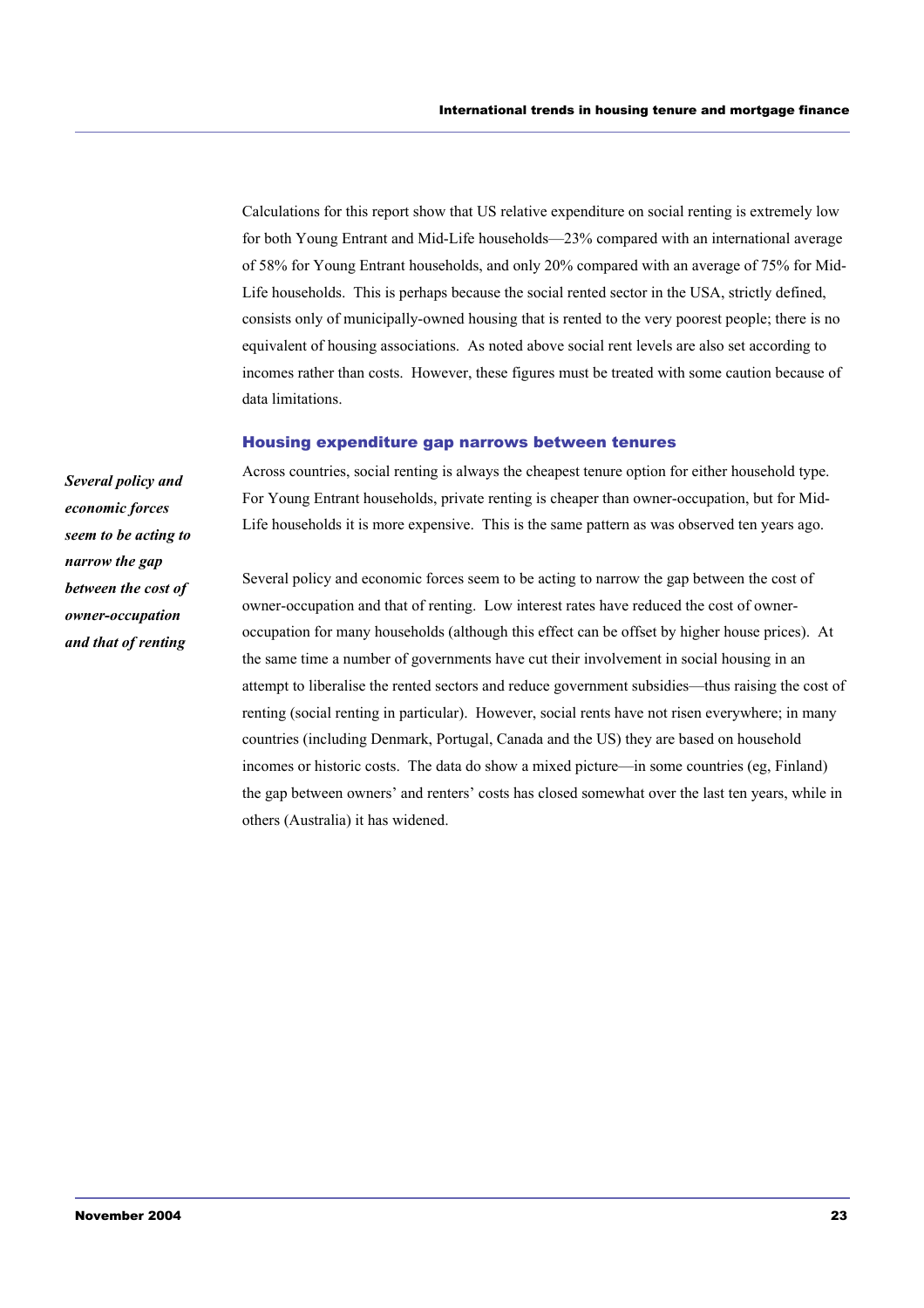Calculations for this report show that US relative expenditure on social renting is extremely low for both Young Entrant and Mid-Life households—23% compared with an international average of 58% for Young Entrant households, and only 20% compared with an average of 75% for Mid-Life households. This is perhaps because the social rented sector in the USA, strictly defined, consists only of municipally-owned housing that is rented to the very poorest people; there is no equivalent of housing associations. As noted above social rent levels are also set according to incomes rather than costs. However, these figures must be treated with some caution because of data limitations.

### Housing expenditure gap narrows between tenures

***Several policy and economic forces seem to be acting to narrow the gap between the cost of owner-occupation and that of renting***

Across countries, social renting is always the cheapest tenure option for either household type. For Young Entrant households, private renting is cheaper than owner-occupation, but for Mid-Life households it is more expensive. This is the same pattern as was observed ten years ago.

Several policy and economic forces seem to be acting to narrow the gap between the cost of owner-occupation and that of renting. Low interest rates have reduced the cost of owner-occupation for many households (although this effect can be offset by higher house prices). At the same time a number of governments have cut their involvement in social housing in an attempt to liberalise the rented sectors and reduce government subsidies—thus raising the cost of renting (social renting in particular). However, social rents have not risen everywhere; in many countries (including Denmark, Portugal, Canada and the US) they are based on household incomes or historic costs. The data do show a mixed picture—in some countries (eg, Finland) the gap between owners' and renters' costs has closed somewhat over the last ten years, while in others (Australia) it has widened.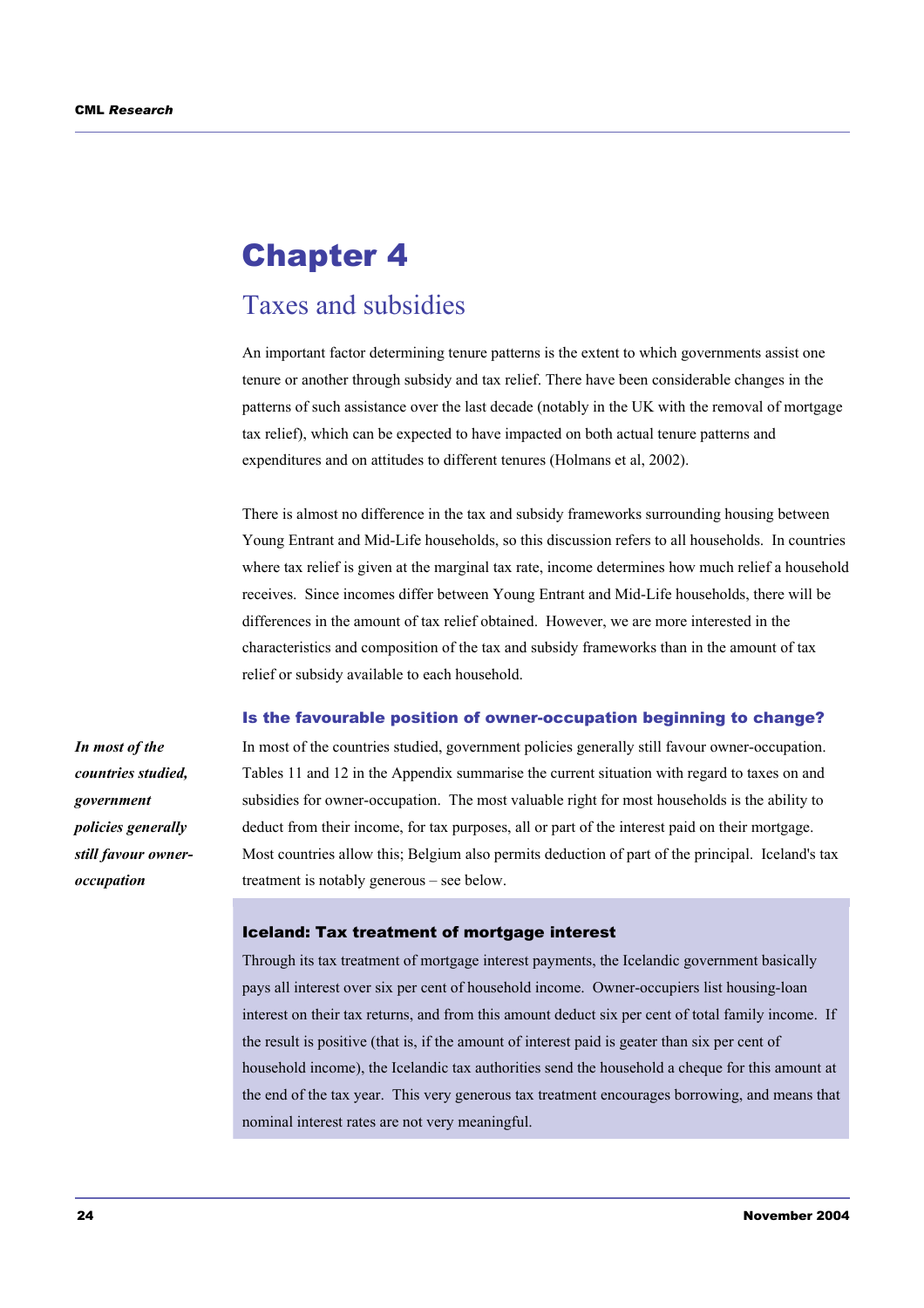# Chapter 4

## Taxes and subsidies

An important factor determining tenure patterns is the extent to which governments assist one tenure or another through subsidy and tax relief. There have been considerable changes in the patterns of such assistance over the last decade (notably in the UK with the removal of mortgage tax relief), which can be expected to have impacted on both actual tenure patterns and expenditures and on attitudes to different tenures (Holmans et al, 2002).

There is almost no difference in the tax and subsidy frameworks surrounding housing between Young Entrant and Mid-Life households, so this discussion refers to all households. In countries where tax relief is given at the marginal tax rate, income determines how much relief a household receives. Since incomes differ between Young Entrant and Mid-Life households, there will be differences in the amount of tax relief obtained. However, we are more interested in the characteristics and composition of the tax and subsidy frameworks than in the amount of tax relief or subsidy available to each household.

### Is the favourable position of owner-occupation beginning to change?

***In most of the countries studied, government policies generally still favour owner-occupation***

In most of the countries studied, government policies generally still favour owner-occupation. Tables 11 and 12 in the Appendix summarise the current situation with regard to taxes on and subsidies for owner-occupation. The most valuable right for most households is the ability to deduct from their income, for tax purposes, all or part of the interest paid on their mortgage. Most countries allow this; Belgium also permits deduction of part of the principal. Iceland's tax treatment is notably generous – see below.

#### Iceland: Tax treatment of mortgage interest

Through its tax treatment of mortgage interest payments, the Icelandic government basically pays all interest over six per cent of household income. Owner-occupiers list housing-loan interest on their tax returns, and from this amount deduct six per cent of total family income. If the result is positive (that is, if the amount of interest paid is geater than six per cent of household income), the Icelandic tax authorities send the household a cheque for this amount at the end of the tax year. This very generous tax treatment encourages borrowing, and means that nominal interest rates are not very meaningful.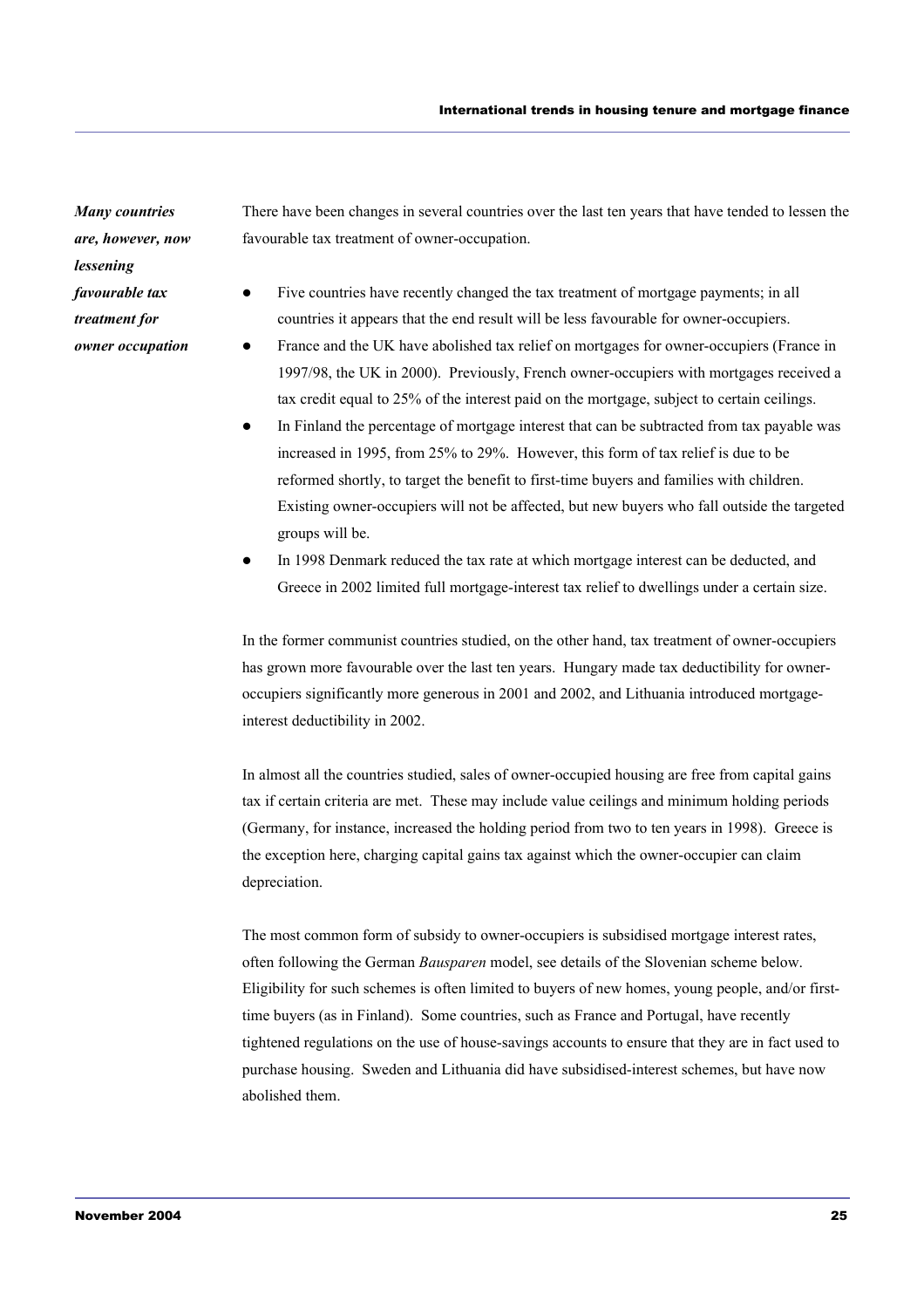*Many countries are, however, now lessening favourable tax treatment for owner occupation*

There have been changes in several countries over the last ten years that have tended to lessen the favourable tax treatment of owner-occupation.

- Five countries have recently changed the tax treatment of mortgage payments; in all countries it appears that the end result will be less favourable for owner-occupiers.
- France and the UK have abolished tax relief on mortgages for owner-occupiers (France in 1997/98, the UK in 2000). Previously, French owner-occupiers with mortgages received a tax credit equal to 25% of the interest paid on the mortgage, subject to certain ceilings.
- In Finland the percentage of mortgage interest that can be subtracted from tax payable was increased in 1995, from 25% to 29%. However, this form of tax relief is due to be reformed shortly, to target the benefit to first-time buyers and families with children. Existing owner-occupiers will not be affected, but new buyers who fall outside the targeted groups will be.
- In 1998 Denmark reduced the tax rate at which mortgage interest can be deducted, and Greece in 2002 limited full mortgage-interest tax relief to dwellings under a certain size.

In the former communist countries studied, on the other hand, tax treatment of owner-occupiers has grown more favourable over the last ten years. Hungary made tax deductibility for owner-occupiers significantly more generous in 2001 and 2002, and Lithuania introduced mortgage-interest deductibility in 2002.

In almost all the countries studied, sales of owner-occupied housing are free from capital gains tax if certain criteria are met. These may include value ceilings and minimum holding periods (Germany, for instance, increased the holding period from two to ten years in 1998). Greece is the exception here, charging capital gains tax against which the owner-occupier can claim depreciation.

The most common form of subsidy to owner-occupiers is subsidised mortgage interest rates, often following the German *Bausparen* model, see details of the Slovenian scheme below. Eligibility for such schemes is often limited to buyers of new homes, young people, and/or first-time buyers (as in Finland). Some countries, such as France and Portugal, have recently tightened regulations on the use of house-savings accounts to ensure that they are in fact used to purchase housing. Sweden and Lithuania did have subsidised-interest schemes, but have now abolished them.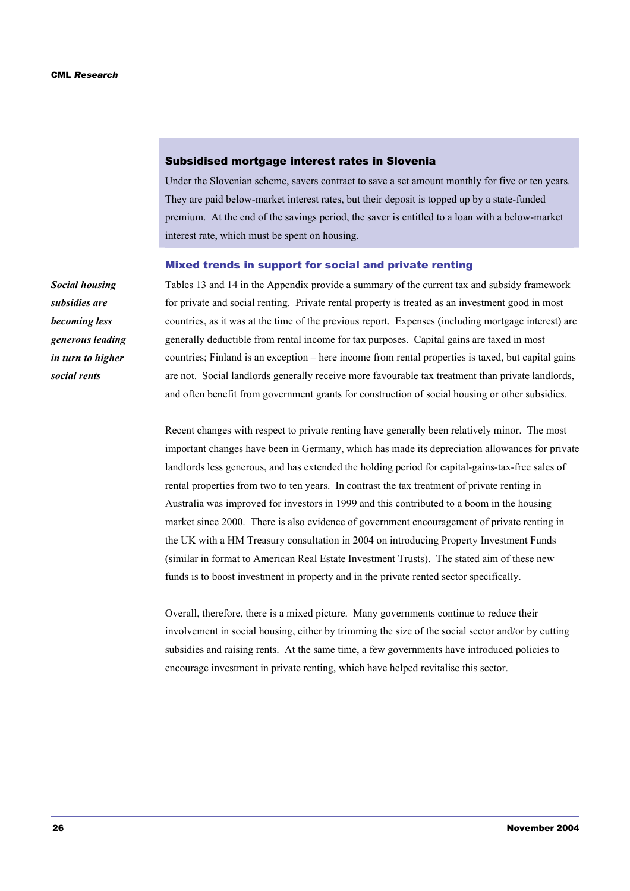### Subsidised mortgage interest rates in Slovenia

Under the Slovenian scheme, savers contract to save a set amount monthly for five or ten years. They are paid below-market interest rates, but their deposit is topped up by a state-funded premium. At the end of the savings period, the saver is entitled to a loan with a below-market interest rate, which must be spent on housing.

### Mixed trends in support for social and private renting

***Social housing subsidies are becoming less generous leading in turn to higher social rents***

Tables 13 and 14 in the Appendix provide a summary of the current tax and subsidy framework for private and social renting. Private rental property is treated as an investment good in most countries, as it was at the time of the previous report. Expenses (including mortgage interest) are generally deductible from rental income for tax purposes. Capital gains are taxed in most countries; Finland is an exception – here income from rental properties is taxed, but capital gains are not. Social landlords generally receive more favourable tax treatment than private landlords, and often benefit from government grants for construction of social housing or other subsidies.

Recent changes with respect to private renting have generally been relatively minor. The most important changes have been in Germany, which has made its depreciation allowances for private landlords less generous, and has extended the holding period for capital-gains-tax-free sales of rental properties from two to ten years. In contrast the tax treatment of private renting in Australia was improved for investors in 1999 and this contributed to a boom in the housing market since 2000. There is also evidence of government encouragement of private renting in the UK with a HM Treasury consultation in 2004 on introducing Property Investment Funds (similar in format to American Real Estate Investment Trusts). The stated aim of these new funds is to boost investment in property and in the private rented sector specifically.

Overall, therefore, there is a mixed picture. Many governments continue to reduce their involvement in social housing, either by trimming the size of the social sector and/or by cutting subsidies and raising rents. At the same time, a few governments have introduced policies to encourage investment in private renting, which have helped revitalise this sector.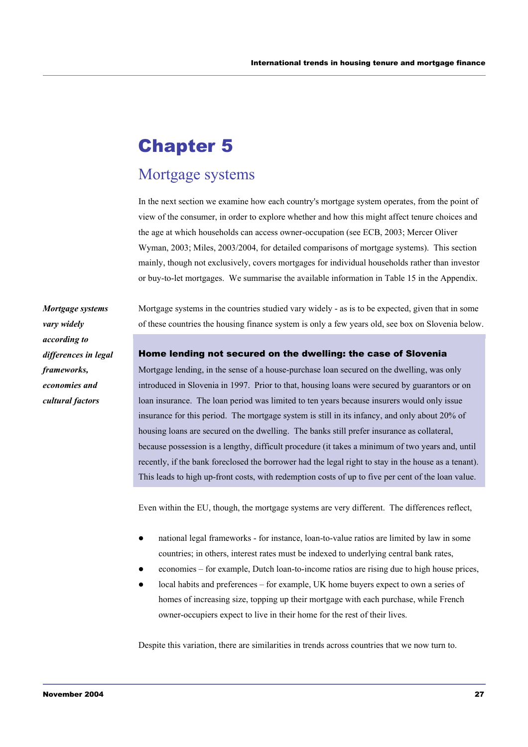# Chapter 5

## Mortgage systems

In the next section we examine how each country's mortgage system operates, from the point of view of the consumer, in order to explore whether and how this might affect tenure choices and the age at which households can access owner-occupation (see ECB, 2003; Mercer Oliver Wyman, 2003; Miles, 2003/2004, for detailed comparisons of mortgage systems). This section mainly, though not exclusively, covers mortgages for individual households rather than investor or buy-to-let mortgages. We summarise the available information in Table 15 in the Appendix.

***Mortgage systems vary widely according to differences in legal frameworks, economies and cultural factors***

Mortgage systems in the countries studied vary widely - as is to be expected, given that in some of these countries the housing finance system is only a few years old, see box on Slovenia below.

### Home lending not secured on the dwelling: the case of Slovenia

Mortgage lending, in the sense of a house-purchase loan secured on the dwelling, was only introduced in Slovenia in 1997. Prior to that, housing loans were secured by guarantors or on loan insurance. The loan period was limited to ten years because insurers would only issue insurance for this period. The mortgage system is still in its infancy, and only about 20% of housing loans are secured on the dwelling. The banks still prefer insurance as collateral, because possession is a lengthy, difficult procedure (it takes a minimum of two years and, until recently, if the bank foreclosed the borrower had the legal right to stay in the house as a tenant). This leads to high up-front costs, with redemption costs of up to five per cent of the loan value.

Even within the EU, though, the mortgage systems are very different. The differences reflect,

- national legal frameworks - for instance, loan-to-value ratios are limited by law in some countries; in others, interest rates must be indexed to underlying central bank rates,
- economies – for example, Dutch loan-to-income ratios are rising due to high house prices,
- local habits and preferences – for example, UK home buyers expect to own a series of homes of increasing size, topping up their mortgage with each purchase, while French owner-occupiers expect to live in their home for the rest of their lives.

Despite this variation, there are similarities in trends across countries that we now turn to.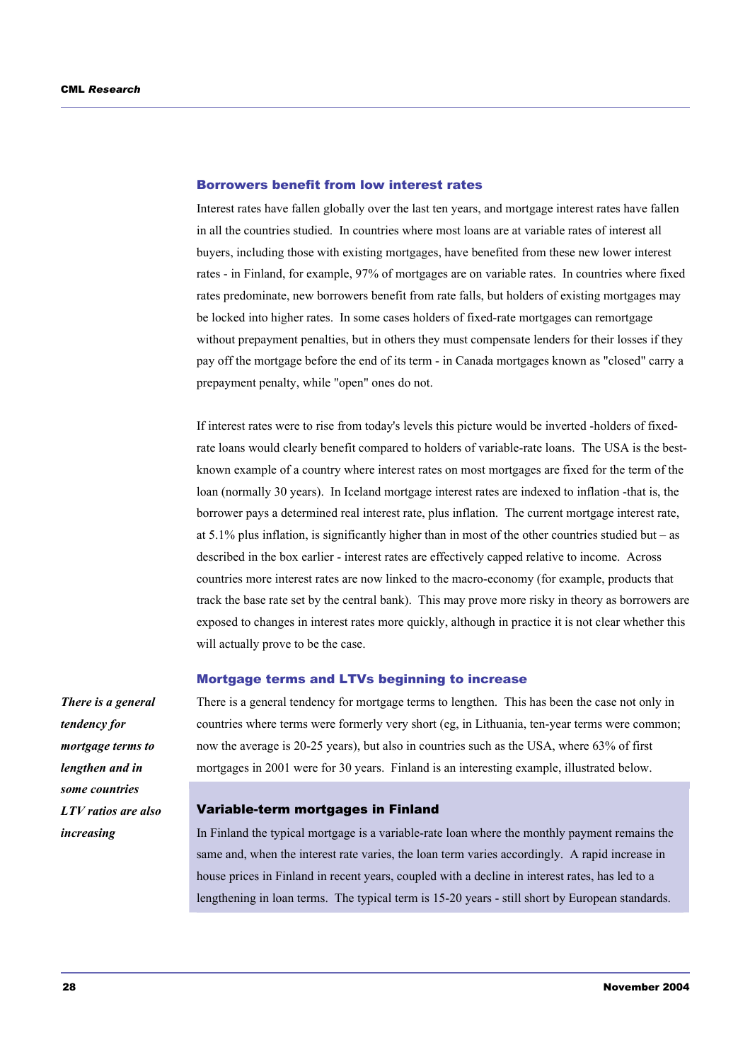## Borrowers benefit from low interest rates

Interest rates have fallen globally over the last ten years, and mortgage interest rates have fallen in all the countries studied. In countries where most loans are at variable rates of interest all buyers, including those with existing mortgages, have benefited from these new lower interest rates - in Finland, for example, 97% of mortgages are on variable rates. In countries where fixed rates predominate, new borrowers benefit from rate falls, but holders of existing mortgages may be locked into higher rates. In some cases holders of fixed-rate mortgages can remortgage without prepayment penalties, but in others they must compensate lenders for their losses if they pay off the mortgage before the end of its term - in Canada mortgages known as "closed" carry a prepayment penalty, while "open" ones do not.

If interest rates were to rise from today's levels this picture would be inverted -holders of fixed-rate loans would clearly benefit compared to holders of variable-rate loans. The USA is the best-known example of a country where interest rates on most mortgages are fixed for the term of the loan (normally 30 years). In Iceland mortgage interest rates are indexed to inflation -that is, the borrower pays a determined real interest rate, plus inflation. The current mortgage interest rate, at 5.1% plus inflation, is significantly higher than in most of the other countries studied but – as described in the box earlier - interest rates are effectively capped relative to income. Across countries more interest rates are now linked to the macro-economy (for example, products that track the base rate set by the central bank). This may prove more risky in theory as borrowers are exposed to changes in interest rates more quickly, although in practice it is not clear whether this will actually prove to be the case.

## Mortgage terms and LTVs beginning to increase

***There is a general tendency for mortgage terms to lengthen and in some countries LTV ratios are also increasing***

There is a general tendency for mortgage terms to lengthen. This has been the case not only in countries where terms were formerly very short (eg, in Lithuania, ten-year terms were common; now the average is 20-25 years), but also in countries such as the USA, where 63% of first mortgages in 2001 were for 30 years. Finland is an interesting example, illustrated below.

### Variable-term mortgages in Finland

In Finland the typical mortgage is a variable-rate loan where the monthly payment remains the same and, when the interest rate varies, the loan term varies accordingly. A rapid increase in house prices in Finland in recent years, coupled with a decline in interest rates, has led to a lengthening in loan terms. The typical term is 15-20 years - still short by European standards.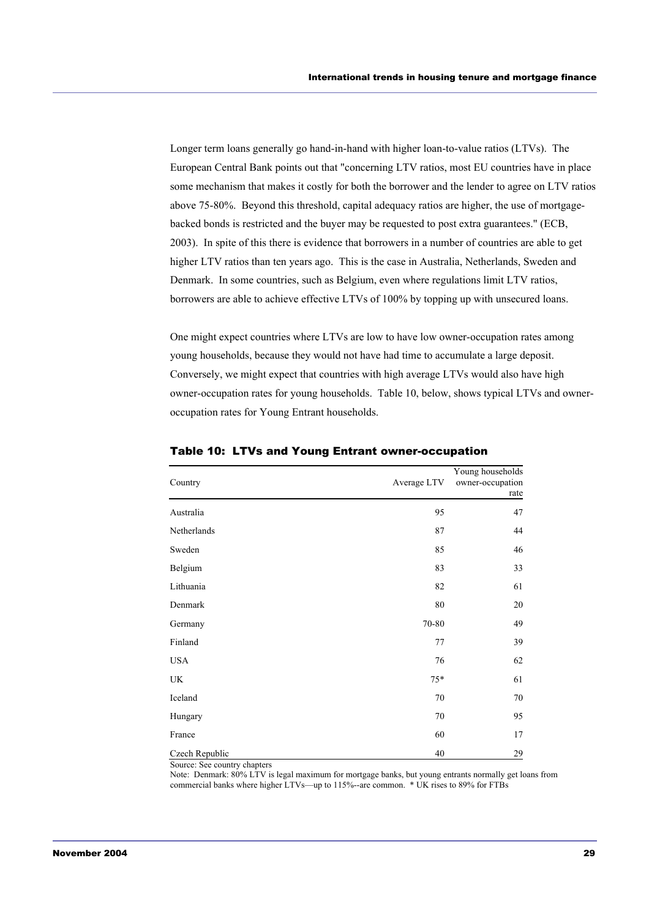Longer term loans generally go hand-in-hand with higher loan-to-value ratios (LTVs). The European Central Bank points out that "concerning LTV ratios, most EU countries have in place some mechanism that makes it costly for both the borrower and the lender to agree on LTV ratios above 75-80%. Beyond this threshold, capital adequacy ratios are higher, the use of mortgage-backed bonds is restricted and the buyer may be requested to post extra guarantees." (ECB, 2003). In spite of this there is evidence that borrowers in a number of countries are able to get higher LTV ratios than ten years ago. This is the case in Australia, Netherlands, Sweden and Denmark. In some countries, such as Belgium, even where regulations limit LTV ratios, borrowers are able to achieve effective LTVs of 100% by topping up with unsecured loans.

One might expect countries where LTVs are low to have low owner-occupation rates among young households, because they would not have had time to accumulate a large deposit. Conversely, we might expect that countries with high average LTVs would also have high owner-occupation rates for young households. Table 10, below, shows typical LTVs and owner-occupation rates for Young Entrant households.

### Table 10: LTVs and Young Entrant owner-occupation

| Country | Average LTV | Young households owner-occupation rate |
|---|---|---|
| Australia | 95 | 47 |
| Netherlands | 87 | 44 |
| Sweden | 85 | 46 |
| Belgium | 83 | 33 |
| Lithuania | 82 | 61 |
| Denmark | 80 | 20 |
| Germany | 70-80 | 49 |
| Finland | 77 | 39 |
| USA | 76 | 62 |
| UK | 75* | 61 |
| Iceland | 70 | 70 |
| Hungary | 70 | 95 |
| France | 60 | 17 |
| Czech Republic | 40 | 29 |

Source: See country chapters

Note: Denmark: 80% LTV is legal maximum for mortgage banks, but young entrants normally get loans from commercial banks where higher LTVs—up to 115%--are common. * UK rises to 89% for FTBs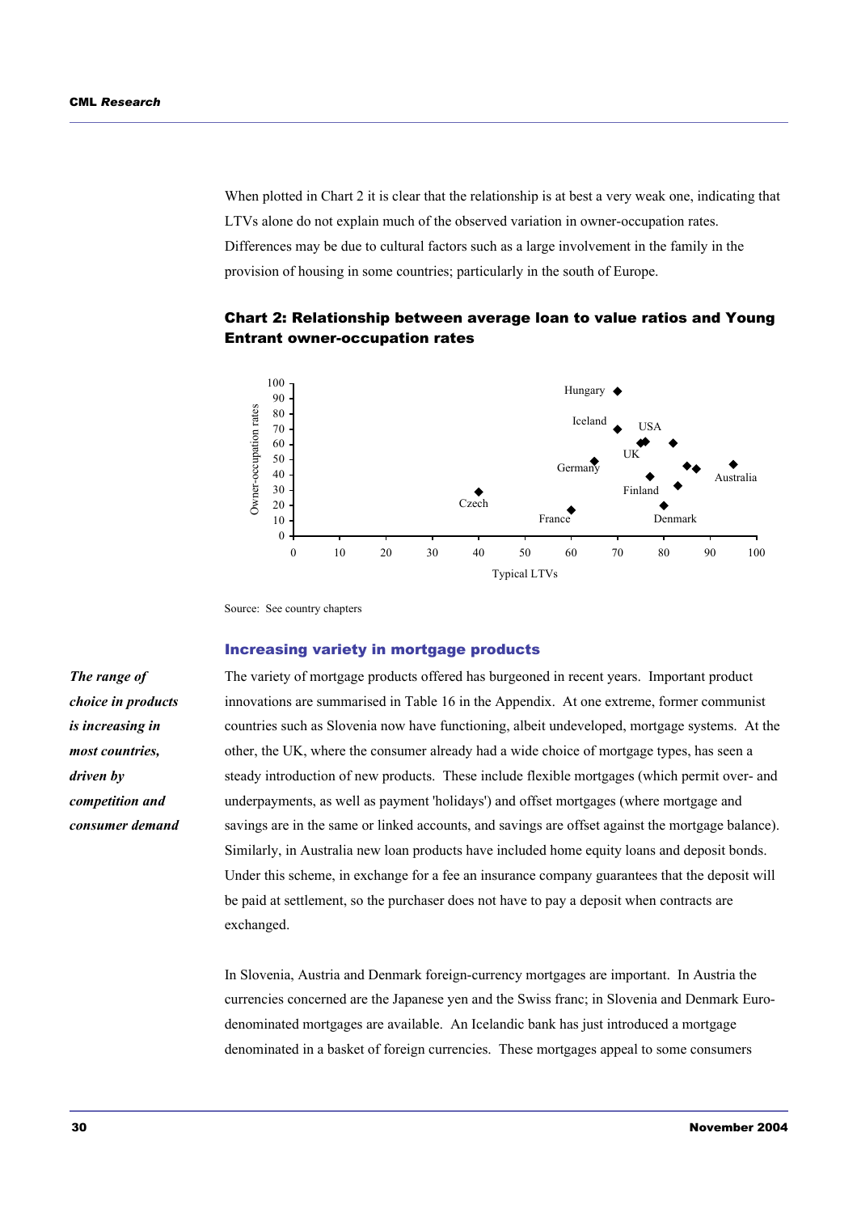When plotted in Chart 2 it is clear that the relationship is at best a very weak one, indicating that LTVs alone do not explain much of the observed variation in owner-occupation rates. Differences may be due to cultural factors such as a large involvement in the family in the provision of housing in some countries; particularly in the south of Europe.

**Chart 2: Relationship between average loan to value ratios and Young Entrant owner-occupation rates**

Source: See country chapters

## Increasing variety in mortgage products

*The range of choice in products is increasing in most countries, driven by competition and consumer demand*

The variety of mortgage products offered has burgeoned in recent years. Important product innovations are summarised in Table 16 in the Appendix. At one extreme, former communist countries such as Slovenia now have functioning, albeit undeveloped, mortgage systems. At the other, the UK, where the consumer already had a wide choice of mortgage types, has seen a steady introduction of new products. These include flexible mortgages (which permit over- and underpayments, as well as payment 'holidays') and offset mortgages (where mortgage and savings are in the same or linked accounts, and savings are offset against the mortgage balance). Similarly, in Australia new loan products have included home equity loans and deposit bonds. Under this scheme, in exchange for a fee an insurance company guarantees that the deposit will be paid at settlement, so the purchaser does not have to pay a deposit when contracts are exchanged.

In Slovenia, Austria and Denmark foreign-currency mortgages are important. In Austria the currencies concerned are the Japanese yen and the Swiss franc; in Slovenia and Denmark Euro-denominated mortgages are available. An Icelandic bank has just introduced a mortgage denominated in a basket of foreign currencies. These mortgages appeal to some consumers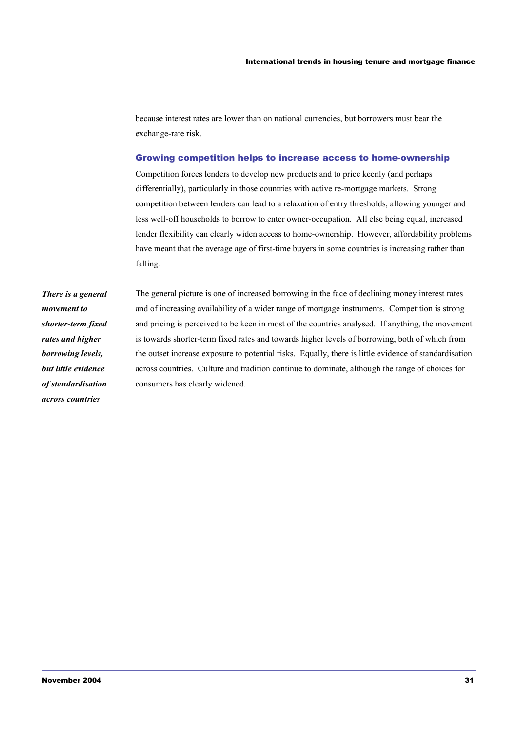because interest rates are lower than on national currencies, but borrowers must bear the exchange-rate risk.

### Growing competition helps to increase access to home-ownership

Competition forces lenders to develop new products and to price keenly (and perhaps differentially), particularly in those countries with active re-mortgage markets. Strong competition between lenders can lead to a relaxation of entry thresholds, allowing younger and less well-off households to borrow to enter owner-occupation. All else being equal, increased lender flexibility can clearly widen access to home-ownership. However, affordability problems have meant that the average age of first-time buyers in some countries is increasing rather than falling.

***There is a general movement to shorter-term fixed rates and higher borrowing levels, but little evidence of standardisation across countries***

The general picture is one of increased borrowing in the face of declining money interest rates and of increasing availability of a wider range of mortgage instruments. Competition is strong and pricing is perceived to be keen in most of the countries analysed. If anything, the movement is towards shorter-term fixed rates and towards higher levels of borrowing, both of which from the outset increase exposure to potential risks. Equally, there is little evidence of standardisation across countries. Culture and tradition continue to dominate, although the range of choices for consumers has clearly widened.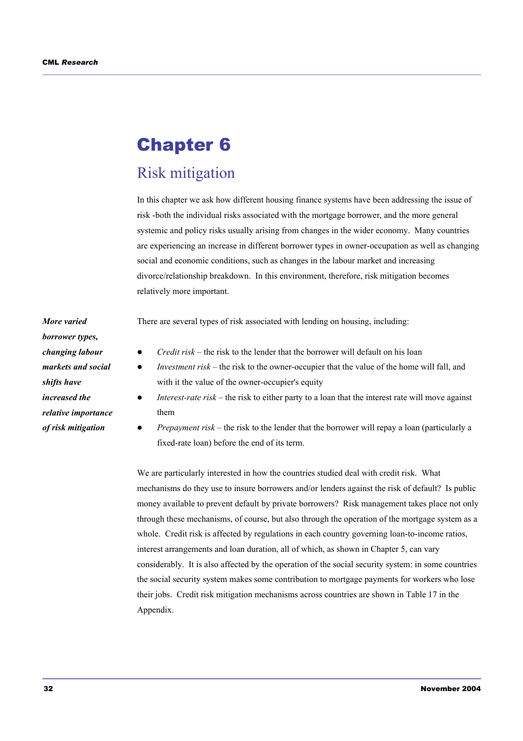# Chapter 6

## Risk mitigation

In this chapter we ask how different housing finance systems have been addressing the issue of risk -both the individual risks associated with the mortgage borrower, and the more general systemic and policy risks usually arising from changes in the wider economy. Many countries are experiencing an increase in different borrower types in owner-occupation as well as changing social and economic conditions, such as changes in the labour market and increasing divorce/relationship breakdown. In this environment, therefore, risk mitigation becomes relatively more important.

***More varied borrower types, changing labour markets and social shifts have increased the relative importance of risk mitigation***

There are several types of risk associated with lending on housing, including:

- *Credit risk* – the risk to the lender that the borrower will default on his loan
- *Investment risk* – the risk to the owner-occupier that the value of the home will fall, and with it the value of the owner-occupier's equity
- *Interest-rate risk* – the risk to either party to a loan that the interest rate will move against them
- *Prepayment risk* – the risk to the lender that the borrower will repay a loan (particularly a fixed-rate loan) before the end of its term.

We are particularly interested in how the countries studied deal with credit risk. What mechanisms do they use to insure borrowers and/or lenders against the risk of default? Is public money available to prevent default by private borrowers? Risk management takes place not only through these mechanisms, of course, but also through the operation of the mortgage system as a whole. Credit risk is affected by regulations in each country governing loan-to-income ratios, interest arrangements and loan duration, all of which, as shown in Chapter 5, can vary considerably. It is also affected by the operation of the social security system: in some countries the social security system makes some contribution to mortgage payments for workers who lose their jobs. Credit risk mitigation mechanisms across countries are shown in Table 17 in the Appendix.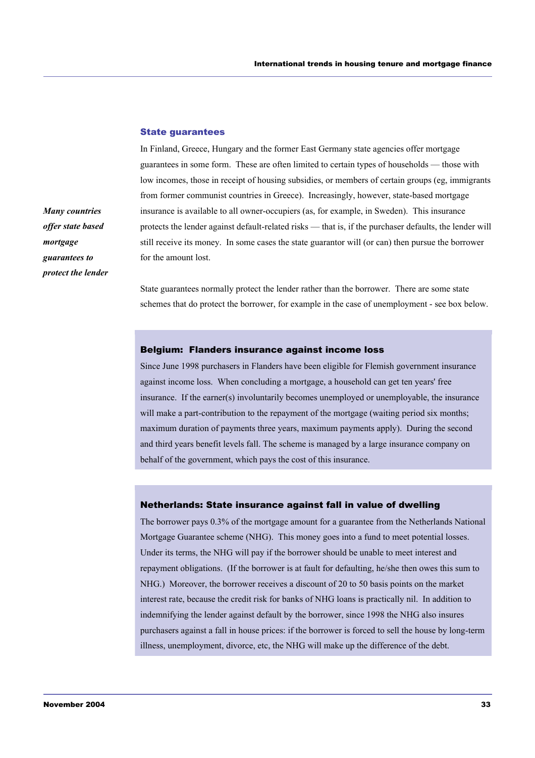### State guarantees

In Finland, Greece, Hungary and the former East Germany state agencies offer mortgage guarantees in some form. These are often limited to certain types of households — those with low incomes, those in receipt of housing subsidies, or members of certain groups (eg, immigrants from former communist countries in Greece). Increasingly, however, state-based mortgage insurance is available to all owner-occupiers (as, for example, in Sweden). This insurance protects the lender against default-related risks — that is, if the purchaser defaults, the lender will still receive its money. In some cases the state guarantor will (or can) then pursue the borrower for the amount lost.

***Many countries offer state based mortgage guarantees to protect the lender***

State guarantees normally protect the lender rather than the borrower. There are some state schemes that do protect the borrower, for example in the case of unemployment - see box below.

#### Belgium: Flanders insurance against income loss

Since June 1998 purchasers in Flanders have been eligible for Flemish government insurance against income loss. When concluding a mortgage, a household can get ten years' free insurance. If the earner(s) involuntarily becomes unemployed or unemployable, the insurance will make a part-contribution to the repayment of the mortgage (waiting period six months; maximum duration of payments three years, maximum payments apply). During the second and third years benefit levels fall. The scheme is managed by a large insurance company on behalf of the government, which pays the cost of this insurance.

#### Netherlands: State insurance against fall in value of dwelling

The borrower pays 0.3% of the mortgage amount for a guarantee from the Netherlands National Mortgage Guarantee scheme (NHG). This money goes into a fund to meet potential losses. Under its terms, the NHG will pay if the borrower should be unable to meet interest and repayment obligations. (If the borrower is at fault for defaulting, he/she then owes this sum to NHG.) Moreover, the borrower receives a discount of 20 to 50 basis points on the market interest rate, because the credit risk for banks of NHG loans is practically nil. In addition to indemnifying the lender against default by the borrower, since 1998 the NHG also insures purchasers against a fall in house prices: if the borrower is forced to sell the house by long-term illness, unemployment, divorce, etc, the NHG will make up the difference of the debt.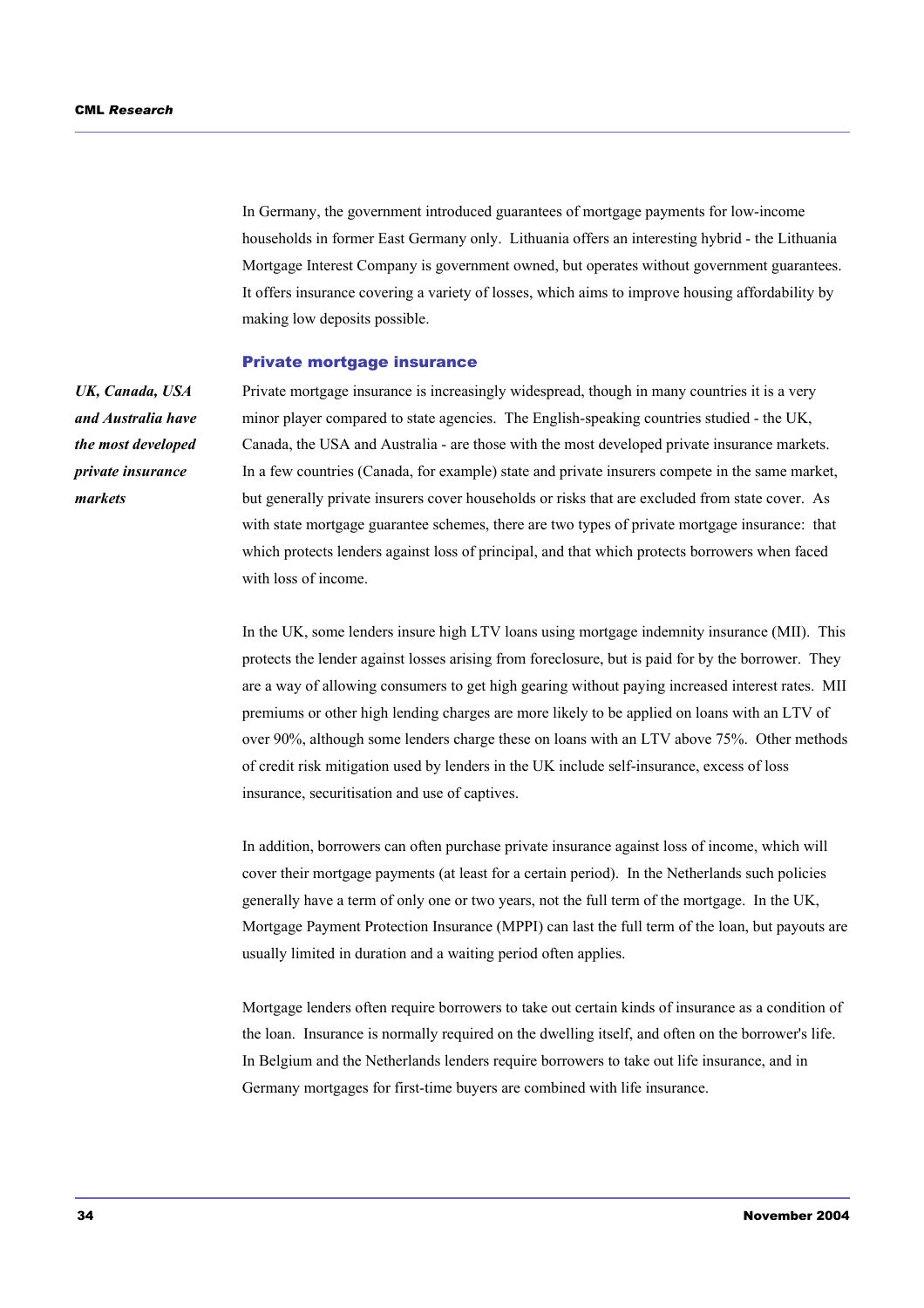In Germany, the government introduced guarantees of mortgage payments for low-income households in former East Germany only. Lithuania offers an interesting hybrid - the Lithuania Mortgage Interest Company is government owned, but operates without government guarantees. It offers insurance covering a variety of losses, which aims to improve housing affordability by making low deposits possible.

### Private mortgage insurance

*UK, Canada, USA and Australia have the most developed private insurance markets*

Private mortgage insurance is increasingly widespread, though in many countries it is a very minor player compared to state agencies. The English-speaking countries studied - the UK, Canada, the USA and Australia - are those with the most developed private insurance markets. In a few countries (Canada, for example) state and private insurers compete in the same market, but generally private insurers cover households or risks that are excluded from state cover. As with state mortgage guarantee schemes, there are two types of private mortgage insurance: that which protects lenders against loss of principal, and that which protects borrowers when faced with loss of income.

In the UK, some lenders insure high LTV loans using mortgage indemnity insurance (MII). This protects the lender against losses arising from foreclosure, but is paid for by the borrower. They are a way of allowing consumers to get high gearing without paying increased interest rates. MII premiums or other high lending charges are more likely to be applied on loans with an LTV of over 90%, although some lenders charge these on loans with an LTV above 75%. Other methods of credit risk mitigation used by lenders in the UK include self-insurance, excess of loss insurance, securitisation and use of captives.

In addition, borrowers can often purchase private insurance against loss of income, which will cover their mortgage payments (at least for a certain period). In the Netherlands such policies generally have a term of only one or two years, not the full term of the mortgage. In the UK, Mortgage Payment Protection Insurance (MPPI) can last the full term of the loan, but payouts are usually limited in duration and a waiting period often applies.

Mortgage lenders often require borrowers to take out certain kinds of insurance as a condition of the loan. Insurance is normally required on the dwelling itself, and often on the borrower's life. In Belgium and the Netherlands lenders require borrowers to take out life insurance, and in Germany mortgages for first-time buyers are combined with life insurance.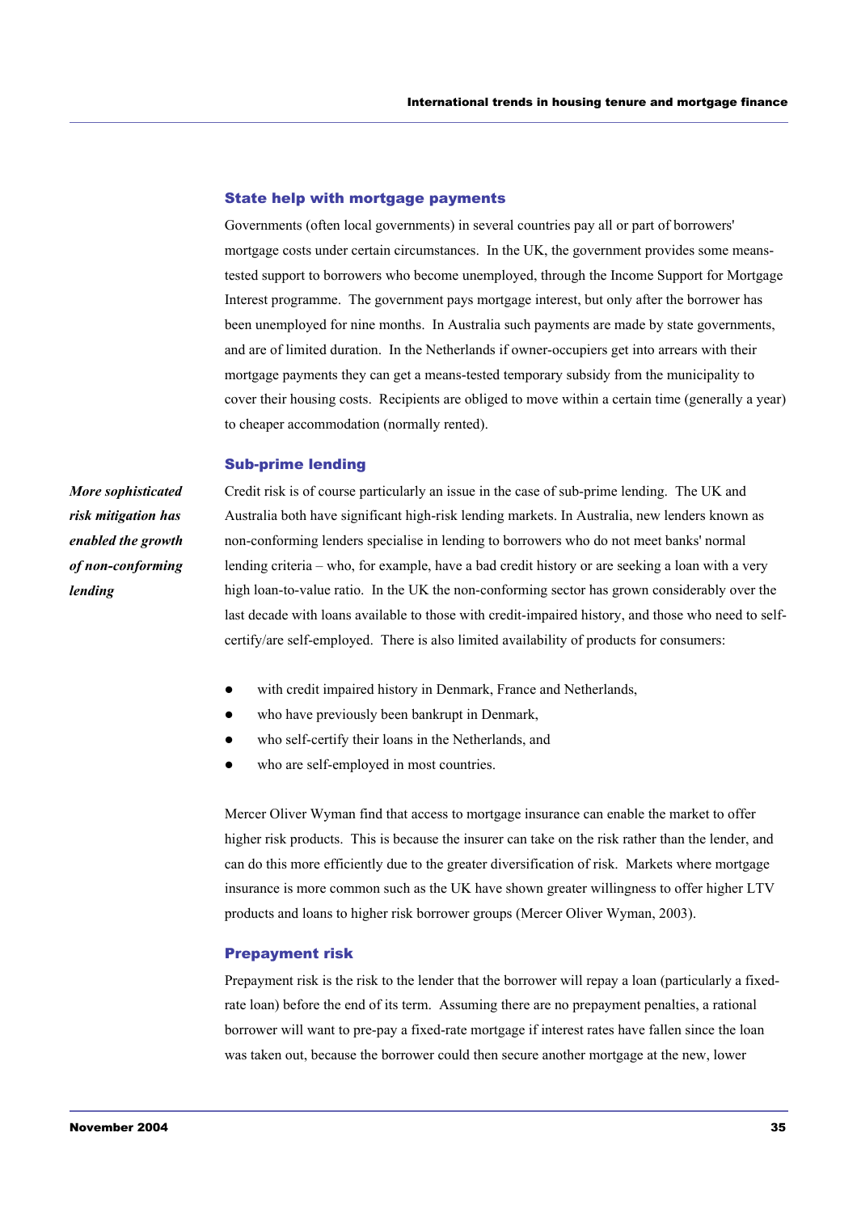### State help with mortgage payments

Governments (often local governments) in several countries pay all or part of borrowers' mortgage costs under certain circumstances. In the UK, the government provides some means-tested support to borrowers who become unemployed, through the Income Support for Mortgage Interest programme. The government pays mortgage interest, but only after the borrower has been unemployed for nine months. In Australia such payments are made by state governments, and are of limited duration. In the Netherlands if owner-occupiers get into arrears with their mortgage payments they can get a means-tested temporary subsidy from the municipality to cover their housing costs. Recipients are obliged to move within a certain time (generally a year) to cheaper accommodation (normally rented).

### Sub-prime lending

***More sophisticated risk mitigation has enabled the growth of non-conforming lending***

Credit risk is of course particularly an issue in the case of sub-prime lending. The UK and Australia both have significant high-risk lending markets. In Australia, new lenders known as non-conforming lenders specialise in lending to borrowers who do not meet banks' normal lending criteria – who, for example, have a bad credit history or are seeking a loan with a very high loan-to-value ratio. In the UK the non-conforming sector has grown considerably over the last decade with loans available to those with credit-impaired history, and those who need to self-certify/are self-employed. There is also limited availability of products for consumers:

- with credit impaired history in Denmark, France and Netherlands,
- who have previously been bankrupt in Denmark,
- who self-certify their loans in the Netherlands, and
- who are self-employed in most countries.

Mercer Oliver Wyman find that access to mortgage insurance can enable the market to offer higher risk products. This is because the insurer can take on the risk rather than the lender, and can do this more efficiently due to the greater diversification of risk. Markets where mortgage insurance is more common such as the UK have shown greater willingness to offer higher LTV products and loans to higher risk borrower groups (Mercer Oliver Wyman, 2003).

### Prepayment risk

Prepayment risk is the risk to the lender that the borrower will repay a loan (particularly a fixed-rate loan) before the end of its term. Assuming there are no prepayment penalties, a rational borrower will want to pre-pay a fixed-rate mortgage if interest rates have fallen since the loan was taken out, because the borrower could then secure another mortgage at the new, lower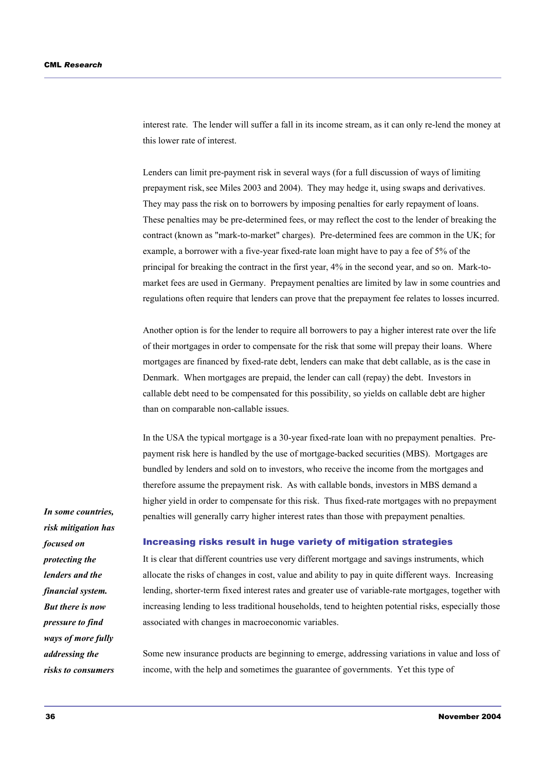interest rate. The lender will suffer a fall in its income stream, as it can only re-lend the money at this lower rate of interest.

Lenders can limit pre-payment risk in several ways (for a full discussion of ways of limiting prepayment risk, see Miles 2003 and 2004). They may hedge it, using swaps and derivatives. They may pass the risk on to borrowers by imposing penalties for early repayment of loans. These penalties may be pre-determined fees, or may reflect the cost to the lender of breaking the contract (known as "mark-to-market" charges). Pre-determined fees are common in the UK; for example, a borrower with a five-year fixed-rate loan might have to pay a fee of 5% of the principal for breaking the contract in the first year, 4% in the second year, and so on. Mark-to-market fees are used in Germany. Prepayment penalties are limited by law in some countries and regulations often require that lenders can prove that the prepayment fee relates to losses incurred.

Another option is for the lender to require all borrowers to pay a higher interest rate over the life of their mortgages in order to compensate for the risk that some will prepay their loans. Where mortgages are financed by fixed-rate debt, lenders can make that debt callable, as is the case in Denmark. When mortgages are prepaid, the lender can call (repay) the debt. Investors in callable debt need to be compensated for this possibility, so yields on callable debt are higher than on comparable non-callable issues.

In the USA the typical mortgage is a 30-year fixed-rate loan with no prepayment penalties. Pre-payment risk here is handled by the use of mortgage-backed securities (MBS). Mortgages are bundled by lenders and sold on to investors, who receive the income from the mortgages and therefore assume the prepayment risk. As with callable bonds, investors in MBS demand a higher yield in order to compensate for this risk. Thus fixed-rate mortgages with no prepayment penalties will generally carry higher interest rates than those with prepayment penalties.

*In some countries, risk mitigation has focused on protecting the lenders and the financial system. But there is now pressure to find ways of more fully addressing the risks to consumers*

## Increasing risks result in huge variety of mitigation strategies

It is clear that different countries use very different mortgage and savings instruments, which allocate the risks of changes in cost, value and ability to pay in quite different ways. Increasing lending, shorter-term fixed interest rates and greater use of variable-rate mortgages, together with increasing lending to less traditional households, tend to heighten potential risks, especially those associated with changes in macroeconomic variables.

Some new insurance products are beginning to emerge, addressing variations in value and loss of income, with the help and sometimes the guarantee of governments. Yet this type of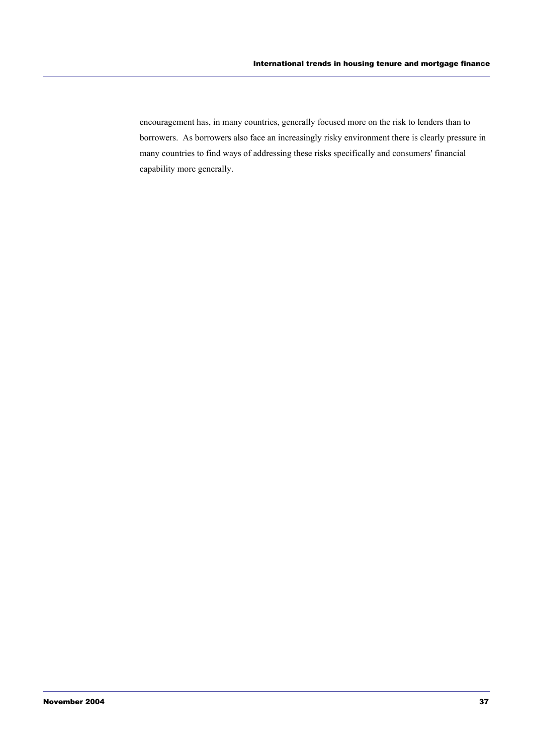encouragement has, in many countries, generally focused more on the risk to lenders than to borrowers. As borrowers also face an increasingly risky environment there is clearly pressure in many countries to find ways of addressing these risks specifically and consumers' financial capability more generally.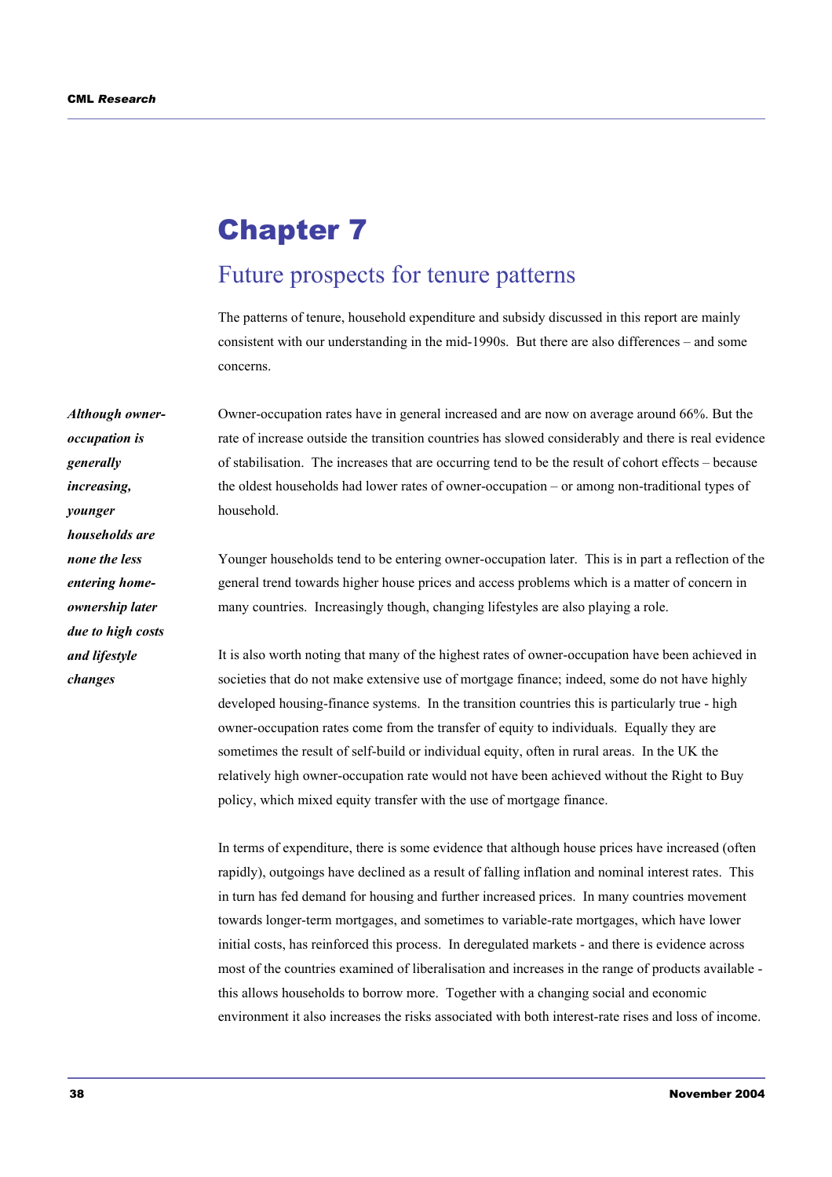# Chapter 7

## Future prospects for tenure patterns

The patterns of tenure, household expenditure and subsidy discussed in this report are mainly consistent with our understanding in the mid-1990s. But there are also differences – and some concerns.

***Although owner-occupation is generally increasing, younger households are none the less entering home-ownership later due to high costs and lifestyle changes***

Owner-occupation rates have in general increased and are now on average around 66%. But the rate of increase outside the transition countries has slowed considerably and there is real evidence of stabilisation. The increases that are occurring tend to be the result of cohort effects – because the oldest households had lower rates of owner-occupation – or among non-traditional types of household.

Younger households tend to be entering owner-occupation later. This is in part a reflection of the general trend towards higher house prices and access problems which is a matter of concern in many countries. Increasingly though, changing lifestyles are also playing a role.

It is also worth noting that many of the highest rates of owner-occupation have been achieved in societies that do not make extensive use of mortgage finance; indeed, some do not have highly developed housing-finance systems. In the transition countries this is particularly true - high owner-occupation rates come from the transfer of equity to individuals. Equally they are sometimes the result of self-build or individual equity, often in rural areas. In the UK the relatively high owner-occupation rate would not have been achieved without the Right to Buy policy, which mixed equity transfer with the use of mortgage finance.

In terms of expenditure, there is some evidence that although house prices have increased (often rapidly), outgoings have declined as a result of falling inflation and nominal interest rates. This in turn has fed demand for housing and further increased prices. In many countries movement towards longer-term mortgages, and sometimes to variable-rate mortgages, which have lower initial costs, has reinforced this process. In deregulated markets - and there is evidence across most of the countries examined of liberalisation and increases in the range of products available - this allows households to borrow more. Together with a changing social and economic environment it also increases the risks associated with both interest-rate rises and loss of income.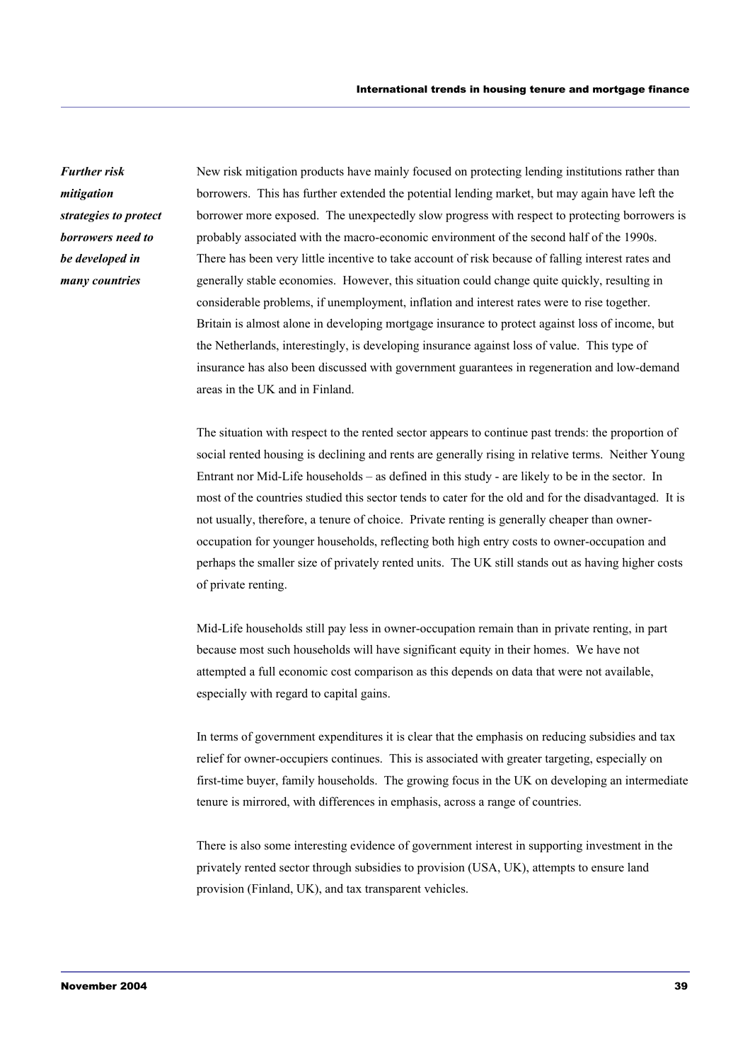***Further risk mitigation strategies to protect borrowers need to be developed in many countries***

New risk mitigation products have mainly focused on protecting lending institutions rather than borrowers. This has further extended the potential lending market, but may again have left the borrower more exposed. The unexpectedly slow progress with respect to protecting borrowers is probably associated with the macro-economic environment of the second half of the 1990s. There has been very little incentive to take account of risk because of falling interest rates and generally stable economies. However, this situation could change quite quickly, resulting in considerable problems, if unemployment, inflation and interest rates were to rise together. Britain is almost alone in developing mortgage insurance to protect against loss of income, but the Netherlands, interestingly, is developing insurance against loss of value. This type of insurance has also been discussed with government guarantees in regeneration and low-demand areas in the UK and in Finland.

The situation with respect to the rented sector appears to continue past trends: the proportion of social rented housing is declining and rents are generally rising in relative terms. Neither Young Entrant nor Mid-Life households – as defined in this study - are likely to be in the sector. In most of the countries studied this sector tends to cater for the old and for the disadvantaged. It is not usually, therefore, a tenure of choice. Private renting is generally cheaper than owner-occupation for younger households, reflecting both high entry costs to owner-occupation and perhaps the smaller size of privately rented units. The UK still stands out as having higher costs of private renting.

Mid-Life households still pay less in owner-occupation remain than in private renting, in part because most such households will have significant equity in their homes. We have not attempted a full economic cost comparison as this depends on data that were not available, especially with regard to capital gains.

In terms of government expenditures it is clear that the emphasis on reducing subsidies and tax relief for owner-occupiers continues. This is associated with greater targeting, especially on first-time buyer, family households. The growing focus in the UK on developing an intermediate tenure is mirrored, with differences in emphasis, across a range of countries.

There is also some interesting evidence of government interest in supporting investment in the privately rented sector through subsidies to provision (USA, UK), attempts to ensure land provision (Finland, UK), and tax transparent vehicles.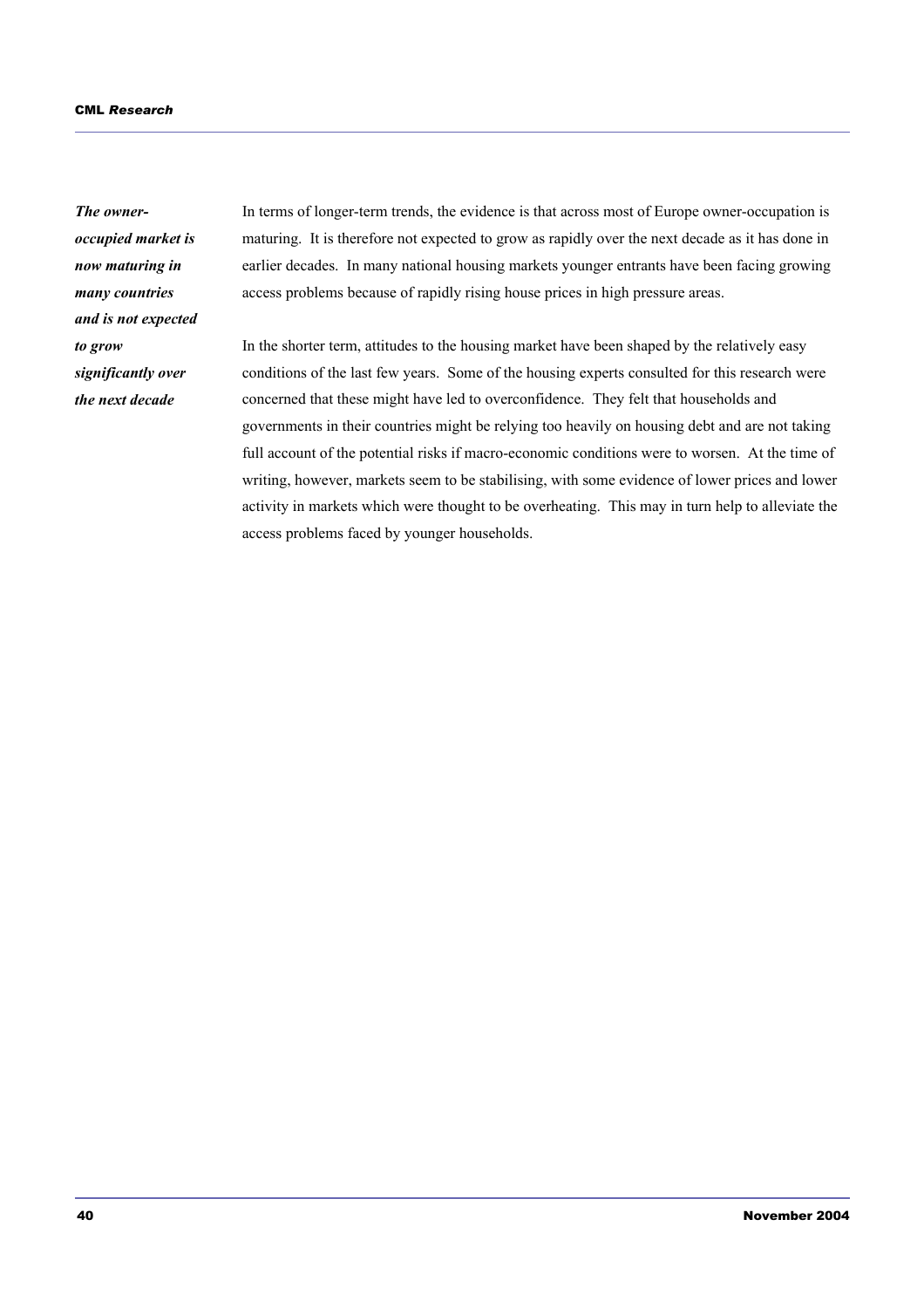*The owner-occupied market is now maturing in many countries and is not expected to grow significantly over the next decade*

In terms of longer-term trends, the evidence is that across most of Europe owner-occupation is maturing. It is therefore not expected to grow as rapidly over the next decade as it has done in earlier decades. In many national housing markets younger entrants have been facing growing access problems because of rapidly rising house prices in high pressure areas.

In the shorter term, attitudes to the housing market have been shaped by the relatively easy conditions of the last few years. Some of the housing experts consulted for this research were concerned that these might have led to overconfidence. They felt that households and governments in their countries might be relying too heavily on housing debt and are not taking full account of the potential risks if macro-economic conditions were to worsen. At the time of writing, however, markets seem to be stabilising, with some evidence of lower prices and lower activity in markets which were thought to be overheating. This may in turn help to alleviate the access problems faced by younger households.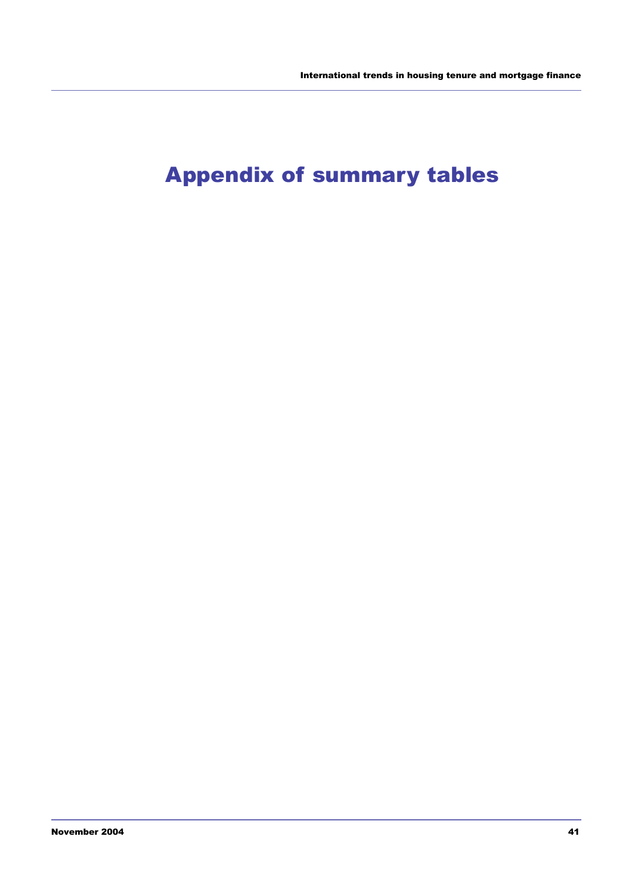# Appendix of summary tables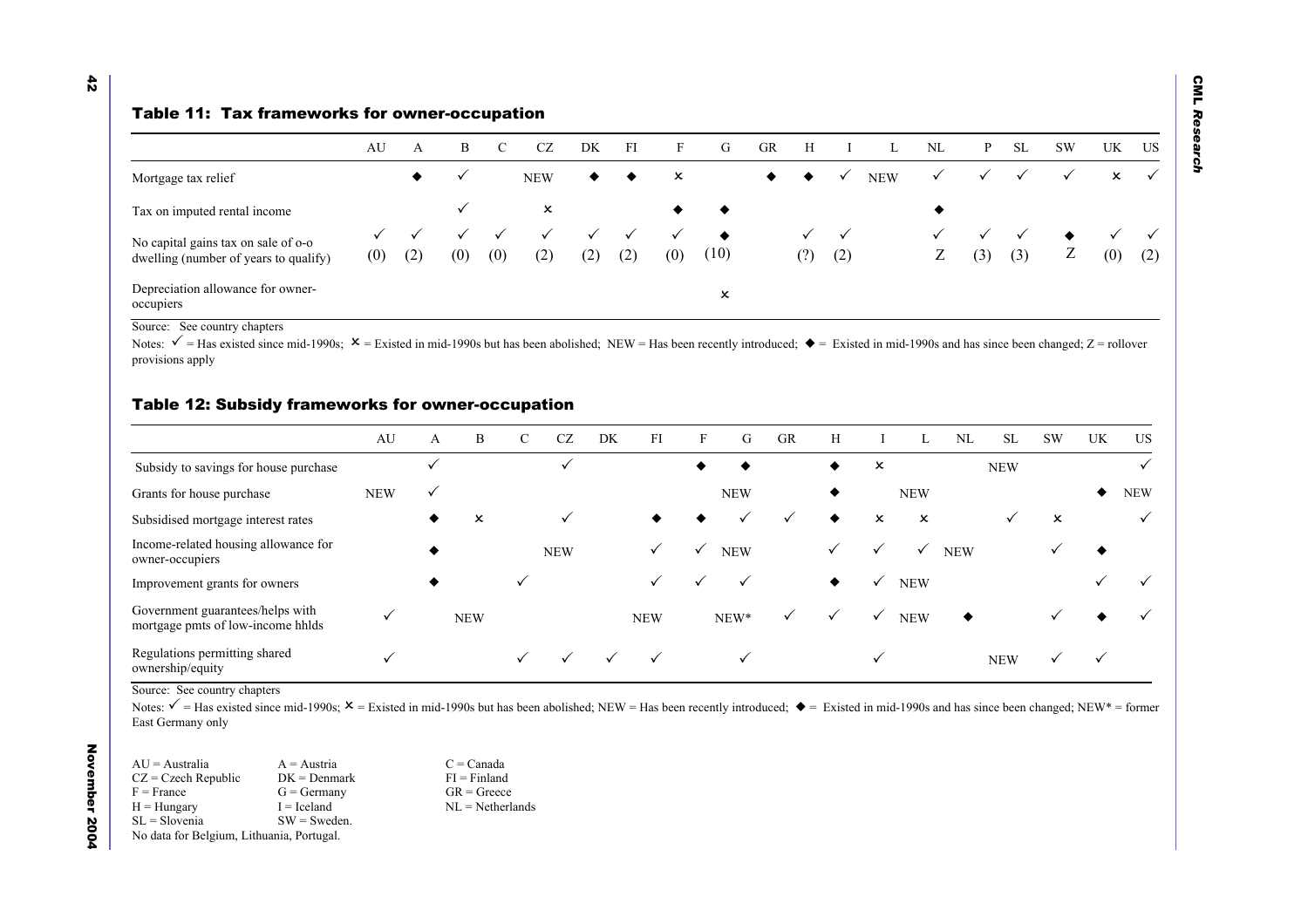### Table 11: Tax frameworks for owner-occupation

| | AU | A | B | C | CZ | DK | FI | F | G | GR | H | I | L | NL | P | SL | SW | UK | US |
|---|---|---|---|---|---|---|---|---|---|---|---|---|---|---|---|---|---|---|---|
| Mortgage tax relief | | ◆ | ✓ | | NEW | ◆ | ◆ | ✗ | | ◆ | ◆ | ✓ | NEW | ✓ | ✓ | ✓ | ✓ | ✗ | ✓ |
| Tax on imputed rental income | | | ✓ | | ✗ | | | ◆ | ◆ | | | | | ◆ | | | | | |
| No capital gains tax on sale of o-o dwelling (number of years to qualify) | ✓ (0) | ✓ (2) | ✓ (0) | ✓ (0) | ✓ (2) | ✓ (2) | ✓ (2) | ✓ (0) | ◆ (10) | | ✓ (?) | ✓ (2) | | ✓ Z | ✓ (3) | ✓ (3) | ◆ Z | ✓ (0) | ✓ (2) |
| Depreciation allowance for owner-occupiers | | | | | | | | | ✗ | | | | | | | | | | |

Source: See country chapters

Notes: ✓ = Has existed since mid-1990s; ✗ = Existed in mid-1990s but has been abolished; NEW = Has been recently introduced; ◆ = Existed in mid-1990s and has since been changed; Z = rollover provisions apply

### Table 12: Subsidy frameworks for owner-occupation

| | AU | A | B | C | CZ | DK | FI | F | G | GR | H | I | L | NL | SL | SW | UK | US |
|---|---|---|---|---|---|---|---|---|---|---|---|---|---|---|---|---|---|---|
| Subsidy to savings for house purchase | | ✓ | | | ✓ | | | ◆ | ◆ | | ◆ | ✗ | | | NEW | | | ✓ |
| Grants for house purchase | NEW | ✓ | | | | | | | NEW | | ◆ | | NEW | | | | ◆ | NEW |
| Subsidised mortgage interest rates | | ◆ | ✗ | | ✓ | | ◆ | ◆ | ✓ | ✓ | ◆ | ✗ | ✗ | | ✓ | ✗ | | ✓ |
| Income-related housing allowance for owner-occupiers | | ◆ | | | NEW | | ✓ | ✓ | NEW | | ✓ | ✓ | ✓ | NEW | | ✓ | ◆ | |
| Improvement grants for owners | | ◆ | | ✓ | | | ✓ | ✓ | ✓ | | ◆ | ✓ | NEW | | | | ✓ | ✓ |
| Government guarantees/helps with mortgage pmts of low-income hhlds | ✓ | | NEW | | | | NEW | | NEW* | ✓ | ✓ | ✓ | NEW | ◆ | | ✓ | ◆ | ✓ |
| Regulations permitting shared ownership/equity | ✓ | | | ✓ | ✓ | ✓ | ✓ | | ✓ | | | ✓ | | | NEW | ✓ | ✓ | |

Source: See country chapters

Notes: ✓ = Has existed since mid-1990s; ✗ = Existed in mid-1990s but has been abolished; NEW = Has been recently introduced; ◆ = Existed in mid-1990s and has since been changed; NEW* = former East Germany only

AU = Australia, A = Austria, C = Canada
CZ = Czech Republic, DK = Denmark, FI = Finland
F = France, G = Germany, GR = Greece
H = Hungary, I = Iceland, NL = Netherlands
SL = Slovenia, SW = Sweden.
No data for Belgium, Lithuania, Portugal.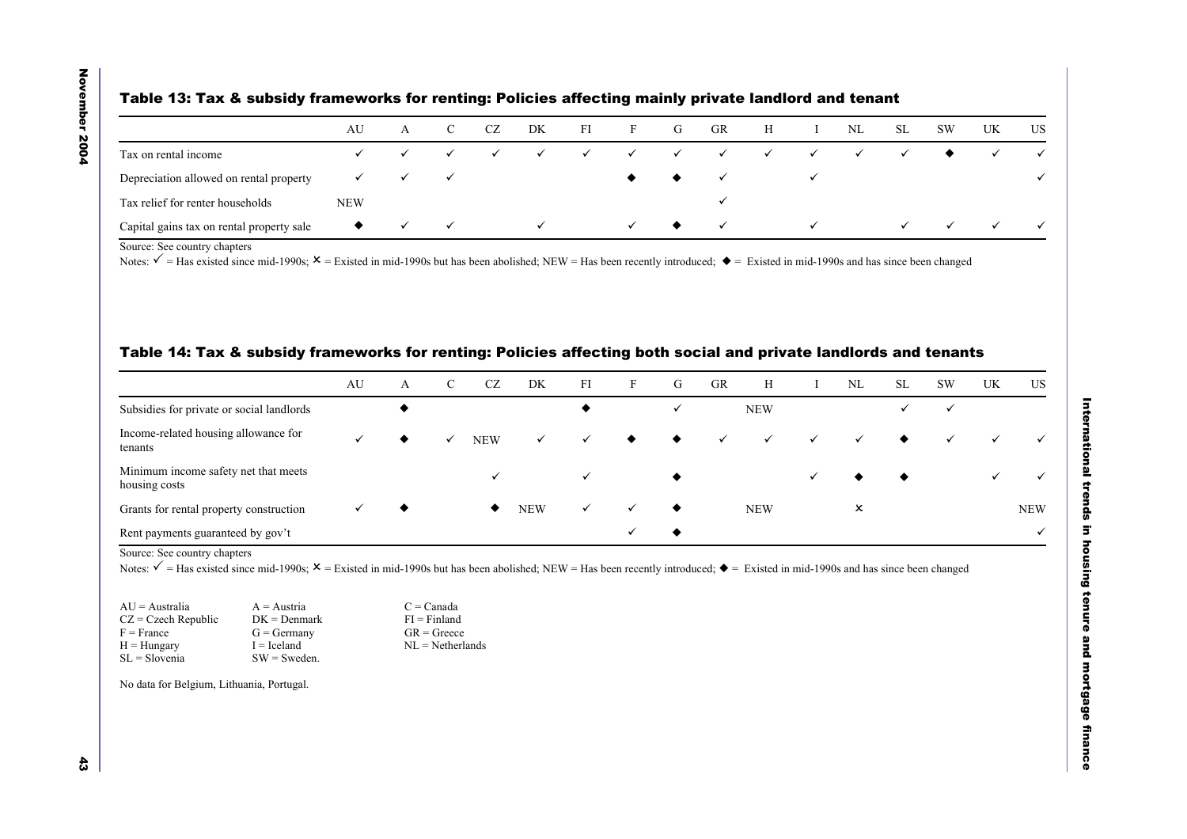### Table 13: Tax & subsidy frameworks for renting: Policies affecting mainly private landlord and tenant

| | AU | A | C | CZ | DK | FI | F | G | GR | H | I | NL | SL | SW | UK | US |
|---|---|---|---|---|---|---|---|---|---|---|---|---|---|---|---|---|
| Tax on rental income | ✓ | ✓ | ✓ | ✓ | ✓ | ✓ | ✓ | ✓ | ✓ | ✓ | ✓ | ✓ | ✓ | ◆ | ✓ | ✓ |
| Depreciation allowed on rental property | ✓ | ✓ | ✓ | | | | ◆ | ◆ | ✓ | | ✓ | | | | | ✓ |
| Tax relief for renter households | NEW | | | | | | | | ✓ | | | | | | | |
| Capital gains tax on rental property sale | ◆ | ✓ | ✓ | | ✓ | | ✓ | ◆ | ✓ | | ✓ | | ✓ | ✓ | ✓ | ✓ |

Source: See country chapters

Notes: ✓ = Has existed since mid-1990s; ✗ = Existed in mid-1990s but has been abolished; NEW = Has been recently introduced; ◆ = Existed in mid-1990s and has since been changed

### Table 14: Tax & subsidy frameworks for renting: Policies affecting both social and private landlords and tenants

| | AU | A | C | CZ | DK | FI | F | G | GR | H | I | NL | SL | SW | UK | US |
|---|---|---|---|---|---|---|---|---|---|---|---|---|---|---|---|---|
| Subsidies for private or social landlords | | ◆ | | | | ◆ | | ✓ | | NEW | | | ✓ | ✓ | | |
| Income-related housing allowance for tenants | ✓ | ◆ | ✓ | NEW | ✓ | ✓ | ◆ | ◆ | ✓ | ✓ | ✓ | ✓ | ◆ | ✓ | ✓ | ✓ |
| Minimum income safety net that meets housing costs | | | | ✓ | | ✓ | | ◆ | | | ✓ | ◆ | ◆ | | ✓ | ✓ |
| Grants for rental property construction | ✓ | ◆ | | ◆ | NEW | ✓ | ✓ | ◆ | | NEW | | ✗ | | | | NEW |
| Rent payments guaranteed by gov't | | | | | | | ✓ | ◆ | | | | | | | | ✓ |

Source: See country chapters

Notes: ✓ = Has existed since mid-1990s; ✗ = Existed in mid-1990s but has been abolished; NEW = Has been recently introduced; ◆ = Existed in mid-1990s and has since been changed

AU = Australia
A = Austria
C = Canada
CZ = Czech Republic
DK = Denmark
FI = Finland
F = France
G = Germany
GR = Greece
H = Hungary
I = Iceland
NL = Netherlands
SL = Slovenia
SW = Sweden.

No data for Belgium, Lithuania, Portugal.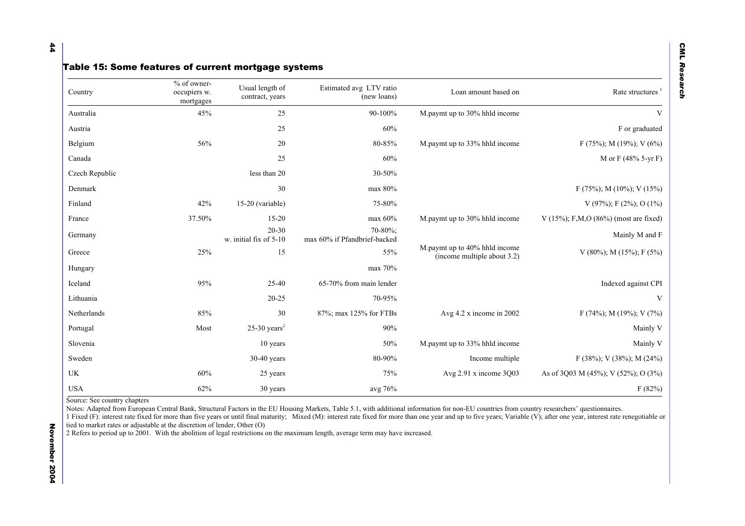## Table 15: Some features of current mortgage systems

| Country | % of owner-occupiers w. mortgages | Usual length of contract, years | Estimated avg LTV ratio (new loans) | Loan amount based on | Rate structures [1] |
|---|---|---|---|---|---|
| Australia | 45% | 25 | 90-100% | M.paymt up to 30% hhld income | V |
| Austria | | 25 | 60% | | F or graduated |
| Belgium | 56% | 20 | 80-85% | M.paymt up to 33% hhld income | F (75%); M (19%); V (6%) |
| Canada | | 25 | 60% | | M or F (48% 5-yr F) |
| Czech Republic | | less than 20 | 30-50% | | |
| Denmark | | 30 | max 80% | | F (75%); M (10%); V (15%) |
| Finland | 42% | 15-20 (variable) | 75-80% | | V (97%); F (2%); O (1%) |
| France | 37.50% | 15-20 | max 60% | M.paymt up to 30% hhld income | V (15%); F,M,O (86%) (most are fixed) |
| Germany | | 20-30 w. initial fix of 5-10 | 70-80%; max 60% if Pfandbrief-backed | | Mainly M and F |
| Greece | 25% | 15 | 55% | M.paymt up to 40% hhld income (income multiple about 3.2) | V (80%); M (15%); F (5%) |
| Hungary | | | max 70% | | |
| Iceland | 95% | 25-40 | 65-70% from main lender | | Indexed against CPI |
| Lithuania | | 20-25 | 70-95% | | V |
| Netherlands | 85% | 30 | 87%; max 125% for FTBs | Avg 4.2 x income in 2002 | F (74%); M (19%); V (7%) |
| Portugal | Most | 25-30 years[2] | 90% | | Mainly V |
| Slovenia | | 10 years | 50% | M.paymt up to 33% hhld income | Mainly V |
| Sweden | | 30-40 years | 80-90% | Income multiple | F (38%); V (38%); M (24%) |
| UK | 60% | 25 years | 75% | Avg 2.91 x income 3Q03 | As of 3Q03 M (45%); V (52%); O (3%) |
| USA | 62% | 30 years | avg 76% | | F (82%) |

Source: See country chapters

Notes: Adapted from European Central Bank, Structural Factors in the EU Housing Markets, Table 5.1, with additional information for non-EU countries from country researchers' questionnaires.

1 Fixed (F): interest rate fixed for more than five years or until final maturity; Mixed (M): interest rate fixed for more than one year and up to five years; Variable (V); after one year, interest rate renegotiable or tied to market rates or adjustable at the discretion of lender, Other (O)

2 Refers to period up to 2001. With the abolition of legal restrictions on the maximum length, average term may have increased.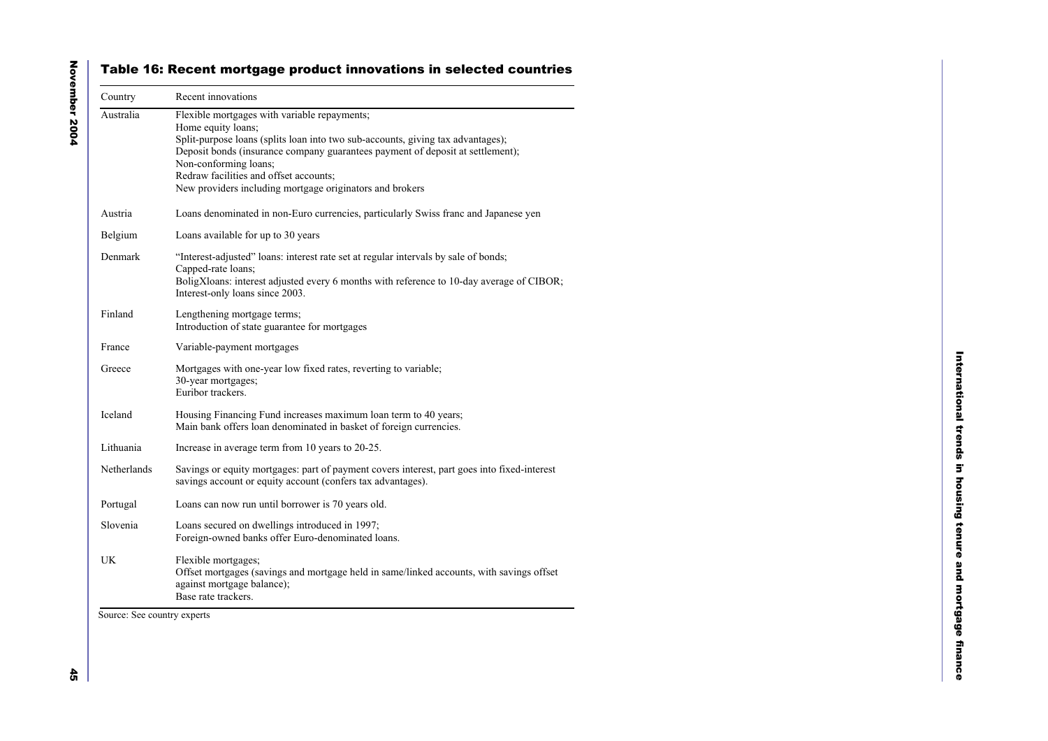## Table 16: Recent mortgage product innovations in selected countries

| Country | Recent innovations |
|---|---|
| Australia | Flexible mortgages with variable repayments;<br>Home equity loans;<br>Split-purpose loans (splits loan into two sub-accounts, giving tax advantages);<br>Deposit bonds (insurance company guarantees payment of deposit at settlement);<br>Non-conforming loans;<br>Redraw facilities and offset accounts;<br>New providers including mortgage originators and brokers |
| Austria | Loans denominated in non-Euro currencies, particularly Swiss franc and Japanese yen |
| Belgium | Loans available for up to 30 years |
| Denmark | "Interest-adjusted" loans: interest rate set at regular intervals by sale of bonds;<br>Capped-rate loans;<br>BoligXloans: interest adjusted every 6 months with reference to 10-day average of CIBOR;<br>Interest-only loans since 2003. |
| Finland | Lengthening mortgage terms;<br>Introduction of state guarantee for mortgages |
| France | Variable-payment mortgages |
| Greece | Mortgages with one-year low fixed rates, reverting to variable;<br>30-year mortgages;<br>Euribor trackers. |
| Iceland | Housing Financing Fund increases maximum loan term to 40 years;<br>Main bank offers loan denominated in basket of foreign currencies. |
| Lithuania | Increase in average term from 10 years to 20-25. |
| Netherlands | Savings or equity mortgages: part of payment covers interest, part goes into fixed-interest savings account or equity account (confers tax advantages). |
| Portugal | Loans can now run until borrower is 70 years old. |
| Slovenia | Loans secured on dwellings introduced in 1997;<br>Foreign-owned banks offer Euro-denominated loans. |
| UK | Flexible mortgages;<br>Offset mortgages (savings and mortgage held in same/linked accounts, with savings offset against mortgage balance);<br>Base rate trackers. |

Source: See country experts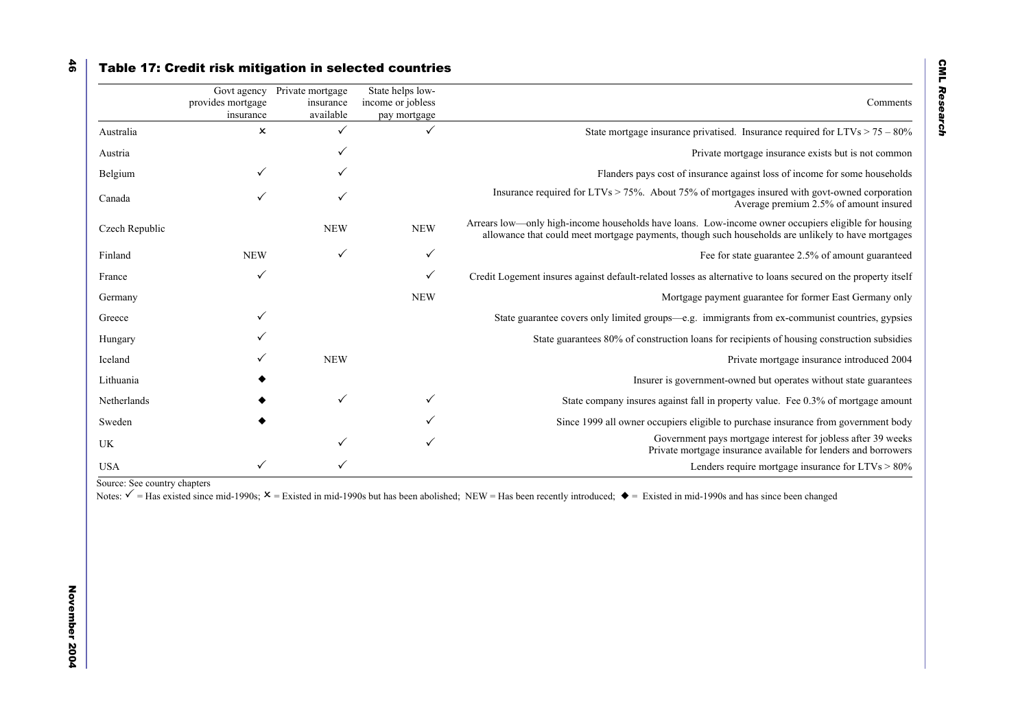## Table 17: Credit risk mitigation in selected countries

| | Govt agency provides mortgage insurance | Private mortgage insurance available | State helps low-income or jobless pay mortgage | Comments |
|---|---|---|---|---|
| Australia | ✗ | ✓ | ✓ | State mortgage insurance privatised. Insurance required for LTVs > 75 – 80% |
| Austria | | ✓ | | Private mortgage insurance exists but is not common |
| Belgium | ✓ | ✓ | | Flanders pays cost of insurance against loss of income for some households |
| Canada | ✓ | ✓ | | Insurance required for LTVs > 75%. About 75% of mortgages insured with govt-owned corporation Average premium 2.5% of amount insured |
| Czech Republic | | NEW | NEW | Arrears low—only high-income households have loans. Low-income owner occupiers eligible for housing allowance that could meet mortgage payments, though such households are unlikely to have mortgages |
| Finland | NEW | ✓ | ✓ | Fee for state guarantee 2.5% of amount guaranteed |
| France | ✓ | | ✓ | Credit Logement insures against default-related losses as alternative to loans secured on the property itself |
| Germany | | | NEW | Mortgage payment guarantee for former East Germany only |
| Greece | ✓ | | | State guarantee covers only limited groups—e.g. immigrants from ex-communist countries, gypsies |
| Hungary | ✓ | | | State guarantees 80% of construction loans for recipients of housing construction subsidies |
| Iceland | ✓ | NEW | | Private mortgage insurance introduced 2004 |
| Lithuania | ◆ | | | Insurer is government-owned but operates without state guarantees |
| Netherlands | ◆ | ✓ | ✓ | State company insures against fall in property value. Fee 0.3% of mortgage amount |
| Sweden | ◆ | | ✓ | Since 1999 all owner occupiers eligible to purchase insurance from government body |
| UK | | ✓ | ✓ | Government pays mortgage interest for jobless after 39 weeks Private mortgage insurance available for lenders and borrowers |
| USA | ✓ | ✓ | | Lenders require mortgage insurance for LTVs > 80% |

Source: See country chapters

Notes: ✓ = Has existed since mid-1990s; ✗ = Existed in mid-1990s but has been abolished; NEW = Has been recently introduced; ◆ = Existed in mid-1990s and has since been changed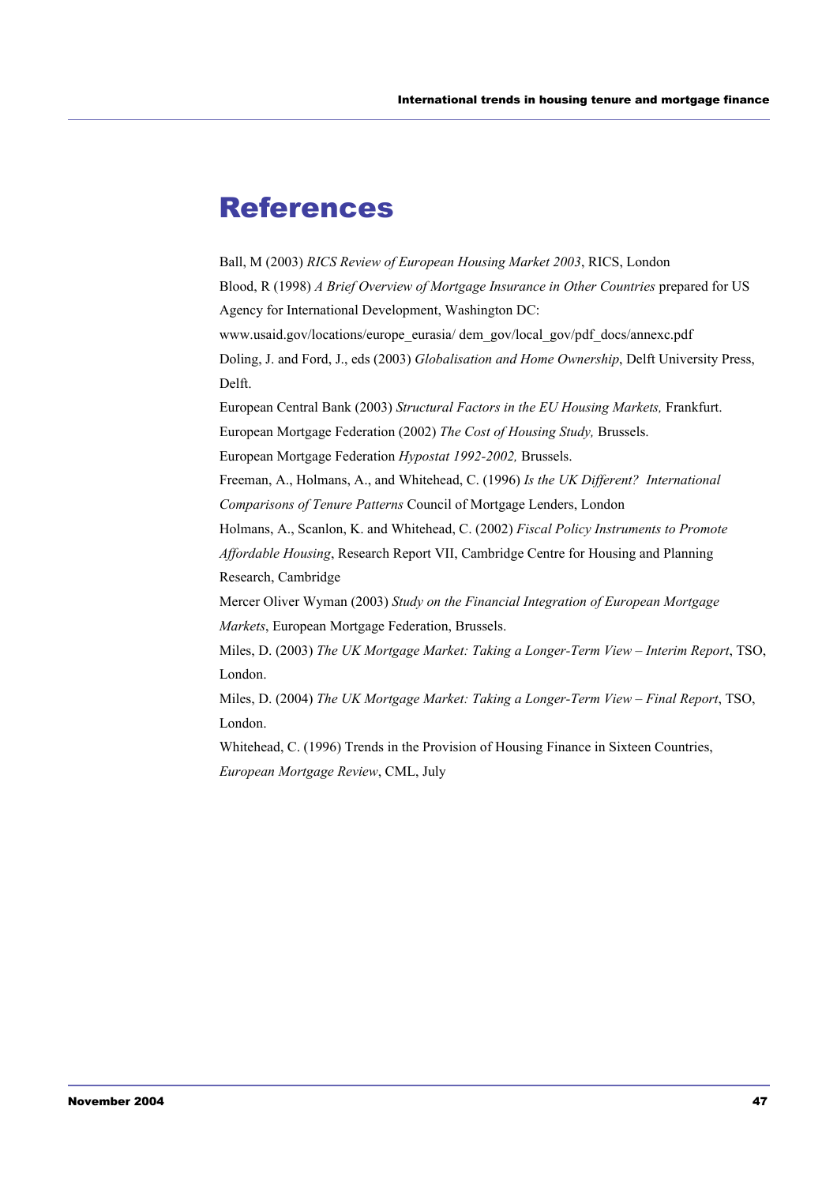# References

Ball, M (2003) *RICS Review of European Housing Market 2003*, RICS, London

Blood, R (1998) *A Brief Overview of Mortgage Insurance in Other Countries* prepared for US Agency for International Development, Washington DC: www.usaid.gov/locations/europe_eurasia/ dem_gov/local_gov/pdf_docs/annexc.pdf

Doling, J. and Ford, J., eds (2003) *Globalisation and Home Ownership*, Delft University Press, Delft.

European Central Bank (2003) *Structural Factors in the EU Housing Markets,* Frankfurt.

European Mortgage Federation (2002) *The Cost of Housing Study,* Brussels.

European Mortgage Federation *Hypostat 1992-2002,* Brussels.

Freeman, A., Holmans, A., and Whitehead, C. (1996) *Is the UK Different? International Comparisons of Tenure Patterns* Council of Mortgage Lenders, London

Holmans, A., Scanlon, K. and Whitehead, C. (2002) *Fiscal Policy Instruments to Promote Affordable Housing*, Research Report VII, Cambridge Centre for Housing and Planning Research, Cambridge

Mercer Oliver Wyman (2003) *Study on the Financial Integration of European Mortgage Markets*, European Mortgage Federation, Brussels.

Miles, D. (2003) *The UK Mortgage Market: Taking a Longer-Term View – Interim Report*, TSO, London.

Miles, D. (2004) *The UK Mortgage Market: Taking a Longer-Term View – Final Report*, TSO, London.

Whitehead, C. (1996) Trends in the Provision of Housing Finance in Sixteen Countries, *European Mortgage Review*, CML, July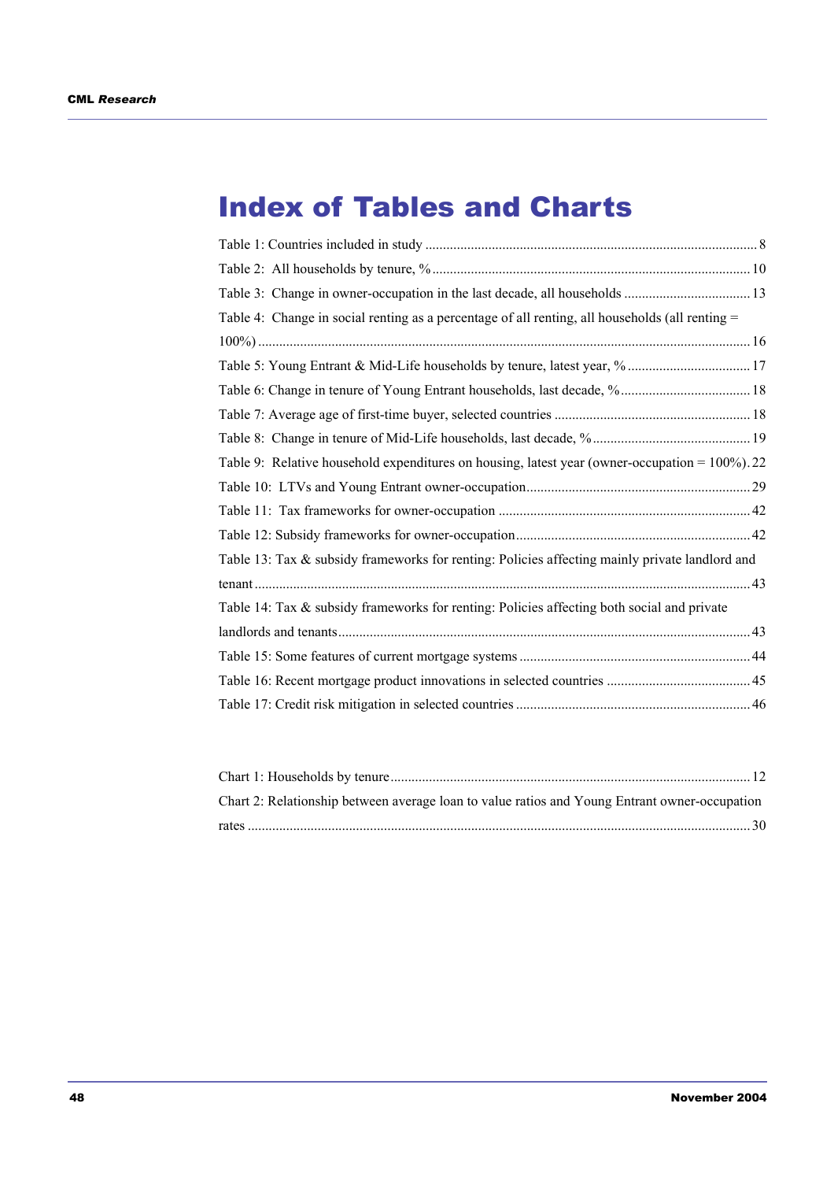# Index of Tables and Charts

Table 1: Countries included in study ............................................................................................ 8

Table 2: All households by tenure, % ......................................................................................... 10

Table 3: Change in owner-occupation in the last decade, all households .................................... 13

Table 4: Change in social renting as a percentage of all renting, all households (all renting = 100%) ............................................................................................................................................ 16

Table 5: Young Entrant & Mid-Life households by tenure, latest year, % .................................. 17

Table 6: Change in tenure of Young Entrant households, last decade, % .................................... 18

Table 7: Average age of first-time buyer, selected countries ....................................................... 18

Table 8: Change in tenure of Mid-Life households, last decade, % ............................................ 19

Table 9: Relative household expenditures on housing, latest year (owner-occupation = 100%). 22

Table 10: LTVs and Young Entrant owner-occupation ............................................................... 29

Table 11: Tax frameworks for owner-occupation ....................................................................... 42

Table 12: Subsidy frameworks for owner-occupation .................................................................. 42

Table 13: Tax & subsidy frameworks for renting: Policies affecting mainly private landlord and tenant ........................................................................................................................................... 43

Table 14: Tax & subsidy frameworks for renting: Policies affecting both social and private landlords and tenants .................................................................................................................... 43

Table 15: Some features of current mortgage systems ................................................................. 44

Table 16: Recent mortgage product innovations in selected countries ......................................... 45

Table 17: Credit risk mitigation in selected countries .................................................................. 46

Chart 1: Households by tenure ...................................................................................................... 12

Chart 2: Relationship between average loan to value ratios and Young Entrant owner-occupation rates ............................................................................................................................................. 30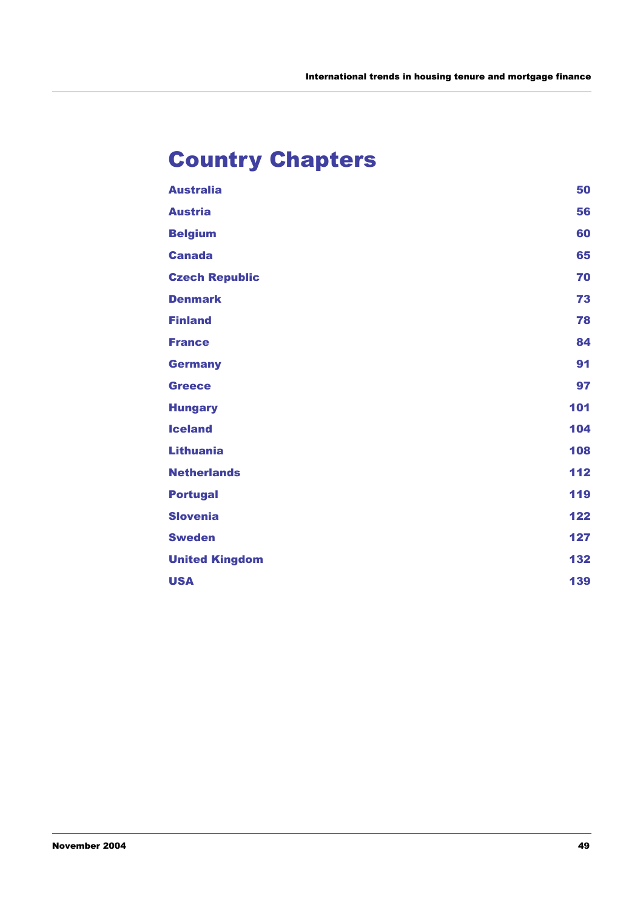# Country Chapters

| | |
|---|---|
| **Australia** | **50** |
| **Austria** | **56** |
| **Belgium** | **60** |
| **Canada** | **65** |
| **Czech Republic** | **70** |
| **Denmark** | **73** |
| **Finland** | **78** |
| **France** | **84** |
| **Germany** | **91** |
| **Greece** | **97** |
| **Hungary** | **101** |
| **Iceland** | **104** |
| **Lithuania** | **108** |
| **Netherlands** | **112** |
| **Portugal** | **119** |
| **Slovenia** | **122** |
| **Sweden** | **127** |
| **United Kingdom** | **132** |
| **USA** | **139** |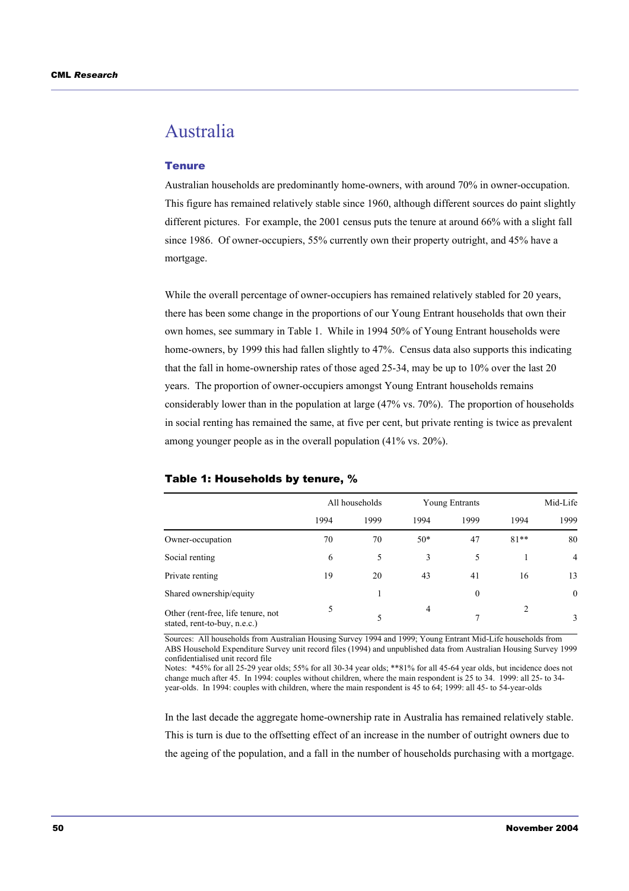# Australia

## Tenure

Australian households are predominantly home-owners, with around 70% in owner-occupation. This figure has remained relatively stable since 1960, although different sources do paint slightly different pictures. For example, the 2001 census puts the tenure at around 66% with a slight fall since 1986. Of owner-occupiers, 55% currently own their property outright, and 45% have a mortgage.

While the overall percentage of owner-occupiers has remained relatively stabled for 20 years, there has been some change in the proportions of our Young Entrant households that own their own homes, see summary in Table 1. While in 1994 50% of Young Entrant households were home-owners, by 1999 this had fallen slightly to 47%. Census data also supports this indicating that the fall in home-ownership rates of those aged 25-34, may be up to 10% over the last 20 years. The proportion of owner-occupiers amongst Young Entrant households remains considerably lower than in the population at large (47% vs. 70%). The proportion of households in social renting has remained the same, at five per cent, but private renting is twice as prevalent among younger people as in the overall population (41% vs. 20%).

**Table 1: Households by tenure, %**

| | All households | | Young Entrants | | Mid-Life | |
|---|---|---|---|---|---|---|
| | 1994 | 1999 | 1994 | 1999 | 1994 | 1999 |
| Owner-occupation | 70 | 70 | 50* | 47 | 81** | 80 |
| Social renting | 6 | 5 | 3 | 5 | 1 | 4 |
| Private renting | 19 | 20 | 43 | 41 | 16 | 13 |
| Shared ownership/equity | | 1 | | 0 | | 0 |
| Other (rent-free, life tenure, not stated, rent-to-buy, n.e.c.) | 5 | 5 | 4 | 7 | 2 | 3 |

Sources: All households from Australian Housing Survey 1994 and 1999; Young Entrant Mid-Life households from ABS Household Expenditure Survey unit record files (1994) and unpublished data from Australian Housing Survey 1999 confidentialised unit record file

Notes: *45% for all 25-29 year olds; 55% for all 30-34 year olds; **81% for all 45-64 year olds, but incidence does not change much after 45. In 1994: couples without children, where the main respondent is 25 to 34. 1999: all 25- to 34-year-olds. In 1994: couples with children, where the main respondent is 45 to 64; 1999: all 45- to 54-year-olds

In the last decade the aggregate home-ownership rate in Australia has remained relatively stable. This is turn is due to the offsetting effect of an increase in the number of outright owners due to the ageing of the population, and a fall in the number of households purchasing with a mortgage.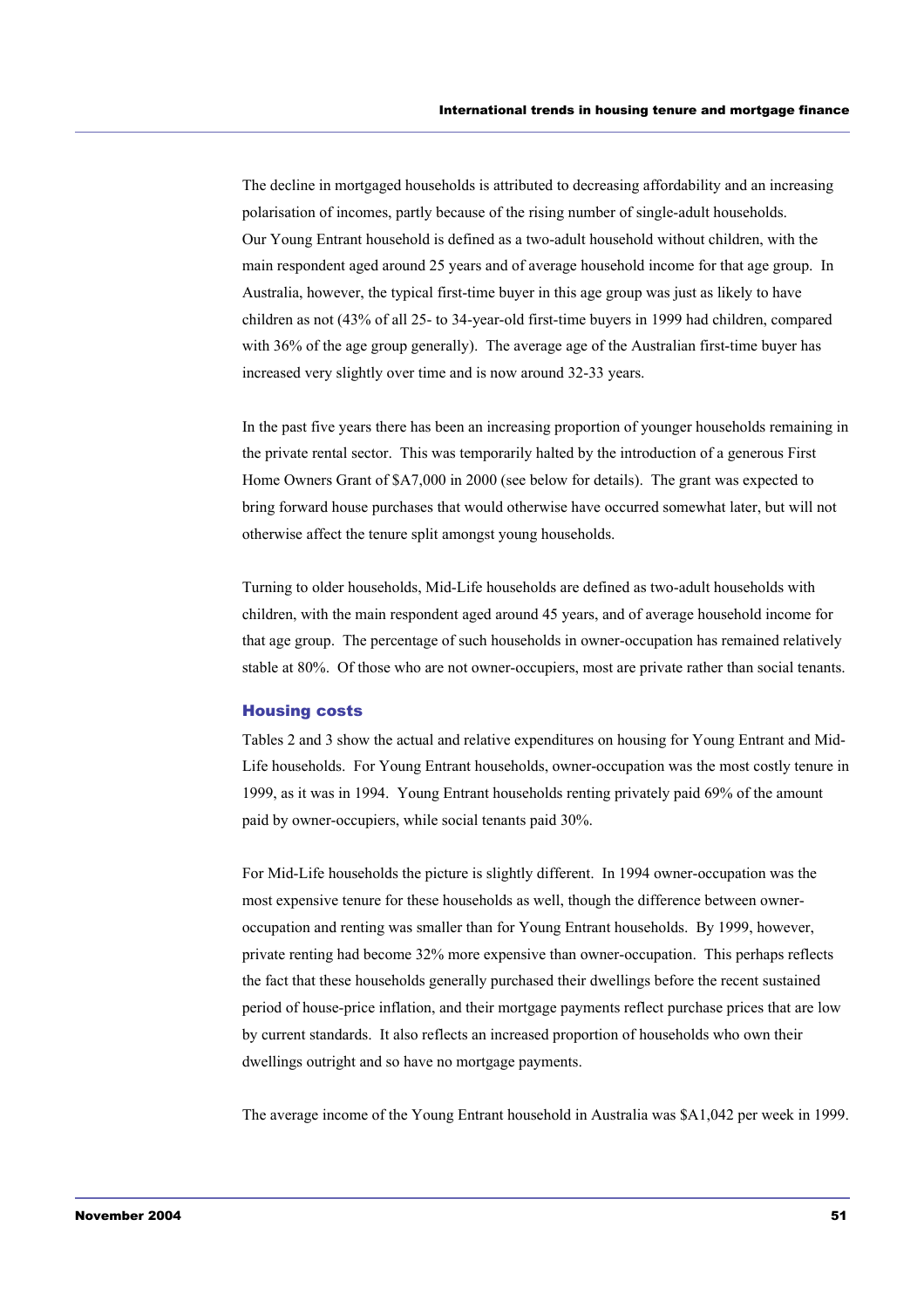The decline in mortgaged households is attributed to decreasing affordability and an increasing polarisation of incomes, partly because of the rising number of single-adult households. Our Young Entrant household is defined as a two-adult household without children, with the main respondent aged around 25 years and of average household income for that age group. In Australia, however, the typical first-time buyer in this age group was just as likely to have children as not (43% of all 25- to 34-year-old first-time buyers in 1999 had children, compared with 36% of the age group generally). The average age of the Australian first-time buyer has increased very slightly over time and is now around 32-33 years.

In the past five years there has been an increasing proportion of younger households remaining in the private rental sector. This was temporarily halted by the introduction of a generous First Home Owners Grant of $A7,000 in 2000 (see below for details). The grant was expected to bring forward house purchases that would otherwise have occurred somewhat later, but will not otherwise affect the tenure split amongst young households.

Turning to older households, Mid-Life households are defined as two-adult households with children, with the main respondent aged around 45 years, and of average household income for that age group. The percentage of such households in owner-occupation has remained relatively stable at 80%. Of those who are not owner-occupiers, most are private rather than social tenants.

### Housing costs

Tables 2 and 3 show the actual and relative expenditures on housing for Young Entrant and Mid-Life households. For Young Entrant households, owner-occupation was the most costly tenure in 1999, as it was in 1994. Young Entrant households renting privately paid 69% of the amount paid by owner-occupiers, while social tenants paid 30%.

For Mid-Life households the picture is slightly different. In 1994 owner-occupation was the most expensive tenure for these households as well, though the difference between owner-occupation and renting was smaller than for Young Entrant households. By 1999, however, private renting had become 32% more expensive than owner-occupation. This perhaps reflects the fact that these households generally purchased their dwellings before the recent sustained period of house-price inflation, and their mortgage payments reflect purchase prices that are low by current standards. It also reflects an increased proportion of households who own their dwellings outright and so have no mortgage payments.

The average income of the Young Entrant household in Australia was $A1,042 per week in 1999.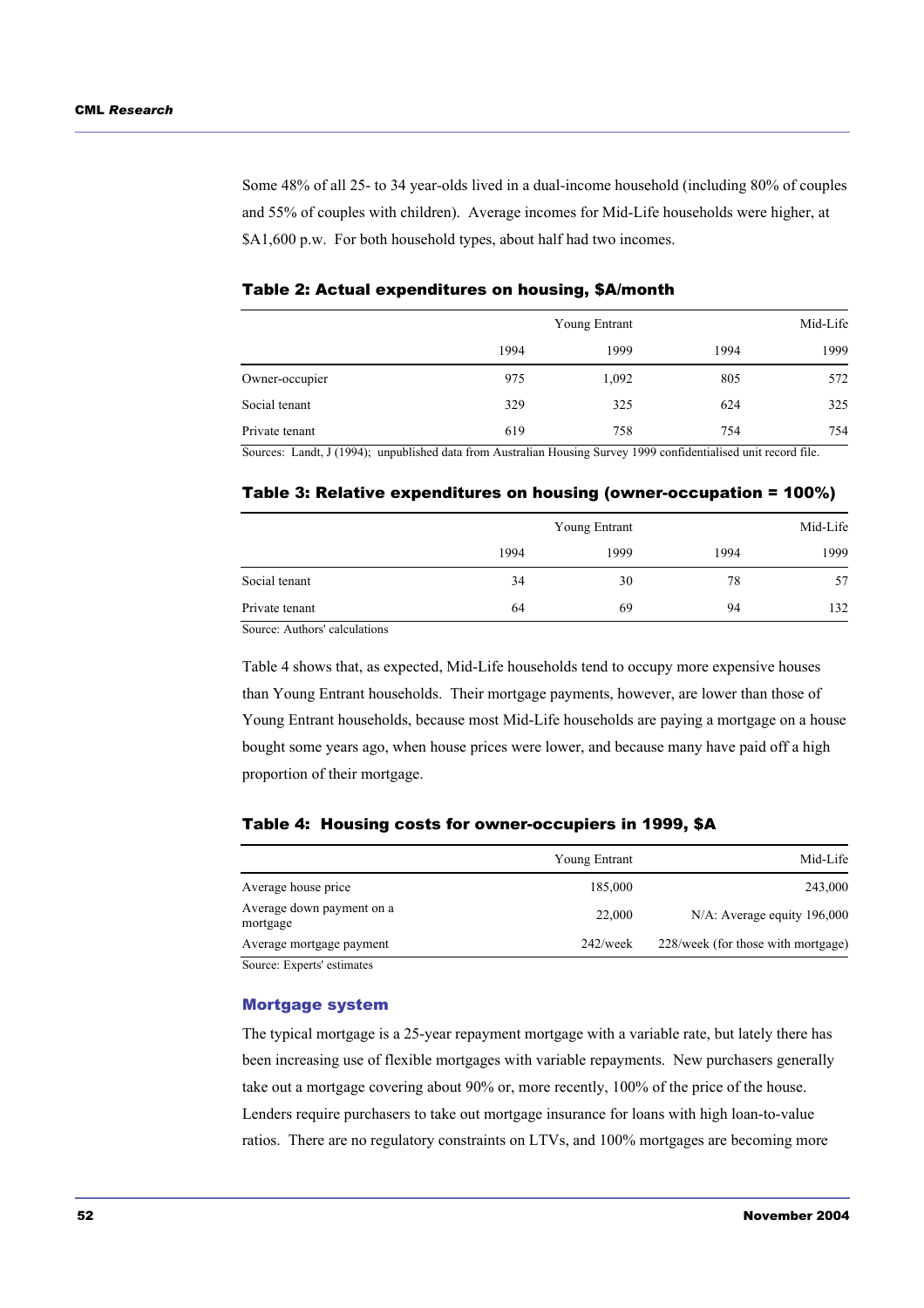Some 48% of all 25- to 34 year-olds lived in a dual-income household (including 80% of couples and 55% of couples with children). Average incomes for Mid-Life households were higher, at $A1,600 p.w. For both household types, about half had two incomes.

**Table 2: Actual expenditures on housing, $A/month**

| | Young Entrant | | Mid-Life | |
|---|---|---|---|---|
| | 1994 | 1999 | 1994 | 1999 |
| Owner-occupier | 975 | 1,092 | 805 | 572 |
| Social tenant | 329 | 325 | 624 | 325 |
| Private tenant | 619 | 758 | 754 | 754 |

Sources: Landt, J (1994); unpublished data from Australian Housing Survey 1999 confidentialised unit record file.

**Table 3: Relative expenditures on housing (owner-occupation = 100%)**

| | Young Entrant | | Mid-Life | |
|---|---|---|---|---|
| | 1994 | 1999 | 1994 | 1999 |
| Social tenant | 34 | 30 | 78 | 57 |
| Private tenant | 64 | 69 | 94 | 132 |

Source: Authors' calculations

Table 4 shows that, as expected, Mid-Life households tend to occupy more expensive houses than Young Entrant households. Their mortgage payments, however, are lower than those of Young Entrant households, because most Mid-Life households are paying a mortgage on a house bought some years ago, when house prices were lower, and because many have paid off a high proportion of their mortgage.

**Table 4: Housing costs for owner-occupiers in 1999, $A**

| | Young Entrant | Mid-Life |
|---|---|---|
| Average house price | 185,000 | 243,000 |
| Average down payment on a mortgage | 22,000 | N/A: Average equity 196,000 |
| Average mortgage payment | 242/week | 228/week (for those with mortgage) |

Source: Experts' estimates

### Mortgage system

The typical mortgage is a 25-year repayment mortgage with a variable rate, but lately there has been increasing use of flexible mortgages with variable repayments. New purchasers generally take out a mortgage covering about 90% or, more recently, 100% of the price of the house. Lenders require purchasers to take out mortgage insurance for loans with high loan-to-value ratios. There are no regulatory constraints on LTVs, and 100% mortgages are becoming more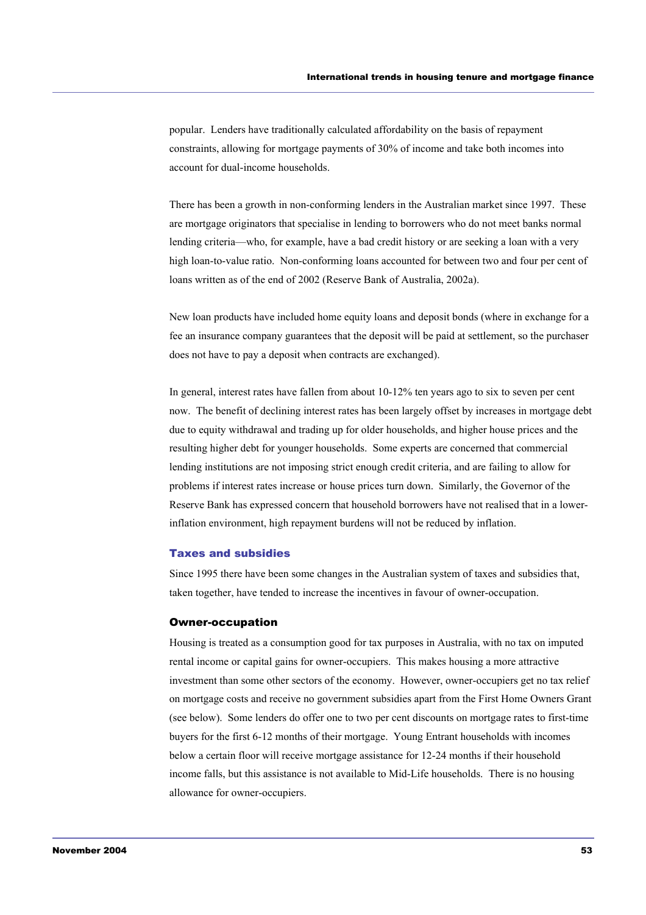popular. Lenders have traditionally calculated affordability on the basis of repayment constraints, allowing for mortgage payments of 30% of income and take both incomes into account for dual-income households.

There has been a growth in non-conforming lenders in the Australian market since 1997. These are mortgage originators that specialise in lending to borrowers who do not meet banks normal lending criteria—who, for example, have a bad credit history or are seeking a loan with a very high loan-to-value ratio. Non-conforming loans accounted for between two and four per cent of loans written as of the end of 2002 (Reserve Bank of Australia, 2002a).

New loan products have included home equity loans and deposit bonds (where in exchange for a fee an insurance company guarantees that the deposit will be paid at settlement, so the purchaser does not have to pay a deposit when contracts are exchanged).

In general, interest rates have fallen from about 10-12% ten years ago to six to seven per cent now. The benefit of declining interest rates has been largely offset by increases in mortgage debt due to equity withdrawal and trading up for older households, and higher house prices and the resulting higher debt for younger households. Some experts are concerned that commercial lending institutions are not imposing strict enough credit criteria, and are failing to allow for problems if interest rates increase or house prices turn down. Similarly, the Governor of the Reserve Bank has expressed concern that household borrowers have not realised that in a lower-inflation environment, high repayment burdens will not be reduced by inflation.

### Taxes and subsidies

Since 1995 there have been some changes in the Australian system of taxes and subsidies that, taken together, have tended to increase the incentives in favour of owner-occupation.

#### Owner-occupation

Housing is treated as a consumption good for tax purposes in Australia, with no tax on imputed rental income or capital gains for owner-occupiers. This makes housing a more attractive investment than some other sectors of the economy. However, owner-occupiers get no tax relief on mortgage costs and receive no government subsidies apart from the First Home Owners Grant (see below). Some lenders do offer one to two per cent discounts on mortgage rates to first-time buyers for the first 6-12 months of their mortgage. Young Entrant households with incomes below a certain floor will receive mortgage assistance for 12-24 months if their household income falls, but this assistance is not available to Mid-Life households. There is no housing allowance for owner-occupiers.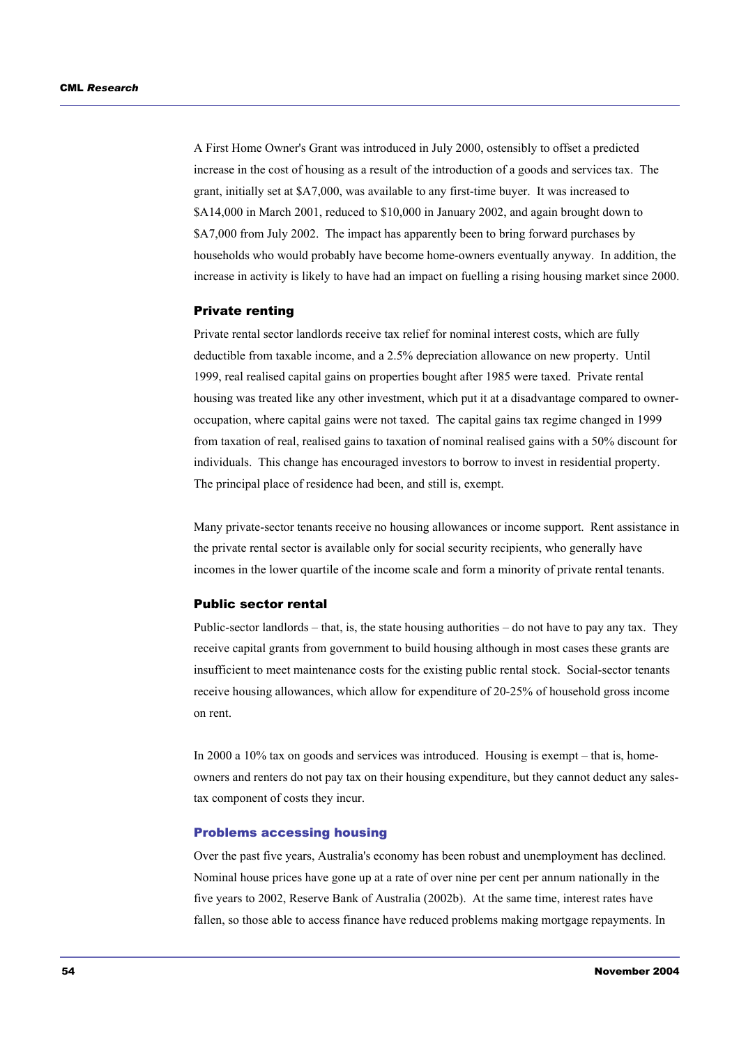A First Home Owner's Grant was introduced in July 2000, ostensibly to offset a predicted increase in the cost of housing as a result of the introduction of a goods and services tax. The grant, initially set at $A7,000, was available to any first-time buyer. It was increased to $A14,000 in March 2001, reduced to $10,000 in January 2002, and again brought down to $A7,000 from July 2002. The impact has apparently been to bring forward purchases by households who would probably have become home-owners eventually anyway. In addition, the increase in activity is likely to have had an impact on fuelling a rising housing market since 2000.

### Private renting

Private rental sector landlords receive tax relief for nominal interest costs, which are fully deductible from taxable income, and a 2.5% depreciation allowance on new property. Until 1999, real realised capital gains on properties bought after 1985 were taxed. Private rental housing was treated like any other investment, which put it at a disadvantage compared to owner-occupation, where capital gains were not taxed. The capital gains tax regime changed in 1999 from taxation of real, realised gains to taxation of nominal realised gains with a 50% discount for individuals. This change has encouraged investors to borrow to invest in residential property. The principal place of residence had been, and still is, exempt.

Many private-sector tenants receive no housing allowances or income support. Rent assistance in the private rental sector is available only for social security recipients, who generally have incomes in the lower quartile of the income scale and form a minority of private rental tenants.

### Public sector rental

Public-sector landlords – that, is, the state housing authorities – do not have to pay any tax. They receive capital grants from government to build housing although in most cases these grants are insufficient to meet maintenance costs for the existing public rental stock. Social-sector tenants receive housing allowances, which allow for expenditure of 20-25% of household gross income on rent.

In 2000 a 10% tax on goods and services was introduced. Housing is exempt – that is, home-owners and renters do not pay tax on their housing expenditure, but they cannot deduct any sales-tax component of costs they incur.

## Problems accessing housing

Over the past five years, Australia's economy has been robust and unemployment has declined. Nominal house prices have gone up at a rate of over nine per cent per annum nationally in the five years to 2002, Reserve Bank of Australia (2002b). At the same time, interest rates have fallen, so those able to access finance have reduced problems making mortgage repayments. In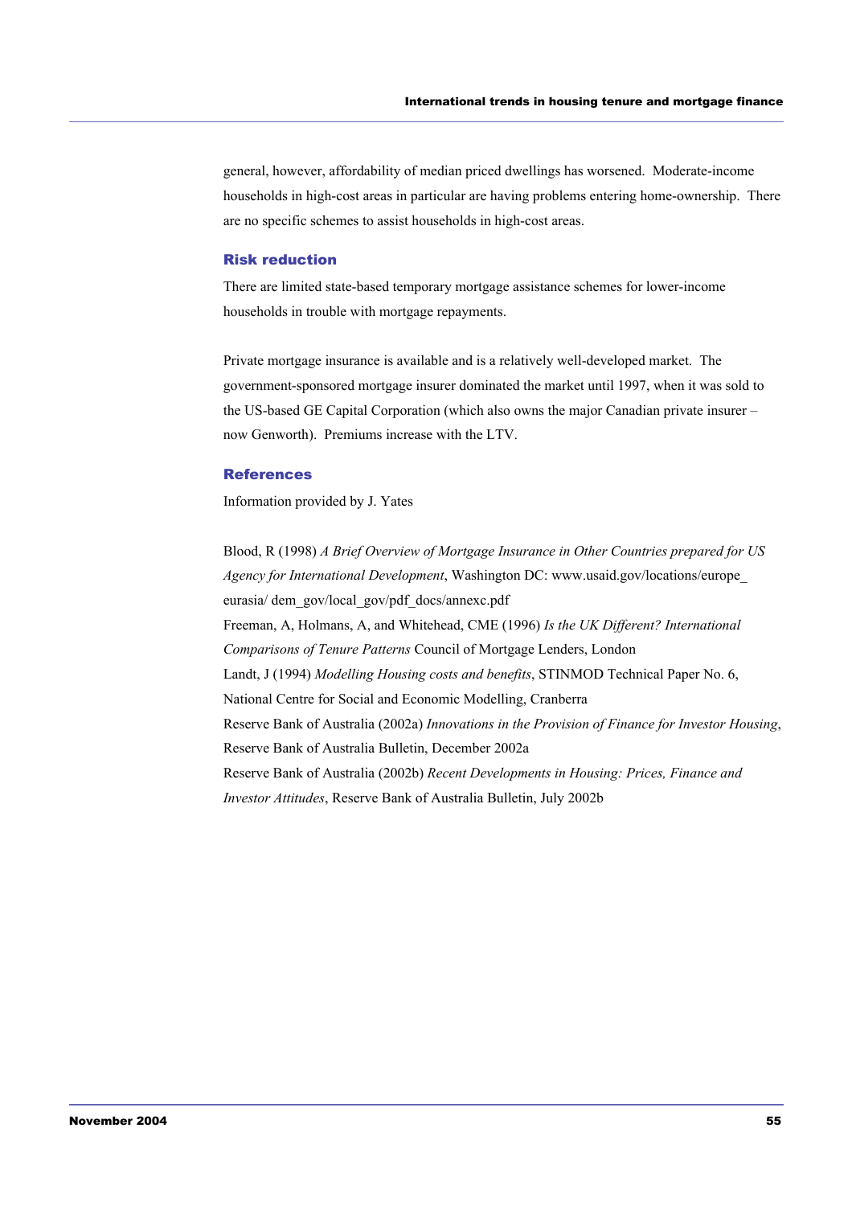general, however, affordability of median priced dwellings has worsened. Moderate-income households in high-cost areas in particular are having problems entering home-ownership. There are no specific schemes to assist households in high-cost areas.

### Risk reduction

There are limited state-based temporary mortgage assistance schemes for lower-income households in trouble with mortgage repayments.

Private mortgage insurance is available and is a relatively well-developed market. The government-sponsored mortgage insurer dominated the market until 1997, when it was sold to the US-based GE Capital Corporation (which also owns the major Canadian private insurer – now Genworth). Premiums increase with the LTV.

### References

Information provided by J. Yates

Blood, R (1998) *A Brief Overview of Mortgage Insurance in Other Countries prepared for US Agency for International Development*, Washington DC: www.usaid.gov/locations/europe_ eurasia/ dem_gov/local_gov/pdf_docs/annexc.pdf

Freeman, A, Holmans, A, and Whitehead, CME (1996) *Is the UK Different? International Comparisons of Tenure Patterns* Council of Mortgage Lenders, London

Landt, J (1994) *Modelling Housing costs and benefits*, STINMOD Technical Paper No. 6, National Centre for Social and Economic Modelling, Cranberra

Reserve Bank of Australia (2002a) *Innovations in the Provision of Finance for Investor Housing*, Reserve Bank of Australia Bulletin, December 2002a

Reserve Bank of Australia (2002b) *Recent Developments in Housing: Prices, Finance and Investor Attitudes*, Reserve Bank of Australia Bulletin, July 2002b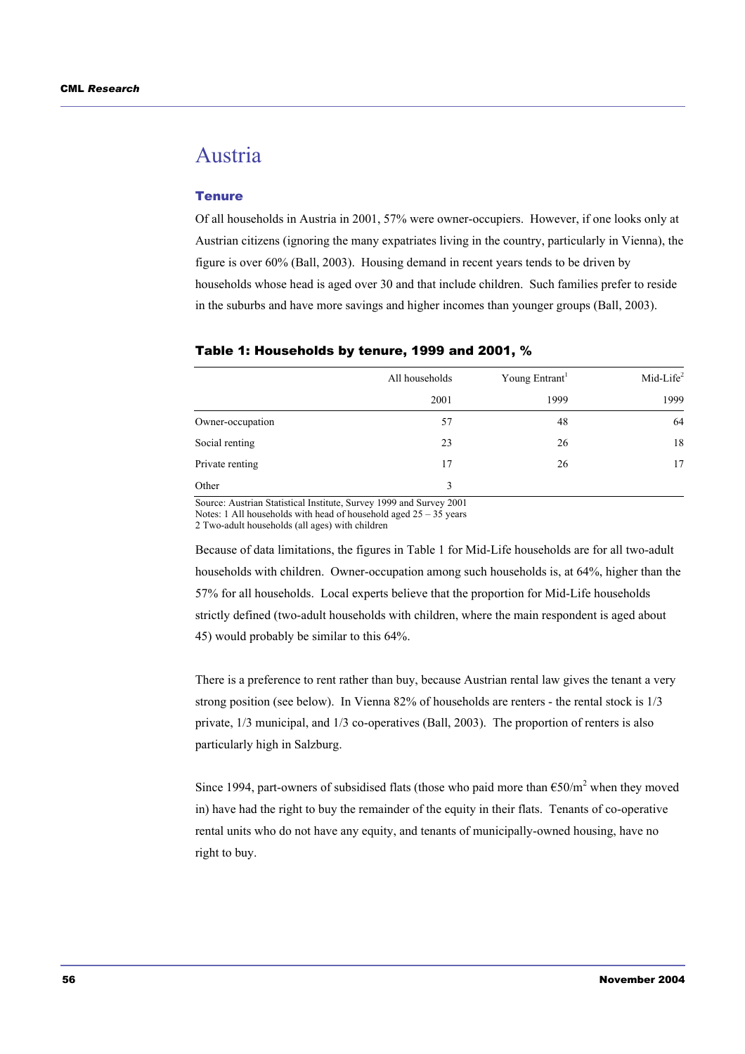# Austria

## Tenure

Of all households in Austria in 2001, 57% were owner-occupiers. However, if one looks only at Austrian citizens (ignoring the many expatriates living in the country, particularly in Vienna), the figure is over 60% (Ball, 2003). Housing demand in recent years tends to be driven by households whose head is aged over 30 and that include children. Such families prefer to reside in the suburbs and have more savings and higher incomes than younger groups (Ball, 2003).

### Table 1: Households by tenure, 1999 and 2001, %

| | All households | Young Entrant[1] | Mid-Life[2] |
|---|---|---|---|
| | 2001 | 1999 | 1999 |
| Owner-occupation | 57 | 48 | 64 |
| Social renting | 23 | 26 | 18 |
| Private renting | 17 | 26 | 17 |
| Other | 3 | | |

Source: Austrian Statistical Institute, Survey 1999 and Survey 2001
Notes: 1 All households with head of household aged 25 – 35 years
2 Two-adult households (all ages) with children

Because of data limitations, the figures in Table 1 for Mid-Life households are for all two-adult households with children. Owner-occupation among such households is, at 64%, higher than the 57% for all households. Local experts believe that the proportion for Mid-Life households strictly defined (two-adult households with children, where the main respondent is aged about 45) would probably be similar to this 64%.

There is a preference to rent rather than buy, because Austrian rental law gives the tenant a very strong position (see below). In Vienna 82% of households are renters - the rental stock is 1/3 private, 1/3 municipal, and 1/3 co-operatives (Ball, 2003). The proportion of renters is also particularly high in Salzburg.

Since 1994, part-owners of subsidised flats (those who paid more than €50/m$^2$ when they moved in) have had the right to buy the remainder of the equity in their flats. Tenants of co-operative rental units who do not have any equity, and tenants of municipally-owned housing, have no right to buy.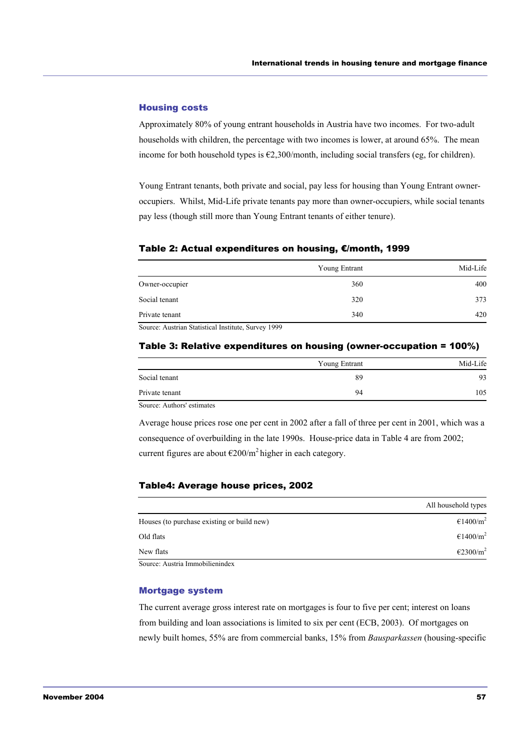## Housing costs

Approximately 80% of young entrant households in Austria have two incomes. For two-adult households with children, the percentage with two incomes is lower, at around 65%. The mean income for both household types is €2,300/month, including social transfers (eg, for children).

Young Entrant tenants, both private and social, pay less for housing than Young Entrant owner-occupiers. Whilst, Mid-Life private tenants pay more than owner-occupiers, while social tenants pay less (though still more than Young Entrant tenants of either tenure).

### Table 2: Actual expenditures on housing, €/month, 1999

| | Young Entrant | Mid-Life |
|---|---|---|
| Owner-occupier | 360 | 400 |
| Social tenant | 320 | 373 |
| Private tenant | 340 | 420 |

Source: Austrian Statistical Institute, Survey 1999

### Table 3: Relative expenditures on housing (owner-occupation = 100%)

| | Young Entrant | Mid-Life |
|---|---|---|
| Social tenant | 89 | 93 |
| Private tenant | 94 | 105 |

Source: Authors' estimates

Average house prices rose one per cent in 2002 after a fall of three per cent in 2001, which was a consequence of overbuilding in the late 1990s. House-price data in Table 4 are from 2002; current figures are about €200/m$^2$ higher in each category.

### Table4: Average house prices, 2002

| | All household types |
|---|---|
| Houses (to purchase existing or build new) | €1400/m$^2$ |
| Old flats | €1400/m$^2$ |
| New flats | €2300/m$^2$ |

Source: Austria Immobilienindex

## Mortgage system

The current average gross interest rate on mortgages is four to five per cent; interest on loans from building and loan associations is limited to six per cent (ECB, 2003). Of mortgages on newly built homes, 55% are from commercial banks, 15% from *Bausparkassen* (housing-specific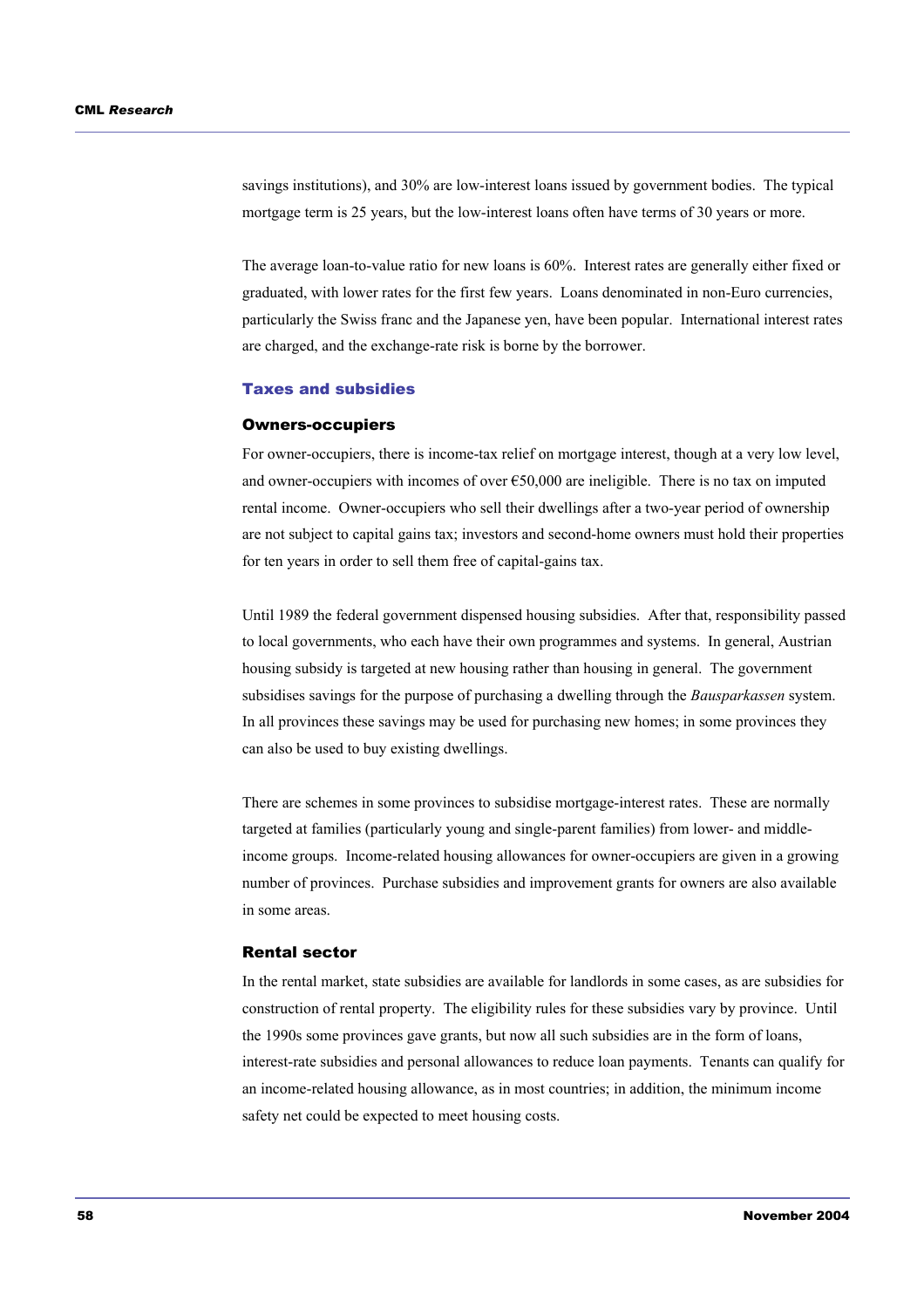savings institutions), and 30% are low-interest loans issued by government bodies. The typical mortgage term is 25 years, but the low-interest loans often have terms of 30 years or more.

The average loan-to-value ratio for new loans is 60%. Interest rates are generally either fixed or graduated, with lower rates for the first few years. Loans denominated in non-Euro currencies, particularly the Swiss franc and the Japanese yen, have been popular. International interest rates are charged, and the exchange-rate risk is borne by the borrower.

## Taxes and subsidies

### Owners-occupiers

For owner-occupiers, there is income-tax relief on mortgage interest, though at a very low level, and owner-occupiers with incomes of over €50,000 are ineligible. There is no tax on imputed rental income. Owner-occupiers who sell their dwellings after a two-year period of ownership are not subject to capital gains tax; investors and second-home owners must hold their properties for ten years in order to sell them free of capital-gains tax.

Until 1989 the federal government dispensed housing subsidies. After that, responsibility passed to local governments, who each have their own programmes and systems. In general, Austrian housing subsidy is targeted at new housing rather than housing in general. The government subsidises savings for the purpose of purchasing a dwelling through the *Bausparkassen* system. In all provinces these savings may be used for purchasing new homes; in some provinces they can also be used to buy existing dwellings.

There are schemes in some provinces to subsidise mortgage-interest rates. These are normally targeted at families (particularly young and single-parent families) from lower- and middle-income groups. Income-related housing allowances for owner-occupiers are given in a growing number of provinces. Purchase subsidies and improvement grants for owners are also available in some areas.

### Rental sector

In the rental market, state subsidies are available for landlords in some cases, as are subsidies for construction of rental property. The eligibility rules for these subsidies vary by province. Until the 1990s some provinces gave grants, but now all such subsidies are in the form of loans, interest-rate subsidies and personal allowances to reduce loan payments. Tenants can qualify for an income-related housing allowance, as in most countries; in addition, the minimum income safety net could be expected to meet housing costs.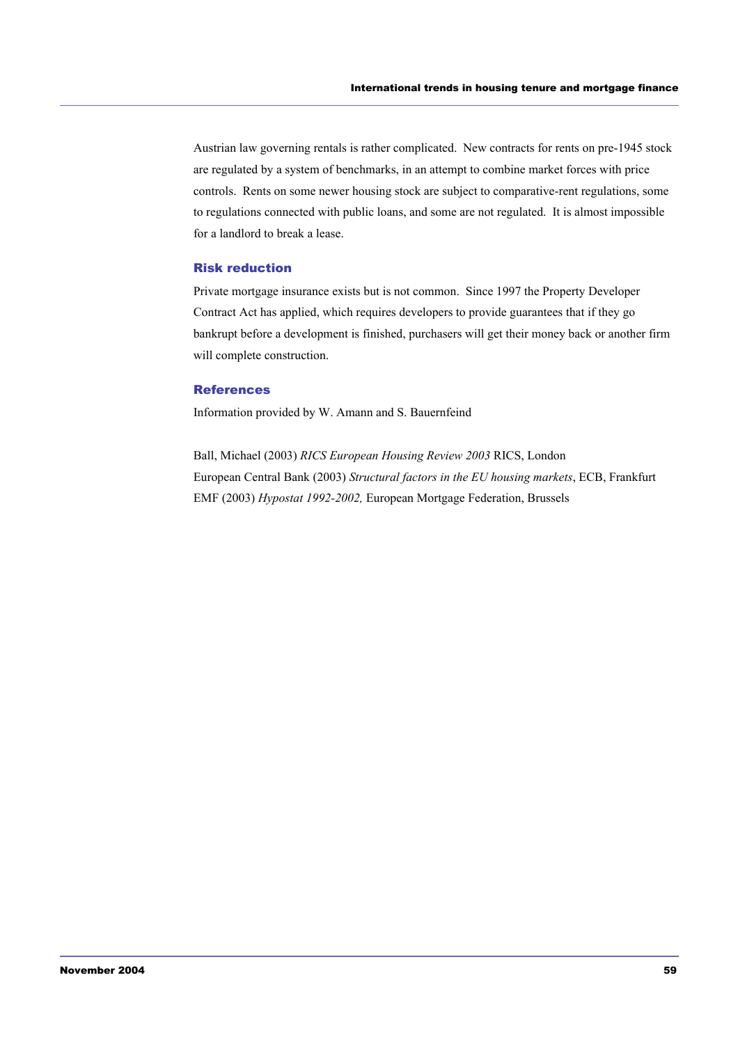Austrian law governing rentals is rather complicated. New contracts for rents on pre-1945 stock are regulated by a system of benchmarks, in an attempt to combine market forces with price controls. Rents on some newer housing stock are subject to comparative-rent regulations, some to regulations connected with public loans, and some are not regulated. It is almost impossible for a landlord to break a lease.

### Risk reduction

Private mortgage insurance exists but is not common. Since 1997 the Property Developer Contract Act has applied, which requires developers to provide guarantees that if they go bankrupt before a development is finished, purchasers will get their money back or another firm will complete construction.

### References

Information provided by W. Amann and S. Bauernfeind

Ball, Michael (2003) *RICS European Housing Review 2003* RICS, London

European Central Bank (2003) *Structural factors in the EU housing markets*, ECB, Frankfurt

EMF (2003) *Hypostat 1992-2002,* European Mortgage Federation, Brussels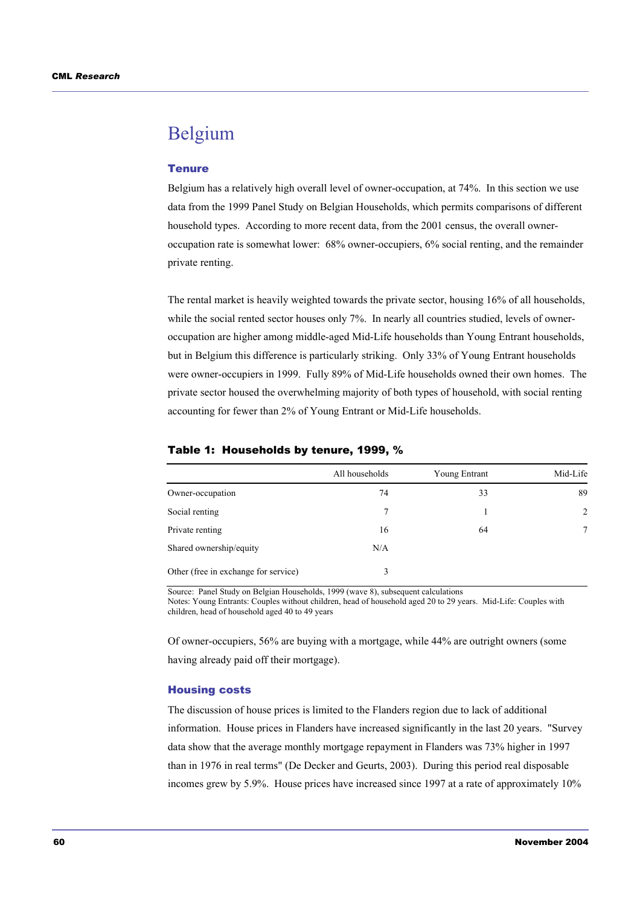# Belgium

## Tenure

Belgium has a relatively high overall level of owner-occupation, at 74%. In this section we use data from the 1999 Panel Study on Belgian Households, which permits comparisons of different household types. According to more recent data, from the 2001 census, the overall owner-occupation rate is somewhat lower: 68% owner-occupiers, 6% social renting, and the remainder private renting.

The rental market is heavily weighted towards the private sector, housing 16% of all households, while the social rented sector houses only 7%. In nearly all countries studied, levels of owner-occupation are higher among middle-aged Mid-Life households than Young Entrant households, but in Belgium this difference is particularly striking. Only 33% of Young Entrant households were owner-occupiers in 1999. Fully 89% of Mid-Life households owned their own homes. The private sector housed the overwhelming majority of both types of household, with social renting accounting for fewer than 2% of Young Entrant or Mid-Life households.

**Table 1: Households by tenure, 1999, %**

| | All households | Young Entrant | Mid-Life |
|---|---|---|---|
| Owner-occupation | 74 | 33 | 89 |
| Social renting | 7 | 1 | 2 |
| Private renting | 16 | 64 | 7 |
| Shared ownership/equity | N/A | | |
| Other (free in exchange for service) | 3 | | |

Source: Panel Study on Belgian Households, 1999 (wave 8), subsequent calculations
Notes: Young Entrants: Couples without children, head of household aged 20 to 29 years. Mid-Life: Couples with children, head of household aged 40 to 49 years

Of owner-occupiers, 56% are buying with a mortgage, while 44% are outright owners (some having already paid off their mortgage).

## Housing costs

The discussion of house prices is limited to the Flanders region due to lack of additional information. House prices in Flanders have increased significantly in the last 20 years. "Survey data show that the average monthly mortgage repayment in Flanders was 73% higher in 1997 than in 1976 in real terms" (De Decker and Geurts, 2003). During this period real disposable incomes grew by 5.9%. House prices have increased since 1997 at a rate of approximately 10%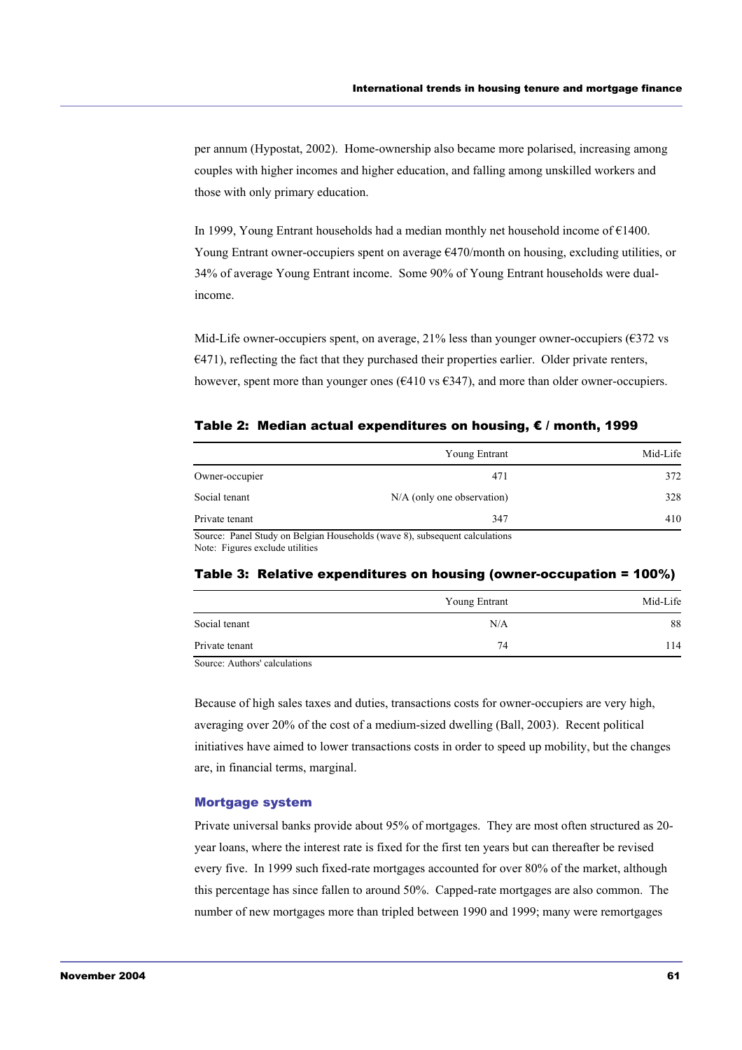per annum (Hypostat, 2002). Home-ownership also became more polarised, increasing among couples with higher incomes and higher education, and falling among unskilled workers and those with only primary education.

In 1999, Young Entrant households had a median monthly net household income of €1400. Young Entrant owner-occupiers spent on average €470/month on housing, excluding utilities, or 34% of average Young Entrant income. Some 90% of Young Entrant households were dual-income.

Mid-Life owner-occupiers spent, on average, 21% less than younger owner-occupiers (€372 vs €471), reflecting the fact that they purchased their properties earlier. Older private renters, however, spent more than younger ones (€410 vs €347), and more than older owner-occupiers.

**Table 2: Median actual expenditures on housing, € / month, 1999**

| | Young Entrant | Mid-Life |
|---|---|---|
| Owner-occupier | 471 | 372 |
| Social tenant | N/A (only one observation) | 328 |
| Private tenant | 347 | 410 |

Source: Panel Study on Belgian Households (wave 8), subsequent calculations
Note: Figures exclude utilities

**Table 3: Relative expenditures on housing (owner-occupation = 100%)**

| | Young Entrant | Mid-Life |
|---|---|---|
| Social tenant | N/A | 88 |
| Private tenant | 74 | 114 |

Source: Authors' calculations

Because of high sales taxes and duties, transactions costs for owner-occupiers are very high, averaging over 20% of the cost of a medium-sized dwelling (Ball, 2003). Recent political initiatives have aimed to lower transactions costs in order to speed up mobility, but the changes are, in financial terms, marginal.

### Mortgage system

Private universal banks provide about 95% of mortgages. They are most often structured as 20-year loans, where the interest rate is fixed for the first ten years but can thereafter be revised every five. In 1999 such fixed-rate mortgages accounted for over 80% of the market, although this percentage has since fallen to around 50%. Capped-rate mortgages are also common. The number of new mortgages more than tripled between 1990 and 1999; many were remortgages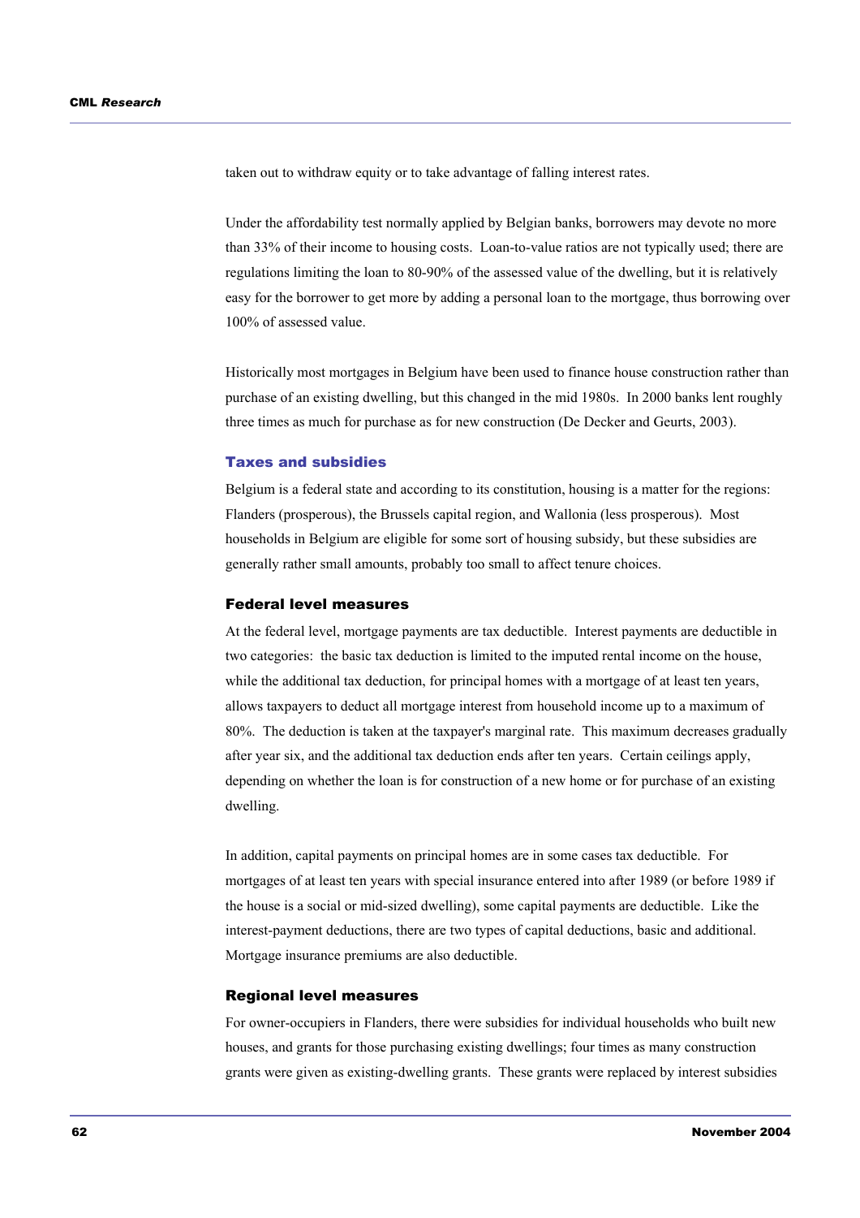taken out to withdraw equity or to take advantage of falling interest rates.

Under the affordability test normally applied by Belgian banks, borrowers may devote no more than 33% of their income to housing costs. Loan-to-value ratios are not typically used; there are regulations limiting the loan to 80-90% of the assessed value of the dwelling, but it is relatively easy for the borrower to get more by adding a personal loan to the mortgage, thus borrowing over 100% of assessed value.

Historically most mortgages in Belgium have been used to finance house construction rather than purchase of an existing dwelling, but this changed in the mid 1980s. In 2000 banks lent roughly three times as much for purchase as for new construction (De Decker and Geurts, 2003).

### Taxes and subsidies

Belgium is a federal state and according to its constitution, housing is a matter for the regions: Flanders (prosperous), the Brussels capital region, and Wallonia (less prosperous). Most households in Belgium are eligible for some sort of housing subsidy, but these subsidies are generally rather small amounts, probably too small to affect tenure choices.

#### Federal level measures

At the federal level, mortgage payments are tax deductible. Interest payments are deductible in two categories: the basic tax deduction is limited to the imputed rental income on the house, while the additional tax deduction, for principal homes with a mortgage of at least ten years, allows taxpayers to deduct all mortgage interest from household income up to a maximum of 80%. The deduction is taken at the taxpayer's marginal rate. This maximum decreases gradually after year six, and the additional tax deduction ends after ten years. Certain ceilings apply, depending on whether the loan is for construction of a new home or for purchase of an existing dwelling.

In addition, capital payments on principal homes are in some cases tax deductible. For mortgages of at least ten years with special insurance entered into after 1989 (or before 1989 if the house is a social or mid-sized dwelling), some capital payments are deductible. Like the interest-payment deductions, there are two types of capital deductions, basic and additional. Mortgage insurance premiums are also deductible.

#### Regional level measures

For owner-occupiers in Flanders, there were subsidies for individual households who built new houses, and grants for those purchasing existing dwellings; four times as many construction grants were given as existing-dwelling grants. These grants were replaced by interest subsidies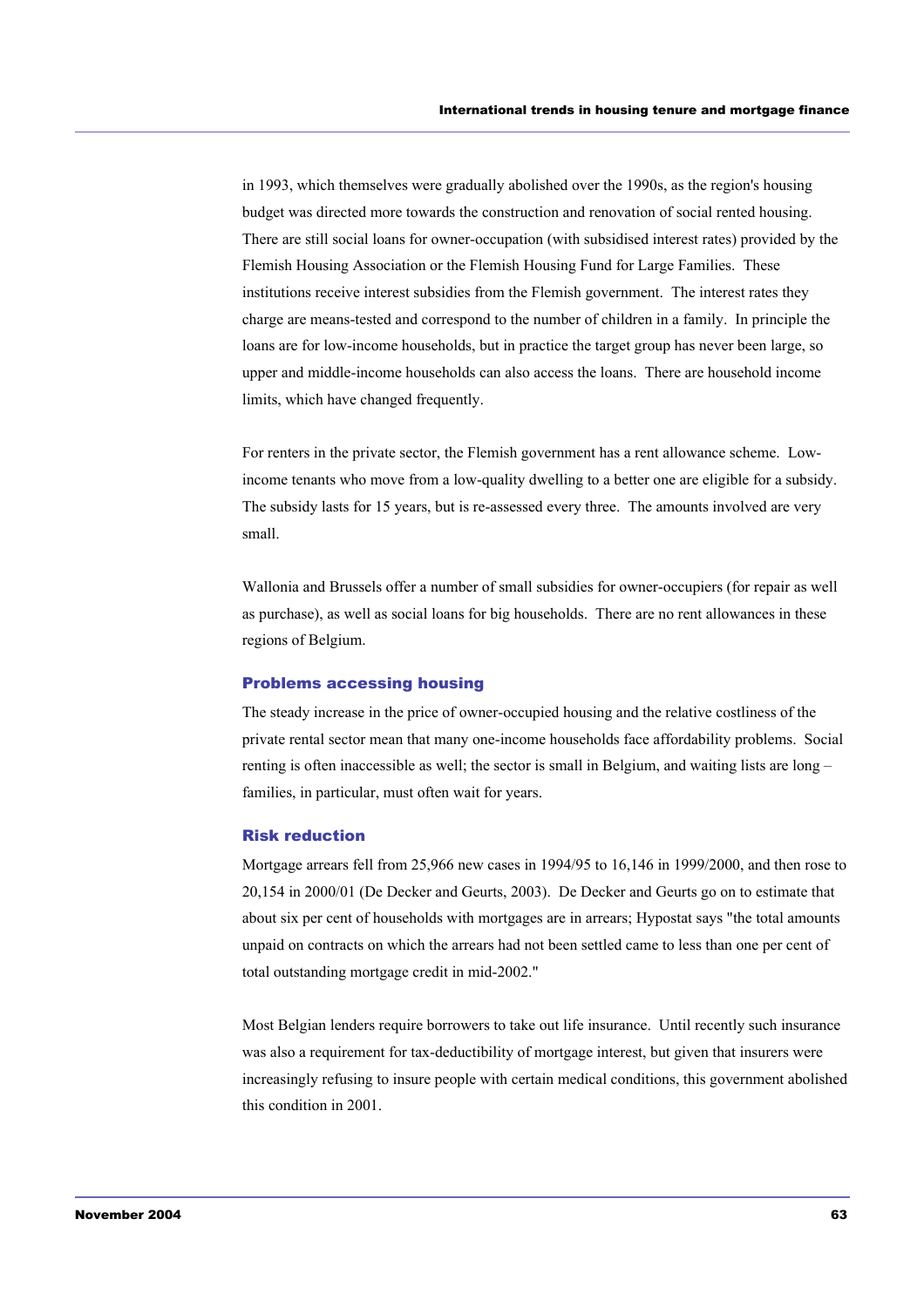in 1993, which themselves were gradually abolished over the 1990s, as the region's housing budget was directed more towards the construction and renovation of social rented housing. There are still social loans for owner-occupation (with subsidised interest rates) provided by the Flemish Housing Association or the Flemish Housing Fund for Large Families. These institutions receive interest subsidies from the Flemish government. The interest rates they charge are means-tested and correspond to the number of children in a family. In principle the loans are for low-income households, but in practice the target group has never been large, so upper and middle-income households can also access the loans. There are household income limits, which have changed frequently.

For renters in the private sector, the Flemish government has a rent allowance scheme. Low-income tenants who move from a low-quality dwelling to a better one are eligible for a subsidy. The subsidy lasts for 15 years, but is re-assessed every three. The amounts involved are very small.

Wallonia and Brussels offer a number of small subsidies for owner-occupiers (for repair as well as purchase), as well as social loans for big households. There are no rent allowances in these regions of Belgium.

### Problems accessing housing

The steady increase in the price of owner-occupied housing and the relative costliness of the private rental sector mean that many one-income households face affordability problems. Social renting is often inaccessible as well; the sector is small in Belgium, and waiting lists are long – families, in particular, must often wait for years.

### Risk reduction

Mortgage arrears fell from 25,966 new cases in 1994/95 to 16,146 in 1999/2000, and then rose to 20,154 in 2000/01 (De Decker and Geurts, 2003). De Decker and Geurts go on to estimate that about six per cent of households with mortgages are in arrears; Hypostat says "the total amounts unpaid on contracts on which the arrears had not been settled came to less than one per cent of total outstanding mortgage credit in mid-2002."

Most Belgian lenders require borrowers to take out life insurance. Until recently such insurance was also a requirement for tax-deductibility of mortgage interest, but given that insurers were increasingly refusing to insure people with certain medical conditions, this government abolished this condition in 2001.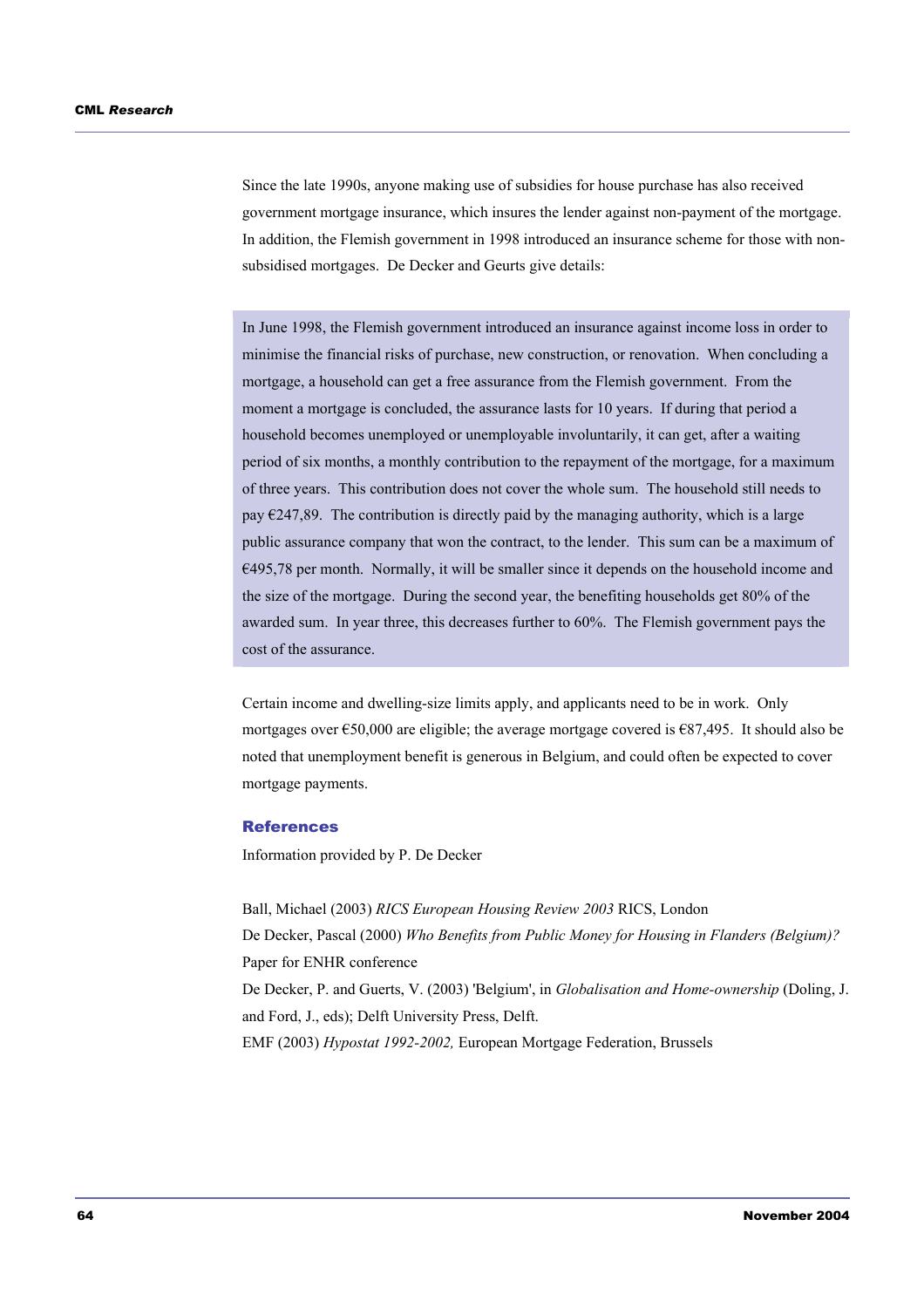Since the late 1990s, anyone making use of subsidies for house purchase has also received government mortgage insurance, which insures the lender against non-payment of the mortgage. In addition, the Flemish government in 1998 introduced an insurance scheme for those with non-subsidised mortgages. De Decker and Geurts give details:

> In June 1998, the Flemish government introduced an insurance against income loss in order to minimise the financial risks of purchase, new construction, or renovation. When concluding a mortgage, a household can get a free assurance from the Flemish government. From the moment a mortgage is concluded, the assurance lasts for 10 years. If during that period a household becomes unemployed or unemployable involuntarily, it can get, after a waiting period of six months, a monthly contribution to the repayment of the mortgage, for a maximum of three years. This contribution does not cover the whole sum. The household still needs to pay €247,89. The contribution is directly paid by the managing authority, which is a large public assurance company that won the contract, to the lender. This sum can be a maximum of €495,78 per month. Normally, it will be smaller since it depends on the household income and the size of the mortgage. During the second year, the benefiting households get 80% of the awarded sum. In year three, this decreases further to 60%. The Flemish government pays the cost of the assurance.

Certain income and dwelling-size limits apply, and applicants need to be in work. Only mortgages over €50,000 are eligible; the average mortgage covered is €87,495. It should also be noted that unemployment benefit is generous in Belgium, and could often be expected to cover mortgage payments.

## References

Information provided by P. De Decker

Ball, Michael (2003) *RICS European Housing Review 2003* RICS, London

De Decker, Pascal (2000) *Who Benefits from Public Money for Housing in Flanders (Belgium)?* Paper for ENHR conference

De Decker, P. and Guerts, V. (2003) 'Belgium', in *Globalisation and Home-ownership* (Doling, J. and Ford, J., eds); Delft University Press, Delft.

EMF (2003) *Hypostat 1992-2002,* European Mortgage Federation, Brussels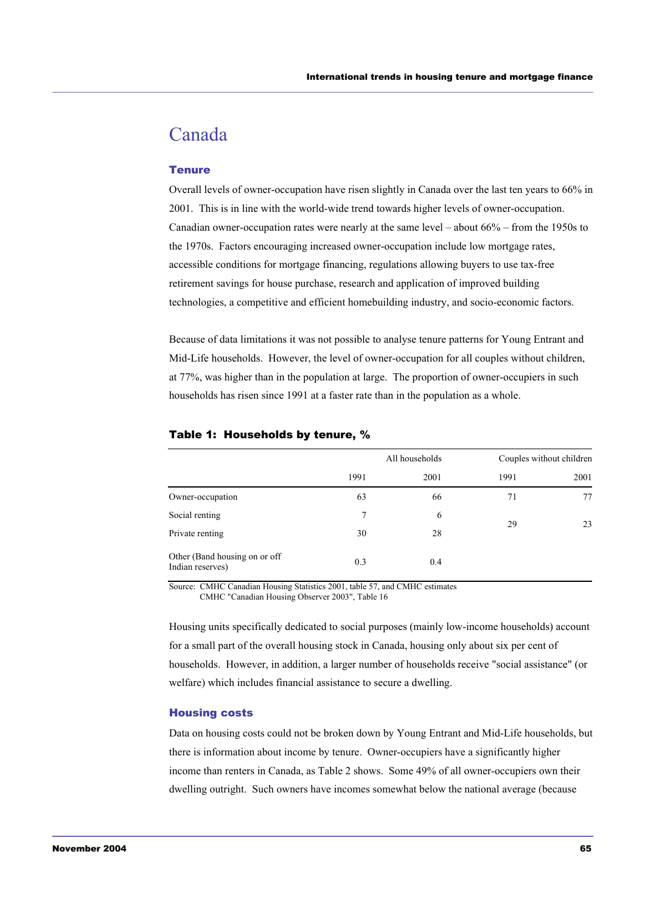# Canada

## Tenure

Overall levels of owner-occupation have risen slightly in Canada over the last ten years to 66% in 2001. This is in line with the world-wide trend towards higher levels of owner-occupation. Canadian owner-occupation rates were nearly at the same level – about 66% – from the 1950s to the 1970s. Factors encouraging increased owner-occupation include low mortgage rates, accessible conditions for mortgage financing, regulations allowing buyers to use tax-free retirement savings for house purchase, research and application of improved building technologies, a competitive and efficient homebuilding industry, and socio-economic factors.

Because of data limitations it was not possible to analyse tenure patterns for Young Entrant and Mid-Life households. However, the level of owner-occupation for all couples without children, at 77%, was higher than in the population at large. The proportion of owner-occupiers in such households has risen since 1991 at a faster rate than in the population as a whole.

**Table 1: Households by tenure, %**

| | All households | | Couples without children | |
|---|---|---|---|---|
| | 1991 | 2001 | 1991 | 2001 |
| Owner-occupation | 63 | 66 | 71 | 77 |
| Social renting | 7 | 6 | 29 | 23 |
| Private renting | 30 | 28 | | |
| Other (Band housing on or off Indian reserves) | 0.3 | 0.4 | | |

Source: CMHC Canadian Housing Statistics 2001, table 57, and CMHC estimates
CMHC "Canadian Housing Observer 2003", Table 16

Housing units specifically dedicated to social purposes (mainly low-income households) account for a small part of the overall housing stock in Canada, housing only about six per cent of households. However, in addition, a larger number of households receive "social assistance" (or welfare) which includes financial assistance to secure a dwelling.

## Housing costs

Data on housing costs could not be broken down by Young Entrant and Mid-Life households, but there is information about income by tenure. Owner-occupiers have a significantly higher income than renters in Canada, as Table 2 shows. Some 49% of all owner-occupiers own their dwelling outright. Such owners have incomes somewhat below the national average (because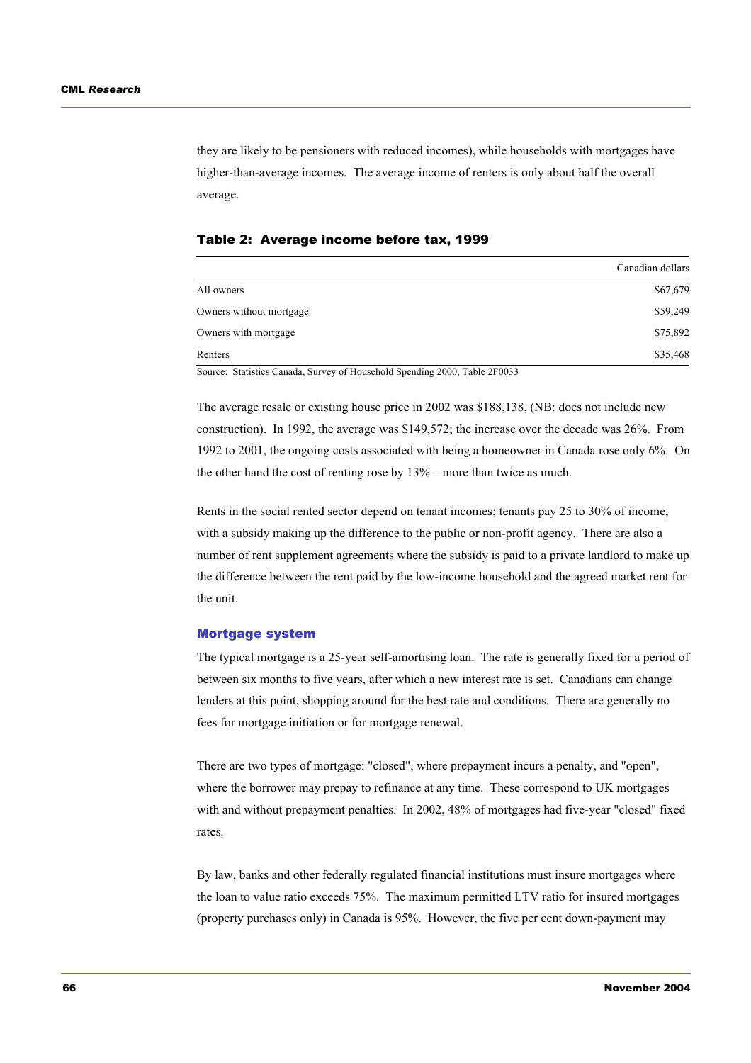they are likely to be pensioners with reduced incomes), while households with mortgages have higher-than-average incomes. The average income of renters is only about half the overall average.

### Table 2: Average income before tax, 1999

| | Canadian dollars |
|---|---|
| All owners | $67,679 |
| Owners without mortgage | $59,249 |
| Owners with mortgage | $75,892 |
| Renters | $35,468 |

Source: Statistics Canada, Survey of Household Spending 2000, Table 2F0033

The average resale or existing house price in 2002 was $188,138, (NB: does not include new construction). In 1992, the average was $149,572; the increase over the decade was 26%. From 1992 to 2001, the ongoing costs associated with being a homeowner in Canada rose only 6%. On the other hand the cost of renting rose by 13% – more than twice as much.

Rents in the social rented sector depend on tenant incomes; tenants pay 25 to 30% of income, with a subsidy making up the difference to the public or non-profit agency. There are also a number of rent supplement agreements where the subsidy is paid to a private landlord to make up the difference between the rent paid by the low-income household and the agreed market rent for the unit.

## Mortgage system

The typical mortgage is a 25-year self-amortising loan. The rate is generally fixed for a period of between six months to five years, after which a new interest rate is set. Canadians can change lenders at this point, shopping around for the best rate and conditions. There are generally no fees for mortgage initiation or for mortgage renewal.

There are two types of mortgage: "closed", where prepayment incurs a penalty, and "open", where the borrower may prepay to refinance at any time. These correspond to UK mortgages with and without prepayment penalties. In 2002, 48% of mortgages had five-year "closed" fixed rates.

By law, banks and other federally regulated financial institutions must insure mortgages where the loan to value ratio exceeds 75%. The maximum permitted LTV ratio for insured mortgages (property purchases only) in Canada is 95%. However, the five per cent down-payment may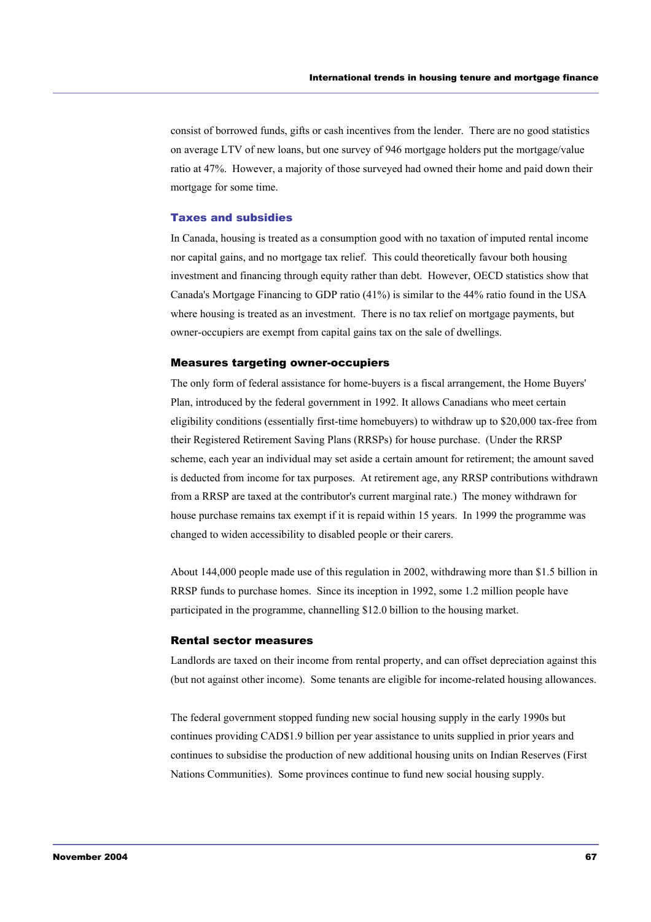consist of borrowed funds, gifts or cash incentives from the lender. There are no good statistics on average LTV of new loans, but one survey of 946 mortgage holders put the mortgage/value ratio at 47%. However, a majority of those surveyed had owned their home and paid down their mortgage for some time.

### Taxes and subsidies

In Canada, housing is treated as a consumption good with no taxation of imputed rental income nor capital gains, and no mortgage tax relief. This could theoretically favour both housing investment and financing through equity rather than debt. However, OECD statistics show that Canada's Mortgage Financing to GDP ratio (41%) is similar to the 44% ratio found in the USA where housing is treated as an investment. There is no tax relief on mortgage payments, but owner-occupiers are exempt from capital gains tax on the sale of dwellings.

#### Measures targeting owner-occupiers

The only form of federal assistance for home-buyers is a fiscal arrangement, the Home Buyers' Plan, introduced by the federal government in 1992. It allows Canadians who meet certain eligibility conditions (essentially first-time homebuyers) to withdraw up to $20,000 tax-free from their Registered Retirement Saving Plans (RRSPs) for house purchase. (Under the RRSP scheme, each year an individual may set aside a certain amount for retirement; the amount saved is deducted from income for tax purposes. At retirement age, any RRSP contributions withdrawn from a RRSP are taxed at the contributor's current marginal rate.) The money withdrawn for house purchase remains tax exempt if it is repaid within 15 years. In 1999 the programme was changed to widen accessibility to disabled people or their carers.

About 144,000 people made use of this regulation in 2002, withdrawing more than $1.5 billion in RRSP funds to purchase homes. Since its inception in 1992, some 1.2 million people have participated in the programme, channelling $12.0 billion to the housing market.

#### Rental sector measures

Landlords are taxed on their income from rental property, and can offset depreciation against this (but not against other income). Some tenants are eligible for income-related housing allowances.

The federal government stopped funding new social housing supply in the early 1990s but continues providing CAD$1.9 billion per year assistance to units supplied in prior years and continues to subsidise the production of new additional housing units on Indian Reserves (First Nations Communities). Some provinces continue to fund new social housing supply.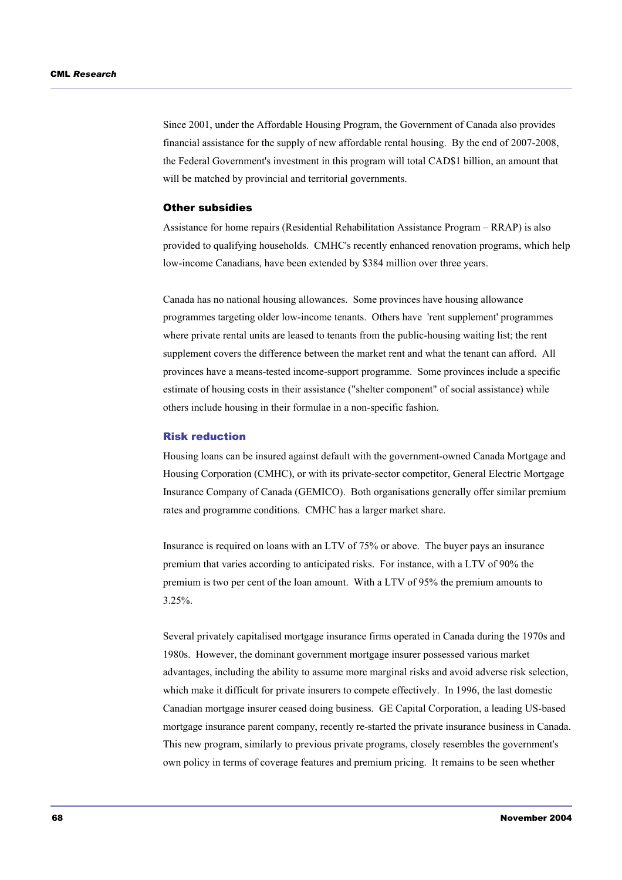Since 2001, under the Affordable Housing Program, the Government of Canada also provides financial assistance for the supply of new affordable rental housing. By the end of 2007-2008, the Federal Government's investment in this program will total CAD$1 billion, an amount that will be matched by provincial and territorial governments.

### Other subsidies

Assistance for home repairs (Residential Rehabilitation Assistance Program – RRAP) is also provided to qualifying households. CMHC's recently enhanced renovation programs, which help low-income Canadians, have been extended by $384 million over three years.

Canada has no national housing allowances. Some provinces have housing allowance programmes targeting older low-income tenants. Others have 'rent supplement' programmes where private rental units are leased to tenants from the public-housing waiting list; the rent supplement covers the difference between the market rent and what the tenant can afford. All provinces have a means-tested income-support programme. Some provinces include a specific estimate of housing costs in their assistance ("shelter component" of social assistance) while others include housing in their formulae in a non-specific fashion.

### Risk reduction

Housing loans can be insured against default with the government-owned Canada Mortgage and Housing Corporation (CMHC), or with its private-sector competitor, General Electric Mortgage Insurance Company of Canada (GEMICO). Both organisations generally offer similar premium rates and programme conditions. CMHC has a larger market share.

Insurance is required on loans with an LTV of 75% or above. The buyer pays an insurance premium that varies according to anticipated risks. For instance, with a LTV of 90% the premium is two per cent of the loan amount. With a LTV of 95% the premium amounts to 3.25%.

Several privately capitalised mortgage insurance firms operated in Canada during the 1970s and 1980s. However, the dominant government mortgage insurer possessed various market advantages, including the ability to assume more marginal risks and avoid adverse risk selection, which make it difficult for private insurers to compete effectively. In 1996, the last domestic Canadian mortgage insurer ceased doing business. GE Capital Corporation, a leading US-based mortgage insurance parent company, recently re-started the private insurance business in Canada. This new program, similarly to previous private programs, closely resembles the government's own policy in terms of coverage features and premium pricing. It remains to be seen whether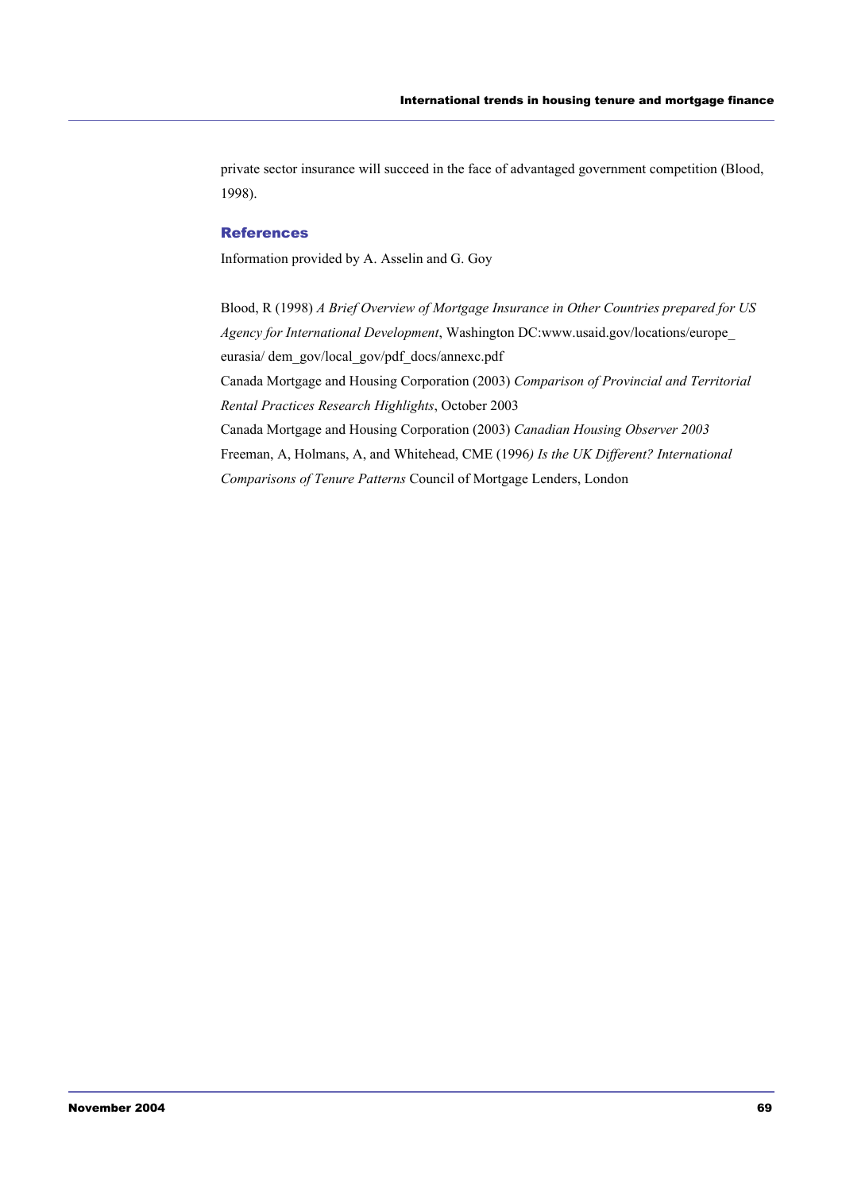private sector insurance will succeed in the face of advantaged government competition (Blood, 1998).

## References

Information provided by A. Asselin and G. Goy

Blood, R (1998) *A Brief Overview of Mortgage Insurance in Other Countries prepared for US Agency for International Development*, Washington DC:www.usaid.gov/locations/europe_eurasia/ dem_gov/local_gov/pdf_docs/annexc.pdf

Canada Mortgage and Housing Corporation (2003) *Comparison of Provincial and Territorial Rental Practices Research Highlights*, October 2003

Canada Mortgage and Housing Corporation (2003) *Canadian Housing Observer 2003*

Freeman, A, Holmans, A, and Whitehead, CME (1996*) Is the UK Different? International Comparisons of Tenure Patterns* Council of Mortgage Lenders, London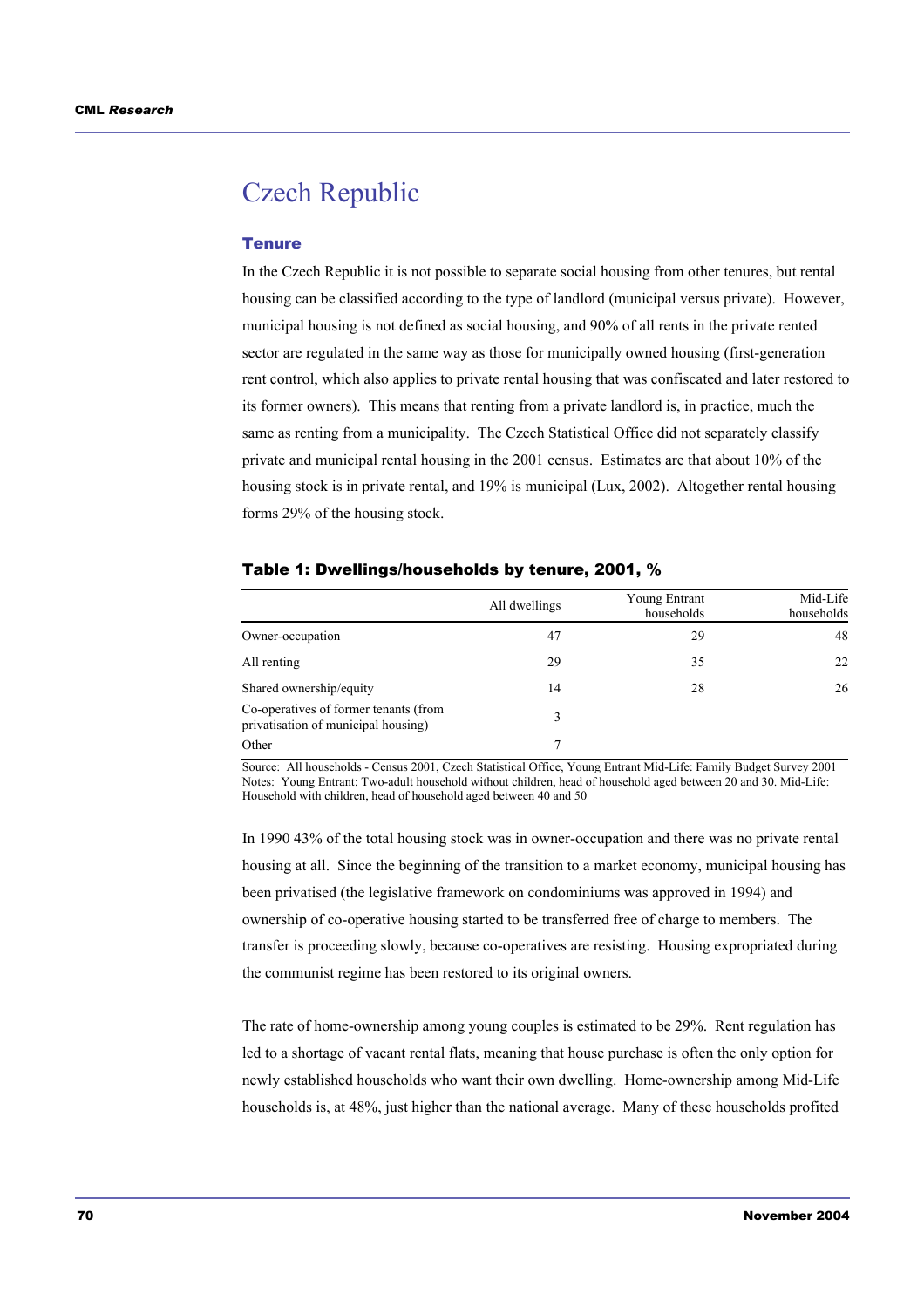# Czech Republic

## Tenure

In the Czech Republic it is not possible to separate social housing from other tenures, but rental housing can be classified according to the type of landlord (municipal versus private). However, municipal housing is not defined as social housing, and 90% of all rents in the private rented sector are regulated in the same way as those for municipally owned housing (first-generation rent control, which also applies to private rental housing that was confiscated and later restored to its former owners). This means that renting from a private landlord is, in practice, much the same as renting from a municipality. The Czech Statistical Office did not separately classify private and municipal rental housing in the 2001 census. Estimates are that about 10% of the housing stock is in private rental, and 19% is municipal (Lux, 2002). Altogether rental housing forms 29% of the housing stock.

**Table 1: Dwellings/households by tenure, 2001, %**

| | All dwellings | Young Entrant households | Mid-Life households |
|---|---|---|---|
| Owner-occupation | 47 | 29 | 48 |
| All renting | 29 | 35 | 22 |
| Shared ownership/equity | 14 | 28 | 26 |
| Co-operatives of former tenants (from privatisation of municipal housing) | 3 | | |
| Other | 7 | | |

Source: All households - Census 2001, Czech Statistical Office, Young Entrant Mid-Life: Family Budget Survey 2001
Notes: Young Entrant: Two-adult household without children, head of household aged between 20 and 30. Mid-Life: Household with children, head of household aged between 40 and 50

In 1990 43% of the total housing stock was in owner-occupation and there was no private rental housing at all. Since the beginning of the transition to a market economy, municipal housing has been privatised (the legislative framework on condominiums was approved in 1994) and ownership of co-operative housing started to be transferred free of charge to members. The transfer is proceeding slowly, because co-operatives are resisting. Housing expropriated during the communist regime has been restored to its original owners.

The rate of home-ownership among young couples is estimated to be 29%. Rent regulation has led to a shortage of vacant rental flats, meaning that house purchase is often the only option for newly established households who want their own dwelling. Home-ownership among Mid-Life households is, at 48%, just higher than the national average. Many of these households profited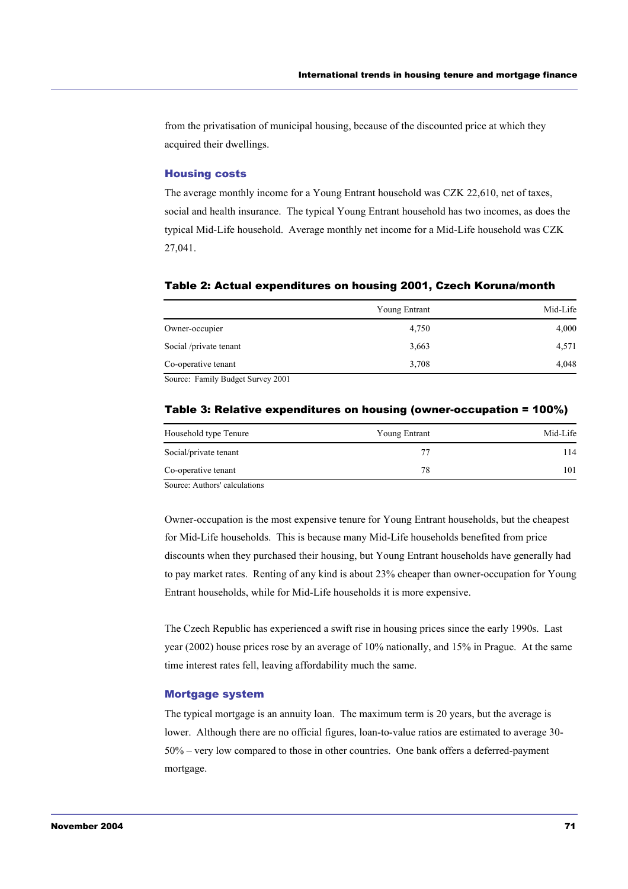from the privatisation of municipal housing, because of the discounted price at which they acquired their dwellings.

### Housing costs

The average monthly income for a Young Entrant household was CZK 22,610, net of taxes, social and health insurance. The typical Young Entrant household has two incomes, as does the typical Mid-Life household. Average monthly net income for a Mid-Life household was CZK 27,041.

**Table 2: Actual expenditures on housing 2001, Czech Koruna/month**

| | Young Entrant | Mid-Life |
|---|---|---|
| Owner-occupier | 4,750 | 4,000 |
| Social /private tenant | 3,663 | 4,571 |
| Co-operative tenant | 3,708 | 4,048 |

Source: Family Budget Survey 2001

**Table 3: Relative expenditures on housing (owner-occupation = 100%)**

| Household type Tenure | Young Entrant | Mid-Life |
|---|---|---|
| Social/private tenant | 77 | 114 |
| Co-operative tenant | 78 | 101 |

Source: Authors' calculations

Owner-occupation is the most expensive tenure for Young Entrant households, but the cheapest for Mid-Life households. This is because many Mid-Life households benefited from price discounts when they purchased their housing, but Young Entrant households have generally had to pay market rates. Renting of any kind is about 23% cheaper than owner-occupation for Young Entrant households, while for Mid-Life households it is more expensive.

The Czech Republic has experienced a swift rise in housing prices since the early 1990s. Last year (2002) house prices rose by an average of 10% nationally, and 15% in Prague. At the same time interest rates fell, leaving affordability much the same.

### Mortgage system

The typical mortgage is an annuity loan. The maximum term is 20 years, but the average is lower. Although there are no official figures, loan-to-value ratios are estimated to average 30-50% – very low compared to those in other countries. One bank offers a deferred-payment mortgage.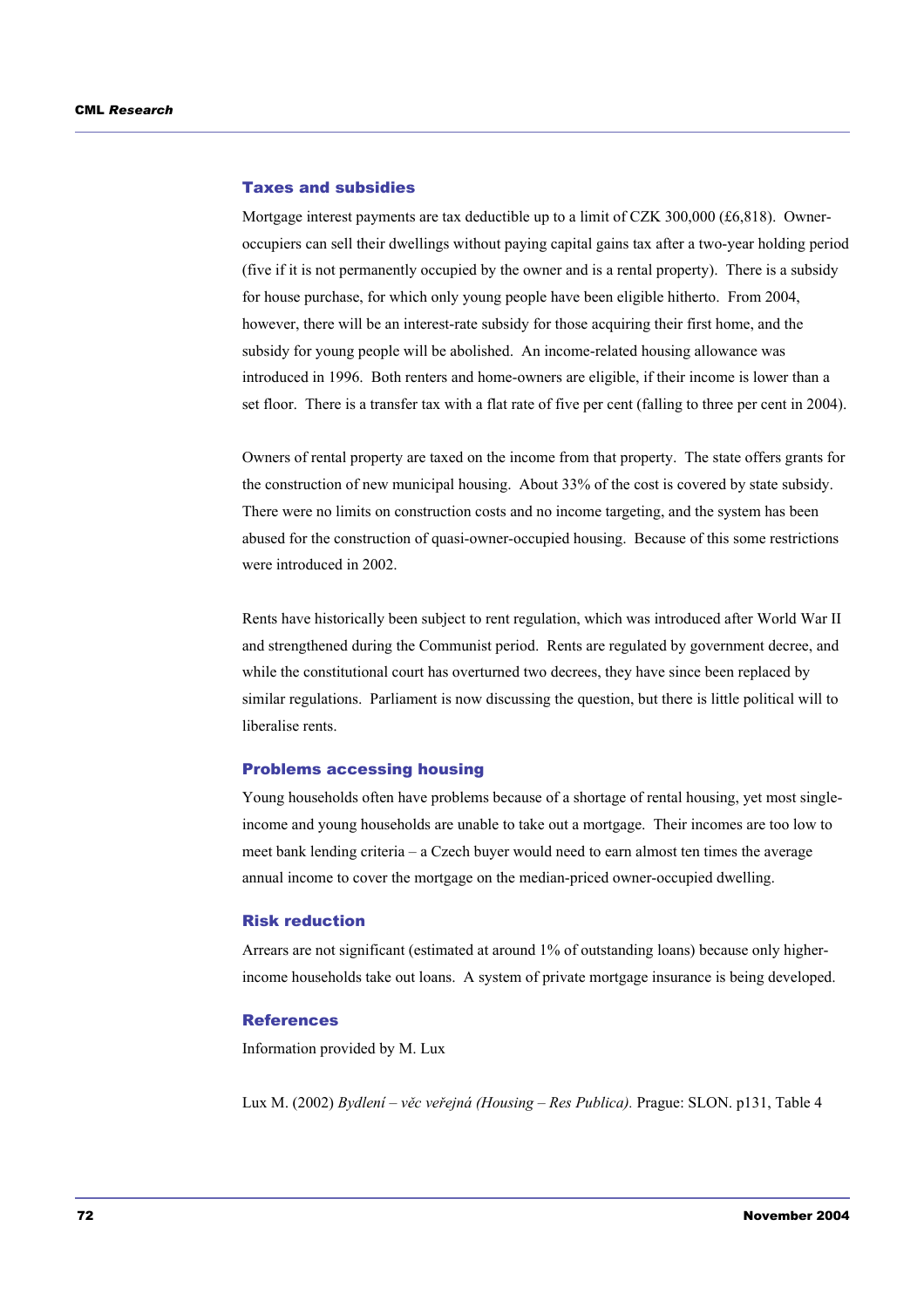### Taxes and subsidies

Mortgage interest payments are tax deductible up to a limit of CZK 300,000 (£6,818). Owner-occupiers can sell their dwellings without paying capital gains tax after a two-year holding period (five if it is not permanently occupied by the owner and is a rental property). There is a subsidy for house purchase, for which only young people have been eligible hitherto. From 2004, however, there will be an interest-rate subsidy for those acquiring their first home, and the subsidy for young people will be abolished. An income-related housing allowance was introduced in 1996. Both renters and home-owners are eligible, if their income is lower than a set floor. There is a transfer tax with a flat rate of five per cent (falling to three per cent in 2004).

Owners of rental property are taxed on the income from that property. The state offers grants for the construction of new municipal housing. About 33% of the cost is covered by state subsidy. There were no limits on construction costs and no income targeting, and the system has been abused for the construction of quasi-owner-occupied housing. Because of this some restrictions were introduced in 2002.

Rents have historically been subject to rent regulation, which was introduced after World War II and strengthened during the Communist period. Rents are regulated by government decree, and while the constitutional court has overturned two decrees, they have since been replaced by similar regulations. Parliament is now discussing the question, but there is little political will to liberalise rents.

### Problems accessing housing

Young households often have problems because of a shortage of rental housing, yet most single-income and young households are unable to take out a mortgage. Their incomes are too low to meet bank lending criteria – a Czech buyer would need to earn almost ten times the average annual income to cover the mortgage on the median-priced owner-occupied dwelling.

### Risk reduction

Arrears are not significant (estimated at around 1% of outstanding loans) because only higher-income households take out loans. A system of private mortgage insurance is being developed.

### References

Information provided by M. Lux

Lux M. (2002) *Bydlení – věc veřejná (Housing – Res Publica).* Prague: SLON. p131, Table 4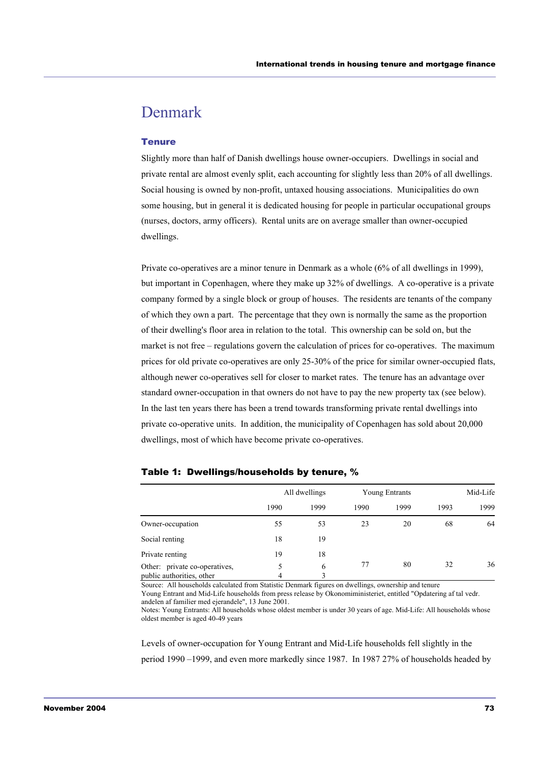# Denmark

## Tenure

Slightly more than half of Danish dwellings house owner-occupiers. Dwellings in social and private rental are almost evenly split, each accounting for slightly less than 20% of all dwellings. Social housing is owned by non-profit, untaxed housing associations. Municipalities do own some housing, but in general it is dedicated housing for people in particular occupational groups (nurses, doctors, army officers). Rental units are on average smaller than owner-occupied dwellings.

Private co-operatives are a minor tenure in Denmark as a whole (6% of all dwellings in 1999), but important in Copenhagen, where they make up 32% of dwellings. A co-operative is a private company formed by a single block or group of houses. The residents are tenants of the company of which they own a part. The percentage that they own is normally the same as the proportion of their dwelling's floor area in relation to the total. This ownership can be sold on, but the market is not free – regulations govern the calculation of prices for co-operatives. The maximum prices for old private co-operatives are only 25-30% of the price for similar owner-occupied flats, although newer co-operatives sell for closer to market rates. The tenure has an advantage over standard owner-occupation in that owners do not have to pay the new property tax (see below). In the last ten years there has been a trend towards transforming private rental dwellings into private co-operative units. In addition, the municipality of Copenhagen has sold about 20,000 dwellings, most of which have become private co-operatives.

**Table 1: Dwellings/households by tenure, %**

| | All dwellings | | Young Entrants | | Mid-Life | |
|---|---|---|---|---|---|---|
| | 1990 | 1999 | 1990 | 1999 | 1993 | 1999 |
| Owner-occupation | 55 | 53 | 23 | 20 | 68 | 64 |
| Social renting | 18 | 19 | 77 | 80 | 32 | 36 |
| Private renting | 19 | 18 | | | | |
| Other: private co-operatives, | 5 | 6 | | | | |
| public authorities, other | 4 | 3 | | | | |

Source: All households calculated from Statistic Denmark figures on dwellings, ownership and tenure
Young Entrant and Mid-Life households from press release by Okonomiministeriet, entitled "Opdatering af tal vedr. andelen af familier med ejerandele", 13 June 2001.
Notes: Young Entrants: All households whose oldest member is under 30 years of age. Mid-Life: All households whose oldest member is aged 40-49 years

Levels of owner-occupation for Young Entrant and Mid-Life households fell slightly in the period 1990 –1999, and even more markedly since 1987. In 1987 27% of households headed by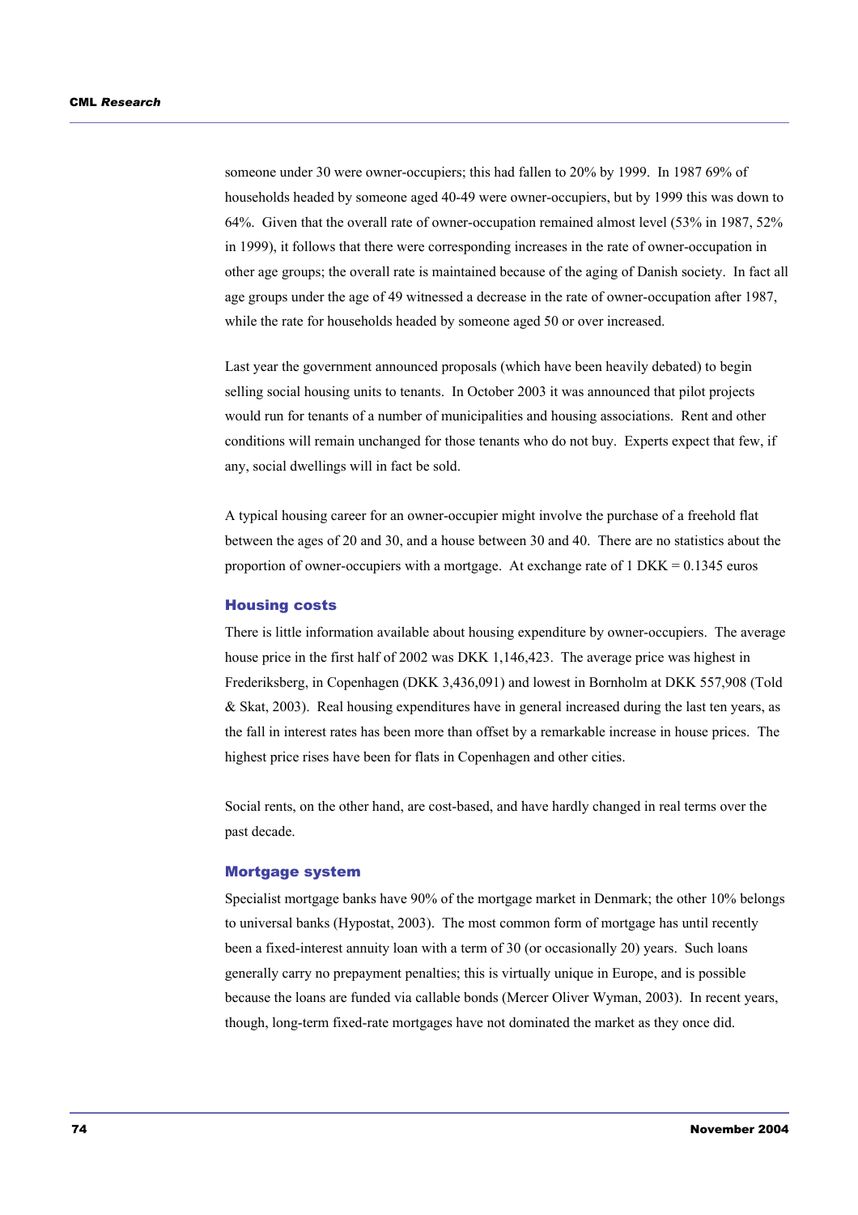someone under 30 were owner-occupiers; this had fallen to 20% by 1999. In 1987 69% of households headed by someone aged 40-49 were owner-occupiers, but by 1999 this was down to 64%. Given that the overall rate of owner-occupation remained almost level (53% in 1987, 52% in 1999), it follows that there were corresponding increases in the rate of owner-occupation in other age groups; the overall rate is maintained because of the aging of Danish society. In fact all age groups under the age of 49 witnessed a decrease in the rate of owner-occupation after 1987, while the rate for households headed by someone aged 50 or over increased.

Last year the government announced proposals (which have been heavily debated) to begin selling social housing units to tenants. In October 2003 it was announced that pilot projects would run for tenants of a number of municipalities and housing associations. Rent and other conditions will remain unchanged for those tenants who do not buy. Experts expect that few, if any, social dwellings will in fact be sold.

A typical housing career for an owner-occupier might involve the purchase of a freehold flat between the ages of 20 and 30, and a house between 30 and 40. There are no statistics about the proportion of owner-occupiers with a mortgage. At exchange rate of 1 DKK = 0.1345 euros

### Housing costs

There is little information available about housing expenditure by owner-occupiers. The average house price in the first half of 2002 was DKK 1,146,423. The average price was highest in Frederiksberg, in Copenhagen (DKK 3,436,091) and lowest in Bornholm at DKK 557,908 (Told & Skat, 2003). Real housing expenditures have in general increased during the last ten years, as the fall in interest rates has been more than offset by a remarkable increase in house prices. The highest price rises have been for flats in Copenhagen and other cities.

Social rents, on the other hand, are cost-based, and have hardly changed in real terms over the past decade.

### Mortgage system

Specialist mortgage banks have 90% of the mortgage market in Denmark; the other 10% belongs to universal banks (Hypostat, 2003). The most common form of mortgage has until recently been a fixed-interest annuity loan with a term of 30 (or occasionally 20) years. Such loans generally carry no prepayment penalties; this is virtually unique in Europe, and is possible because the loans are funded via callable bonds (Mercer Oliver Wyman, 2003). In recent years, though, long-term fixed-rate mortgages have not dominated the market as they once did.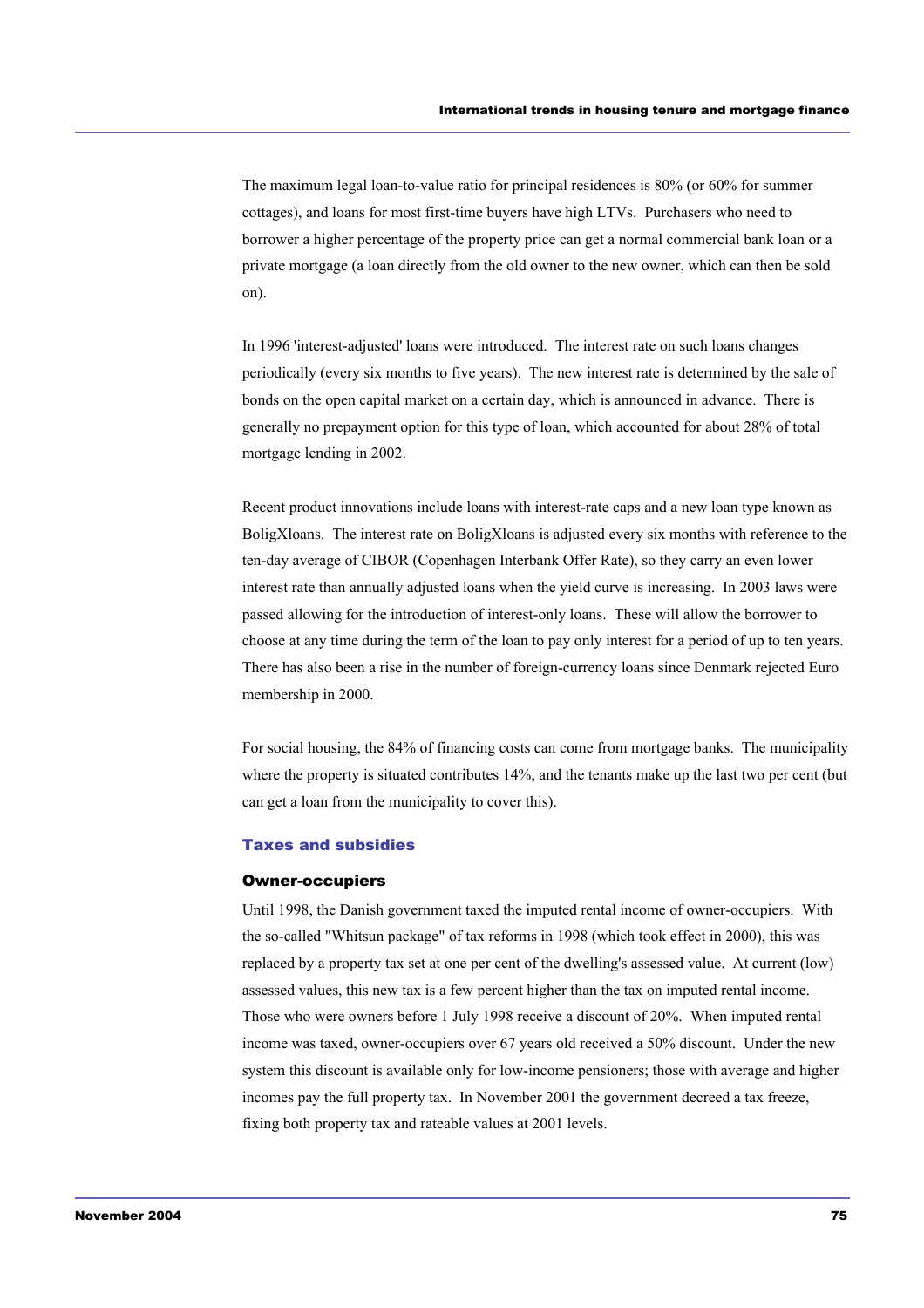The maximum legal loan-to-value ratio for principal residences is 80% (or 60% for summer cottages), and loans for most first-time buyers have high LTVs. Purchasers who need to borrower a higher percentage of the property price can get a normal commercial bank loan or a private mortgage (a loan directly from the old owner to the new owner, which can then be sold on).

In 1996 'interest-adjusted' loans were introduced. The interest rate on such loans changes periodically (every six months to five years). The new interest rate is determined by the sale of bonds on the open capital market on a certain day, which is announced in advance. There is generally no prepayment option for this type of loan, which accounted for about 28% of total mortgage lending in 2002.

Recent product innovations include loans with interest-rate caps and a new loan type known as BoligXloans. The interest rate on BoligXloans is adjusted every six months with reference to the ten-day average of CIBOR (Copenhagen Interbank Offer Rate), so they carry an even lower interest rate than annually adjusted loans when the yield curve is increasing. In 2003 laws were passed allowing for the introduction of interest-only loans. These will allow the borrower to choose at any time during the term of the loan to pay only interest for a period of up to ten years. There has also been a rise in the number of foreign-currency loans since Denmark rejected Euro membership in 2000.

For social housing, the 84% of financing costs can come from mortgage banks. The municipality where the property is situated contributes 14%, and the tenants make up the last two per cent (but can get a loan from the municipality to cover this).

## Taxes and subsidies

### Owner-occupiers

Until 1998, the Danish government taxed the imputed rental income of owner-occupiers. With the so-called "Whitsun package" of tax reforms in 1998 (which took effect in 2000), this was replaced by a property tax set at one per cent of the dwelling's assessed value. At current (low) assessed values, this new tax is a few percent higher than the tax on imputed rental income. Those who were owners before 1 July 1998 receive a discount of 20%. When imputed rental income was taxed, owner-occupiers over 67 years old received a 50% discount. Under the new system this discount is available only for low-income pensioners; those with average and higher incomes pay the full property tax. In November 2001 the government decreed a tax freeze, fixing both property tax and rateable values at 2001 levels.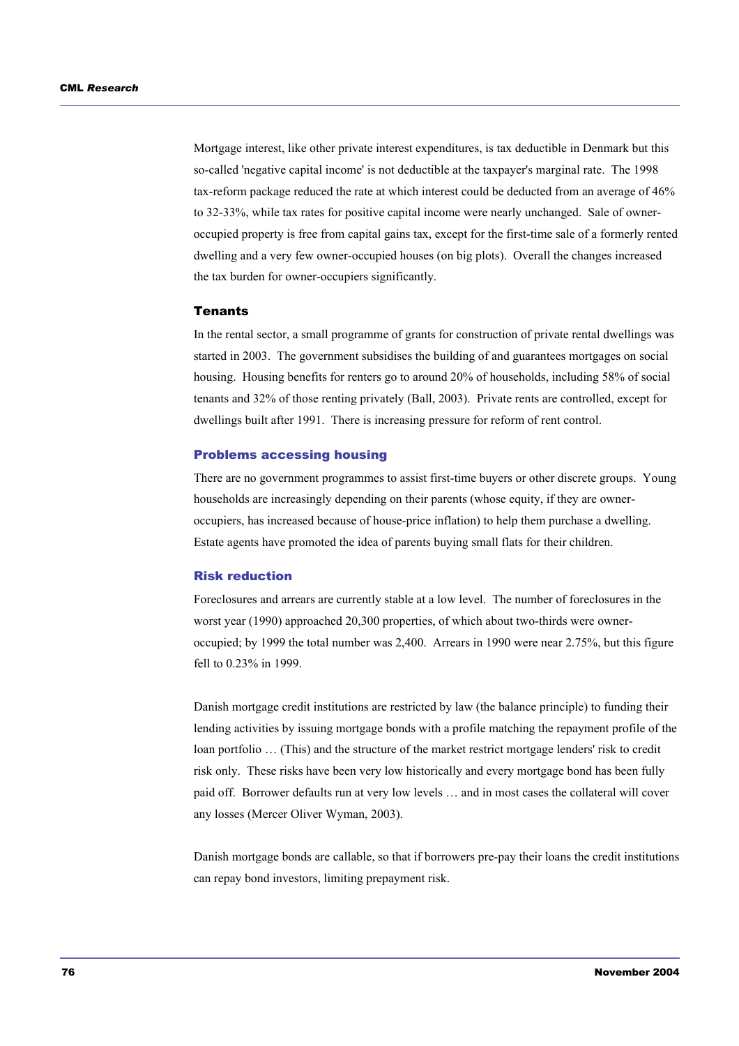Mortgage interest, like other private interest expenditures, is tax deductible in Denmark but this so-called 'negative capital income' is not deductible at the taxpayer's marginal rate. The 1998 tax-reform package reduced the rate at which interest could be deducted from an average of 46% to 32-33%, while tax rates for positive capital income were nearly unchanged. Sale of owner-occupied property is free from capital gains tax, except for the first-time sale of a formerly rented dwelling and a very few owner-occupied houses (on big plots). Overall the changes increased the tax burden for owner-occupiers significantly.

### Tenants

In the rental sector, a small programme of grants for construction of private rental dwellings was started in 2003. The government subsidises the building of and guarantees mortgages on social housing. Housing benefits for renters go to around 20% of households, including 58% of social tenants and 32% of those renting privately (Ball, 2003). Private rents are controlled, except for dwellings built after 1991. There is increasing pressure for reform of rent control.

### Problems accessing housing

There are no government programmes to assist first-time buyers or other discrete groups. Young households are increasingly depending on their parents (whose equity, if they are owner-occupiers, has increased because of house-price inflation) to help them purchase a dwelling. Estate agents have promoted the idea of parents buying small flats for their children.

### Risk reduction

Foreclosures and arrears are currently stable at a low level. The number of foreclosures in the worst year (1990) approached 20,300 properties, of which about two-thirds were owner-occupied; by 1999 the total number was 2,400. Arrears in 1990 were near 2.75%, but this figure fell to 0.23% in 1999.

Danish mortgage credit institutions are restricted by law (the balance principle) to funding their lending activities by issuing mortgage bonds with a profile matching the repayment profile of the loan portfolio … (This) and the structure of the market restrict mortgage lenders' risk to credit risk only. These risks have been very low historically and every mortgage bond has been fully paid off. Borrower defaults run at very low levels … and in most cases the collateral will cover any losses (Mercer Oliver Wyman, 2003).

Danish mortgage bonds are callable, so that if borrowers pre-pay their loans the credit institutions can repay bond investors, limiting prepayment risk.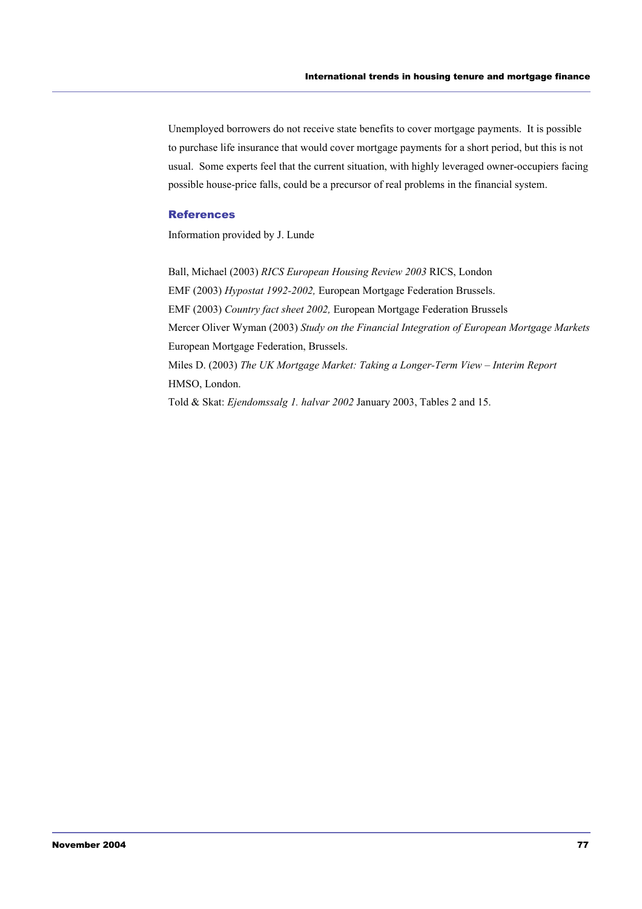Unemployed borrowers do not receive state benefits to cover mortgage payments. It is possible to purchase life insurance that would cover mortgage payments for a short period, but this is not usual. Some experts feel that the current situation, with highly leveraged owner-occupiers facing possible house-price falls, could be a precursor of real problems in the financial system.

## References

Information provided by J. Lunde

Ball, Michael (2003) *RICS European Housing Review 2003* RICS, London

EMF (2003) *Hypostat 1992-2002,* European Mortgage Federation Brussels.

EMF (2003) *Country fact sheet 2002,* European Mortgage Federation Brussels

Mercer Oliver Wyman (2003) *Study on the Financial Integration of European Mortgage Markets* European Mortgage Federation, Brussels.

Miles D. (2003) *The UK Mortgage Market: Taking a Longer-Term View – Interim Report* HMSO, London.

Told & Skat: *Ejendomssalg 1. halvar 2002* January 2003, Tables 2 and 15.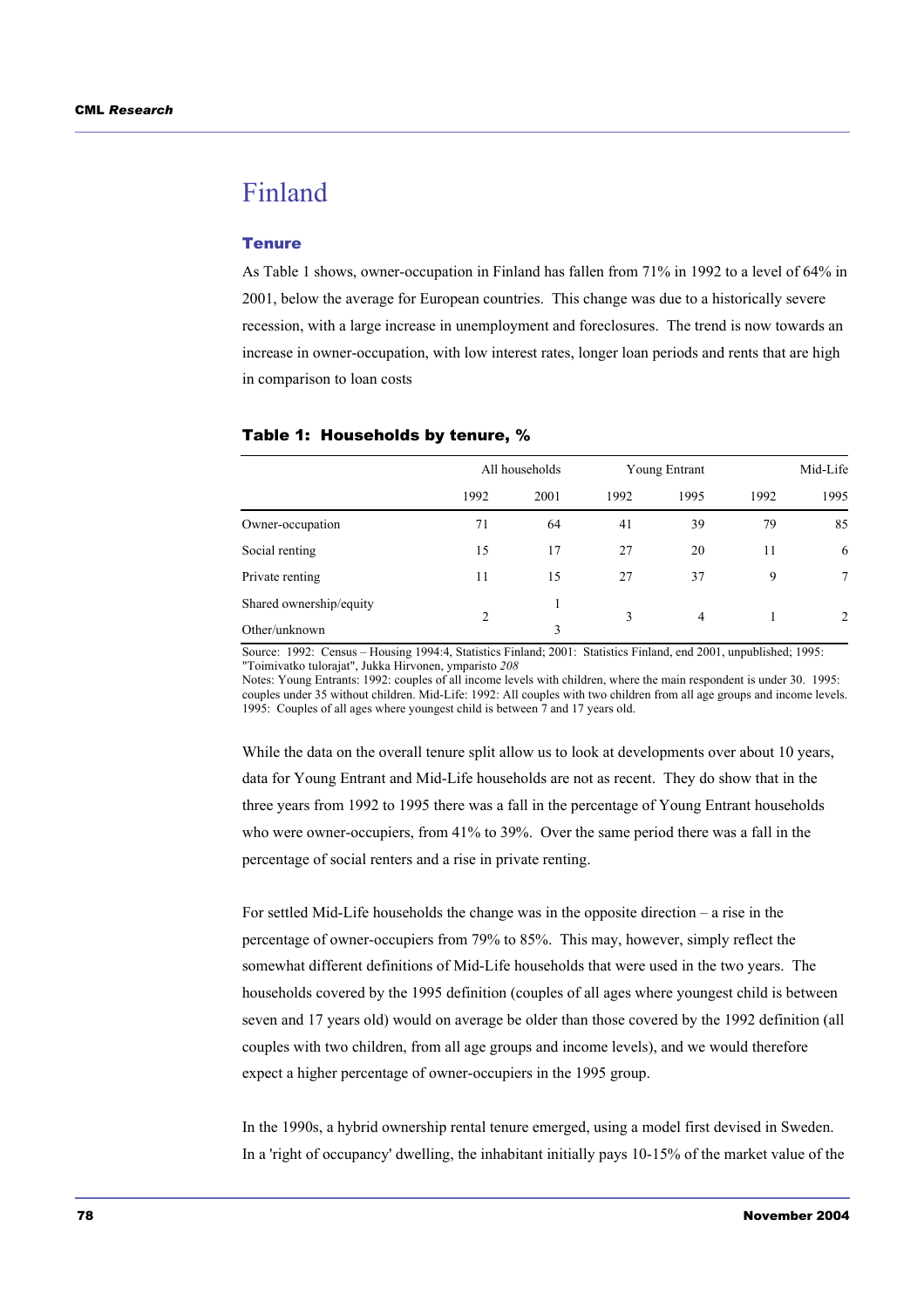# Finland

## Tenure

As Table 1 shows, owner-occupation in Finland has fallen from 71% in 1992 to a level of 64% in 2001, below the average for European countries. This change was due to a historically severe recession, with a large increase in unemployment and foreclosures. The trend is now towards an increase in owner-occupation, with low interest rates, longer loan periods and rents that are high in comparison to loan costs

**Table 1: Households by tenure, %**

| | All households | | Young Entrant | | Mid-Life | |
|---|---|---|---|---|---|---|
| | 1992 | 2001 | 1992 | 1995 | 1992 | 1995 |
| Owner-occupation | 71 | 64 | 41 | 39 | 79 | 85 |
| Social renting | 15 | 17 | 27 | 20 | 11 | 6 |
| Private renting | 11 | 15 | 27 | 37 | 9 | 7 |
| Shared ownership/equity | 2 | 1 | 3 | 4 | 1 | 2 |
| Other/unknown | | 3 | | | | |

Source: 1992: Census – Housing 1994:4, Statistics Finland; 2001: Statistics Finland, end 2001, unpublished; 1995: "Toimivatko tulorajat", Jukka Hirvonen, ymparisto *208*

Notes: Young Entrants: 1992: couples of all income levels with children, where the main respondent is under 30. 1995: couples under 35 without children. Mid-Life: 1992: All couples with two children from all age groups and income levels. 1995: Couples of all ages where youngest child is between 7 and 17 years old.

While the data on the overall tenure split allow us to look at developments over about 10 years, data for Young Entrant and Mid-Life households are not as recent. They do show that in the three years from 1992 to 1995 there was a fall in the percentage of Young Entrant households who were owner-occupiers, from 41% to 39%. Over the same period there was a fall in the percentage of social renters and a rise in private renting.

For settled Mid-Life households the change was in the opposite direction – a rise in the percentage of owner-occupiers from 79% to 85%. This may, however, simply reflect the somewhat different definitions of Mid-Life households that were used in the two years. The households covered by the 1995 definition (couples of all ages where youngest child is between seven and 17 years old) would on average be older than those covered by the 1992 definition (all couples with two children, from all age groups and income levels), and we would therefore expect a higher percentage of owner-occupiers in the 1995 group.

In the 1990s, a hybrid ownership rental tenure emerged, using a model first devised in Sweden. In a 'right of occupancy' dwelling, the inhabitant initially pays 10-15% of the market value of the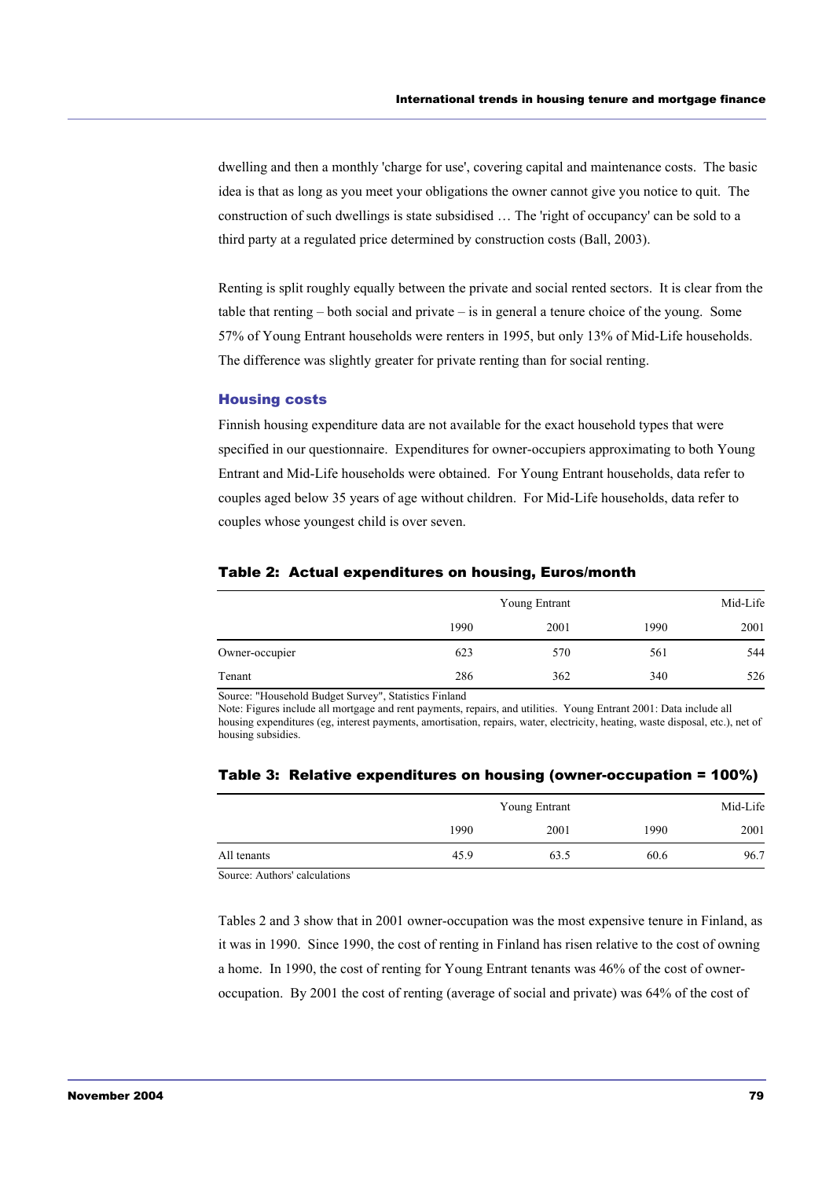dwelling and then a monthly 'charge for use', covering capital and maintenance costs. The basic idea is that as long as you meet your obligations the owner cannot give you notice to quit. The construction of such dwellings is state subsidised … The 'right of occupancy' can be sold to a third party at a regulated price determined by construction costs (Ball, 2003).

Renting is split roughly equally between the private and social rented sectors. It is clear from the table that renting – both social and private – is in general a tenure choice of the young. Some 57% of Young Entrant households were renters in 1995, but only 13% of Mid-Life households. The difference was slightly greater for private renting than for social renting.

### Housing costs

Finnish housing expenditure data are not available for the exact household types that were specified in our questionnaire. Expenditures for owner-occupiers approximating to both Young Entrant and Mid-Life households were obtained. For Young Entrant households, data refer to couples aged below 35 years of age without children. For Mid-Life households, data refer to couples whose youngest child is over seven.

**Table 2: Actual expenditures on housing, Euros/month**

| | Young Entrant | | Mid-Life | |
|---|---|---|---|---|
| | 1990 | 2001 | 1990 | 2001 |
| Owner-occupier | 623 | 570 | 561 | 544 |
| Tenant | 286 | 362 | 340 | 526 |

Source: "Household Budget Survey", Statistics Finland
Note: Figures include all mortgage and rent payments, repairs, and utilities. Young Entrant 2001: Data include all housing expenditures (eg, interest payments, amortisation, repairs, water, electricity, heating, waste disposal, etc.), net of housing subsidies.

**Table 3: Relative expenditures on housing (owner-occupation = 100%)**

| | Young Entrant | | Mid-Life | |
|---|---|---|---|---|
| | 1990 | 2001 | 1990 | 2001 |
| All tenants | 45.9 | 63.5 | 60.6 | 96.7 |

Source: Authors' calculations

Tables 2 and 3 show that in 2001 owner-occupation was the most expensive tenure in Finland, as it was in 1990. Since 1990, the cost of renting in Finland has risen relative to the cost of owning a home. In 1990, the cost of renting for Young Entrant tenants was 46% of the cost of owner-occupation. By 2001 the cost of renting (average of social and private) was 64% of the cost of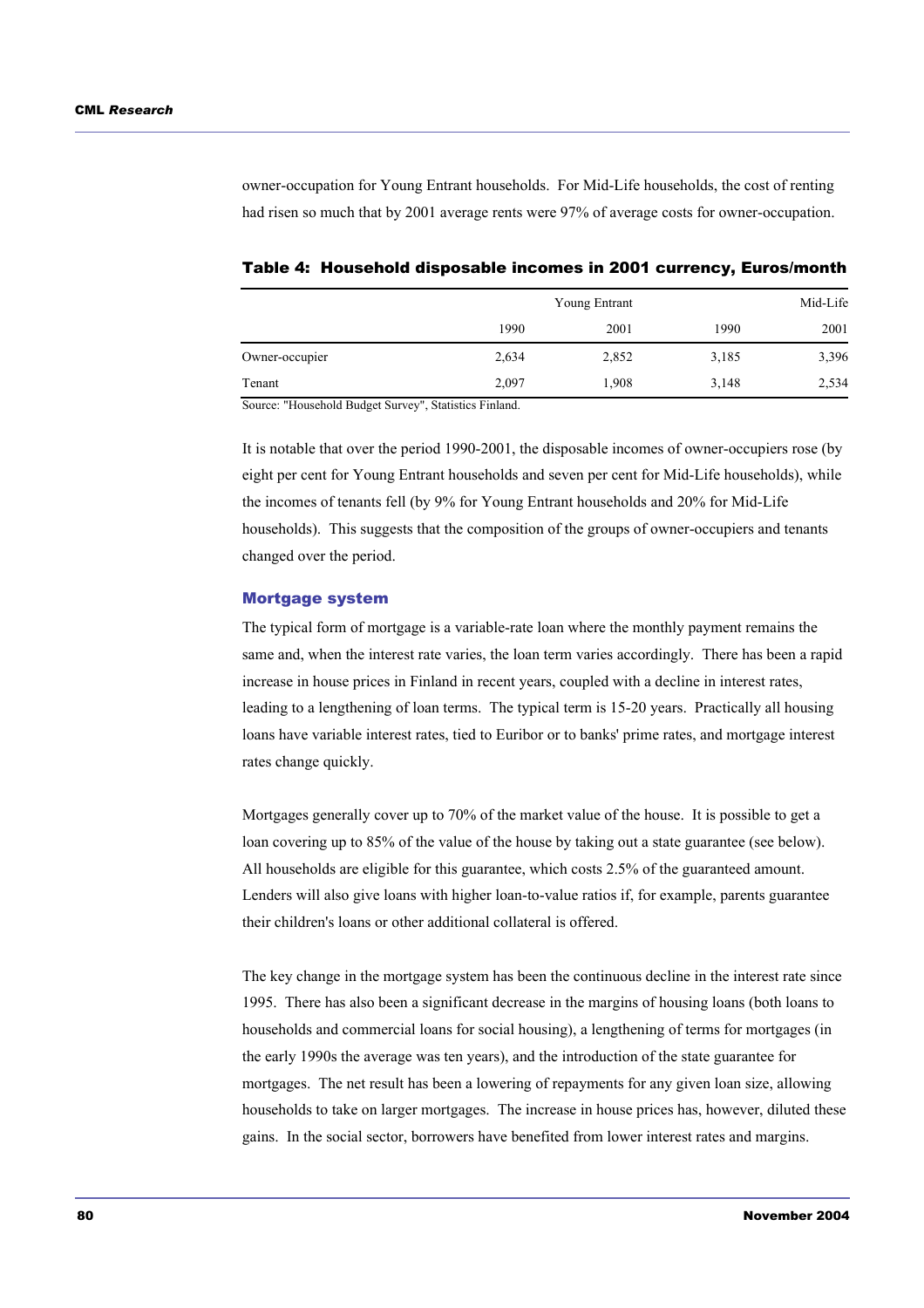owner-occupation for Young Entrant households. For Mid-Life households, the cost of renting had risen so much that by 2001 average rents were 97% of average costs for owner-occupation.

**Table 4: Household disposable incomes in 2001 currency, Euros/month**

| | Young Entrant | | Mid-Life | |
|---|---|---|---|---|
| | 1990 | 2001 | 1990 | 2001 |
| Owner-occupier | 2,634 | 2,852 | 3,185 | 3,396 |
| Tenant | 2,097 | 1,908 | 3,148 | 2,534 |

Source: "Household Budget Survey", Statistics Finland.

It is notable that over the period 1990-2001, the disposable incomes of owner-occupiers rose (by eight per cent for Young Entrant households and seven per cent for Mid-Life households), while the incomes of tenants fell (by 9% for Young Entrant households and 20% for Mid-Life households). This suggests that the composition of the groups of owner-occupiers and tenants changed over the period.

### Mortgage system

The typical form of mortgage is a variable-rate loan where the monthly payment remains the same and, when the interest rate varies, the loan term varies accordingly. There has been a rapid increase in house prices in Finland in recent years, coupled with a decline in interest rates, leading to a lengthening of loan terms. The typical term is 15-20 years. Practically all housing loans have variable interest rates, tied to Euribor or to banks' prime rates, and mortgage interest rates change quickly.

Mortgages generally cover up to 70% of the market value of the house. It is possible to get a loan covering up to 85% of the value of the house by taking out a state guarantee (see below). All households are eligible for this guarantee, which costs 2.5% of the guaranteed amount. Lenders will also give loans with higher loan-to-value ratios if, for example, parents guarantee their children's loans or other additional collateral is offered.

The key change in the mortgage system has been the continuous decline in the interest rate since 1995. There has also been a significant decrease in the margins of housing loans (both loans to households and commercial loans for social housing), a lengthening of terms for mortgages (in the early 1990s the average was ten years), and the introduction of the state guarantee for mortgages. The net result has been a lowering of repayments for any given loan size, allowing households to take on larger mortgages. The increase in house prices has, however, diluted these gains. In the social sector, borrowers have benefited from lower interest rates and margins.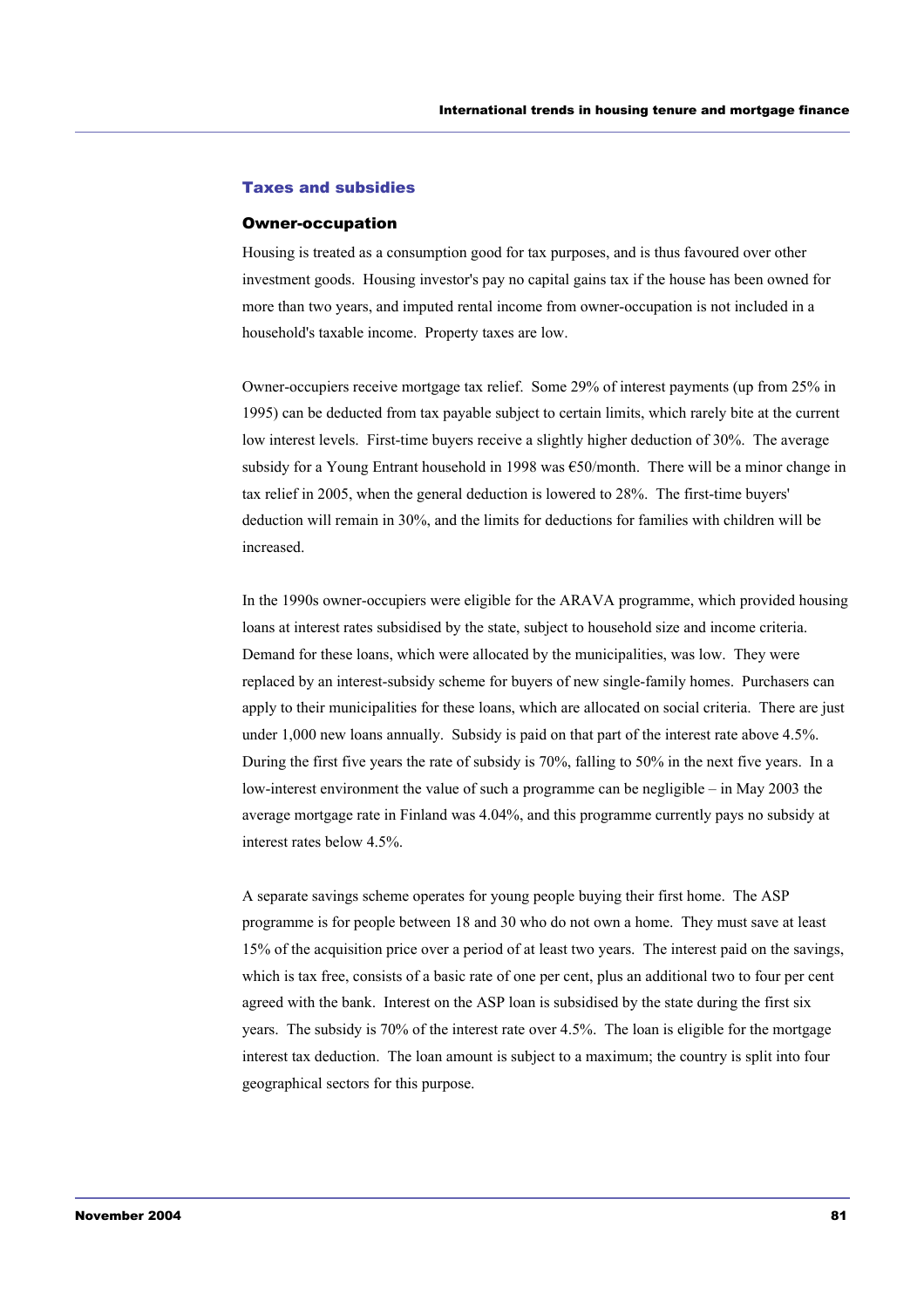## Taxes and subsidies

### Owner-occupation

Housing is treated as a consumption good for tax purposes, and is thus favoured over other investment goods. Housing investor's pay no capital gains tax if the house has been owned for more than two years, and imputed rental income from owner-occupation is not included in a household's taxable income. Property taxes are low.

Owner-occupiers receive mortgage tax relief. Some 29% of interest payments (up from 25% in 1995) can be deducted from tax payable subject to certain limits, which rarely bite at the current low interest levels. First-time buyers receive a slightly higher deduction of 30%. The average subsidy for a Young Entrant household in 1998 was €50/month. There will be a minor change in tax relief in 2005, when the general deduction is lowered to 28%. The first-time buyers' deduction will remain in 30%, and the limits for deductions for families with children will be increased.

In the 1990s owner-occupiers were eligible for the ARAVA programme, which provided housing loans at interest rates subsidised by the state, subject to household size and income criteria. Demand for these loans, which were allocated by the municipalities, was low. They were replaced by an interest-subsidy scheme for buyers of new single-family homes. Purchasers can apply to their municipalities for these loans, which are allocated on social criteria. There are just under 1,000 new loans annually. Subsidy is paid on that part of the interest rate above 4.5%. During the first five years the rate of subsidy is 70%, falling to 50% in the next five years. In a low-interest environment the value of such a programme can be negligible – in May 2003 the average mortgage rate in Finland was 4.04%, and this programme currently pays no subsidy at interest rates below 4.5%.

A separate savings scheme operates for young people buying their first home. The ASP programme is for people between 18 and 30 who do not own a home. They must save at least 15% of the acquisition price over a period of at least two years. The interest paid on the savings, which is tax free, consists of a basic rate of one per cent, plus an additional two to four per cent agreed with the bank. Interest on the ASP loan is subsidised by the state during the first six years. The subsidy is 70% of the interest rate over 4.5%. The loan is eligible for the mortgage interest tax deduction. The loan amount is subject to a maximum; the country is split into four geographical sectors for this purpose.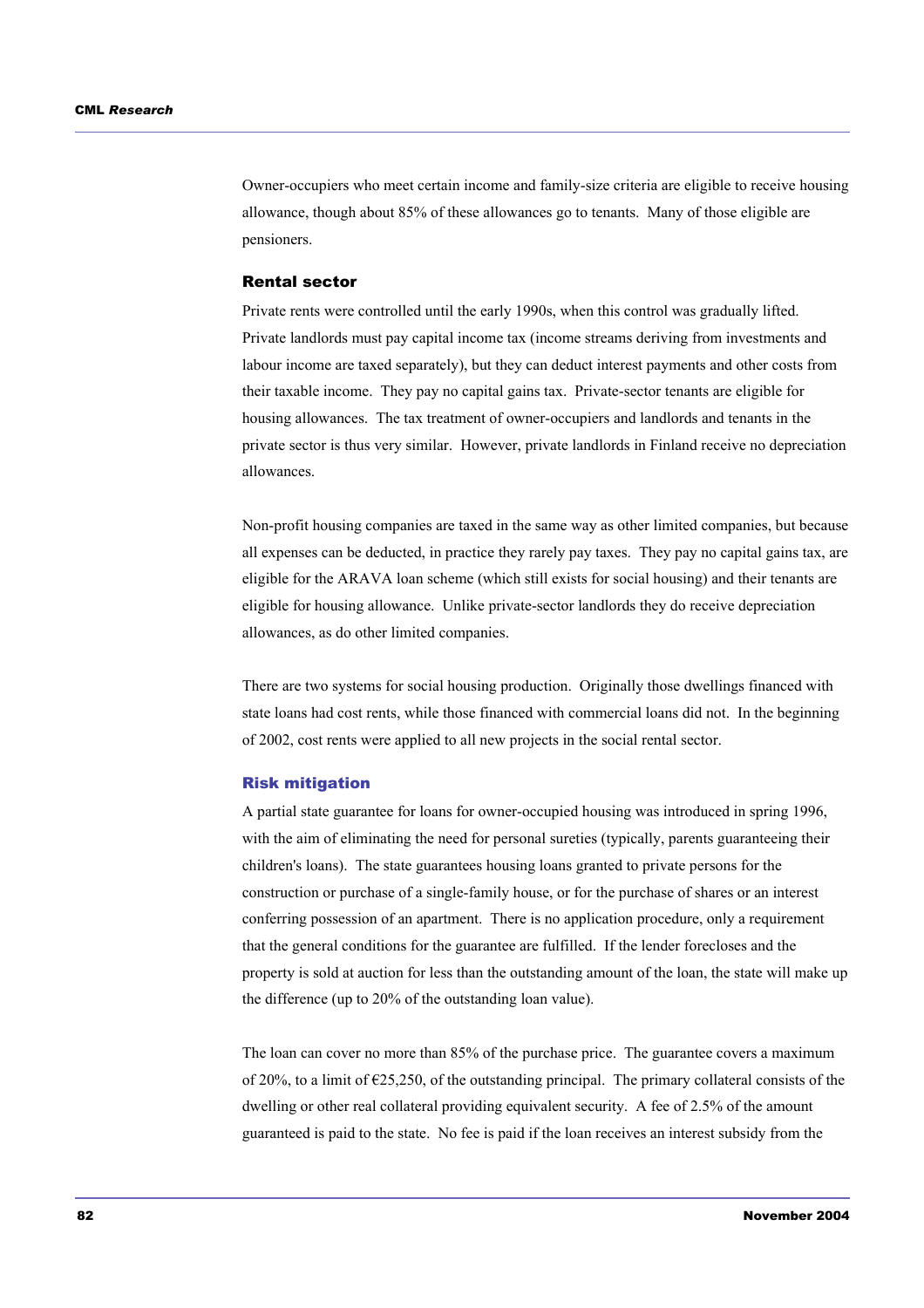Owner-occupiers who meet certain income and family-size criteria are eligible to receive housing allowance, though about 85% of these allowances go to tenants. Many of those eligible are pensioners.

### Rental sector

Private rents were controlled until the early 1990s, when this control was gradually lifted. Private landlords must pay capital income tax (income streams deriving from investments and labour income are taxed separately), but they can deduct interest payments and other costs from their taxable income. They pay no capital gains tax. Private-sector tenants are eligible for housing allowances. The tax treatment of owner-occupiers and landlords and tenants in the private sector is thus very similar. However, private landlords in Finland receive no depreciation allowances.

Non-profit housing companies are taxed in the same way as other limited companies, but because all expenses can be deducted, in practice they rarely pay taxes. They pay no capital gains tax, are eligible for the ARAVA loan scheme (which still exists for social housing) and their tenants are eligible for housing allowance. Unlike private-sector landlords they do receive depreciation allowances, as do other limited companies.

There are two systems for social housing production. Originally those dwellings financed with state loans had cost rents, while those financed with commercial loans did not. In the beginning of 2002, cost rents were applied to all new projects in the social rental sector.

### Risk mitigation

A partial state guarantee for loans for owner-occupied housing was introduced in spring 1996, with the aim of eliminating the need for personal sureties (typically, parents guaranteeing their children's loans). The state guarantees housing loans granted to private persons for the construction or purchase of a single-family house, or for the purchase of shares or an interest conferring possession of an apartment. There is no application procedure, only a requirement that the general conditions for the guarantee are fulfilled. If the lender forecloses and the property is sold at auction for less than the outstanding amount of the loan, the state will make up the difference (up to 20% of the outstanding loan value).

The loan can cover no more than 85% of the purchase price. The guarantee covers a maximum of 20%, to a limit of €25,250, of the outstanding principal. The primary collateral consists of the dwelling or other real collateral providing equivalent security. A fee of 2.5% of the amount guaranteed is paid to the state. No fee is paid if the loan receives an interest subsidy from the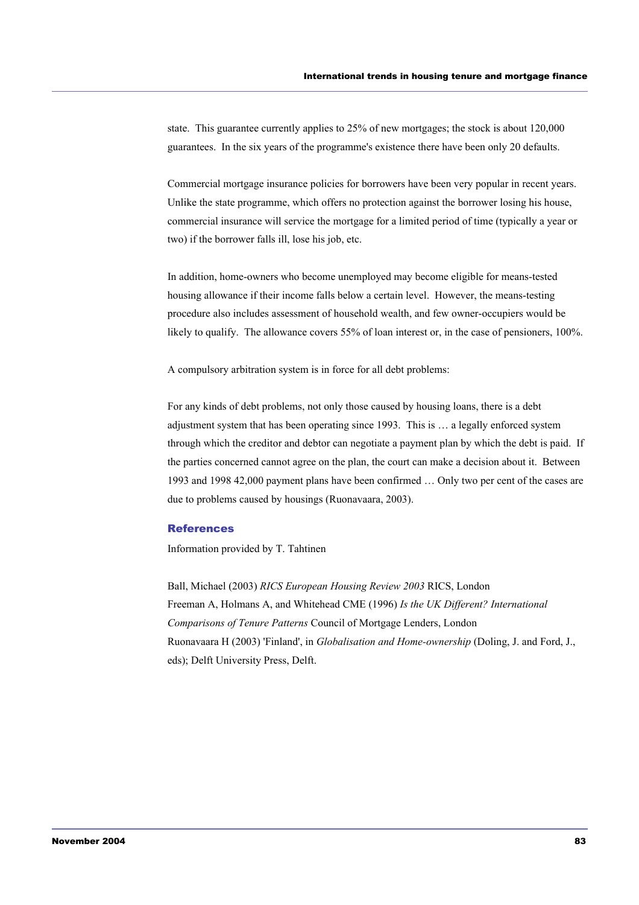state. This guarantee currently applies to 25% of new mortgages; the stock is about 120,000 guarantees. In the six years of the programme's existence there have been only 20 defaults.

Commercial mortgage insurance policies for borrowers have been very popular in recent years. Unlike the state programme, which offers no protection against the borrower losing his house, commercial insurance will service the mortgage for a limited period of time (typically a year or two) if the borrower falls ill, lose his job, etc.

In addition, home-owners who become unemployed may become eligible for means-tested housing allowance if their income falls below a certain level. However, the means-testing procedure also includes assessment of household wealth, and few owner-occupiers would be likely to qualify. The allowance covers 55% of loan interest or, in the case of pensioners, 100%.

A compulsory arbitration system is in force for all debt problems:

> For any kinds of debt problems, not only those caused by housing loans, there is a debt adjustment system that has been operating since 1993. This is … a legally enforced system through which the creditor and debtor can negotiate a payment plan by which the debt is paid. If the parties concerned cannot agree on the plan, the court can make a decision about it. Between 1993 and 1998 42,000 payment plans have been confirmed … Only two per cent of the cases are due to problems caused by housings (Ruonavaara, 2003).

## References

Information provided by T. Tahtinen

Ball, Michael (2003) *RICS European Housing Review 2003* RICS, London

Freeman A, Holmans A, and Whitehead CME (1996) *Is the UK Different? International Comparisons of Tenure Patterns* Council of Mortgage Lenders, London

Ruonavaara H (2003) 'Finland', in *Globalisation and Home-ownership* (Doling, J. and Ford, J., eds); Delft University Press, Delft.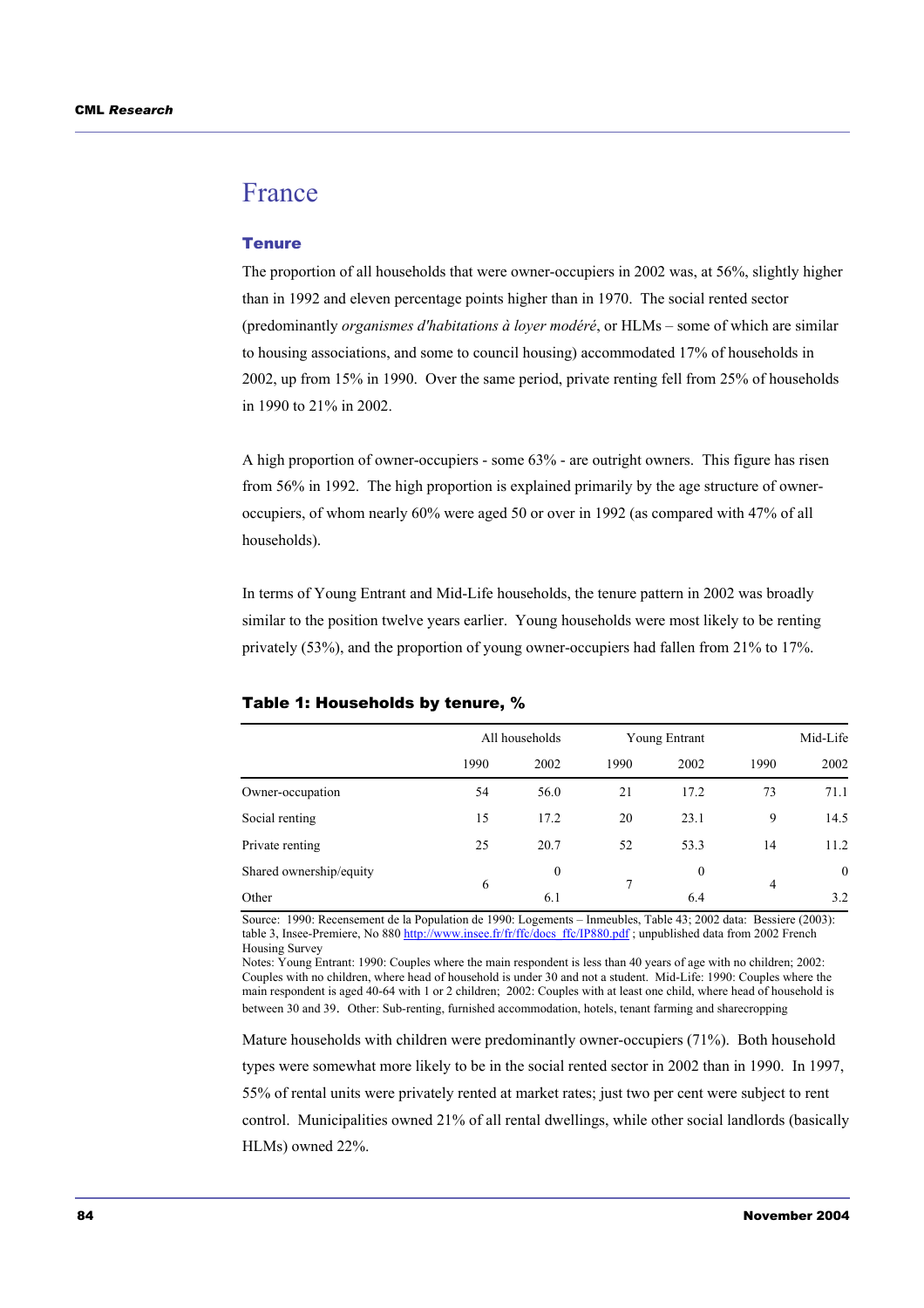# France

## Tenure

The proportion of all households that were owner-occupiers in 2002 was, at 56%, slightly higher than in 1992 and eleven percentage points higher than in 1970. The social rented sector (predominantly *organismes d'habitations à loyer modéré*, or HLMs – some of which are similar to housing associations, and some to council housing) accommodated 17% of households in 2002, up from 15% in 1990. Over the same period, private renting fell from 25% of households in 1990 to 21% in 2002.

A high proportion of owner-occupiers - some 63% - are outright owners. This figure has risen from 56% in 1992. The high proportion is explained primarily by the age structure of owner-occupiers, of whom nearly 60% were aged 50 or over in 1992 (as compared with 47% of all households).

In terms of Young Entrant and Mid-Life households, the tenure pattern in 2002 was broadly similar to the position twelve years earlier. Young households were most likely to be renting privately (53%), and the proportion of young owner-occupiers had fallen from 21% to 17%.

**Table 1: Households by tenure, %**

| | All households | | Young Entrant | | Mid-Life | |
|---|---|---|---|---|---|---|
| | 1990 | 2002 | 1990 | 2002 | 1990 | 2002 |
| Owner-occupation | 54 | 56.0 | 21 | 17.2 | 73 | 71.1 |
| Social renting | 15 | 17.2 | 20 | 23.1 | 9 | 14.5 |
| Private renting | 25 | 20.7 | 52 | 53.3 | 14 | 11.2 |
| Shared ownership/equity | 6 | 0 | 7 | 0 | 4 | 0 |
| Other | | 6.1 | | 6.4 | | 3.2 |

Source: 1990: Recensement de la Population de 1990: Logements – Inmeubles, Table 43; 2002 data: Bessiere (2003): table 3, Insee-Premiere, No 880 http://www.insee.fr/fr/ffc/docs_ffc/IP880.pdf ; unpublished data from 2002 French Housing Survey

Notes: Young Entrant: 1990: Couples where the main respondent is less than 40 years of age with no children; 2002: Couples with no children, where head of household is under 30 and not a student. Mid-Life: 1990: Couples where the main respondent is aged 40-64 with 1 or 2 children; 2002: Couples with at least one child, where head of household is between 30 and 39. Other: Sub-renting, furnished accommodation, hotels, tenant farming and sharecropping

Mature households with children were predominantly owner-occupiers (71%). Both household types were somewhat more likely to be in the social rented sector in 2002 than in 1990. In 1997, 55% of rental units were privately rented at market rates; just two per cent were subject to rent control. Municipalities owned 21% of all rental dwellings, while other social landlords (basically HLMs) owned 22%.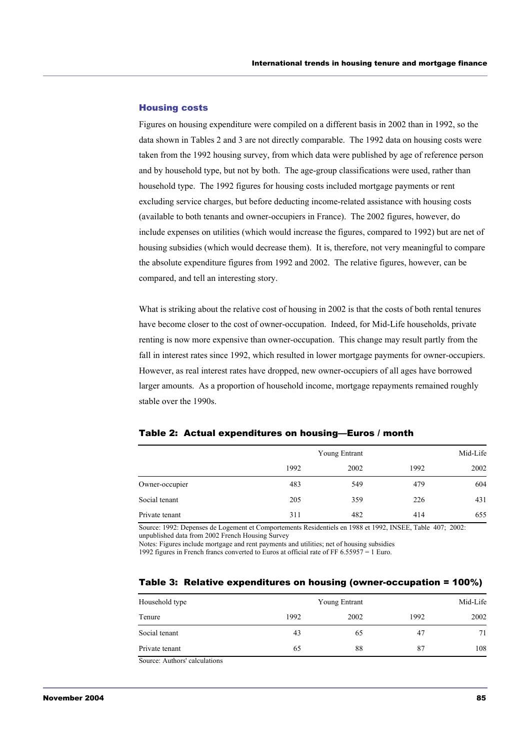### Housing costs

Figures on housing expenditure were compiled on a different basis in 2002 than in 1992, so the data shown in Tables 2 and 3 are not directly comparable. The 1992 data on housing costs were taken from the 1992 housing survey, from which data were published by age of reference person and by household type, but not by both. The age-group classifications were used, rather than household type. The 1992 figures for housing costs included mortgage payments or rent excluding service charges, but before deducting income-related assistance with housing costs (available to both tenants and owner-occupiers in France). The 2002 figures, however, do include expenses on utilities (which would increase the figures, compared to 1992) but are net of housing subsidies (which would decrease them). It is, therefore, not very meaningful to compare the absolute expenditure figures from 1992 and 2002. The relative figures, however, can be compared, and tell an interesting story.

What is striking about the relative cost of housing in 2002 is that the costs of both rental tenures have become closer to the cost of owner-occupation. Indeed, for Mid-Life households, private renting is now more expensive than owner-occupation. This change may result partly from the fall in interest rates since 1992, which resulted in lower mortgage payments for owner-occupiers. However, as real interest rates have dropped, new owner-occupiers of all ages have borrowed larger amounts. As a proportion of household income, mortgage repayments remained roughly stable over the 1990s.

**Table 2: Actual expenditures on housing—Euros / month**

| | Young Entrant | | Mid-Life | |
|---|---|---|---|---|
| | 1992 | 2002 | 1992 | 2002 |
| Owner-occupier | 483 | 549 | 479 | 604 |
| Social tenant | 205 | 359 | 226 | 431 |
| Private tenant | 311 | 482 | 414 | 655 |

Source: 1992: Depenses de Logement et Comportements Residentiels en 1988 et 1992, INSEE, Table 407; 2002: unpublished data from 2002 French Housing Survey

Notes: Figures include mortgage and rent payments and utilities; net of housing subsidies

1992 figures in French francs converted to Euros at official rate of FF 6.55957 = 1 Euro.

**Table 3: Relative expenditures on housing (owner-occupation = 100%)**

| Household type | Young Entrant | | Mid-Life | |
|---|---|---|---|---|
| Tenure | 1992 | 2002 | 1992 | 2002 |
| Social tenant | 43 | 65 | 47 | 71 |
| Private tenant | 65 | 88 | 87 | 108 |

Source: Authors' calculations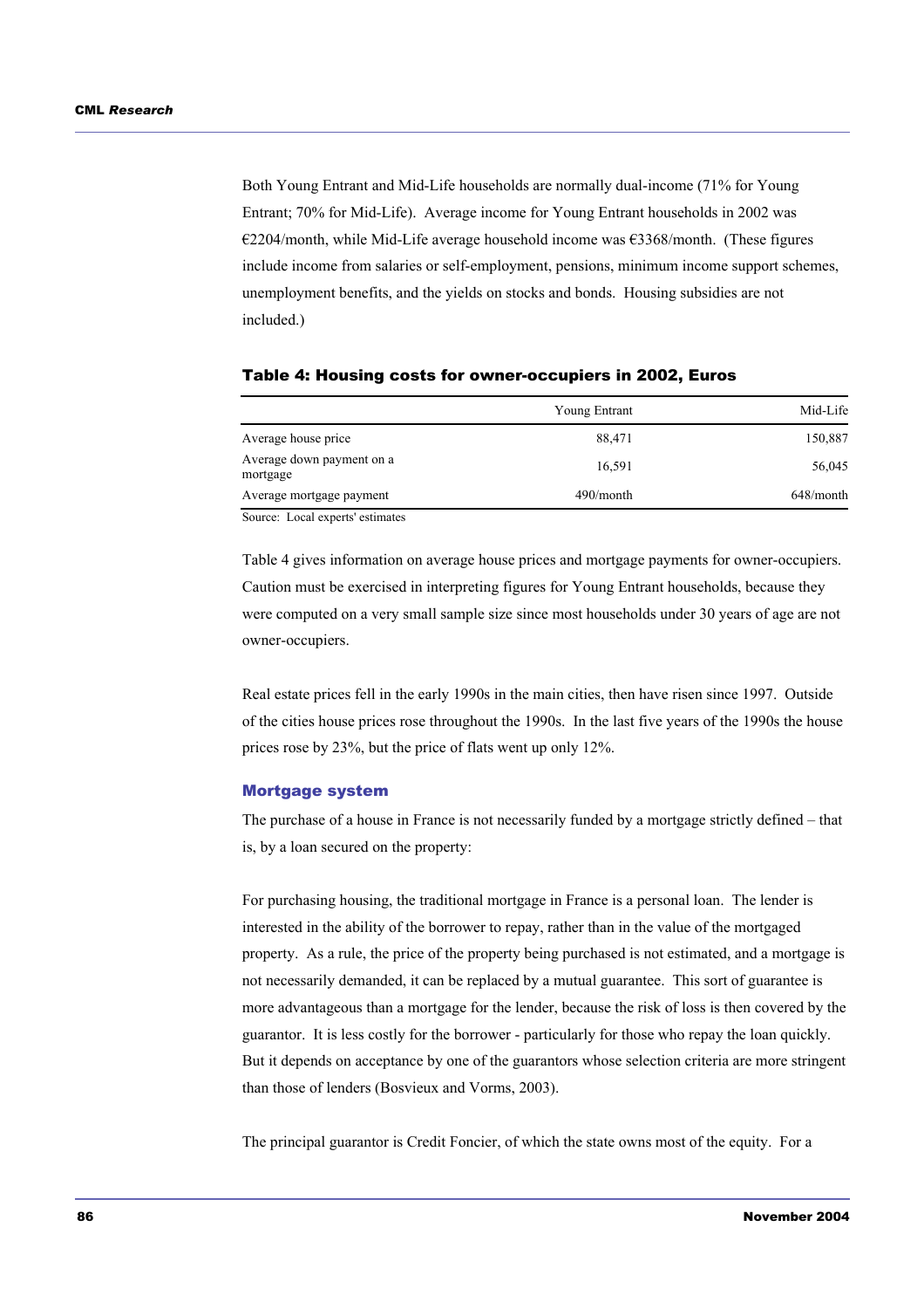Both Young Entrant and Mid-Life households are normally dual-income (71% for Young Entrant; 70% for Mid-Life). Average income for Young Entrant households in 2002 was €2204/month, while Mid-Life average household income was €3368/month. (These figures include income from salaries or self-employment, pensions, minimum income support schemes, unemployment benefits, and the yields on stocks and bonds. Housing subsidies are not included.)

### Table 4: Housing costs for owner-occupiers in 2002, Euros

| | Young Entrant | Mid-Life |
|---|---|---|
| Average house price | 88,471 | 150,887 |
| Average down payment on a mortgage | 16,591 | 56,045 |
| Average mortgage payment | 490/month | 648/month |

Source: Local experts' estimates

Table 4 gives information on average house prices and mortgage payments for owner-occupiers. Caution must be exercised in interpreting figures for Young Entrant households, because they were computed on a very small sample size since most households under 30 years of age are not owner-occupiers.

Real estate prices fell in the early 1990s in the main cities, then have risen since 1997. Outside of the cities house prices rose throughout the 1990s. In the last five years of the 1990s the house prices rose by 23%, but the price of flats went up only 12%.

### Mortgage system

The purchase of a house in France is not necessarily funded by a mortgage strictly defined – that is, by a loan secured on the property:

For purchasing housing, the traditional mortgage in France is a personal loan. The lender is interested in the ability of the borrower to repay, rather than in the value of the mortgaged property. As a rule, the price of the property being purchased is not estimated, and a mortgage is not necessarily demanded, it can be replaced by a mutual guarantee. This sort of guarantee is more advantageous than a mortgage for the lender, because the risk of loss is then covered by the guarantor. It is less costly for the borrower - particularly for those who repay the loan quickly. But it depends on acceptance by one of the guarantors whose selection criteria are more stringent than those of lenders (Bosvieux and Vorms, 2003).

The principal guarantor is Credit Foncier, of which the state owns most of the equity. For a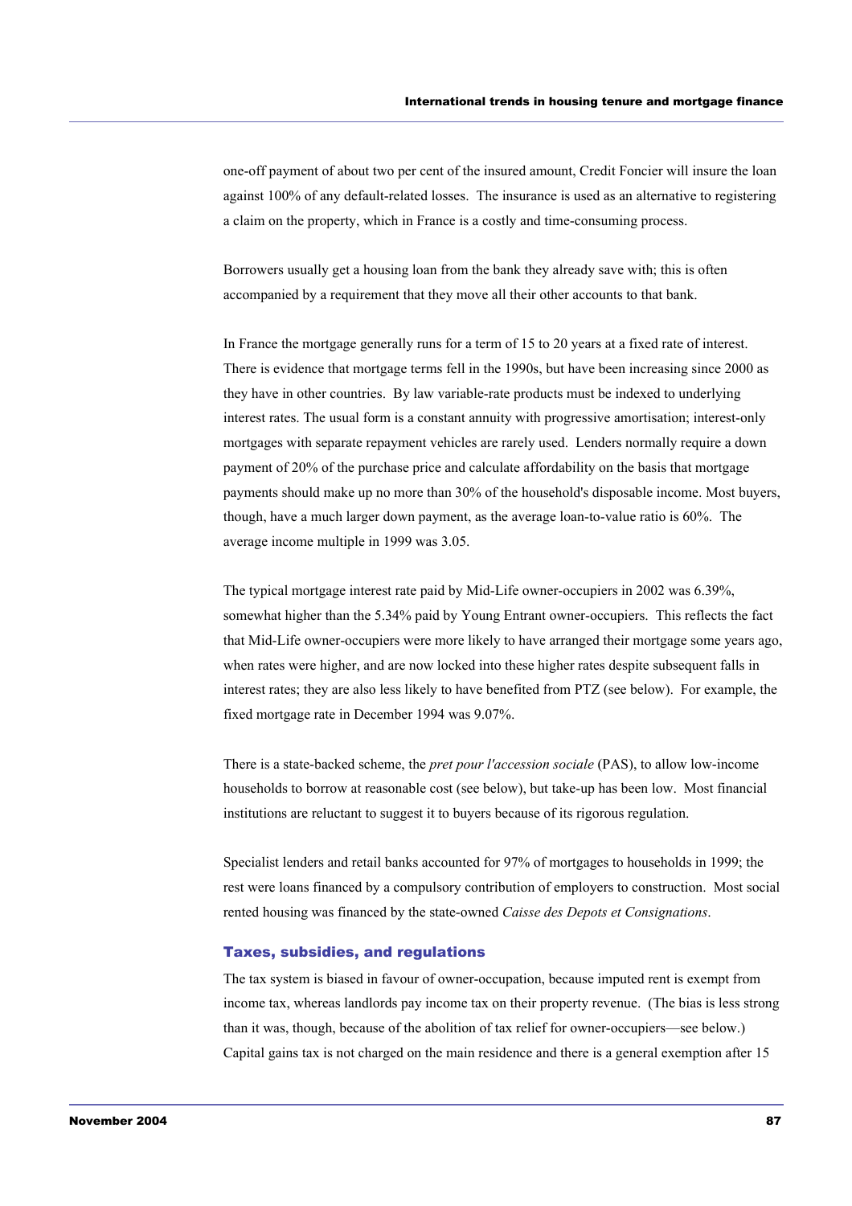one-off payment of about two per cent of the insured amount, Credit Foncier will insure the loan against 100% of any default-related losses. The insurance is used as an alternative to registering a claim on the property, which in France is a costly and time-consuming process.

Borrowers usually get a housing loan from the bank they already save with; this is often accompanied by a requirement that they move all their other accounts to that bank.

In France the mortgage generally runs for a term of 15 to 20 years at a fixed rate of interest. There is evidence that mortgage terms fell in the 1990s, but have been increasing since 2000 as they have in other countries. By law variable-rate products must be indexed to underlying interest rates. The usual form is a constant annuity with progressive amortisation; interest-only mortgages with separate repayment vehicles are rarely used. Lenders normally require a down payment of 20% of the purchase price and calculate affordability on the basis that mortgage payments should make up no more than 30% of the household's disposable income. Most buyers, though, have a much larger down payment, as the average loan-to-value ratio is 60%. The average income multiple in 1999 was 3.05.

The typical mortgage interest rate paid by Mid-Life owner-occupiers in 2002 was 6.39%, somewhat higher than the 5.34% paid by Young Entrant owner-occupiers. This reflects the fact that Mid-Life owner-occupiers were more likely to have arranged their mortgage some years ago, when rates were higher, and are now locked into these higher rates despite subsequent falls in interest rates; they are also less likely to have benefited from PTZ (see below). For example, the fixed mortgage rate in December 1994 was 9.07%.

There is a state-backed scheme, the *pret pour l'accession sociale* (PAS), to allow low-income households to borrow at reasonable cost (see below), but take-up has been low. Most financial institutions are reluctant to suggest it to buyers because of its rigorous regulation.

Specialist lenders and retail banks accounted for 97% of mortgages to households in 1999; the rest were loans financed by a compulsory contribution of employers to construction. Most social rented housing was financed by the state-owned *Caisse des Depots et Consignations*.

### Taxes, subsidies, and regulations

The tax system is biased in favour of owner-occupation, because imputed rent is exempt from income tax, whereas landlords pay income tax on their property revenue. (The bias is less strong than it was, though, because of the abolition of tax relief for owner-occupiers—see below.) Capital gains tax is not charged on the main residence and there is a general exemption after 15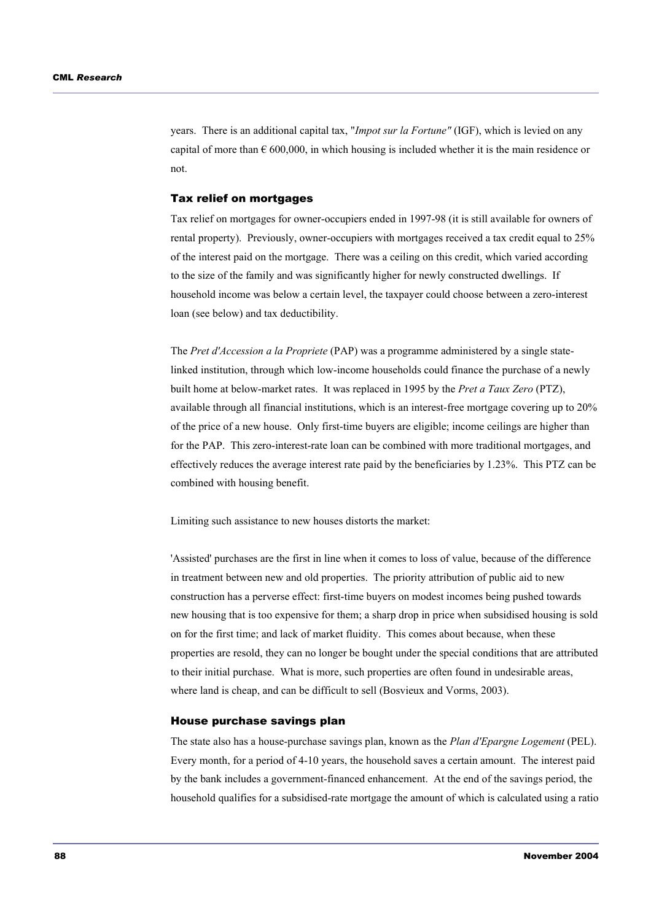years. There is an additional capital tax, "*Impot sur la Fortune"* (IGF), which is levied on any capital of more than € 600,000, in which housing is included whether it is the main residence or not.

### Tax relief on mortgages

Tax relief on mortgages for owner-occupiers ended in 1997-98 (it is still available for owners of rental property). Previously, owner-occupiers with mortgages received a tax credit equal to 25% of the interest paid on the mortgage. There was a ceiling on this credit, which varied according to the size of the family and was significantly higher for newly constructed dwellings. If household income was below a certain level, the taxpayer could choose between a zero-interest loan (see below) and tax deductibility.

The *Pret d'Accession a la Propriete* (PAP) was a programme administered by a single state-linked institution, through which low-income households could finance the purchase of a newly built home at below-market rates. It was replaced in 1995 by the *Pret a Taux Zero* (PTZ), available through all financial institutions, which is an interest-free mortgage covering up to 20% of the price of a new house. Only first-time buyers are eligible; income ceilings are higher than for the PAP. This zero-interest-rate loan can be combined with more traditional mortgages, and effectively reduces the average interest rate paid by the beneficiaries by 1.23%. This PTZ can be combined with housing benefit.

Limiting such assistance to new houses distorts the market:

'Assisted' purchases are the first in line when it comes to loss of value, because of the difference in treatment between new and old properties. The priority attribution of public aid to new construction has a perverse effect: first-time buyers on modest incomes being pushed towards new housing that is too expensive for them; a sharp drop in price when subsidised housing is sold on for the first time; and lack of market fluidity. This comes about because, when these properties are resold, they can no longer be bought under the special conditions that are attributed to their initial purchase. What is more, such properties are often found in undesirable areas, where land is cheap, and can be difficult to sell (Bosvieux and Vorms, 2003).

### House purchase savings plan

The state also has a house-purchase savings plan, known as the *Plan d'Epargne Logement* (PEL). Every month, for a period of 4-10 years, the household saves a certain amount. The interest paid by the bank includes a government-financed enhancement. At the end of the savings period, the household qualifies for a subsidised-rate mortgage the amount of which is calculated using a ratio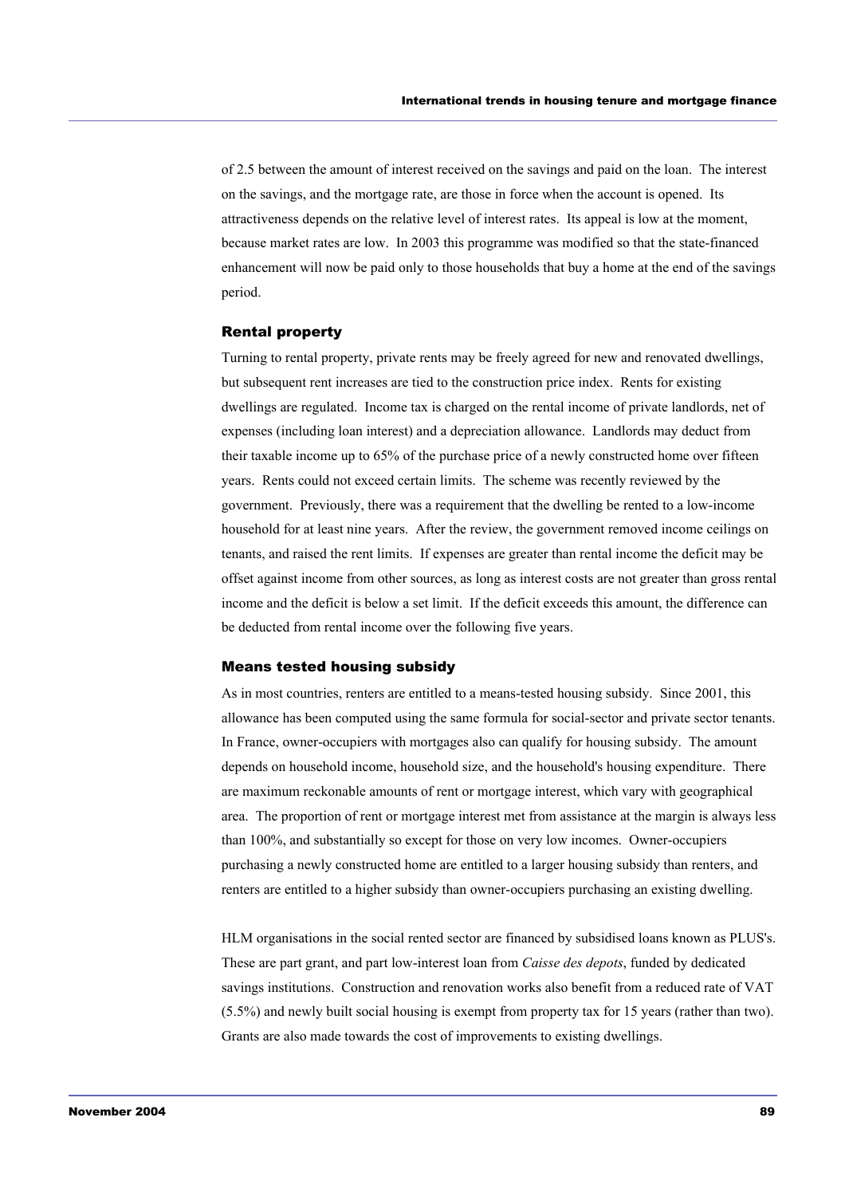of 2.5 between the amount of interest received on the savings and paid on the loan. The interest on the savings, and the mortgage rate, are those in force when the account is opened. Its attractiveness depends on the relative level of interest rates. Its appeal is low at the moment, because market rates are low. In 2003 this programme was modified so that the state-financed enhancement will now be paid only to those households that buy a home at the end of the savings period.

### Rental property

Turning to rental property, private rents may be freely agreed for new and renovated dwellings, but subsequent rent increases are tied to the construction price index. Rents for existing dwellings are regulated. Income tax is charged on the rental income of private landlords, net of expenses (including loan interest) and a depreciation allowance. Landlords may deduct from their taxable income up to 65% of the purchase price of a newly constructed home over fifteen years. Rents could not exceed certain limits. The scheme was recently reviewed by the government. Previously, there was a requirement that the dwelling be rented to a low-income household for at least nine years. After the review, the government removed income ceilings on tenants, and raised the rent limits. If expenses are greater than rental income the deficit may be offset against income from other sources, as long as interest costs are not greater than gross rental income and the deficit is below a set limit. If the deficit exceeds this amount, the difference can be deducted from rental income over the following five years.

### Means tested housing subsidy

As in most countries, renters are entitled to a means-tested housing subsidy. Since 2001, this allowance has been computed using the same formula for social-sector and private sector tenants. In France, owner-occupiers with mortgages also can qualify for housing subsidy. The amount depends on household income, household size, and the household's housing expenditure. There are maximum reckonable amounts of rent or mortgage interest, which vary with geographical area. The proportion of rent or mortgage interest met from assistance at the margin is always less than 100%, and substantially so except for those on very low incomes. Owner-occupiers purchasing a newly constructed home are entitled to a larger housing subsidy than renters, and renters are entitled to a higher subsidy than owner-occupiers purchasing an existing dwelling.

HLM organisations in the social rented sector are financed by subsidised loans known as PLUS's. These are part grant, and part low-interest loan from *Caisse des depots*, funded by dedicated savings institutions. Construction and renovation works also benefit from a reduced rate of VAT (5.5%) and newly built social housing is exempt from property tax for 15 years (rather than two). Grants are also made towards the cost of improvements to existing dwellings.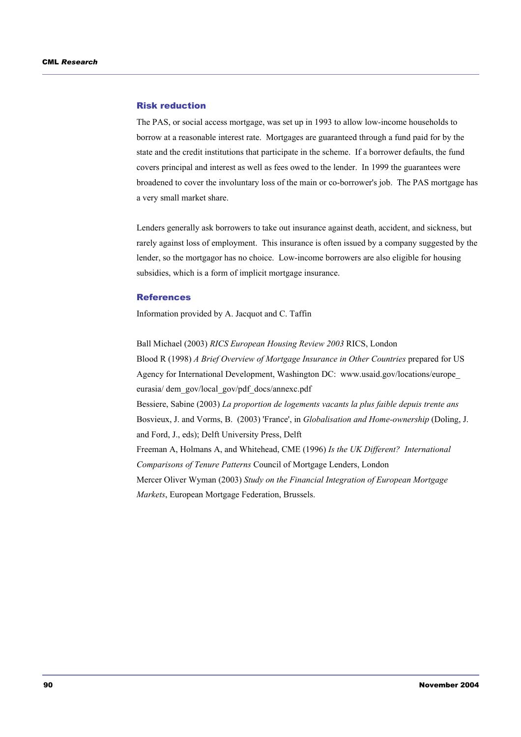### Risk reduction

The PAS, or social access mortgage, was set up in 1993 to allow low-income households to borrow at a reasonable interest rate. Mortgages are guaranteed through a fund paid for by the state and the credit institutions that participate in the scheme. If a borrower defaults, the fund covers principal and interest as well as fees owed to the lender. In 1999 the guarantees were broadened to cover the involuntary loss of the main or co-borrower's job. The PAS mortgage has a very small market share.

Lenders generally ask borrowers to take out insurance against death, accident, and sickness, but rarely against loss of employment. This insurance is often issued by a company suggested by the lender, so the mortgagor has no choice. Low-income borrowers are also eligible for housing subsidies, which is a form of implicit mortgage insurance.

### References

Information provided by A. Jacquot and C. Taffin

Ball Michael (2003) *RICS European Housing Review 2003* RICS, London

Blood R (1998) *A Brief Overview of Mortgage Insurance in Other Countries* prepared for US Agency for International Development, Washington DC: www.usaid.gov/locations/europe_eurasia/ dem_gov/local_gov/pdf_docs/annexc.pdf

Bessiere, Sabine (2003) *La proportion de logements vacants la plus faible depuis trente ans*

Bosvieux, J. and Vorms, B. (2003) 'France', in *Globalisation and Home-ownership* (Doling, J. and Ford, J., eds); Delft University Press, Delft

Freeman A, Holmans A, and Whitehead, CME (1996) *Is the UK Different? International Comparisons of Tenure Patterns* Council of Mortgage Lenders, London

Mercer Oliver Wyman (2003) *Study on the Financial Integration of European Mortgage Markets*, European Mortgage Federation, Brussels.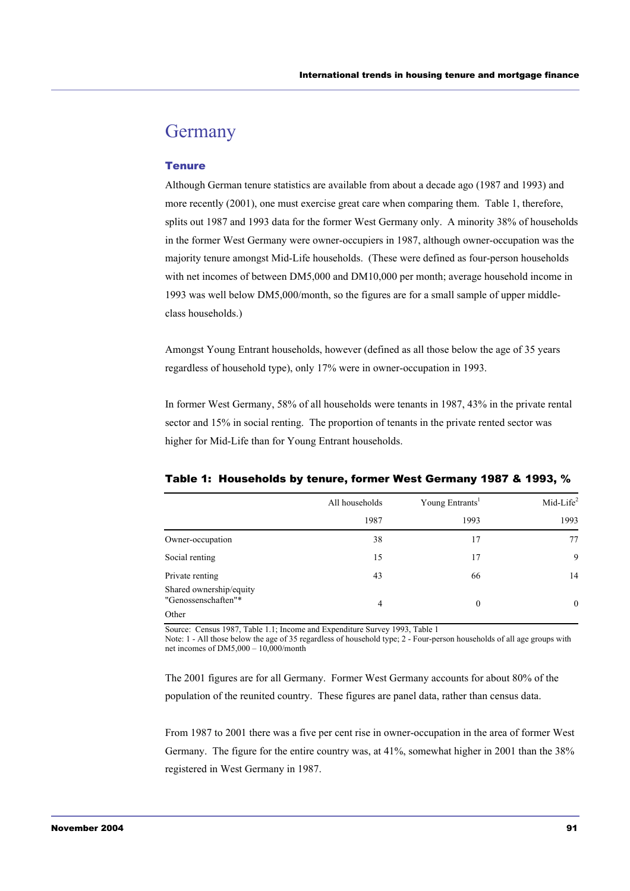# Germany

## Tenure

Although German tenure statistics are available from about a decade ago (1987 and 1993) and more recently (2001), one must exercise great care when comparing them. Table 1, therefore, splits out 1987 and 1993 data for the former West Germany only. A minority 38% of households in the former West Germany were owner-occupiers in 1987, although owner-occupation was the majority tenure amongst Mid-Life households. (These were defined as four-person households with net incomes of between DM5,000 and DM10,000 per month; average household income in 1993 was well below DM5,000/month, so the figures are for a small sample of upper middle-class households.)

Amongst Young Entrant households, however (defined as all those below the age of 35 years regardless of household type), only 17% were in owner-occupation in 1993.

In former West Germany, 58% of all households were tenants in 1987, 43% in the private rental sector and 15% in social renting. The proportion of tenants in the private rented sector was higher for Mid-Life than for Young Entrant households.

**Table 1: Households by tenure, former West Germany 1987 & 1993, %**

| | All households | Young Entrants[1] | Mid-Life[2] |
|---|---|---|---|
| | 1987 | 1993 | 1993 |
| Owner-occupation | 38 | 17 | 77 |
| Social renting | 15 | 17 | 9 |
| Private renting | 43 | 66 | 14 |
| Shared ownership/equity "Genossenschaften"* Other | 4 | 0 | 0 |

Source: Census 1987, Table 1.1; Income and Expenditure Survey 1993, Table 1
Note: 1 - All those below the age of 35 regardless of household type; 2 - Four-person households of all age groups with net incomes of DM5,000 – 10,000/month

The 2001 figures are for all Germany. Former West Germany accounts for about 80% of the population of the reunited country. These figures are panel data, rather than census data.

From 1987 to 2001 there was a five per cent rise in owner-occupation in the area of former West Germany. The figure for the entire country was, at 41%, somewhat higher in 2001 than the 38% registered in West Germany in 1987.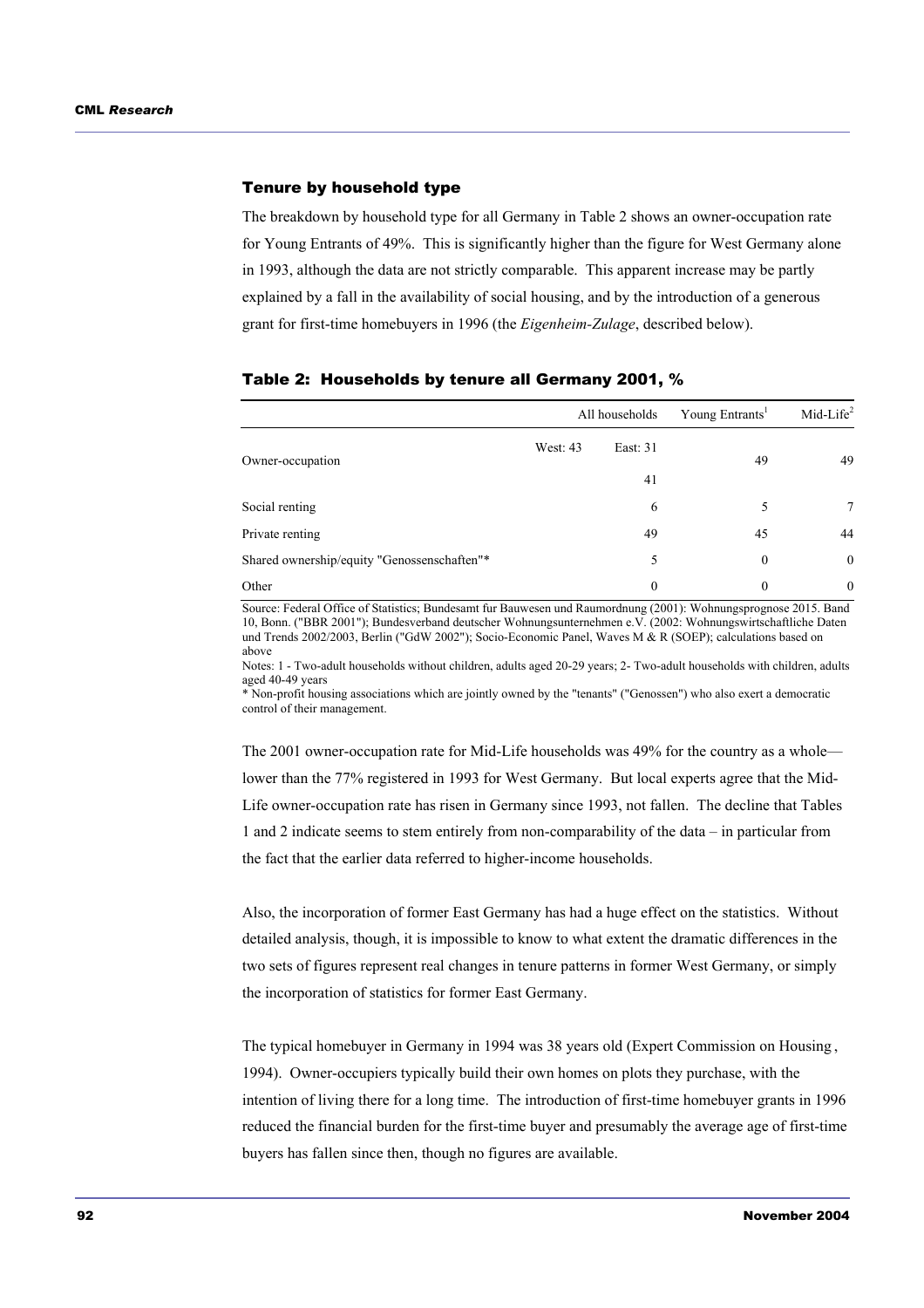### Tenure by household type

The breakdown by household type for all Germany in Table 2 shows an owner-occupation rate for Young Entrants of 49%. This is significantly higher than the figure for West Germany alone in 1993, although the data are not strictly comparable. This apparent increase may be partly explained by a fall in the availability of social housing, and by the introduction of a generous grant for first-time homebuyers in 1996 (the *Eigenheim-Zulage*, described below).

#### Table 2: Households by tenure all Germany 2001, %

| | All households | Young Entrants[1] | Mid-Life[2] |
|---|---|---|---|
| Owner-occupation | West: 43 East: 31<br>41 | 49 | 49 |
| Social renting | 6 | 5 | 7 |
| Private renting | 49 | 45 | 44 |
| Shared ownership/equity "Genossenschaften"* | 5 | 0 | 0 |
| Other | 0 | 0 | 0 |

Source: Federal Office of Statistics; Bundesamt fur Bauwesen und Raumordnung (2001): Wohnungsprognose 2015. Band 10, Bonn. ("BBR 2001"); Bundesverband deutscher Wohnungsunternehmen e.V. (2002: Wohnungswirtschaftliche Daten und Trends 2002/2003, Berlin ("GdW 2002"); Socio-Economic Panel, Waves M & R (SOEP); calculations based on above

Notes: 1 - Two-adult households without children, adults aged 20-29 years; 2- Two-adult households with children, adults aged 40-49 years

\* Non-profit housing associations which are jointly owned by the "tenants" ("Genossen") who also exert a democratic control of their management.

The 2001 owner-occupation rate for Mid-Life households was 49% for the country as a whole—lower than the 77% registered in 1993 for West Germany. But local experts agree that the Mid-Life owner-occupation rate has risen in Germany since 1993, not fallen. The decline that Tables 1 and 2 indicate seems to stem entirely from non-comparability of the data – in particular from the fact that the earlier data referred to higher-income households.

Also, the incorporation of former East Germany has had a huge effect on the statistics. Without detailed analysis, though, it is impossible to know to what extent the dramatic differences in the two sets of figures represent real changes in tenure patterns in former West Germany, or simply the incorporation of statistics for former East Germany.

The typical homebuyer in Germany in 1994 was 38 years old (Expert Commission on Housing, 1994). Owner-occupiers typically build their own homes on plots they purchase, with the intention of living there for a long time. The introduction of first-time homebuyer grants in 1996 reduced the financial burden for the first-time buyer and presumably the average age of first-time buyers has fallen since then, though no figures are available.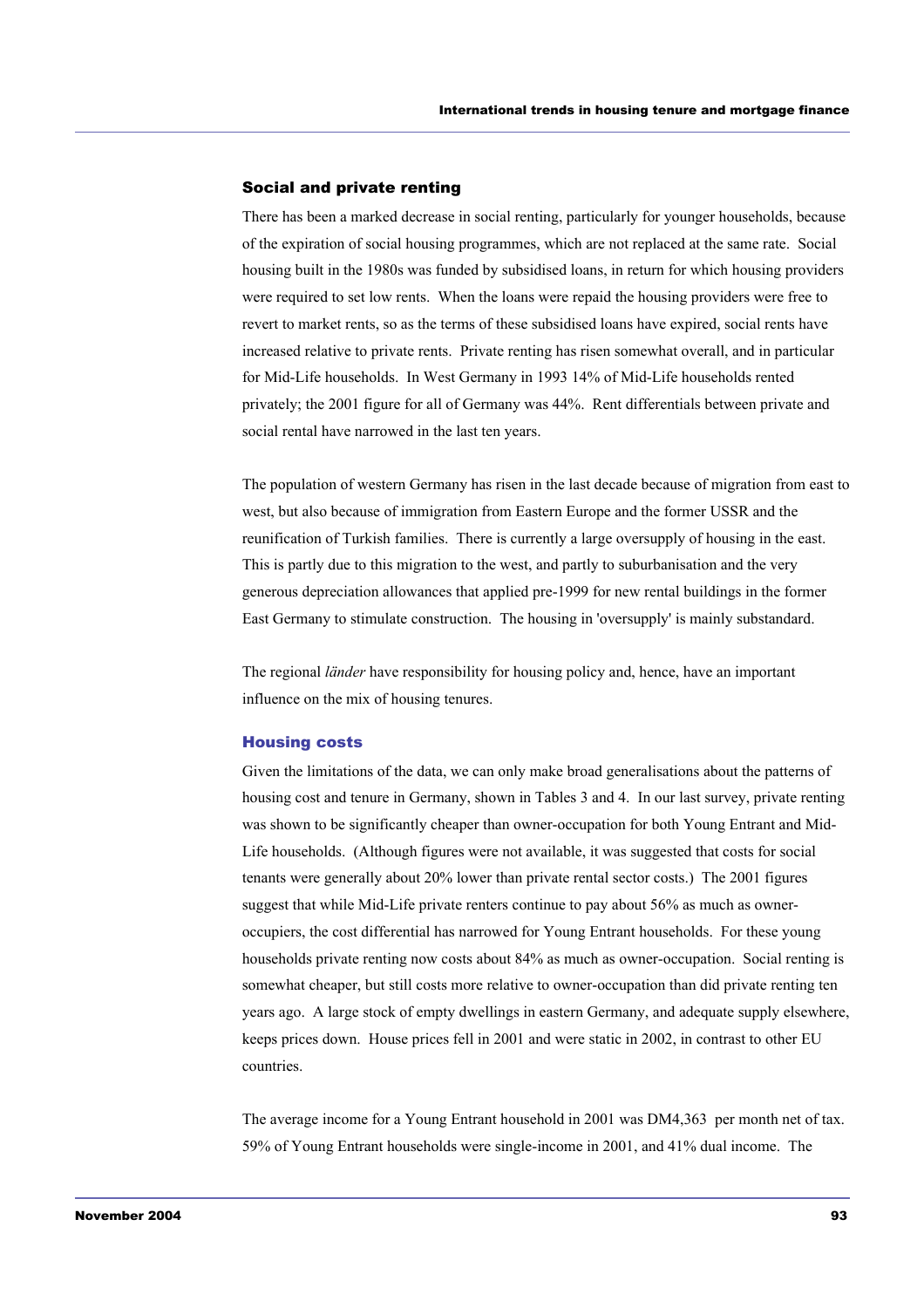### Social and private renting

There has been a marked decrease in social renting, particularly for younger households, because of the expiration of social housing programmes, which are not replaced at the same rate. Social housing built in the 1980s was funded by subsidised loans, in return for which housing providers were required to set low rents. When the loans were repaid the housing providers were free to revert to market rents, so as the terms of these subsidised loans have expired, social rents have increased relative to private rents. Private renting has risen somewhat overall, and in particular for Mid-Life households. In West Germany in 1993 14% of Mid-Life households rented privately; the 2001 figure for all of Germany was 44%. Rent differentials between private and social rental have narrowed in the last ten years.

The population of western Germany has risen in the last decade because of migration from east to west, but also because of immigration from Eastern Europe and the former USSR and the reunification of Turkish families. There is currently a large oversupply of housing in the east. This is partly due to this migration to the west, and partly to suburbanisation and the very generous depreciation allowances that applied pre-1999 for new rental buildings in the former East Germany to stimulate construction. The housing in 'oversupply' is mainly substandard.

The regional *länder* have responsibility for housing policy and, hence, have an important influence on the mix of housing tenures.

### Housing costs

Given the limitations of the data, we can only make broad generalisations about the patterns of housing cost and tenure in Germany, shown in Tables 3 and 4. In our last survey, private renting was shown to be significantly cheaper than owner-occupation for both Young Entrant and Mid-Life households. (Although figures were not available, it was suggested that costs for social tenants were generally about 20% lower than private rental sector costs.) The 2001 figures suggest that while Mid-Life private renters continue to pay about 56% as much as owner-occupiers, the cost differential has narrowed for Young Entrant households. For these young households private renting now costs about 84% as much as owner-occupation. Social renting is somewhat cheaper, but still costs more relative to owner-occupation than did private renting ten years ago. A large stock of empty dwellings in eastern Germany, and adequate supply elsewhere, keeps prices down. House prices fell in 2001 and were static in 2002, in contrast to other EU countries.

The average income for a Young Entrant household in 2001 was DM4,363 per month net of tax. 59% of Young Entrant households were single-income in 2001, and 41% dual income. The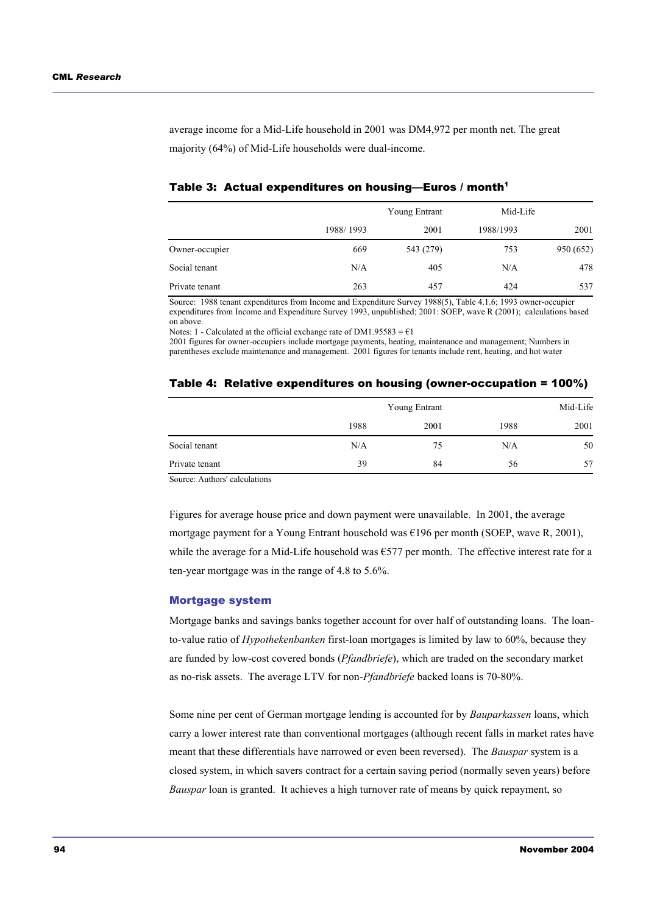average income for a Mid-Life household in 2001 was DM4,972 per month net. The great majority (64%) of Mid-Life households were dual-income.

**Table 3: Actual expenditures on housing—Euros / month[1]**

| | Young Entrant | | Mid-Life | |
|---|---|---|---|---|
| | 1988/ 1993 | 2001 | 1988/1993 | 2001 |
| Owner-occupier | 669 | 543 (279) | 753 | 950 (652) |
| Social tenant | N/A | 405 | N/A | 478 |
| Private tenant | 263 | 457 | 424 | 537 |

Source: 1988 tenant expenditures from Income and Expenditure Survey 1988(5), Table 4.1.6; 1993 owner-occupier expenditures from Income and Expenditure Survey 1993, unpublished; 2001: SOEP, wave R (2001); calculations based on above.

Notes: 1 - Calculated at the official exchange rate of DM1.95583 = €1

2001 figures for owner-occupiers include mortgage payments, heating, maintenance and management; Numbers in parentheses exclude maintenance and management. 2001 figures for tenants include rent, heating, and hot water

**Table 4: Relative expenditures on housing (owner-occupation = 100%)**

| | Young Entrant | | Mid-Life | |
|---|---|---|---|---|
| | 1988 | 2001 | 1988 | 2001 |
| Social tenant | N/A | 75 | N/A | 50 |
| Private tenant | 39 | 84 | 56 | 57 |

Source: Authors' calculations

Figures for average house price and down payment were unavailable. In 2001, the average mortgage payment for a Young Entrant household was €196 per month (SOEP, wave R, 2001), while the average for a Mid-Life household was €577 per month. The effective interest rate for a ten-year mortgage was in the range of 4.8 to 5.6%.

### Mortgage system

Mortgage banks and savings banks together account for over half of outstanding loans. The loan-to-value ratio of *Hypothekenbanken* first-loan mortgages is limited by law to 60%, because they are funded by low-cost covered bonds (*Pfandbriefe*), which are traded on the secondary market as no-risk assets. The average LTV for non-*Pfandbriefe* backed loans is 70-80%.

Some nine per cent of German mortgage lending is accounted for by *Bauparkassen* loans, which carry a lower interest rate than conventional mortgages (although recent falls in market rates have meant that these differentials have narrowed or even been reversed). The *Bauspar* system is a closed system, in which savers contract for a certain saving period (normally seven years) before *Bauspar* loan is granted. It achieves a high turnover rate of means by quick repayment, so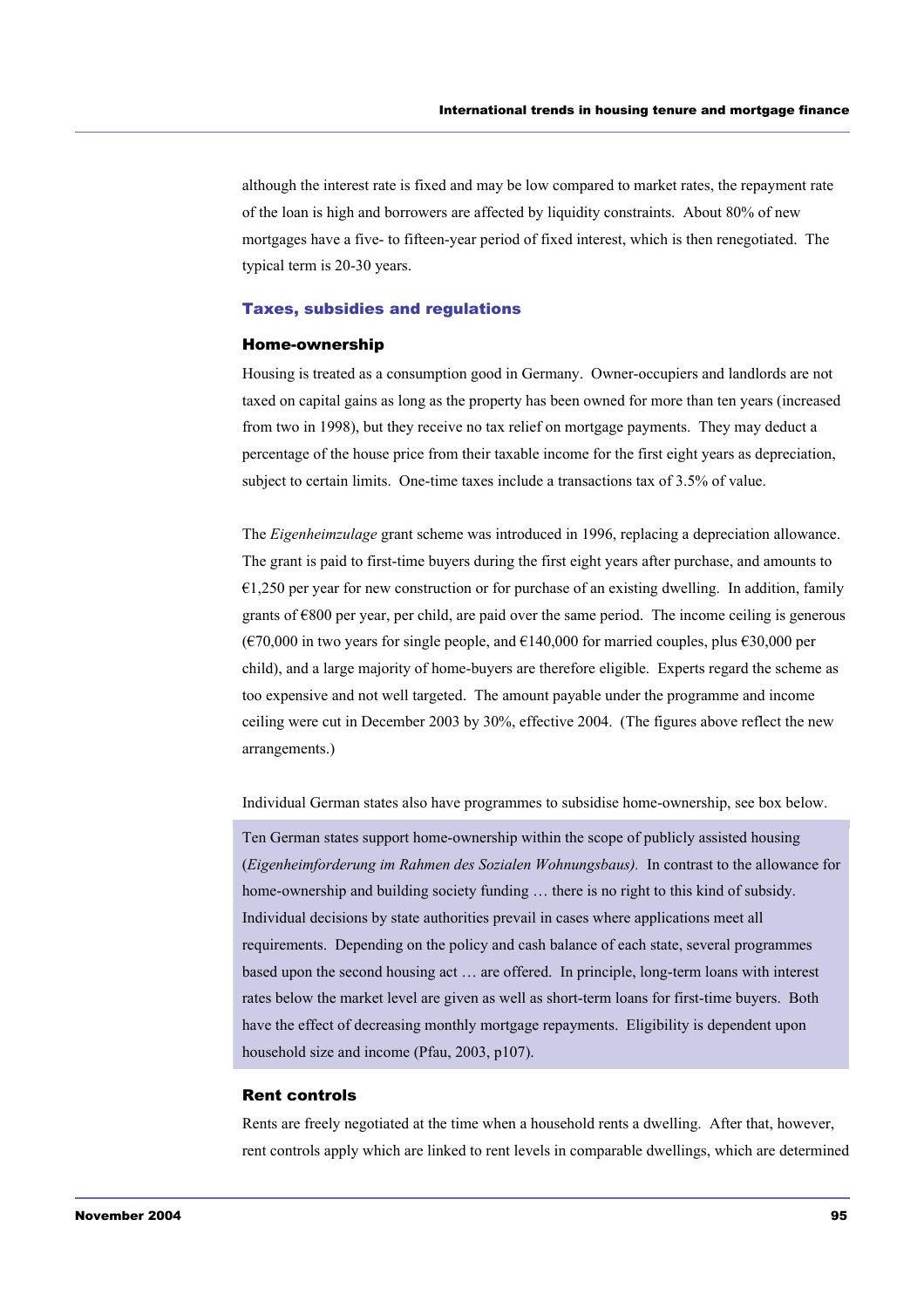although the interest rate is fixed and may be low compared to market rates, the repayment rate of the loan is high and borrowers are affected by liquidity constraints. About 80% of new mortgages have a five- to fifteen-year period of fixed interest, which is then renegotiated. The typical term is 20-30 years.

## Taxes, subsidies and regulations

### Home-ownership

Housing is treated as a consumption good in Germany. Owner-occupiers and landlords are not taxed on capital gains as long as the property has been owned for more than ten years (increased from two in 1998), but they receive no tax relief on mortgage payments. They may deduct a percentage of the house price from their taxable income for the first eight years as depreciation, subject to certain limits. One-time taxes include a transactions tax of 3.5% of value.

The *Eigenheimzulage* grant scheme was introduced in 1996, replacing a depreciation allowance. The grant is paid to first-time buyers during the first eight years after purchase, and amounts to €1,250 per year for new construction or for purchase of an existing dwelling. In addition, family grants of €800 per year, per child, are paid over the same period. The income ceiling is generous (€70,000 in two years for single people, and €140,000 for married couples, plus €30,000 per child), and a large majority of home-buyers are therefore eligible. Experts regard the scheme as too expensive and not well targeted. The amount payable under the programme and income ceiling were cut in December 2003 by 30%, effective 2004. (The figures above reflect the new arrangements.)

Individual German states also have programmes to subsidise home-ownership, see box below.

> Ten German states support home-ownership within the scope of publicly assisted housing (*Eigenheimforderung im Rahmen des Sozialen Wohnungsbaus).* In contrast to the allowance for home-ownership and building society funding … there is no right to this kind of subsidy. Individual decisions by state authorities prevail in cases where applications meet all requirements. Depending on the policy and cash balance of each state, several programmes based upon the second housing act … are offered. In principle, long-term loans with interest rates below the market level are given as well as short-term loans for first-time buyers. Both have the effect of decreasing monthly mortgage repayments. Eligibility is dependent upon household size and income (Pfau, 2003, p107).

### Rent controls

Rents are freely negotiated at the time when a household rents a dwelling. After that, however, rent controls apply which are linked to rent levels in comparable dwellings, which are determined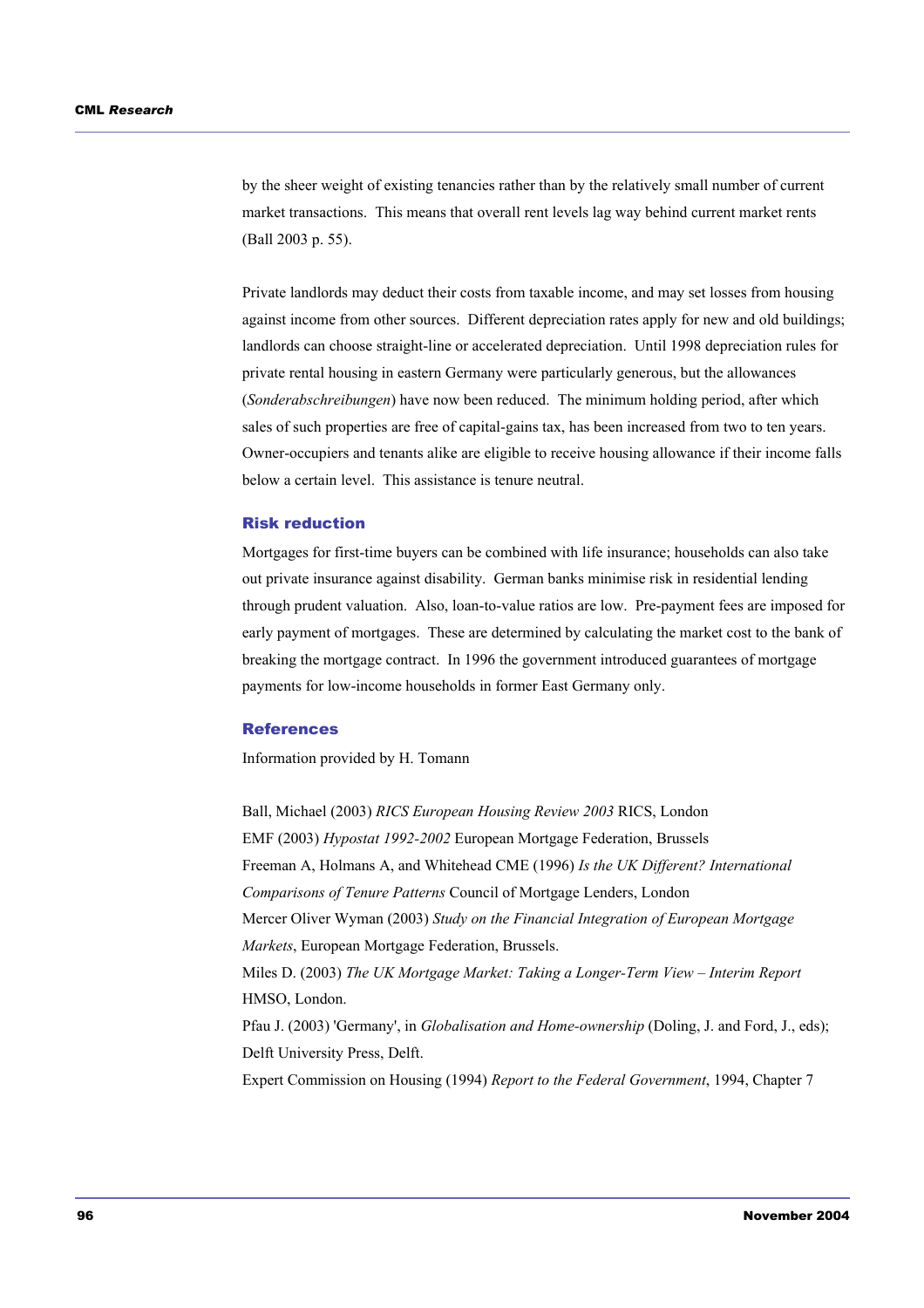by the sheer weight of existing tenancies rather than by the relatively small number of current market transactions. This means that overall rent levels lag way behind current market rents (Ball 2003 p. 55).

Private landlords may deduct their costs from taxable income, and may set losses from housing against income from other sources. Different depreciation rates apply for new and old buildings; landlords can choose straight-line or accelerated depreciation. Until 1998 depreciation rules for private rental housing in eastern Germany were particularly generous, but the allowances (*Sonderabschreibungen*) have now been reduced. The minimum holding period, after which sales of such properties are free of capital-gains tax, has been increased from two to ten years. Owner-occupiers and tenants alike are eligible to receive housing allowance if their income falls below a certain level. This assistance is tenure neutral.

### Risk reduction

Mortgages for first-time buyers can be combined with life insurance; households can also take out private insurance against disability. German banks minimise risk in residential lending through prudent valuation. Also, loan-to-value ratios are low. Pre-payment fees are imposed for early payment of mortgages. These are determined by calculating the market cost to the bank of breaking the mortgage contract. In 1996 the government introduced guarantees of mortgage payments for low-income households in former East Germany only.

### References

Information provided by H. Tomann

Ball, Michael (2003) *RICS European Housing Review 2003* RICS, London
EMF (2003) *Hypostat 1992-2002* European Mortgage Federation, Brussels
Freeman A, Holmans A, and Whitehead CME (1996) *Is the UK Different? International Comparisons of Tenure Patterns* Council of Mortgage Lenders, London
Mercer Oliver Wyman (2003) *Study on the Financial Integration of European Mortgage Markets*, European Mortgage Federation, Brussels.
Miles D. (2003) *The UK Mortgage Market: Taking a Longer-Term View – Interim Report* HMSO, London.
Pfau J. (2003) 'Germany', in *Globalisation and Home-ownership* (Doling, J. and Ford, J., eds); Delft University Press, Delft.
Expert Commission on Housing (1994) *Report to the Federal Government*, 1994, Chapter 7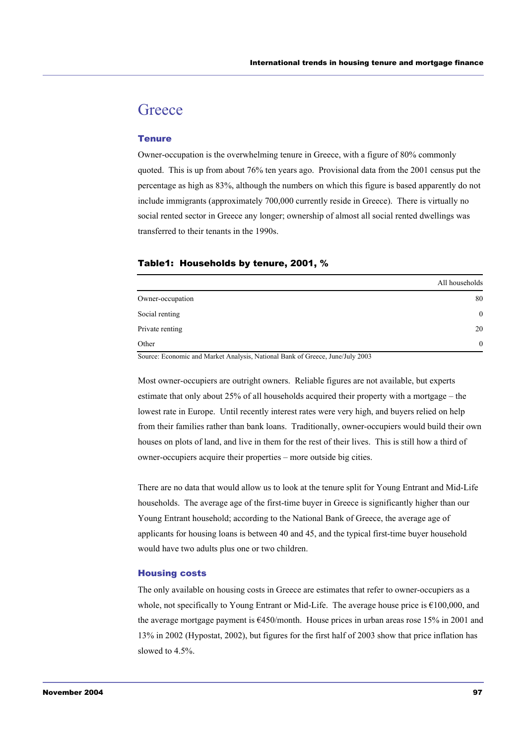# Greece

## Tenure

Owner-occupation is the overwhelming tenure in Greece, with a figure of 80% commonly quoted. This is up from about 76% ten years ago. Provisional data from the 2001 census put the percentage as high as 83%, although the numbers on which this figure is based apparently do not include immigrants (approximately 700,000 currently reside in Greece). There is virtually no social rented sector in Greece any longer; ownership of almost all social rented dwellings was transferred to their tenants in the 1990s.

### Table1: Households by tenure, 2001, %

| | All households |
|---|---|
| Owner-occupation | 80 |
| Social renting | 0 |
| Private renting | 20 |
| Other | 0 |

Source: Economic and Market Analysis, National Bank of Greece, June/July 2003

Most owner-occupiers are outright owners. Reliable figures are not available, but experts estimate that only about 25% of all households acquired their property with a mortgage – the lowest rate in Europe. Until recently interest rates were very high, and buyers relied on help from their families rather than bank loans. Traditionally, owner-occupiers would build their own houses on plots of land, and live in them for the rest of their lives. This is still how a third of owner-occupiers acquire their properties – more outside big cities.

There are no data that would allow us to look at the tenure split for Young Entrant and Mid-Life households. The average age of the first-time buyer in Greece is significantly higher than our Young Entrant household; according to the National Bank of Greece, the average age of applicants for housing loans is between 40 and 45, and the typical first-time buyer household would have two adults plus one or two children.

## Housing costs

The only available on housing costs in Greece are estimates that refer to owner-occupiers as a whole, not specifically to Young Entrant or Mid-Life. The average house price is €100,000, and the average mortgage payment is €450/month. House prices in urban areas rose 15% in 2001 and 13% in 2002 (Hypostat, 2002), but figures for the first half of 2003 show that price inflation has slowed to 4.5%.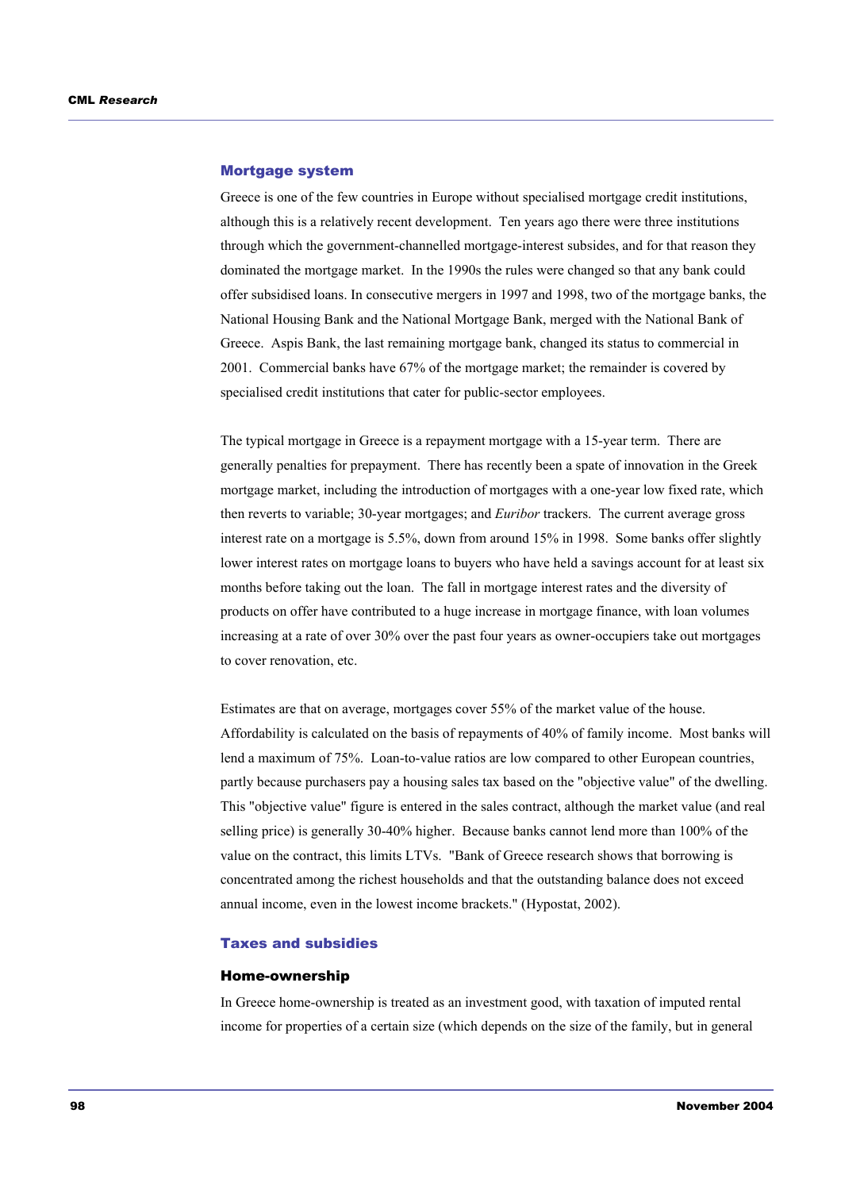## Mortgage system

Greece is one of the few countries in Europe without specialised mortgage credit institutions, although this is a relatively recent development. Ten years ago there were three institutions through which the government-channelled mortgage-interest subsides, and for that reason they dominated the mortgage market. In the 1990s the rules were changed so that any bank could offer subsidised loans. In consecutive mergers in 1997 and 1998, two of the mortgage banks, the National Housing Bank and the National Mortgage Bank, merged with the National Bank of Greece. Aspis Bank, the last remaining mortgage bank, changed its status to commercial in 2001. Commercial banks have 67% of the mortgage market; the remainder is covered by specialised credit institutions that cater for public-sector employees.

The typical mortgage in Greece is a repayment mortgage with a 15-year term. There are generally penalties for prepayment. There has recently been a spate of innovation in the Greek mortgage market, including the introduction of mortgages with a one-year low fixed rate, which then reverts to variable; 30-year mortgages; and *Euribor* trackers. The current average gross interest rate on a mortgage is 5.5%, down from around 15% in 1998. Some banks offer slightly lower interest rates on mortgage loans to buyers who have held a savings account for at least six months before taking out the loan. The fall in mortgage interest rates and the diversity of products on offer have contributed to a huge increase in mortgage finance, with loan volumes increasing at a rate of over 30% over the past four years as owner-occupiers take out mortgages to cover renovation, etc.

Estimates are that on average, mortgages cover 55% of the market value of the house. Affordability is calculated on the basis of repayments of 40% of family income. Most banks will lend a maximum of 75%. Loan-to-value ratios are low compared to other European countries, partly because purchasers pay a housing sales tax based on the "objective value" of the dwelling. This "objective value" figure is entered in the sales contract, although the market value (and real selling price) is generally 30-40% higher. Because banks cannot lend more than 100% of the value on the contract, this limits LTVs. "Bank of Greece research shows that borrowing is concentrated among the richest households and that the outstanding balance does not exceed annual income, even in the lowest income brackets." (Hypostat, 2002).

## Taxes and subsidies

### Home-ownership

In Greece home-ownership is treated as an investment good, with taxation of imputed rental income for properties of a certain size (which depends on the size of the family, but in general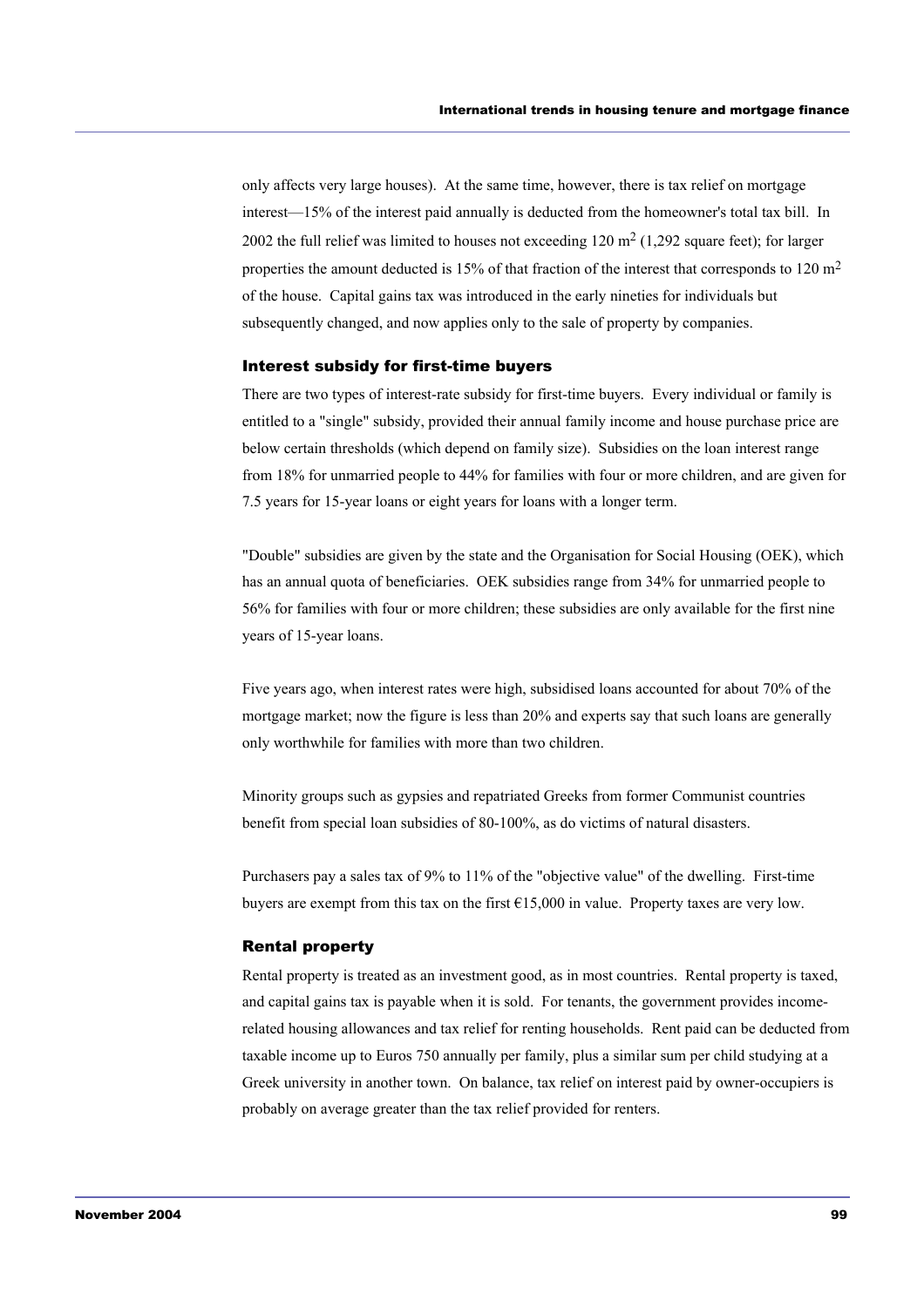only affects very large houses). At the same time, however, there is tax relief on mortgage interest—15% of the interest paid annually is deducted from the homeowner's total tax bill. In 2002 the full relief was limited to houses not exceeding 120 $m^2$ (1,292 square feet); for larger properties the amount deducted is 15% of that fraction of the interest that corresponds to 120 $m^2$ of the house. Capital gains tax was introduced in the early nineties for individuals but subsequently changed, and now applies only to the sale of property by companies.

### Interest subsidy for first-time buyers

There are two types of interest-rate subsidy for first-time buyers. Every individual or family is entitled to a "single" subsidy, provided their annual family income and house purchase price are below certain thresholds (which depend on family size). Subsidies on the loan interest range from 18% for unmarried people to 44% for families with four or more children, and are given for 7.5 years for 15-year loans or eight years for loans with a longer term.

"Double" subsidies are given by the state and the Organisation for Social Housing (OEK), which has an annual quota of beneficiaries. OEK subsidies range from 34% for unmarried people to 56% for families with four or more children; these subsidies are only available for the first nine years of 15-year loans.

Five years ago, when interest rates were high, subsidised loans accounted for about 70% of the mortgage market; now the figure is less than 20% and experts say that such loans are generally only worthwhile for families with more than two children.

Minority groups such as gypsies and repatriated Greeks from former Communist countries benefit from special loan subsidies of 80-100%, as do victims of natural disasters.

Purchasers pay a sales tax of 9% to 11% of the "objective value" of the dwelling. First-time buyers are exempt from this tax on the first €15,000 in value. Property taxes are very low.

### Rental property

Rental property is treated as an investment good, as in most countries. Rental property is taxed, and capital gains tax is payable when it is sold. For tenants, the government provides income-related housing allowances and tax relief for renting households. Rent paid can be deducted from taxable income up to Euros 750 annually per family, plus a similar sum per child studying at a Greek university in another town. On balance, tax relief on interest paid by owner-occupiers is probably on average greater than the tax relief provided for renters.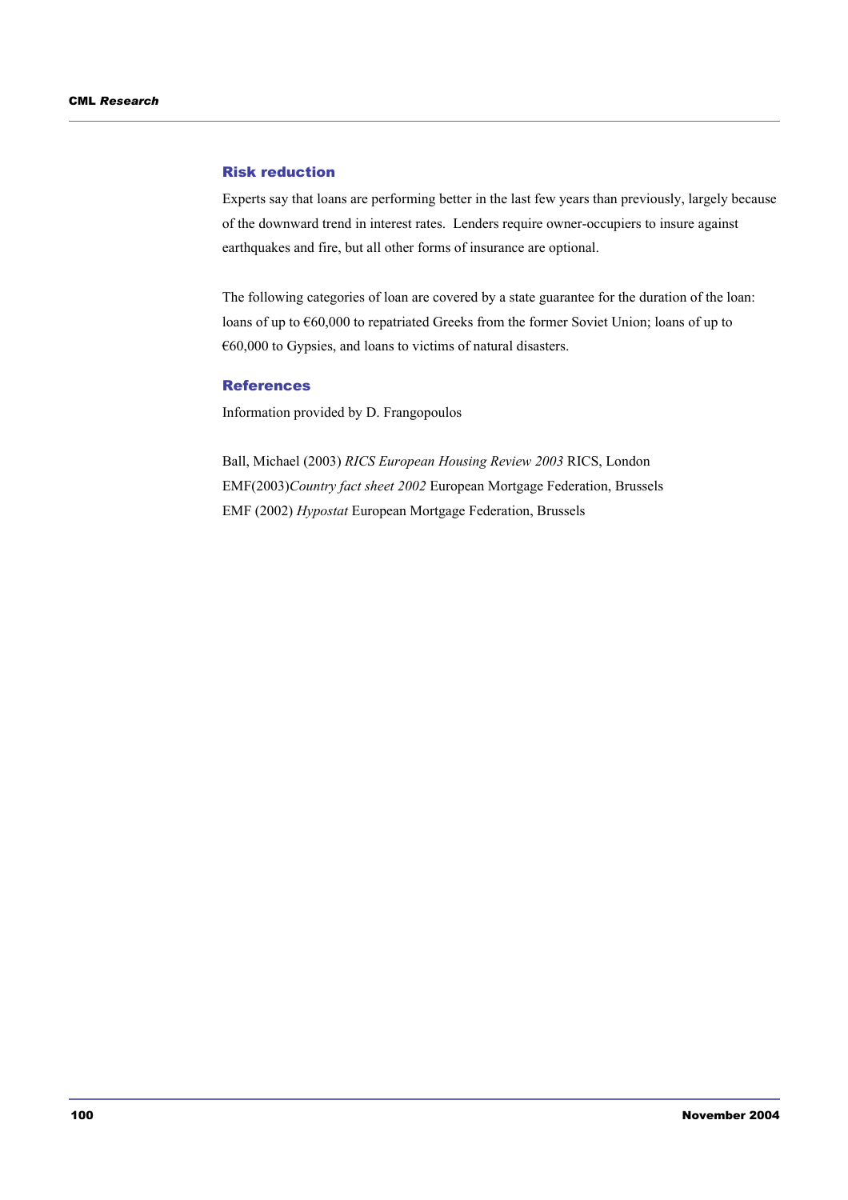### Risk reduction

Experts say that loans are performing better in the last few years than previously, largely because of the downward trend in interest rates. Lenders require owner-occupiers to insure against earthquakes and fire, but all other forms of insurance are optional.

The following categories of loan are covered by a state guarantee for the duration of the loan: loans of up to €60,000 to repatriated Greeks from the former Soviet Union; loans of up to €60,000 to Gypsies, and loans to victims of natural disasters.

### References

Information provided by D. Frangopoulos

Ball, Michael (2003) *RICS European Housing Review 2003* RICS, London
EMF(2003)*Country fact sheet 2002* European Mortgage Federation, Brussels
EMF (2002) *Hypostat* European Mortgage Federation, Brussels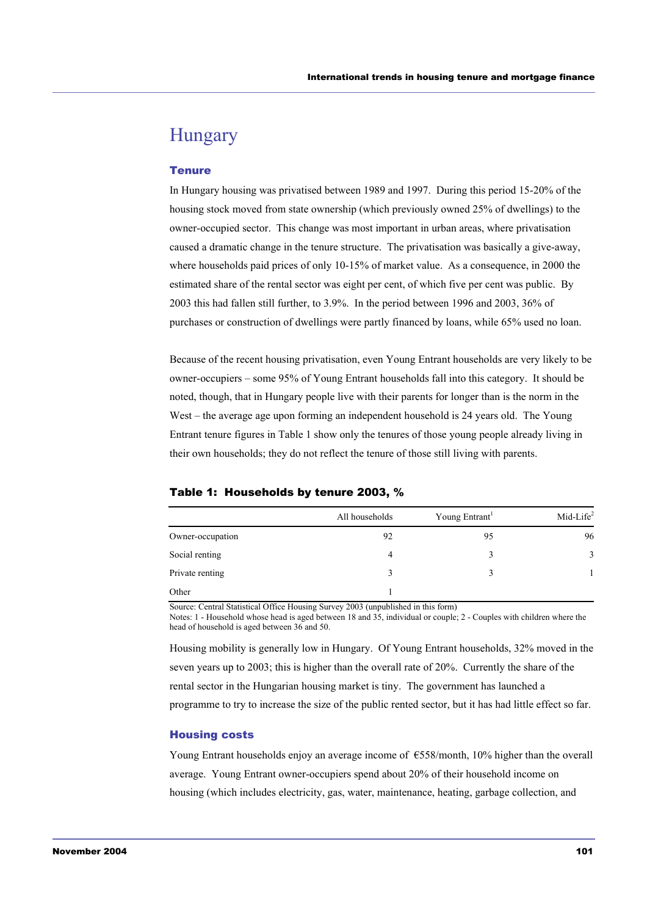# Hungary

## Tenure

In Hungary housing was privatised between 1989 and 1997. During this period 15-20% of the housing stock moved from state ownership (which previously owned 25% of dwellings) to the owner-occupied sector. This change was most important in urban areas, where privatisation caused a dramatic change in the tenure structure. The privatisation was basically a give-away, where households paid prices of only 10-15% of market value. As a consequence, in 2000 the estimated share of the rental sector was eight per cent, of which five per cent was public. By 2003 this had fallen still further, to 3.9%. In the period between 1996 and 2003, 36% of purchases or construction of dwellings were partly financed by loans, while 65% used no loan.

Because of the recent housing privatisation, even Young Entrant households are very likely to be owner-occupiers – some 95% of Young Entrant households fall into this category. It should be noted, though, that in Hungary people live with their parents for longer than is the norm in the West – the average age upon forming an independent household is 24 years old. The Young Entrant tenure figures in Table 1 show only the tenures of those young people already living in their own households; they do not reflect the tenure of those still living with parents.

**Table 1: Households by tenure 2003, %**

| | All households | Young Entrant[1] | Mid-Life[2] |
|---|---|---|---|
| Owner-occupation | 92 | 95 | 96 |
| Social renting | 4 | 3 | 3 |
| Private renting | 3 | 3 | 1 |
| Other | 1 | | |

Source: Central Statistical Office Housing Survey 2003 (unpublished in this form)
Notes: 1 - Household whose head is aged between 18 and 35, individual or couple; 2 - Couples with children where the head of household is aged between 36 and 50.

Housing mobility is generally low in Hungary. Of Young Entrant households, 32% moved in the seven years up to 2003; this is higher than the overall rate of 20%. Currently the share of the rental sector in the Hungarian housing market is tiny. The government has launched a programme to try to increase the size of the public rented sector, but it has had little effect so far.

## Housing costs

Young Entrant households enjoy an average income of €558/month, 10% higher than the overall average. Young Entrant owner-occupiers spend about 20% of their household income on housing (which includes electricity, gas, water, maintenance, heating, garbage collection, and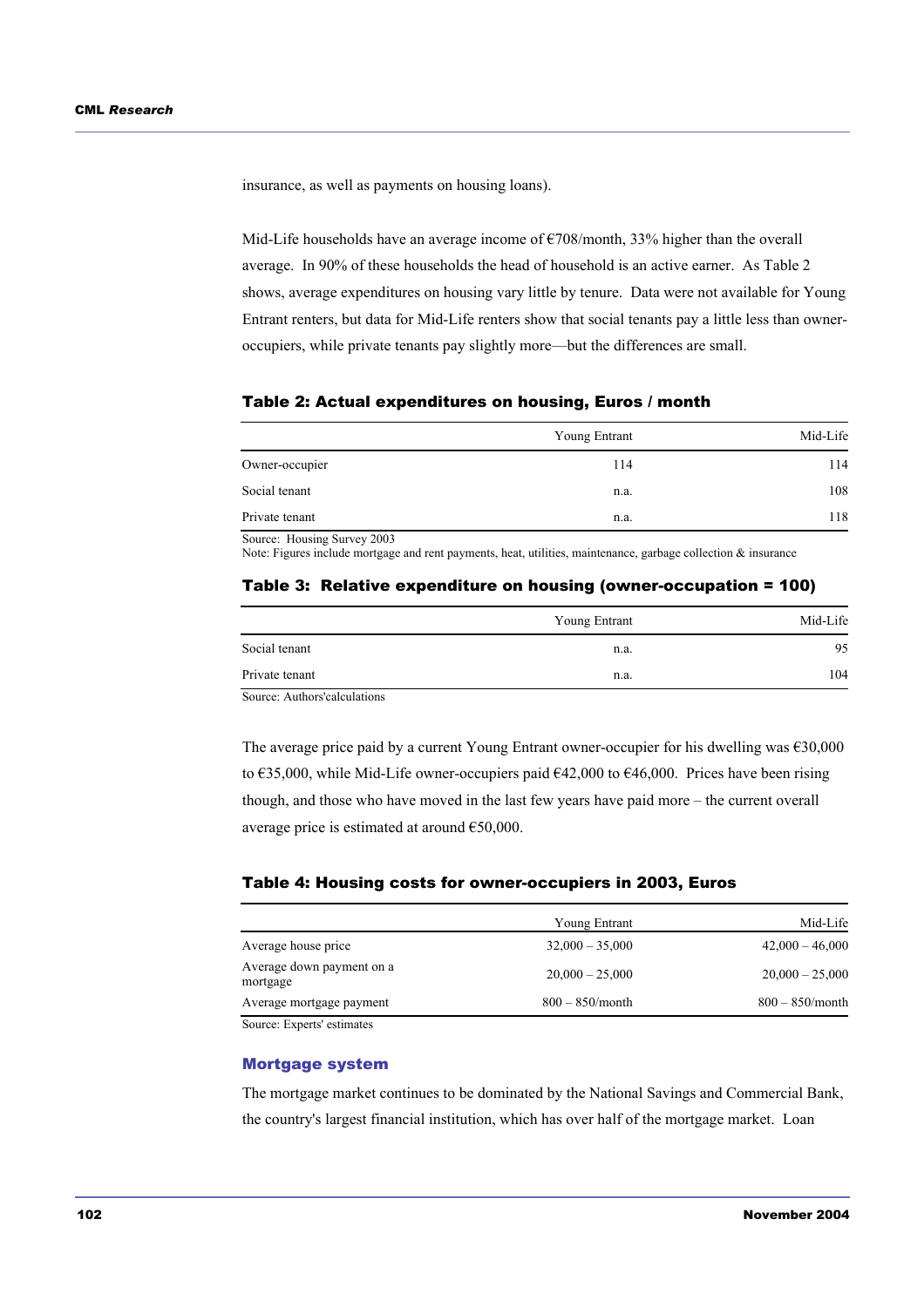insurance, as well as payments on housing loans).

Mid-Life households have an average income of €708/month, 33% higher than the overall average. In 90% of these households the head of household is an active earner. As Table 2 shows, average expenditures on housing vary little by tenure. Data were not available for Young Entrant renters, but data for Mid-Life renters show that social tenants pay a little less than owner-occupiers, while private tenants pay slightly more—but the differences are small.

### Table 2: Actual expenditures on housing, Euros / month

| | Young Entrant | Mid-Life |
|---|---|---|
| Owner-occupier | 114 | 114 |
| Social tenant | n.a. | 108 |
| Private tenant | n.a. | 118 |

Source: Housing Survey 2003
Note: Figures include mortgage and rent payments, heat, utilities, maintenance, garbage collection & insurance

### Table 3: Relative expenditure on housing (owner-occupation = 100)

| | Young Entrant | Mid-Life |
|---|---|---|
| Social tenant | n.a. | 95 |
| Private tenant | n.a. | 104 |

Source: Authors'calculations

The average price paid by a current Young Entrant owner-occupier for his dwelling was €30,000 to €35,000, while Mid-Life owner-occupiers paid €42,000 to €46,000. Prices have been rising though, and those who have moved in the last few years have paid more – the current overall average price is estimated at around €50,000.

### Table 4: Housing costs for owner-occupiers in 2003, Euros

| | Young Entrant | Mid-Life |
|---|---|---|
| Average house price | 32,000 – 35,000 | 42,000 – 46,000 |
| Average down payment on a mortgage | 20,000 – 25,000 | 20,000 – 25,000 |
| Average mortgage payment | 800 – 850/month | 800 – 850/month |

Source: Experts' estimates

### Mortgage system

The mortgage market continues to be dominated by the National Savings and Commercial Bank, the country's largest financial institution, which has over half of the mortgage market. Loan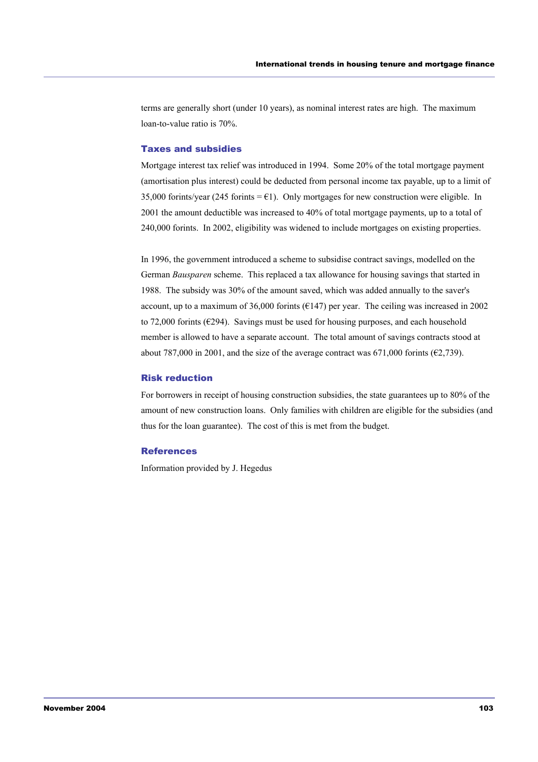terms are generally short (under 10 years), as nominal interest rates are high. The maximum loan-to-value ratio is 70%.

### Taxes and subsidies

Mortgage interest tax relief was introduced in 1994. Some 20% of the total mortgage payment (amortisation plus interest) could be deducted from personal income tax payable, up to a limit of 35,000 forints/year (245 forints = €1). Only mortgages for new construction were eligible. In 2001 the amount deductible was increased to 40% of total mortgage payments, up to a total of 240,000 forints. In 2002, eligibility was widened to include mortgages on existing properties.

In 1996, the government introduced a scheme to subsidise contract savings, modelled on the German *Bausparen* scheme. This replaced a tax allowance for housing savings that started in 1988. The subsidy was 30% of the amount saved, which was added annually to the saver's account, up to a maximum of 36,000 forints (€147) per year. The ceiling was increased in 2002 to 72,000 forints (€294). Savings must be used for housing purposes, and each household member is allowed to have a separate account. The total amount of savings contracts stood at about 787,000 in 2001, and the size of the average contract was 671,000 forints (€2,739).

### Risk reduction

For borrowers in receipt of housing construction subsidies, the state guarantees up to 80% of the amount of new construction loans. Only families with children are eligible for the subsidies (and thus for the loan guarantee). The cost of this is met from the budget.

### References

Information provided by J. Hegedus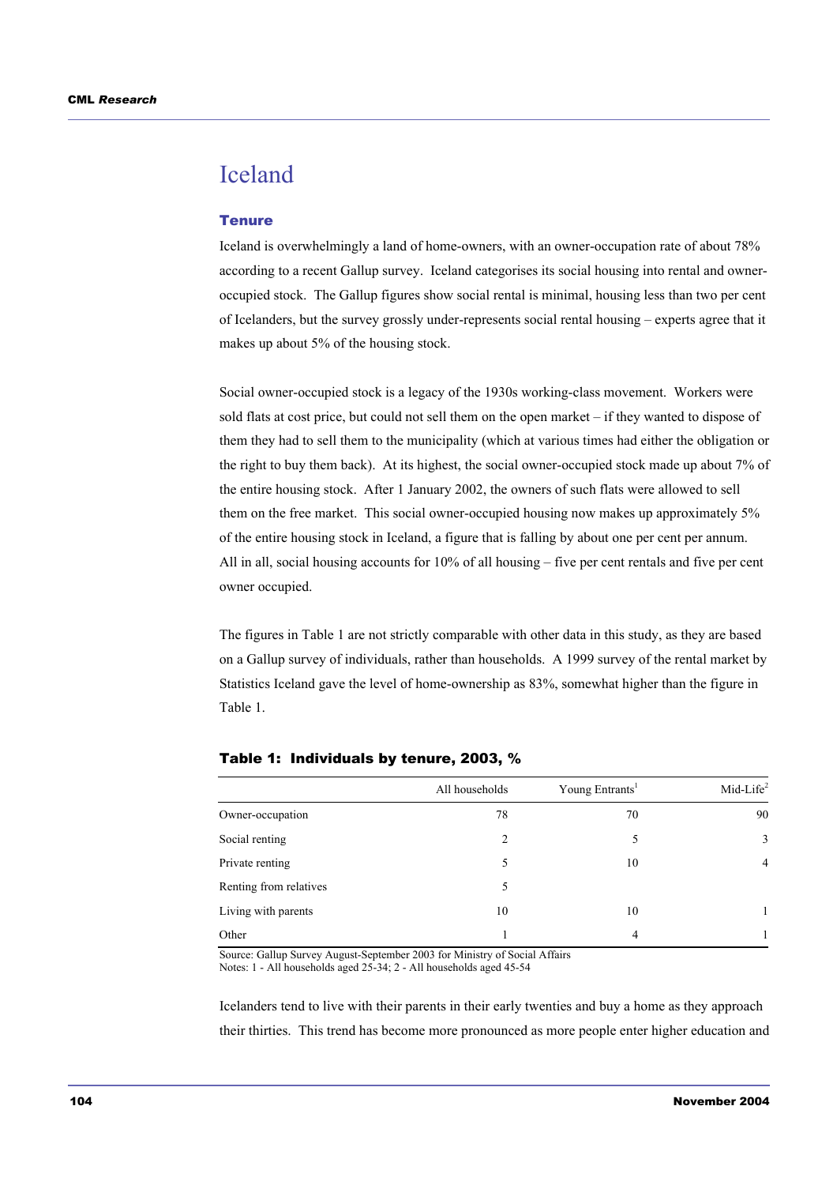# Iceland

## Tenure

Iceland is overwhelmingly a land of home-owners, with an owner-occupation rate of about 78% according to a recent Gallup survey. Iceland categorises its social housing into rental and owner-occupied stock. The Gallup figures show social rental is minimal, housing less than two per cent of Icelanders, but the survey grossly under-represents social rental housing – experts agree that it makes up about 5% of the housing stock.

Social owner-occupied stock is a legacy of the 1930s working-class movement. Workers were sold flats at cost price, but could not sell them on the open market – if they wanted to dispose of them they had to sell them to the municipality (which at various times had either the obligation or the right to buy them back). At its highest, the social owner-occupied stock made up about 7% of the entire housing stock. After 1 January 2002, the owners of such flats were allowed to sell them on the free market. This social owner-occupied housing now makes up approximately 5% of the entire housing stock in Iceland, a figure that is falling by about one per cent per annum. All in all, social housing accounts for 10% of all housing – five per cent rentals and five per cent owner occupied.

The figures in Table 1 are not strictly comparable with other data in this study, as they are based on a Gallup survey of individuals, rather than households. A 1999 survey of the rental market by Statistics Iceland gave the level of home-ownership as 83%, somewhat higher than the figure in Table 1.

**Table 1: Individuals by tenure, 2003, %**

| | All households | Young Entrants[1] | Mid-Life[2] |
|---|---|---|---|
| Owner-occupation | 78 | 70 | 90 |
| Social renting | 2 | 5 | 3 |
| Private renting | 5 | 10 | 4 |
| Renting from relatives | 5 | | |
| Living with parents | 10 | 10 | 1 |
| Other | 1 | 4 | 1 |

Source: Gallup Survey August-September 2003 for Ministry of Social Affairs
Notes: 1 - All households aged 25-34; 2 - All households aged 45-54

Icelanders tend to live with their parents in their early twenties and buy a home as they approach their thirties. This trend has become more pronounced as more people enter higher education and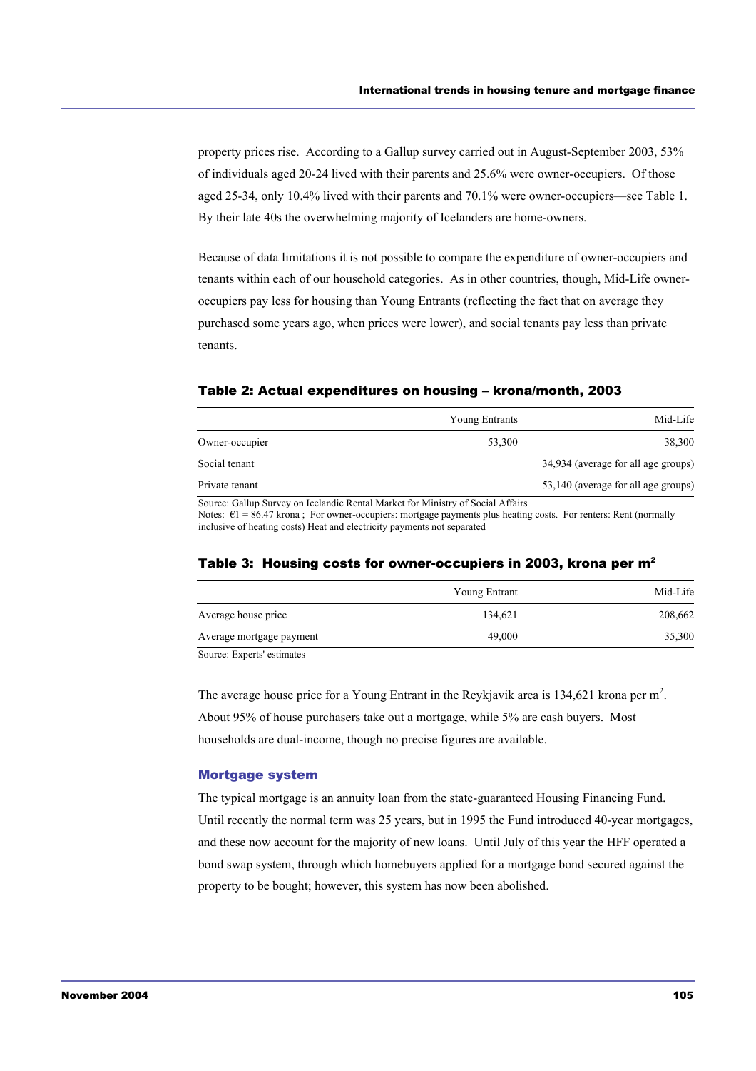property prices rise. According to a Gallup survey carried out in August-September 2003, 53% of individuals aged 20-24 lived with their parents and 25.6% were owner-occupiers. Of those aged 25-34, only 10.4% lived with their parents and 70.1% were owner-occupiers—see Table 1. By their late 40s the overwhelming majority of Icelanders are home-owners.

Because of data limitations it is not possible to compare the expenditure of owner-occupiers and tenants within each of our household categories. As in other countries, though, Mid-Life owner-occupiers pay less for housing than Young Entrants (reflecting the fact that on average they purchased some years ago, when prices were lower), and social tenants pay less than private tenants.

**Table 2: Actual expenditures on housing – krona/month, 2003**

| | Young Entrants | Mid-Life |
|---|---|---|
| Owner-occupier | 53,300 | 38,300 |
| Social tenant | | 34,934 (average for all age groups) |
| Private tenant | | 53,140 (average for all age groups) |

Source: Gallup Survey on Icelandic Rental Market for Ministry of Social Affairs
Notes: €1 = 86.47 krona ; For owner-occupiers: mortgage payments plus heating costs. For renters: Rent (normally inclusive of heating costs) Heat and electricity payments not separated

**Table 3: Housing costs for owner-occupiers in 2003, krona per m²**

| | Young Entrant | Mid-Life |
|---|---|---|
| Average house price | 134,621 | 208,662 |
| Average mortgage payment | 49,000 | 35,300 |

Source: Experts' estimates

The average house price for a Young Entrant in the Reykjavik area is 134,621 krona per $m^2$. About 95% of house purchasers take out a mortgage, while 5% are cash buyers. Most households are dual-income, though no precise figures are available.

### Mortgage system

The typical mortgage is an annuity loan from the state-guaranteed Housing Financing Fund. Until recently the normal term was 25 years, but in 1995 the Fund introduced 40-year mortgages, and these now account for the majority of new loans. Until July of this year the HFF operated a bond swap system, through which homebuyers applied for a mortgage bond secured against the property to be bought; however, this system has now been abolished.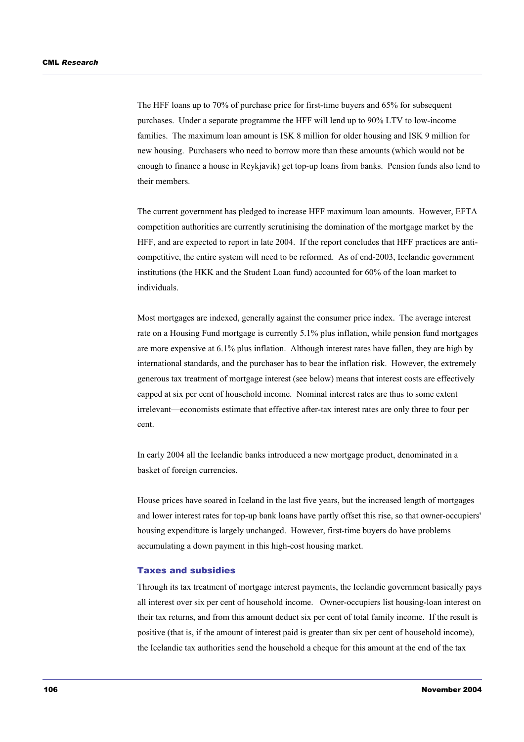The HFF loans up to 70% of purchase price for first-time buyers and 65% for subsequent purchases. Under a separate programme the HFF will lend up to 90% LTV to low-income families. The maximum loan amount is ISK 8 million for older housing and ISK 9 million for new housing. Purchasers who need to borrow more than these amounts (which would not be enough to finance a house in Reykjavik) get top-up loans from banks. Pension funds also lend to their members.

The current government has pledged to increase HFF maximum loan amounts. However, EFTA competition authorities are currently scrutinising the domination of the mortgage market by the HFF, and are expected to report in late 2004. If the report concludes that HFF practices are anti-competitive, the entire system will need to be reformed. As of end-2003, Icelandic government institutions (the HKK and the Student Loan fund) accounted for 60% of the loan market to individuals.

Most mortgages are indexed, generally against the consumer price index. The average interest rate on a Housing Fund mortgage is currently 5.1% plus inflation, while pension fund mortgages are more expensive at 6.1% plus inflation. Although interest rates have fallen, they are high by international standards, and the purchaser has to bear the inflation risk. However, the extremely generous tax treatment of mortgage interest (see below) means that interest costs are effectively capped at six per cent of household income. Nominal interest rates are thus to some extent irrelevant—economists estimate that effective after-tax interest rates are only three to four per cent.

In early 2004 all the Icelandic banks introduced a new mortgage product, denominated in a basket of foreign currencies.

House prices have soared in Iceland in the last five years, but the increased length of mortgages and lower interest rates for top-up bank loans have partly offset this rise, so that owner-occupiers' housing expenditure is largely unchanged. However, first-time buyers do have problems accumulating a down payment in this high-cost housing market.

### Taxes and subsidies

Through its tax treatment of mortgage interest payments, the Icelandic government basically pays all interest over six per cent of household income. Owner-occupiers list housing-loan interest on their tax returns, and from this amount deduct six per cent of total family income. If the result is positive (that is, if the amount of interest paid is greater than six per cent of household income), the Icelandic tax authorities send the household a cheque for this amount at the end of the tax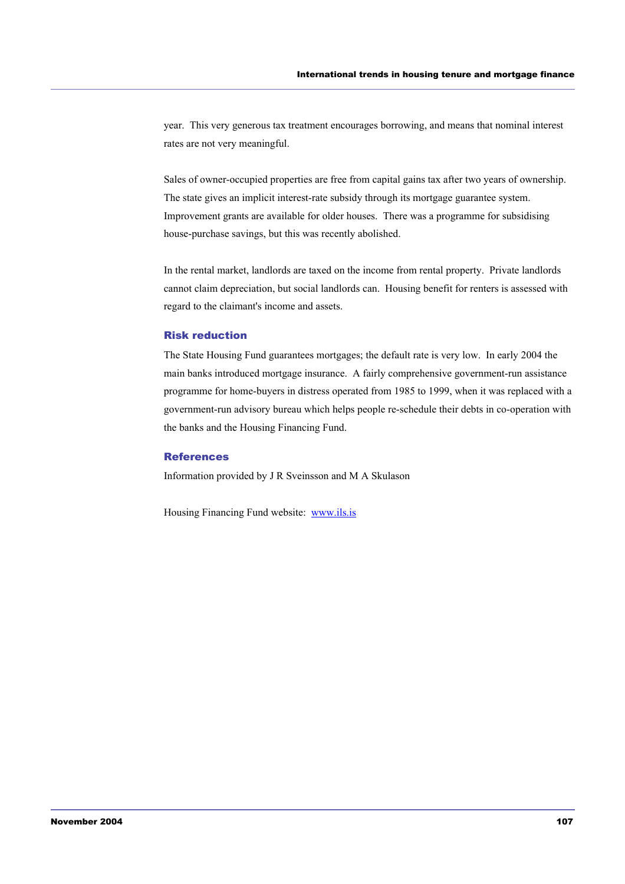year. This very generous tax treatment encourages borrowing, and means that nominal interest rates are not very meaningful.

Sales of owner-occupied properties are free from capital gains tax after two years of ownership. The state gives an implicit interest-rate subsidy through its mortgage guarantee system. Improvement grants are available for older houses. There was a programme for subsidising house-purchase savings, but this was recently abolished.

In the rental market, landlords are taxed on the income from rental property. Private landlords cannot claim depreciation, but social landlords can. Housing benefit for renters is assessed with regard to the claimant's income and assets.

### Risk reduction

The State Housing Fund guarantees mortgages; the default rate is very low. In early 2004 the main banks introduced mortgage insurance. A fairly comprehensive government-run assistance programme for home-buyers in distress operated from 1985 to 1999, when it was replaced with a government-run advisory bureau which helps people re-schedule their debts in co-operation with the banks and the Housing Financing Fund.

### References

Information provided by J R Sveinsson and M A Skulason

Housing Financing Fund website: [www.ils.is](http://www.ils.is)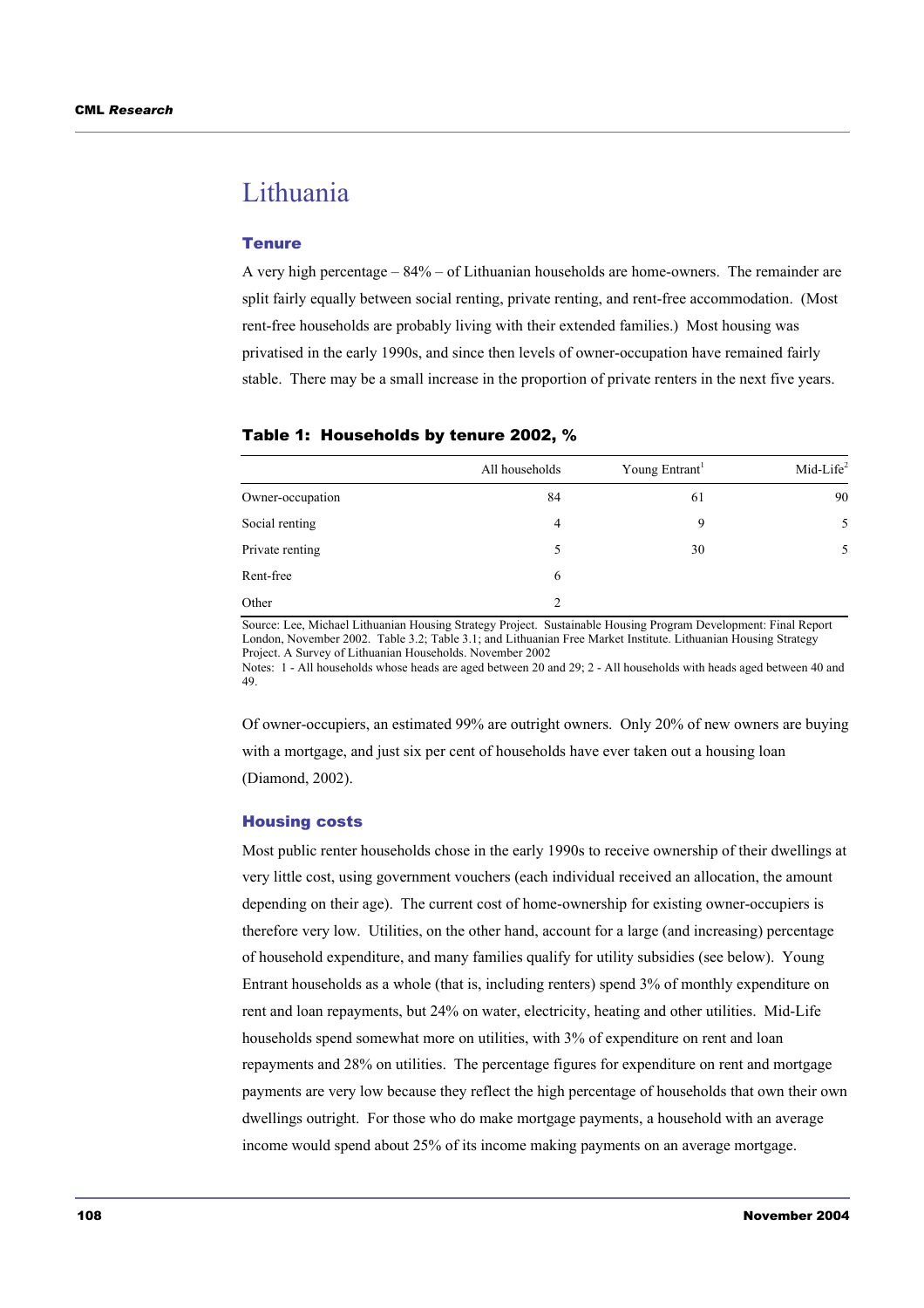# Lithuania

## Tenure

A very high percentage – 84% – of Lithuanian households are home-owners. The remainder are split fairly equally between social renting, private renting, and rent-free accommodation. (Most rent-free households are probably living with their extended families.) Most housing was privatised in the early 1990s, and since then levels of owner-occupation have remained fairly stable. There may be a small increase in the proportion of private renters in the next five years.

### Table 1: Households by tenure 2002, %

| | All households | Young Entrant[1] | Mid-Life[2] |
|---|---|---|---|
| Owner-occupation | 84 | 61 | 90 |
| Social renting | 4 | 9 | 5 |
| Private renting | 5 | 30 | 5 |
| Rent-free | 6 | | |
| Other | 2 | | |

Source: Lee, Michael Lithuanian Housing Strategy Project. Sustainable Housing Program Development: Final Report London, November 2002. Table 3.2; Table 3.1; and Lithuanian Free Market Institute. Lithuanian Housing Strategy Project. A Survey of Lithuanian Households. November 2002

Notes: 1 - All households whose heads are aged between 20 and 29; 2 - All households with heads aged between 40 and 49.

Of owner-occupiers, an estimated 99% are outright owners. Only 20% of new owners are buying with a mortgage, and just six per cent of households have ever taken out a housing loan (Diamond, 2002).

## Housing costs

Most public renter households chose in the early 1990s to receive ownership of their dwellings at very little cost, using government vouchers (each individual received an allocation, the amount depending on their age). The current cost of home-ownership for existing owner-occupiers is therefore very low. Utilities, on the other hand, account for a large (and increasing) percentage of household expenditure, and many families qualify for utility subsidies (see below). Young Entrant households as a whole (that is, including renters) spend 3% of monthly expenditure on rent and loan repayments, but 24% on water, electricity, heating and other utilities. Mid-Life households spend somewhat more on utilities, with 3% of expenditure on rent and loan repayments and 28% on utilities. The percentage figures for expenditure on rent and mortgage payments are very low because they reflect the high percentage of households that own their own dwellings outright. For those who do make mortgage payments, a household with an average income would spend about 25% of its income making payments on an average mortgage.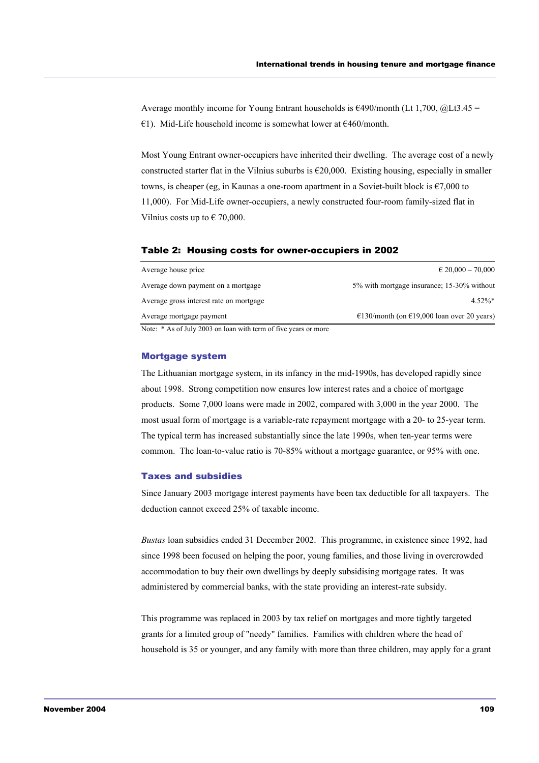Average monthly income for Young Entrant households is €490/month (Lt 1,700, @Lt3.45 = €1). Mid-Life household income is somewhat lower at €460/month.

Most Young Entrant owner-occupiers have inherited their dwelling. The average cost of a newly constructed starter flat in the Vilnius suburbs is €20,000. Existing housing, especially in smaller towns, is cheaper (eg, in Kaunas a one-room apartment in a Soviet-built block is €7,000 to 11,000). For Mid-Life owner-occupiers, a newly constructed four-room family-sized flat in Vilnius costs up to € 70,000.

**Table 2: Housing costs for owner-occupiers in 2002**

| | |
|---|---|
| Average house price | € 20,000 – 70,000 |
| Average down payment on a mortgage | 5% with mortgage insurance; 15-30% without |
| Average gross interest rate on mortgage | 4.52%* |
| Average mortgage payment | €130/month (on €19,000 loan over 20 years) |

Note: * As of July 2003 on loan with term of five years or more

### Mortgage system

The Lithuanian mortgage system, in its infancy in the mid-1990s, has developed rapidly since about 1998. Strong competition now ensures low interest rates and a choice of mortgage products. Some 7,000 loans were made in 2002, compared with 3,000 in the year 2000. The most usual form of mortgage is a variable-rate repayment mortgage with a 20- to 25-year term. The typical term has increased substantially since the late 1990s, when ten-year terms were common. The loan-to-value ratio is 70-85% without a mortgage guarantee, or 95% with one.

### Taxes and subsidies

Since January 2003 mortgage interest payments have been tax deductible for all taxpayers. The deduction cannot exceed 25% of taxable income.

*Bustas* loan subsidies ended 31 December 2002. This programme, in existence since 1992, had since 1998 been focused on helping the poor, young families, and those living in overcrowded accommodation to buy their own dwellings by deeply subsidising mortgage rates. It was administered by commercial banks, with the state providing an interest-rate subsidy.

This programme was replaced in 2003 by tax relief on mortgages and more tightly targeted grants for a limited group of "needy" families. Families with children where the head of household is 35 or younger, and any family with more than three children, may apply for a grant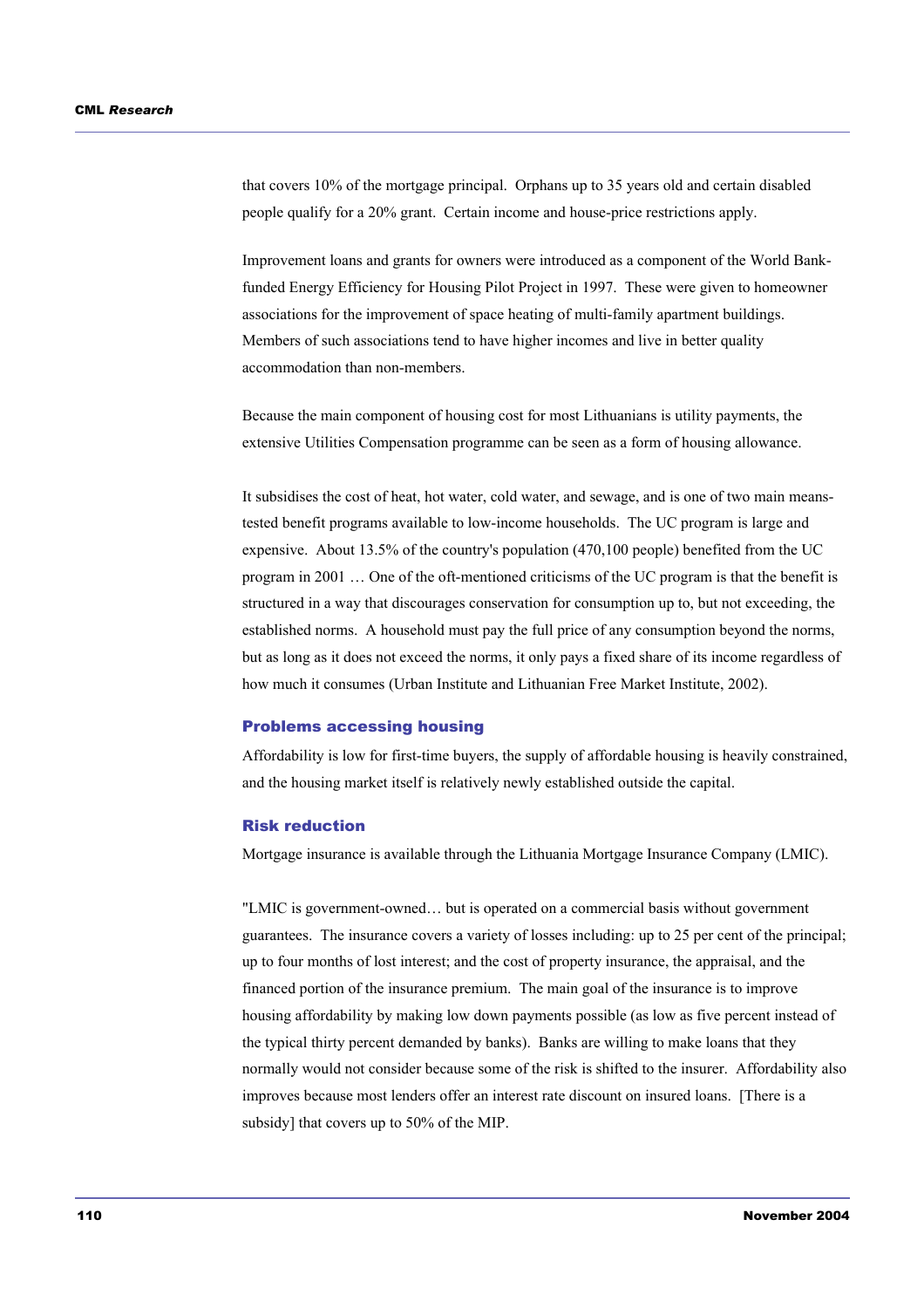that covers 10% of the mortgage principal. Orphans up to 35 years old and certain disabled people qualify for a 20% grant. Certain income and house-price restrictions apply.

Improvement loans and grants for owners were introduced as a component of the World Bank-funded Energy Efficiency for Housing Pilot Project in 1997. These were given to homeowner associations for the improvement of space heating of multi-family apartment buildings. Members of such associations tend to have higher incomes and live in better quality accommodation than non-members.

Because the main component of housing cost for most Lithuanians is utility payments, the extensive Utilities Compensation programme can be seen as a form of housing allowance.

It subsidises the cost of heat, hot water, cold water, and sewage, and is one of two main means-tested benefit programs available to low-income households. The UC program is large and expensive. About 13.5% of the country's population (470,100 people) benefited from the UC program in 2001 … One of the oft-mentioned criticisms of the UC program is that the benefit is structured in a way that discourages conservation for consumption up to, but not exceeding, the established norms. A household must pay the full price of any consumption beyond the norms, but as long as it does not exceed the norms, it only pays a fixed share of its income regardless of how much it consumes (Urban Institute and Lithuanian Free Market Institute, 2002).

### Problems accessing housing

Affordability is low for first-time buyers, the supply of affordable housing is heavily constrained, and the housing market itself is relatively newly established outside the capital.

### Risk reduction

Mortgage insurance is available through the Lithuania Mortgage Insurance Company (LMIC).

"LMIC is government-owned… but is operated on a commercial basis without government guarantees. The insurance covers a variety of losses including: up to 25 per cent of the principal; up to four months of lost interest; and the cost of property insurance, the appraisal, and the financed portion of the insurance premium. The main goal of the insurance is to improve housing affordability by making low down payments possible (as low as five percent instead of the typical thirty percent demanded by banks). Banks are willing to make loans that they normally would not consider because some of the risk is shifted to the insurer. Affordability also improves because most lenders offer an interest rate discount on insured loans. [There is a subsidy] that covers up to 50% of the MIP.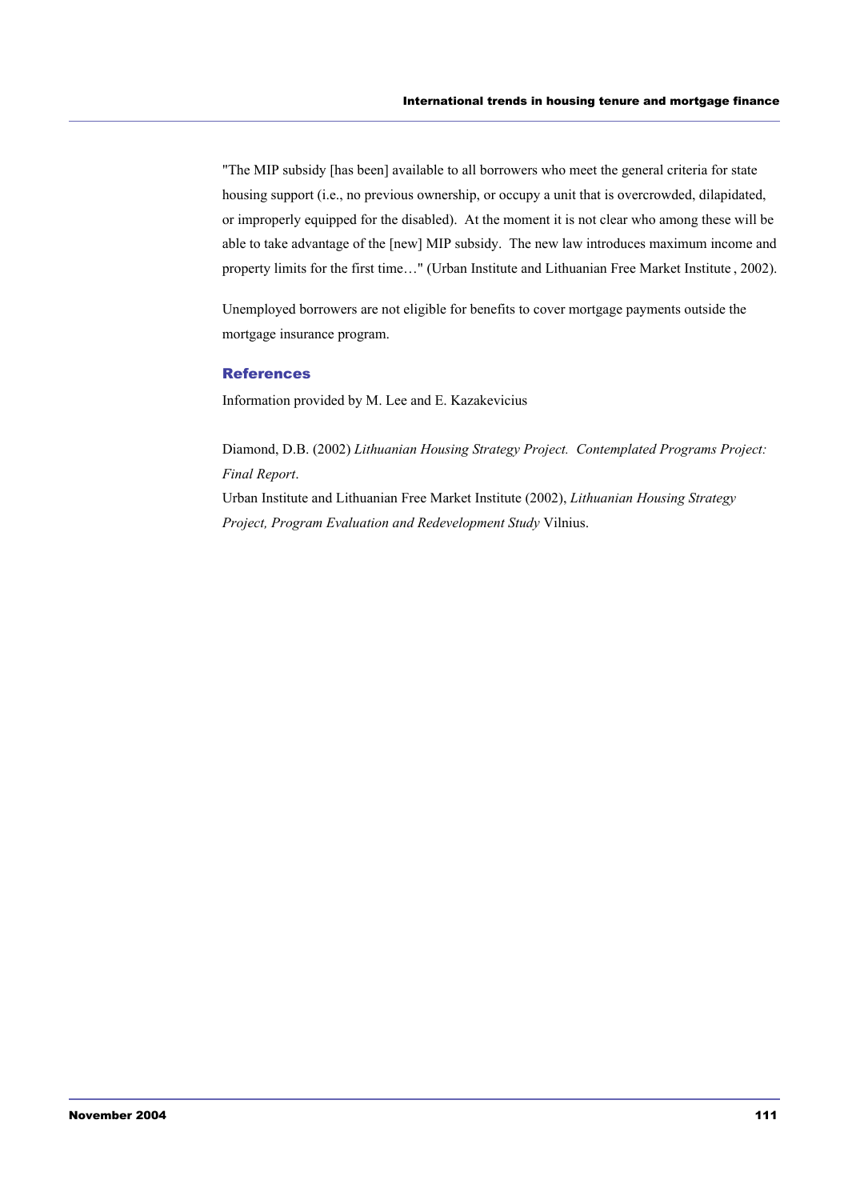"The MIP subsidy [has been] available to all borrowers who meet the general criteria for state housing support (i.e., no previous ownership, or occupy a unit that is overcrowded, dilapidated, or improperly equipped for the disabled). At the moment it is not clear who among these will be able to take advantage of the [new] MIP subsidy. The new law introduces maximum income and property limits for the first time…" (Urban Institute and Lithuanian Free Market Institute , 2002).

Unemployed borrowers are not eligible for benefits to cover mortgage payments outside the mortgage insurance program.

### References

Information provided by M. Lee and E. Kazakevicius

Diamond, D.B. (2002) *Lithuanian Housing Strategy Project. Contemplated Programs Project: Final Report*.

Urban Institute and Lithuanian Free Market Institute (2002), *Lithuanian Housing Strategy Project, Program Evaluation and Redevelopment Study* Vilnius.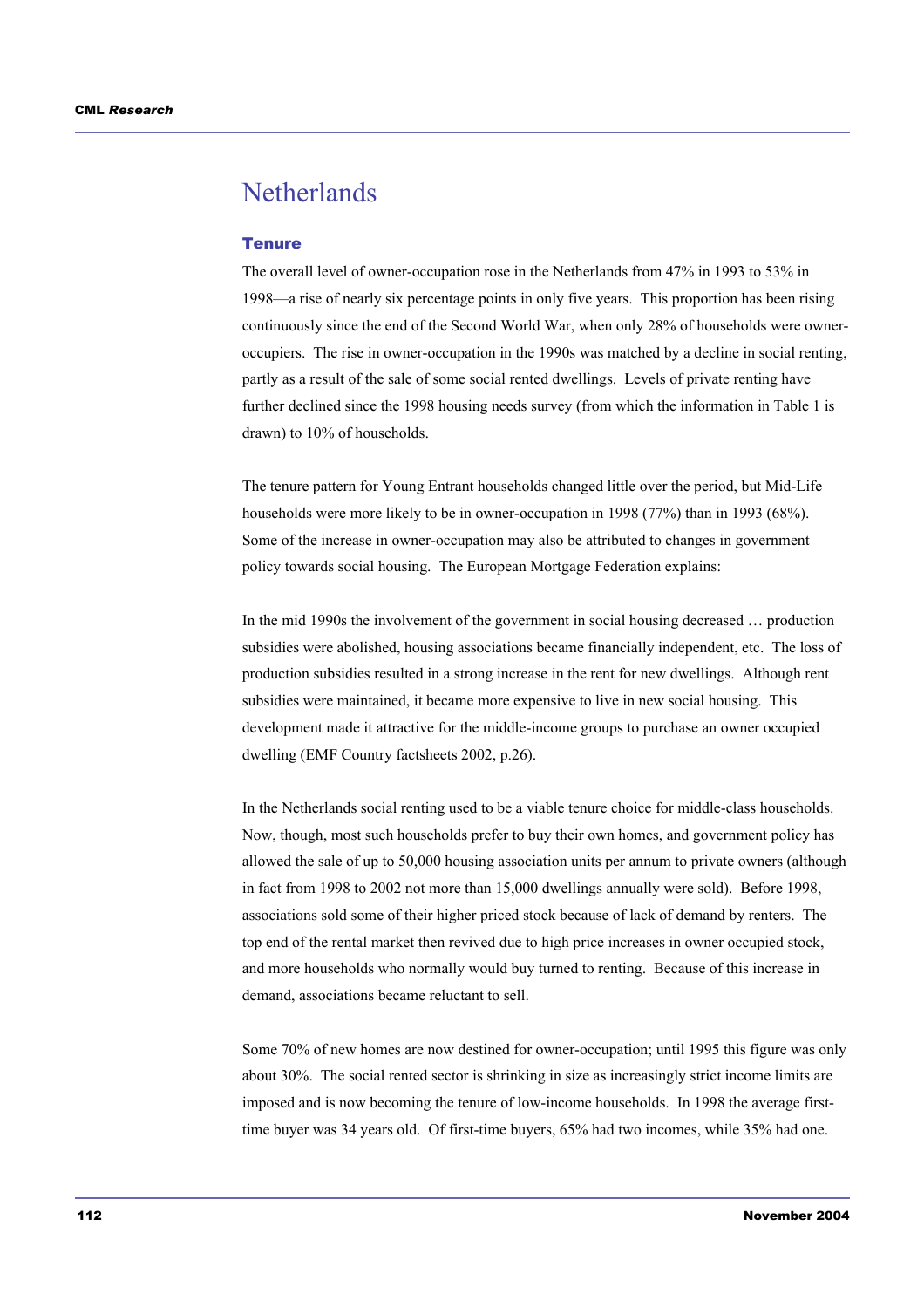# Netherlands

## Tenure

The overall level of owner-occupation rose in the Netherlands from 47% in 1993 to 53% in 1998—a rise of nearly six percentage points in only five years. This proportion has been rising continuously since the end of the Second World War, when only 28% of households were owner-occupiers. The rise in owner-occupation in the 1990s was matched by a decline in social renting, partly as a result of the sale of some social rented dwellings. Levels of private renting have further declined since the 1998 housing needs survey (from which the information in Table 1 is drawn) to 10% of households.

The tenure pattern for Young Entrant households changed little over the period, but Mid-Life households were more likely to be in owner-occupation in 1998 (77%) than in 1993 (68%). Some of the increase in owner-occupation may also be attributed to changes in government policy towards social housing. The European Mortgage Federation explains:

In the mid 1990s the involvement of the government in social housing decreased … production subsidies were abolished, housing associations became financially independent, etc. The loss of production subsidies resulted in a strong increase in the rent for new dwellings. Although rent subsidies were maintained, it became more expensive to live in new social housing. This development made it attractive for the middle-income groups to purchase an owner occupied dwelling (EMF Country factsheets 2002, p.26).

In the Netherlands social renting used to be a viable tenure choice for middle-class households. Now, though, most such households prefer to buy their own homes, and government policy has allowed the sale of up to 50,000 housing association units per annum to private owners (although in fact from 1998 to 2002 not more than 15,000 dwellings annually were sold). Before 1998, associations sold some of their higher priced stock because of lack of demand by renters. The top end of the rental market then revived due to high price increases in owner occupied stock, and more households who normally would buy turned to renting. Because of this increase in demand, associations became reluctant to sell.

Some 70% of new homes are now destined for owner-occupation; until 1995 this figure was only about 30%. The social rented sector is shrinking in size as increasingly strict income limits are imposed and is now becoming the tenure of low-income households. In 1998 the average first-time buyer was 34 years old. Of first-time buyers, 65% had two incomes, while 35% had one.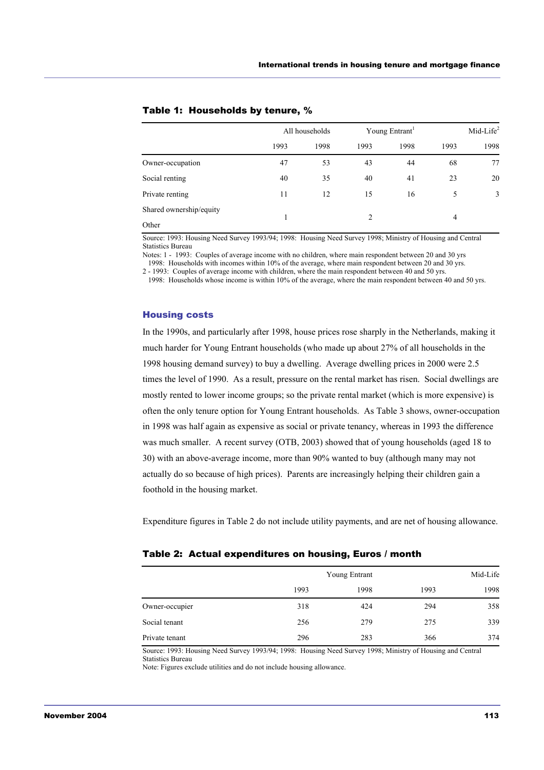**Table 1: Households by tenure, %**

| | All households | | Young Entrant[1] | | Mid-Life[2] | |
|---|---|---|---|---|---|---|
| | 1993 | 1998 | 1993 | 1998 | 1993 | 1998 |
| Owner-occupation | 47 | 53 | 43 | 44 | 68 | 77 |
| Social renting | 40 | 35 | 40 | 41 | 23 | 20 |
| Private renting | 11 | 12 | 15 | 16 | 5 | 3 |
| Shared ownership/equity<br>Other | 1 | | 2 | | 4 | |

Source: 1993: Housing Need Survey 1993/94; 1998: Housing Need Survey 1998; Ministry of Housing and Central Statistics Bureau

Notes: 1 - 1993: Couples of average income with no children, where main respondent between 20 and 30 yrs
1998: Households with incomes within 10% of the average, where main respondent between 20 and 30 yrs.
2 - 1993: Couples of average income with children, where the main respondent between 40 and 50 yrs.
1998: Households whose income is within 10% of the average, where the main respondent between 40 and 50 yrs.

## Housing costs

In the 1990s, and particularly after 1998, house prices rose sharply in the Netherlands, making it much harder for Young Entrant households (who made up about 27% of all households in the 1998 housing demand survey) to buy a dwelling. Average dwelling prices in 2000 were 2.5 times the level of 1990. As a result, pressure on the rental market has risen. Social dwellings are mostly rented to lower income groups; so the private rental market (which is more expensive) is often the only tenure option for Young Entrant households. As Table 3 shows, owner-occupation in 1998 was half again as expensive as social or private tenancy, whereas in 1993 the difference was much smaller. A recent survey (OTB, 2003) showed that of young households (aged 18 to 30) with an above-average income, more than 90% wanted to buy (although many may not actually do so because of high prices). Parents are increasingly helping their children gain a foothold in the housing market.

Expenditure figures in Table 2 do not include utility payments, and are net of housing allowance.

**Table 2: Actual expenditures on housing, Euros / month**

| | Young Entrant | | Mid-Life | |
|---|---|---|---|---|
| | 1993 | 1998 | 1993 | 1998 |
| Owner-occupier | 318 | 424 | 294 | 358 |
| Social tenant | 256 | 279 | 275 | 339 |
| Private tenant | 296 | 283 | 366 | 374 |

Source: 1993: Housing Need Survey 1993/94; 1998: Housing Need Survey 1998; Ministry of Housing and Central Statistics Bureau

Note: Figures exclude utilities and do not include housing allowance.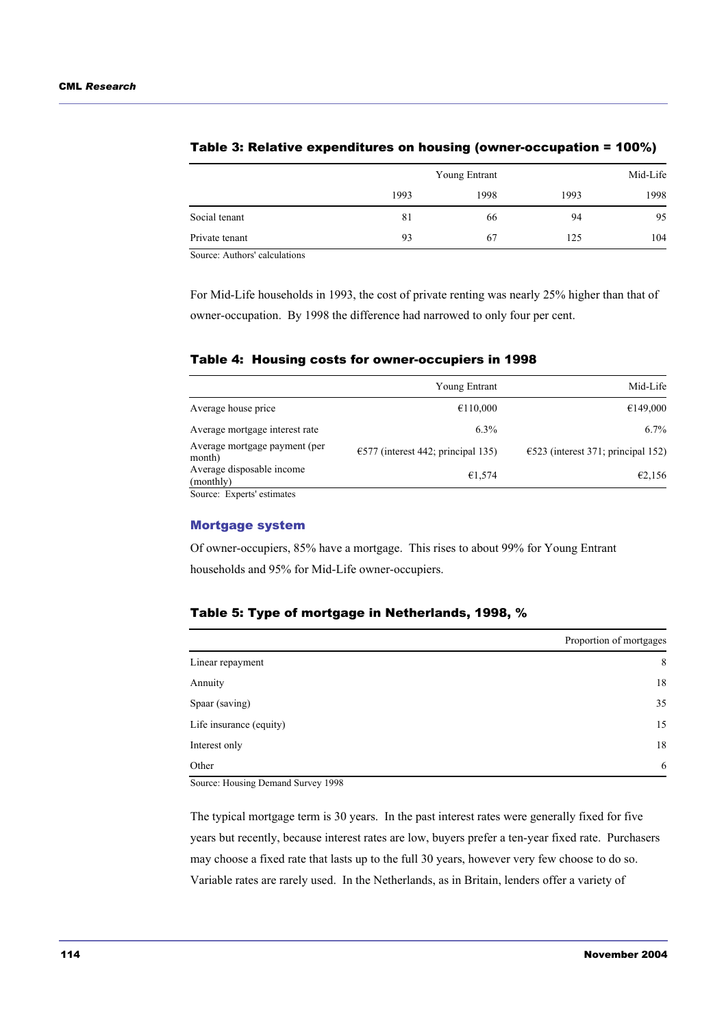### Table 3: Relative expenditures on housing (owner-occupation = 100%)

| | Young Entrant | | Mid-Life | |
|---|---|---|---|---|
| | 1993 | 1998 | 1993 | 1998 |
| Social tenant | 81 | 66 | 94 | 95 |
| Private tenant | 93 | 67 | 125 | 104 |

Source: Authors' calculations

For Mid-Life households in 1993, the cost of private renting was nearly 25% higher than that of owner-occupation. By 1998 the difference had narrowed to only four per cent.

### Table 4: Housing costs for owner-occupiers in 1998

| | Young Entrant | Mid-Life |
|---|---|---|
| Average house price | €110,000 | €149,000 |
| Average mortgage interest rate | 6.3% | 6.7% |
| Average mortgage payment (per month) | €577 (interest 442; principal 135) | €523 (interest 371; principal 152) |
| Average disposable income (monthly) | €1,574 | €2,156 |

Source: Experts' estimates

### Mortgage system

Of owner-occupiers, 85% have a mortgage. This rises to about 99% for Young Entrant households and 95% for Mid-Life owner-occupiers.

### Table 5: Type of mortgage in Netherlands, 1998, %

| | Proportion of mortgages |
|---|---|
| Linear repayment | 8 |
| Annuity | 18 |
| Spaar (saving) | 35 |
| Life insurance (equity) | 15 |
| Interest only | 18 |
| Other | 6 |

Source: Housing Demand Survey 1998

The typical mortgage term is 30 years. In the past interest rates were generally fixed for five years but recently, because interest rates are low, buyers prefer a ten-year fixed rate. Purchasers may choose a fixed rate that lasts up to the full 30 years, however very few choose to do so. Variable rates are rarely used. In the Netherlands, as in Britain, lenders offer a variety of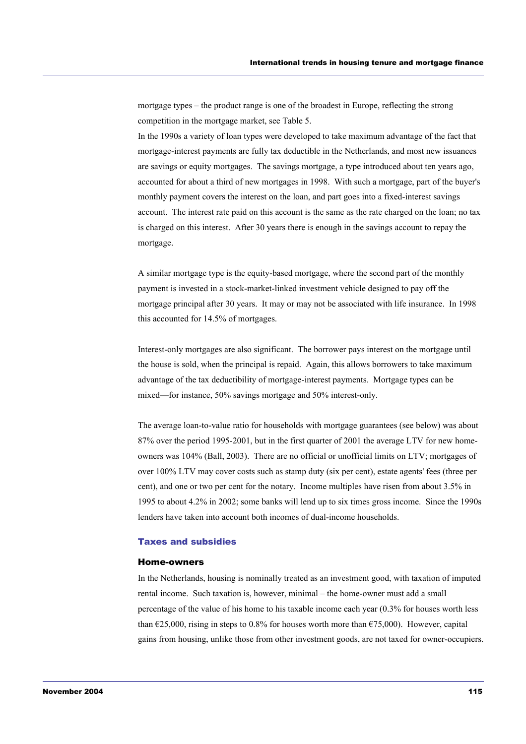mortgage types – the product range is one of the broadest in Europe, reflecting the strong competition in the mortgage market, see Table 5.

In the 1990s a variety of loan types were developed to take maximum advantage of the fact that mortgage-interest payments are fully tax deductible in the Netherlands, and most new issuances are savings or equity mortgages. The savings mortgage, a type introduced about ten years ago, accounted for about a third of new mortgages in 1998. With such a mortgage, part of the buyer's monthly payment covers the interest on the loan, and part goes into a fixed-interest savings account. The interest rate paid on this account is the same as the rate charged on the loan; no tax is charged on this interest. After 30 years there is enough in the savings account to repay the mortgage.

A similar mortgage type is the equity-based mortgage, where the second part of the monthly payment is invested in a stock-market-linked investment vehicle designed to pay off the mortgage principal after 30 years. It may or may not be associated with life insurance. In 1998 this accounted for 14.5% of mortgages.

Interest-only mortgages are also significant. The borrower pays interest on the mortgage until the house is sold, when the principal is repaid. Again, this allows borrowers to take maximum advantage of the tax deductibility of mortgage-interest payments. Mortgage types can be mixed—for instance, 50% savings mortgage and 50% interest-only.

The average loan-to-value ratio for households with mortgage guarantees (see below) was about 87% over the period 1995-2001, but in the first quarter of 2001 the average LTV for new home-owners was 104% (Ball, 2003). There are no official or unofficial limits on LTV; mortgages of over 100% LTV may cover costs such as stamp duty (six per cent), estate agents' fees (three per cent), and one or two per cent for the notary. Income multiples have risen from about 3.5% in 1995 to about 4.2% in 2002; some banks will lend up to six times gross income. Since the 1990s lenders have taken into account both incomes of dual-income households.

## Taxes and subsidies

### Home-owners

In the Netherlands, housing is nominally treated as an investment good, with taxation of imputed rental income. Such taxation is, however, minimal – the home-owner must add a small percentage of the value of his home to his taxable income each year (0.3% for houses worth less than €25,000, rising in steps to 0.8% for houses worth more than €75,000). However, capital gains from housing, unlike those from other investment goods, are not taxed for owner-occupiers.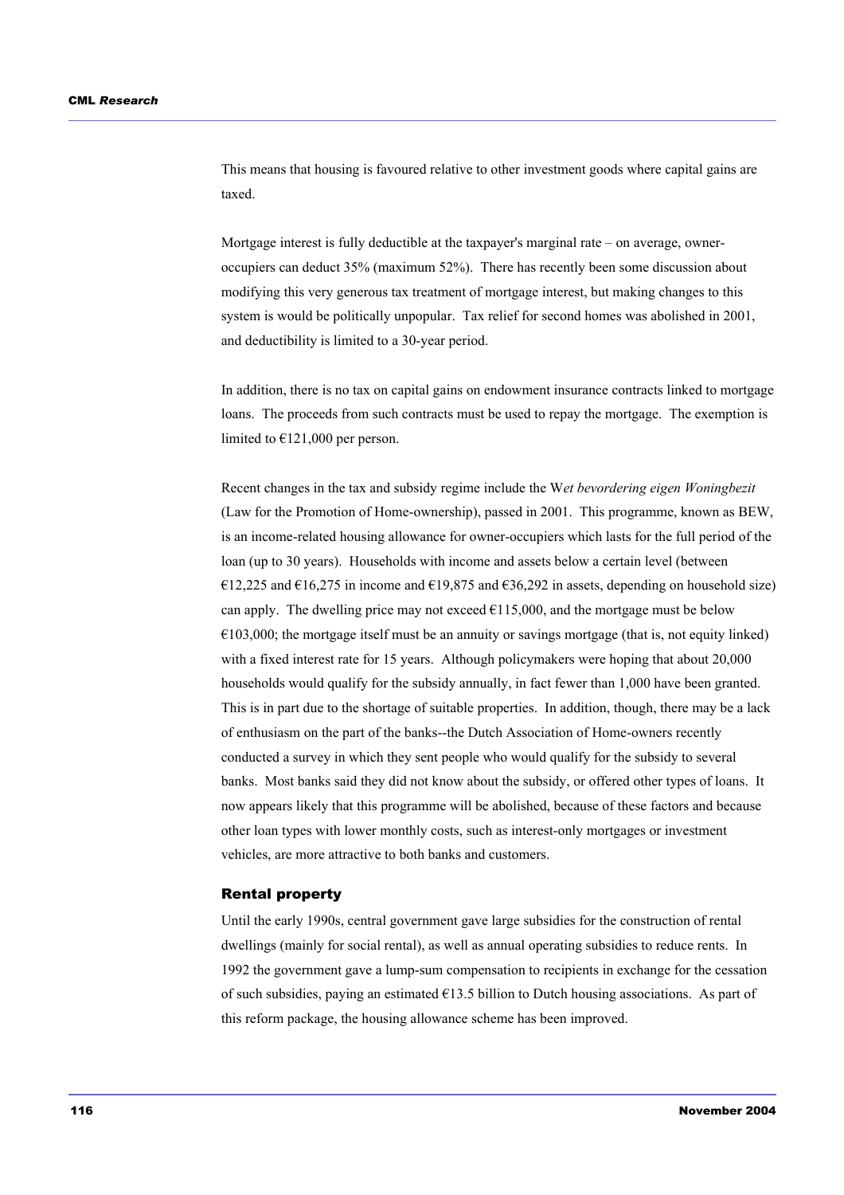This means that housing is favoured relative to other investment goods where capital gains are taxed.

Mortgage interest is fully deductible at the taxpayer's marginal rate – on average, owner-occupiers can deduct 35% (maximum 52%). There has recently been some discussion about modifying this very generous tax treatment of mortgage interest, but making changes to this system is would be politically unpopular. Tax relief for second homes was abolished in 2001, and deductibility is limited to a 30-year period.

In addition, there is no tax on capital gains on endowment insurance contracts linked to mortgage loans. The proceeds from such contracts must be used to repay the mortgage. The exemption is limited to €121,000 per person.

Recent changes in the tax and subsidy regime include the W*et bevordering eigen Woningbezit* (Law for the Promotion of Home-ownership), passed in 2001. This programme, known as BEW, is an income-related housing allowance for owner-occupiers which lasts for the full period of the loan (up to 30 years). Households with income and assets below a certain level (between €12,225 and €16,275 in income and €19,875 and €36,292 in assets, depending on household size) can apply. The dwelling price may not exceed €115,000, and the mortgage must be below €103,000; the mortgage itself must be an annuity or savings mortgage (that is, not equity linked) with a fixed interest rate for 15 years. Although policymakers were hoping that about 20,000 households would qualify for the subsidy annually, in fact fewer than 1,000 have been granted. This is in part due to the shortage of suitable properties. In addition, though, there may be a lack of enthusiasm on the part of the banks--the Dutch Association of Home-owners recently conducted a survey in which they sent people who would qualify for the subsidy to several banks. Most banks said they did not know about the subsidy, or offered other types of loans. It now appears likely that this programme will be abolished, because of these factors and because other loan types with lower monthly costs, such as interest-only mortgages or investment vehicles, are more attractive to both banks and customers.

### Rental property

Until the early 1990s, central government gave large subsidies for the construction of rental dwellings (mainly for social rental), as well as annual operating subsidies to reduce rents. In 1992 the government gave a lump-sum compensation to recipients in exchange for the cessation of such subsidies, paying an estimated €13.5 billion to Dutch housing associations. As part of this reform package, the housing allowance scheme has been improved.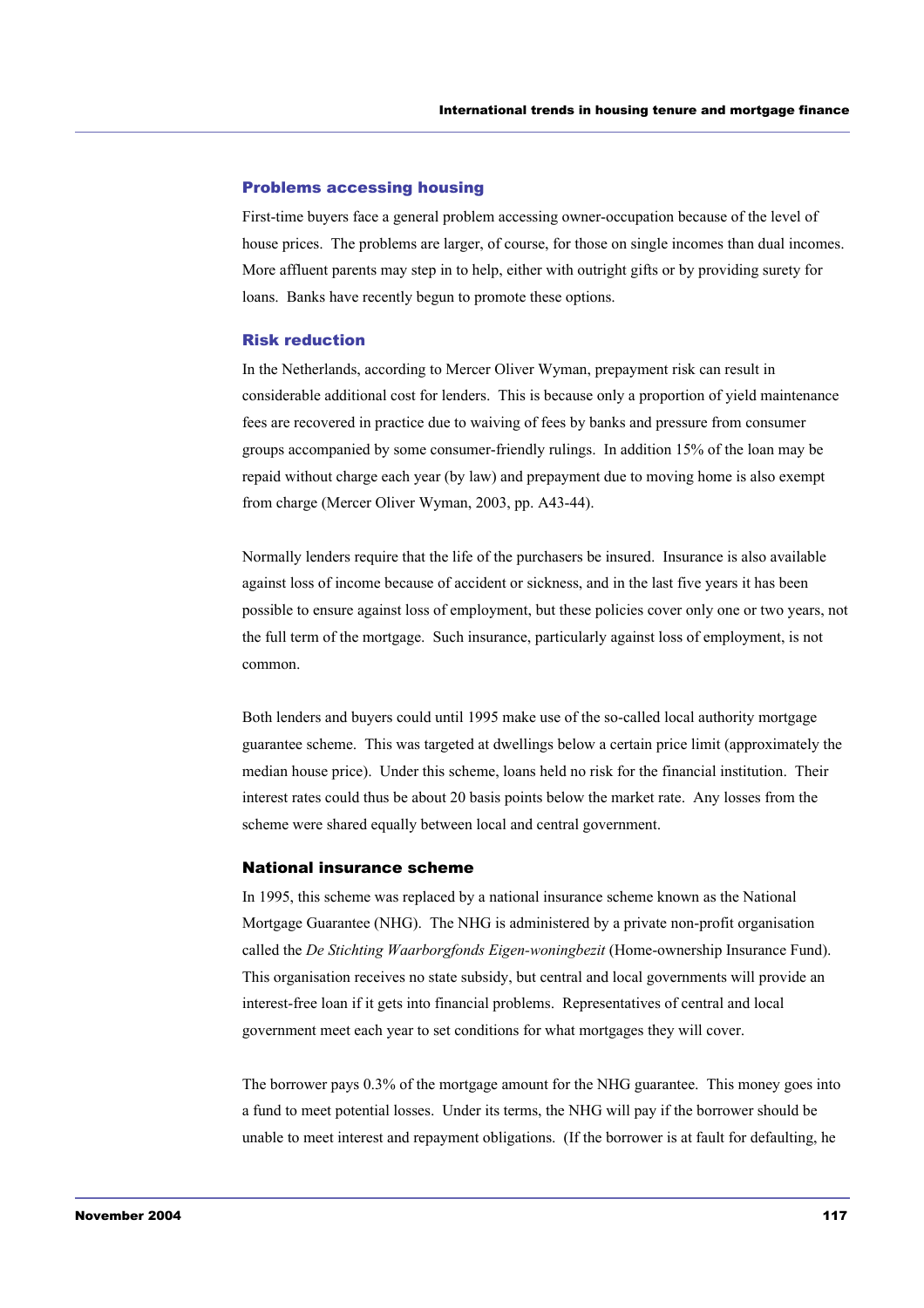### Problems accessing housing

First-time buyers face a general problem accessing owner-occupation because of the level of house prices. The problems are larger, of course, for those on single incomes than dual incomes. More affluent parents may step in to help, either with outright gifts or by providing surety for loans. Banks have recently begun to promote these options.

### Risk reduction

In the Netherlands, according to Mercer Oliver Wyman, prepayment risk can result in considerable additional cost for lenders. This is because only a proportion of yield maintenance fees are recovered in practice due to waiving of fees by banks and pressure from consumer groups accompanied by some consumer-friendly rulings. In addition 15% of the loan may be repaid without charge each year (by law) and prepayment due to moving home is also exempt from charge (Mercer Oliver Wyman, 2003, pp. A43-44).

Normally lenders require that the life of the purchasers be insured. Insurance is also available against loss of income because of accident or sickness, and in the last five years it has been possible to ensure against loss of employment, but these policies cover only one or two years, not the full term of the mortgage. Such insurance, particularly against loss of employment, is not common.

Both lenders and buyers could until 1995 make use of the so-called local authority mortgage guarantee scheme. This was targeted at dwellings below a certain price limit (approximately the median house price). Under this scheme, loans held no risk for the financial institution. Their interest rates could thus be about 20 basis points below the market rate. Any losses from the scheme were shared equally between local and central government.

#### National insurance scheme

In 1995, this scheme was replaced by a national insurance scheme known as the National Mortgage Guarantee (NHG). The NHG is administered by a private non-profit organisation called the *De Stichting Waarborgfonds Eigen-woningbezit* (Home-ownership Insurance Fund). This organisation receives no state subsidy, but central and local governments will provide an interest-free loan if it gets into financial problems. Representatives of central and local government meet each year to set conditions for what mortgages they will cover.

The borrower pays 0.3% of the mortgage amount for the NHG guarantee. This money goes into a fund to meet potential losses. Under its terms, the NHG will pay if the borrower should be unable to meet interest and repayment obligations. (If the borrower is at fault for defaulting, he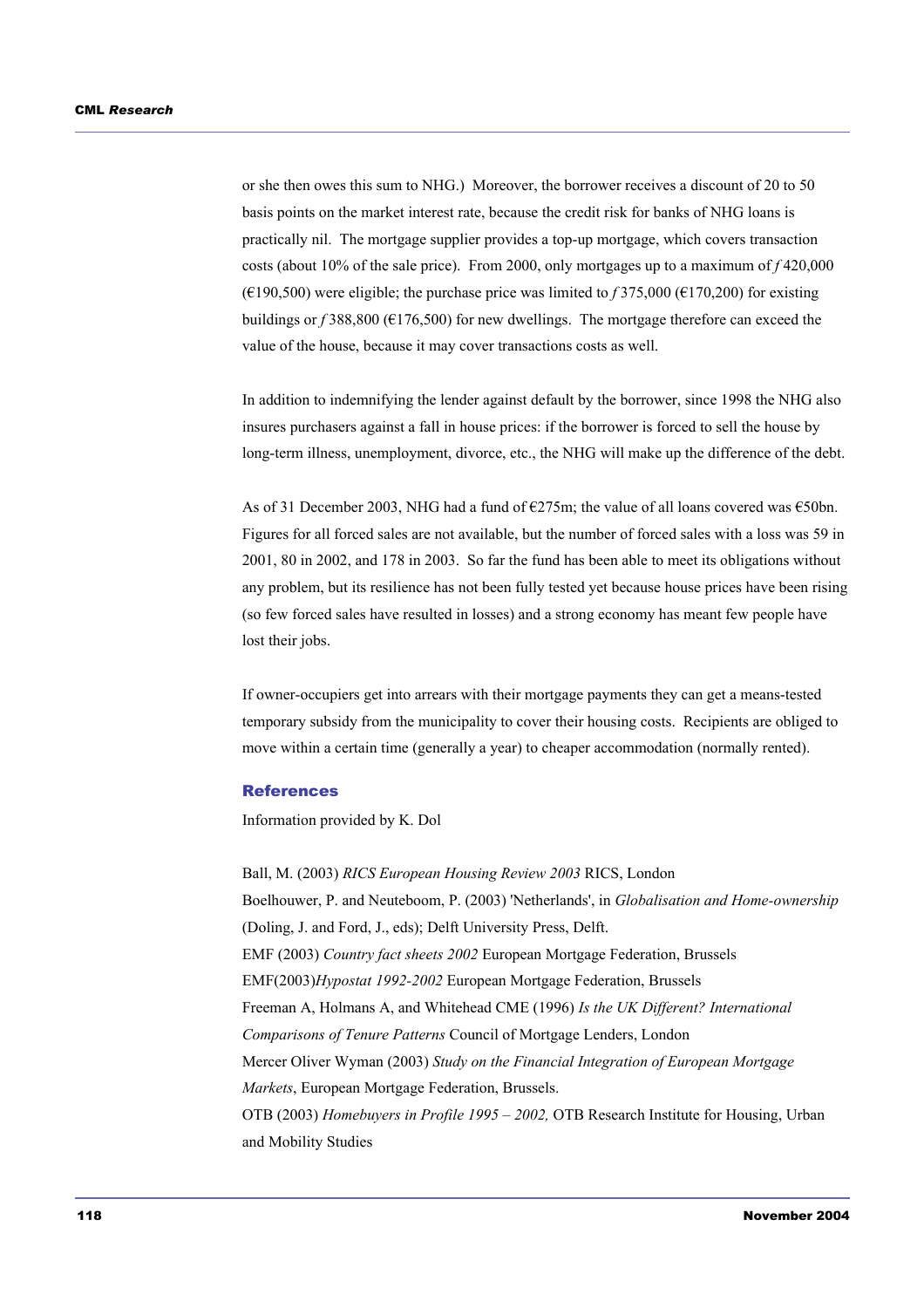or she then owes this sum to NHG.) Moreover, the borrower receives a discount of 20 to 50 basis points on the market interest rate, because the credit risk for banks of NHG loans is practically nil. The mortgage supplier provides a top-up mortgage, which covers transaction costs (about 10% of the sale price). From 2000, only mortgages up to a maximum of *f* 420,000 (€190,500) were eligible; the purchase price was limited to *f* 375,000 (€170,200) for existing buildings or *f* 388,800 (€176,500) for new dwellings. The mortgage therefore can exceed the value of the house, because it may cover transactions costs as well.

In addition to indemnifying the lender against default by the borrower, since 1998 the NHG also insures purchasers against a fall in house prices: if the borrower is forced to sell the house by long-term illness, unemployment, divorce, etc., the NHG will make up the difference of the debt.

As of 31 December 2003, NHG had a fund of €275m; the value of all loans covered was €50bn. Figures for all forced sales are not available, but the number of forced sales with a loss was 59 in 2001, 80 in 2002, and 178 in 2003. So far the fund has been able to meet its obligations without any problem, but its resilience has not been fully tested yet because house prices have been rising (so few forced sales have resulted in losses) and a strong economy has meant few people have lost their jobs.

If owner-occupiers get into arrears with their mortgage payments they can get a means-tested temporary subsidy from the municipality to cover their housing costs. Recipients are obliged to move within a certain time (generally a year) to cheaper accommodation (normally rented).

### References

Information provided by K. Dol

Ball, M. (2003) *RICS European Housing Review 2003* RICS, London

Boelhouwer, P. and Neuteboom, P. (2003) 'Netherlands', in *Globalisation and Home-ownership* (Doling, J. and Ford, J., eds); Delft University Press, Delft.

EMF (2003) *Country fact sheets 2002* European Mortgage Federation, Brussels

EMF(2003)*Hypostat 1992-2002* European Mortgage Federation, Brussels

Freeman A, Holmans A, and Whitehead CME (1996) *Is the UK Different? International Comparisons of Tenure Patterns* Council of Mortgage Lenders, London

Mercer Oliver Wyman (2003) *Study on the Financial Integration of European Mortgage Markets*, European Mortgage Federation, Brussels.

OTB (2003) *Homebuyers in Profile 1995 – 2002,* OTB Research Institute for Housing, Urban and Mobility Studies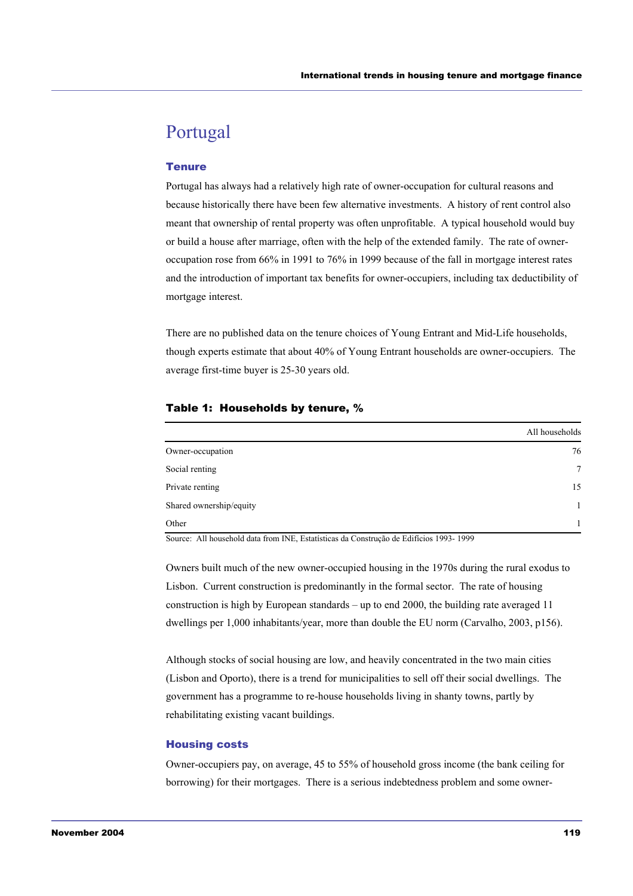# Portugal

## Tenure

Portugal has always had a relatively high rate of owner-occupation for cultural reasons and because historically there have been few alternative investments. A history of rent control also meant that ownership of rental property was often unprofitable. A typical household would buy or build a house after marriage, often with the help of the extended family. The rate of owner-occupation rose from 66% in 1991 to 76% in 1999 because of the fall in mortgage interest rates and the introduction of important tax benefits for owner-occupiers, including tax deductibility of mortgage interest.

There are no published data on the tenure choices of Young Entrant and Mid-Life households, though experts estimate that about 40% of Young Entrant households are owner-occupiers. The average first-time buyer is 25-30 years old.

**Table 1: Households by tenure, %**

| | All households |
|---|---|
| Owner-occupation | 76 |
| Social renting | 7 |
| Private renting | 15 |
| Shared ownership/equity | 1 |
| Other | 1 |

Source: All household data from INE, Estatísticas da Construção de Edifícios 1993- 1999

Owners built much of the new owner-occupied housing in the 1970s during the rural exodus to Lisbon. Current construction is predominantly in the formal sector. The rate of housing construction is high by European standards – up to end 2000, the building rate averaged 11 dwellings per 1,000 inhabitants/year, more than double the EU norm (Carvalho, 2003, p156).

Although stocks of social housing are low, and heavily concentrated in the two main cities (Lisbon and Oporto), there is a trend for municipalities to sell off their social dwellings. The government has a programme to re-house households living in shanty towns, partly by rehabilitating existing vacant buildings.

## Housing costs

Owner-occupiers pay, on average, 45 to 55% of household gross income (the bank ceiling for borrowing) for their mortgages. There is a serious indebtedness problem and some owner-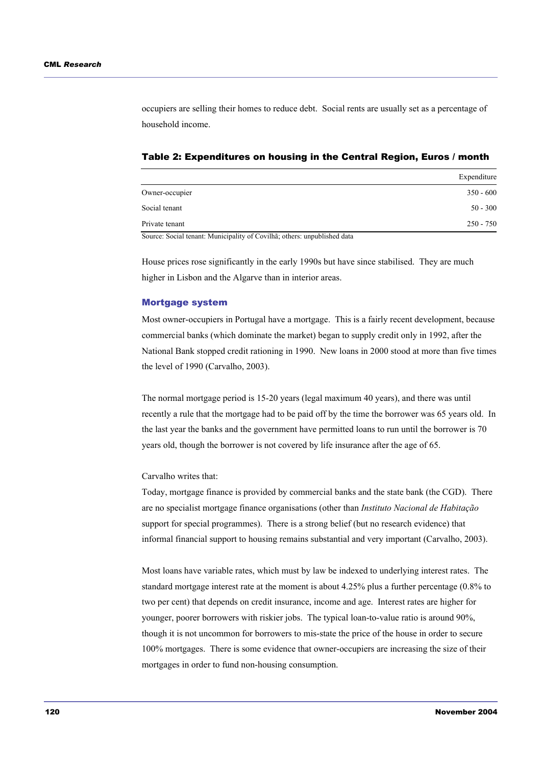occupiers are selling their homes to reduce debt. Social rents are usually set as a percentage of household income.

**Table 2: Expenditures on housing in the Central Region, Euros / month**

| | Expenditure |
|---|---|
| Owner-occupier | 350 - 600 |
| Social tenant | 50 - 300 |
| Private tenant | 250 - 750 |

Source: Social tenant: Municipality of Covilhã; others: unpublished data

House prices rose significantly in the early 1990s but have since stabilised. They are much higher in Lisbon and the Algarve than in interior areas.

### Mortgage system

Most owner-occupiers in Portugal have a mortgage. This is a fairly recent development, because commercial banks (which dominate the market) began to supply credit only in 1992, after the National Bank stopped credit rationing in 1990. New loans in 2000 stood at more than five times the level of 1990 (Carvalho, 2003).

The normal mortgage period is 15-20 years (legal maximum 40 years), and there was until recently a rule that the mortgage had to be paid off by the time the borrower was 65 years old. In the last year the banks and the government have permitted loans to run until the borrower is 70 years old, though the borrower is not covered by life insurance after the age of 65.

Carvalho writes that:

Today, mortgage finance is provided by commercial banks and the state bank (the CGD). There are no specialist mortgage finance organisations (other than *Instituto Nacional de Habitação* support for special programmes). There is a strong belief (but no research evidence) that informal financial support to housing remains substantial and very important (Carvalho, 2003).

Most loans have variable rates, which must by law be indexed to underlying interest rates. The standard mortgage interest rate at the moment is about 4.25% plus a further percentage (0.8% to two per cent) that depends on credit insurance, income and age. Interest rates are higher for younger, poorer borrowers with riskier jobs. The typical loan-to-value ratio is around 90%, though it is not uncommon for borrowers to mis-state the price of the house in order to secure 100% mortgages. There is some evidence that owner-occupiers are increasing the size of their mortgages in order to fund non-housing consumption.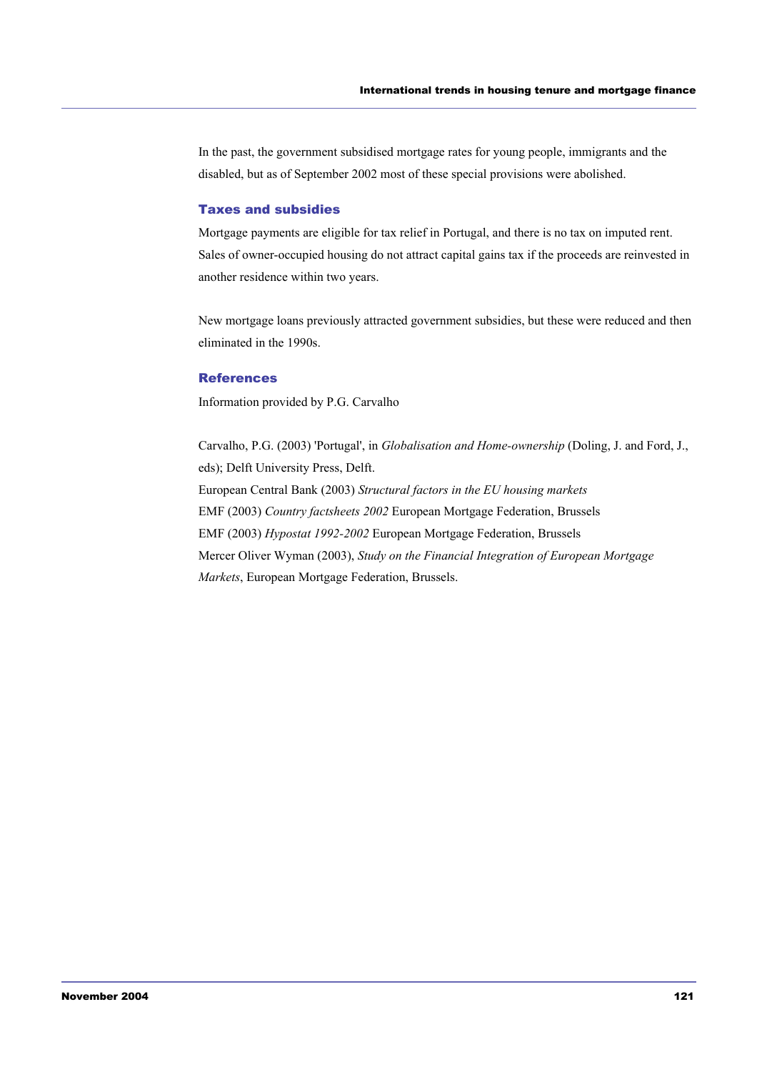In the past, the government subsidised mortgage rates for young people, immigrants and the disabled, but as of September 2002 most of these special provisions were abolished.

### Taxes and subsidies

Mortgage payments are eligible for tax relief in Portugal, and there is no tax on imputed rent. Sales of owner-occupied housing do not attract capital gains tax if the proceeds are reinvested in another residence within two years.

New mortgage loans previously attracted government subsidies, but these were reduced and then eliminated in the 1990s.

### References

Information provided by P.G. Carvalho

Carvalho, P.G. (2003) 'Portugal', in *Globalisation and Home-ownership* (Doling, J. and Ford, J., eds); Delft University Press, Delft.
European Central Bank (2003) *Structural factors in the EU housing markets*
EMF (2003) *Country factsheets 2002* European Mortgage Federation, Brussels
EMF (2003) *Hypostat 1992-2002* European Mortgage Federation, Brussels
Mercer Oliver Wyman (2003), *Study on the Financial Integration of European Mortgage Markets*, European Mortgage Federation, Brussels.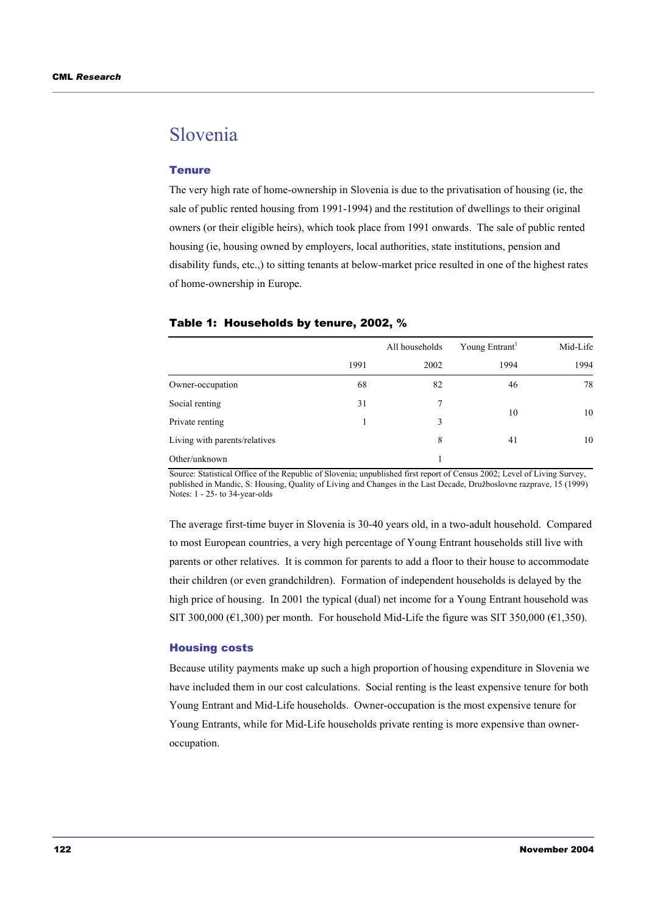# Slovenia

## Tenure

The very high rate of home-ownership in Slovenia is due to the privatisation of housing (ie, the sale of public rented housing from 1991-1994) and the restitution of dwellings to their original owners (or their eligible heirs), which took place from 1991 onwards. The sale of public rented housing (ie, housing owned by employers, local authorities, state institutions, pension and disability funds, etc.,) to sitting tenants at below-market price resulted in one of the highest rates of home-ownership in Europe.

**Table 1: Households by tenure, 2002, %**

| | All households | | Young Entrant[1] | Mid-Life |
|---|---|---|---|---|
| | 1991 | 2002 | 1994 | 1994 |
| Owner-occupation | 68 | 82 | 46 | 78 |
| Social renting | 31 | 7 | 10 | 10 |
| Private renting | 1 | 3 | | |
| Living with parents/relatives | | 8 | 41 | 10 |
| Other/unknown | | 1 | | |

Source: Statistical Office of the Republic of Slovenia; unpublished first report of Census 2002; Level of Living Survey, published in Mandic, S: Housing, Quality of Living and Changes in the Last Decade, Družboslovne razprave, 15 (1999)
Notes: 1 - 25- to 34-year-olds

The average first-time buyer in Slovenia is 30-40 years old, in a two-adult household. Compared to most European countries, a very high percentage of Young Entrant households still live with parents or other relatives. It is common for parents to add a floor to their house to accommodate their children (or even grandchildren). Formation of independent households is delayed by the high price of housing. In 2001 the typical (dual) net income for a Young Entrant household was SIT 300,000 (€1,300) per month. For household Mid-Life the figure was SIT 350,000 (€1,350).

## Housing costs

Because utility payments make up such a high proportion of housing expenditure in Slovenia we have included them in our cost calculations. Social renting is the least expensive tenure for both Young Entrant and Mid-Life households. Owner-occupation is the most expensive tenure for Young Entrants, while for Mid-Life households private renting is more expensive than owner-occupation.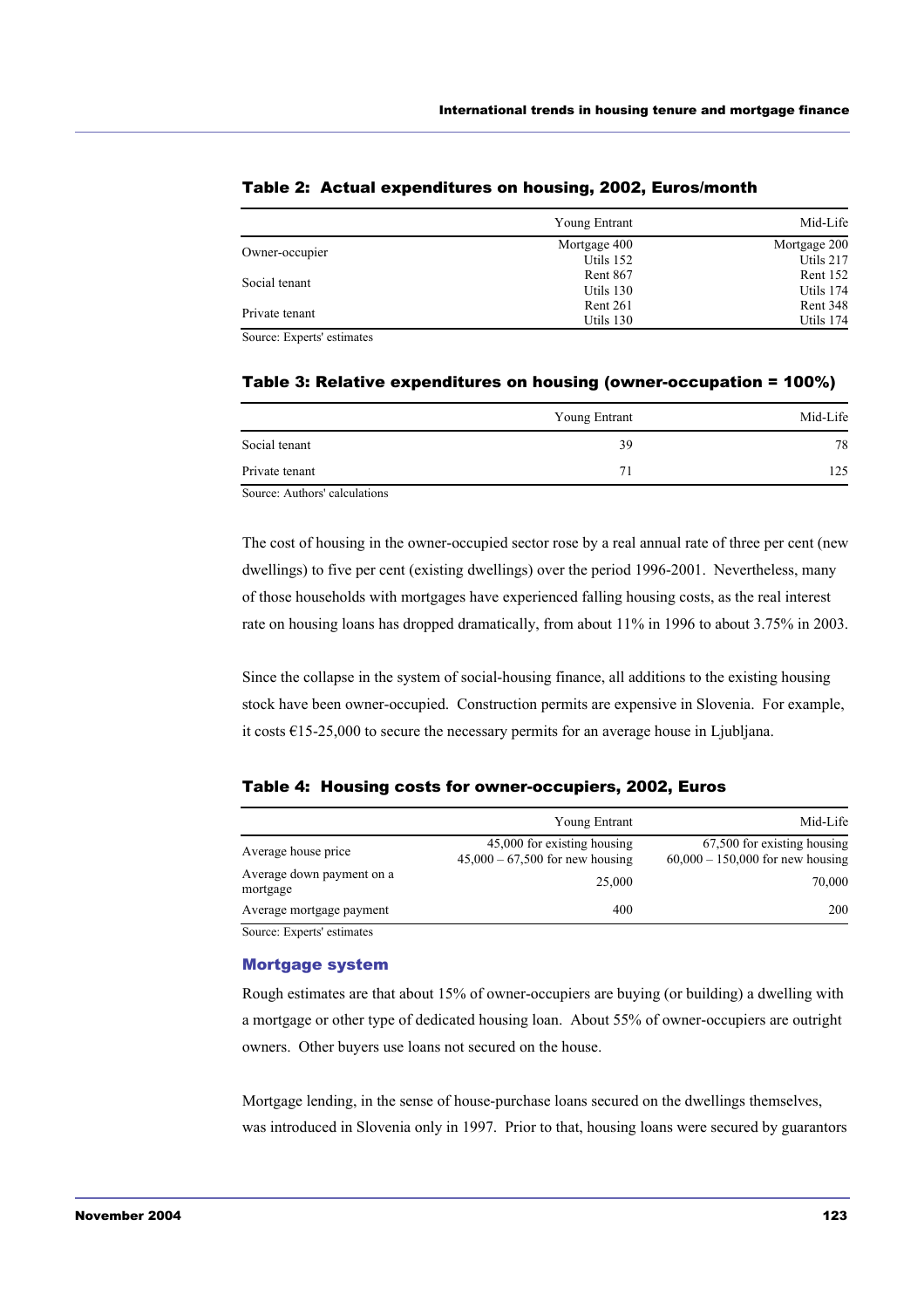**Table 2: Actual expenditures on housing, 2002, Euros/month**

| | Young Entrant | Mid-Life |
|---|---|---|
| Owner-occupier | Mortgage 400<br>Utils 152 | Mortgage 200<br>Utils 217 |
| Social tenant | Rent 867<br>Utils 130 | Rent 152<br>Utils 174 |
| Private tenant | Rent 261<br>Utils 130 | Rent 348<br>Utils 174 |

Source: Experts' estimates

**Table 3: Relative expenditures on housing (owner-occupation = 100%)**

| | Young Entrant | Mid-Life |
|---|---|---|
| Social tenant | 39 | 78 |
| Private tenant | 71 | 125 |

Source: Authors' calculations

The cost of housing in the owner-occupied sector rose by a real annual rate of three per cent (new dwellings) to five per cent (existing dwellings) over the period 1996-2001. Nevertheless, many of those households with mortgages have experienced falling housing costs, as the real interest rate on housing loans has dropped dramatically, from about 11% in 1996 to about 3.75% in 2003.

Since the collapse in the system of social-housing finance, all additions to the existing housing stock have been owner-occupied. Construction permits are expensive in Slovenia. For example, it costs €15-25,000 to secure the necessary permits for an average house in Ljubljana.

**Table 4: Housing costs for owner-occupiers, 2002, Euros**

| | Young Entrant | Mid-Life |
|---|---|---|
| Average house price | 45,000 for existing housing<br>45,000 – 67,500 for new housing | 67,500 for existing housing<br>60,000 – 150,000 for new housing |
| Average down payment on a mortgage | 25,000 | 70,000 |
| Average mortgage payment | 400 | 200 |

Source: Experts' estimates

### Mortgage system

Rough estimates are that about 15% of owner-occupiers are buying (or building) a dwelling with a mortgage or other type of dedicated housing loan. About 55% of owner-occupiers are outright owners. Other buyers use loans not secured on the house.

Mortgage lending, in the sense of house-purchase loans secured on the dwellings themselves, was introduced in Slovenia only in 1997. Prior to that, housing loans were secured by guarantors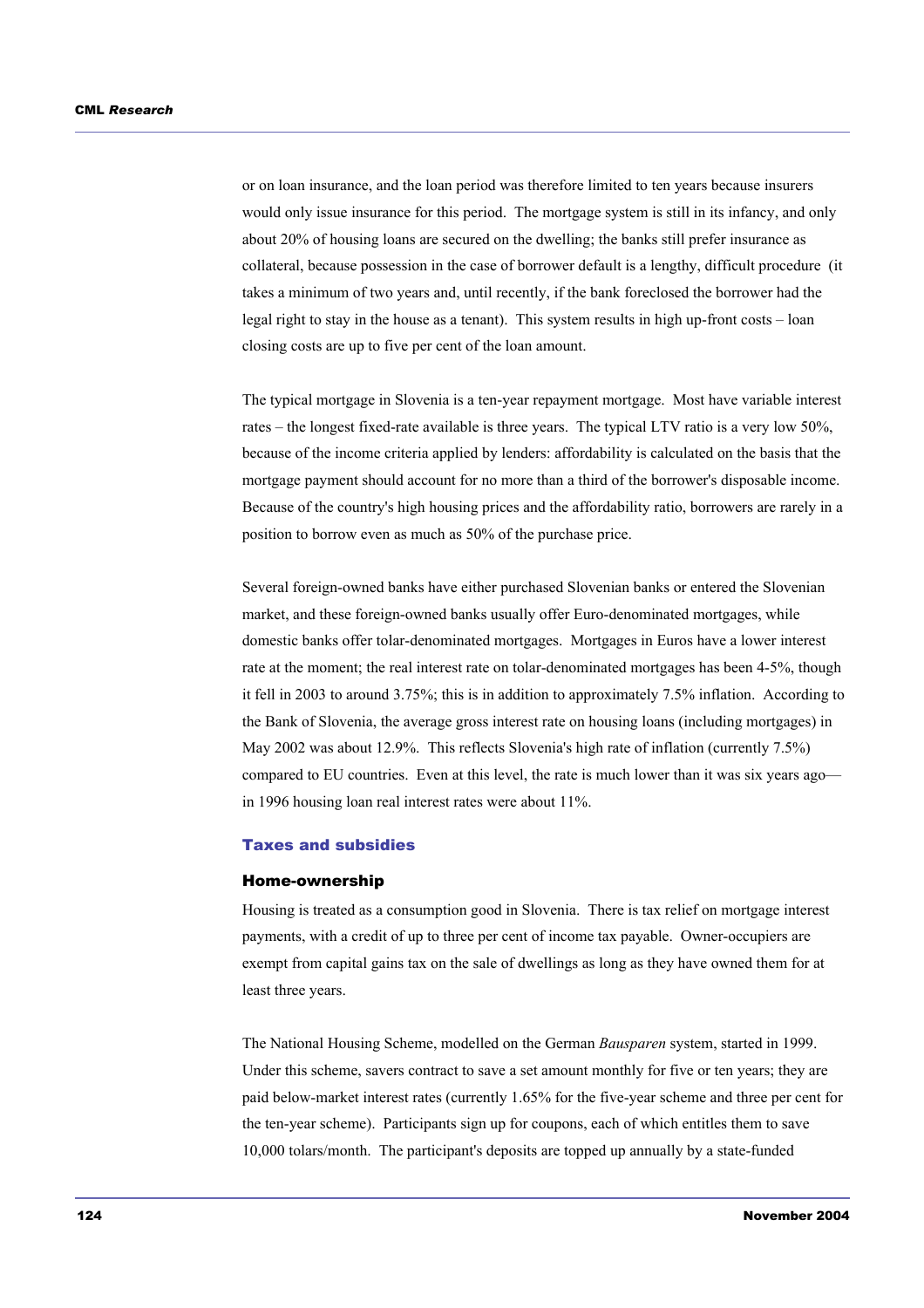or on loan insurance, and the loan period was therefore limited to ten years because insurers would only issue insurance for this period. The mortgage system is still in its infancy, and only about 20% of housing loans are secured on the dwelling; the banks still prefer insurance as collateral, because possession in the case of borrower default is a lengthy, difficult procedure (it takes a minimum of two years and, until recently, if the bank foreclosed the borrower had the legal right to stay in the house as a tenant). This system results in high up-front costs – loan closing costs are up to five per cent of the loan amount.

The typical mortgage in Slovenia is a ten-year repayment mortgage. Most have variable interest rates – the longest fixed-rate available is three years. The typical LTV ratio is a very low 50%, because of the income criteria applied by lenders: affordability is calculated on the basis that the mortgage payment should account for no more than a third of the borrower's disposable income. Because of the country's high housing prices and the affordability ratio, borrowers are rarely in a position to borrow even as much as 50% of the purchase price.

Several foreign-owned banks have either purchased Slovenian banks or entered the Slovenian market, and these foreign-owned banks usually offer Euro-denominated mortgages, while domestic banks offer tolar-denominated mortgages. Mortgages in Euros have a lower interest rate at the moment; the real interest rate on tolar-denominated mortgages has been 4-5%, though it fell in 2003 to around 3.75%; this is in addition to approximately 7.5% inflation. According to the Bank of Slovenia, the average gross interest rate on housing loans (including mortgages) in May 2002 was about 12.9%. This reflects Slovenia's high rate of inflation (currently 7.5%) compared to EU countries. Even at this level, the rate is much lower than it was six years ago—in 1996 housing loan real interest rates were about 11%.

## Taxes and subsidies

### Home-ownership

Housing is treated as a consumption good in Slovenia. There is tax relief on mortgage interest payments, with a credit of up to three per cent of income tax payable. Owner-occupiers are exempt from capital gains tax on the sale of dwellings as long as they have owned them for at least three years.

The National Housing Scheme, modelled on the German *Bausparen* system, started in 1999. Under this scheme, savers contract to save a set amount monthly for five or ten years; they are paid below-market interest rates (currently 1.65% for the five-year scheme and three per cent for the ten-year scheme). Participants sign up for coupons, each of which entitles them to save 10,000 tolars/month. The participant's deposits are topped up annually by a state-funded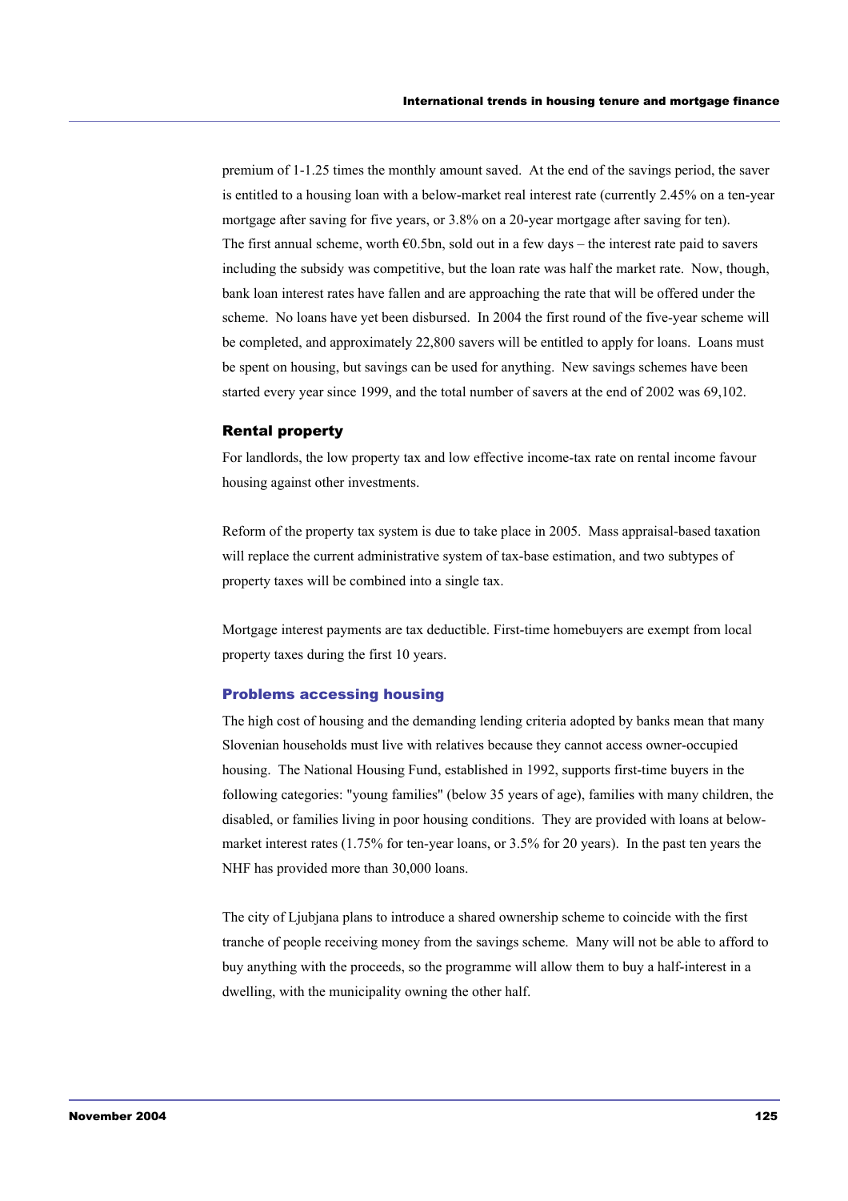premium of 1-1.25 times the monthly amount saved. At the end of the savings period, the saver is entitled to a housing loan with a below-market real interest rate (currently 2.45% on a ten-year mortgage after saving for five years, or 3.8% on a 20-year mortgage after saving for ten). The first annual scheme, worth €0.5bn, sold out in a few days – the interest rate paid to savers including the subsidy was competitive, but the loan rate was half the market rate. Now, though, bank loan interest rates have fallen and are approaching the rate that will be offered under the scheme. No loans have yet been disbursed. In 2004 the first round of the five-year scheme will be completed, and approximately 22,800 savers will be entitled to apply for loans. Loans must be spent on housing, but savings can be used for anything. New savings schemes have been started every year since 1999, and the total number of savers at the end of 2002 was 69,102.

### Rental property

For landlords, the low property tax and low effective income-tax rate on rental income favour housing against other investments.

Reform of the property tax system is due to take place in 2005. Mass appraisal-based taxation will replace the current administrative system of tax-base estimation, and two subtypes of property taxes will be combined into a single tax.

Mortgage interest payments are tax deductible. First-time homebuyers are exempt from local property taxes during the first 10 years.

### Problems accessing housing

The high cost of housing and the demanding lending criteria adopted by banks mean that many Slovenian households must live with relatives because they cannot access owner-occupied housing. The National Housing Fund, established in 1992, supports first-time buyers in the following categories: "young families" (below 35 years of age), families with many children, the disabled, or families living in poor housing conditions. They are provided with loans at below-market interest rates (1.75% for ten-year loans, or 3.5% for 20 years). In the past ten years the NHF has provided more than 30,000 loans.

The city of Ljubjana plans to introduce a shared ownership scheme to coincide with the first tranche of people receiving money from the savings scheme. Many will not be able to afford to buy anything with the proceeds, so the programme will allow them to buy a half-interest in a dwelling, with the municipality owning the other half.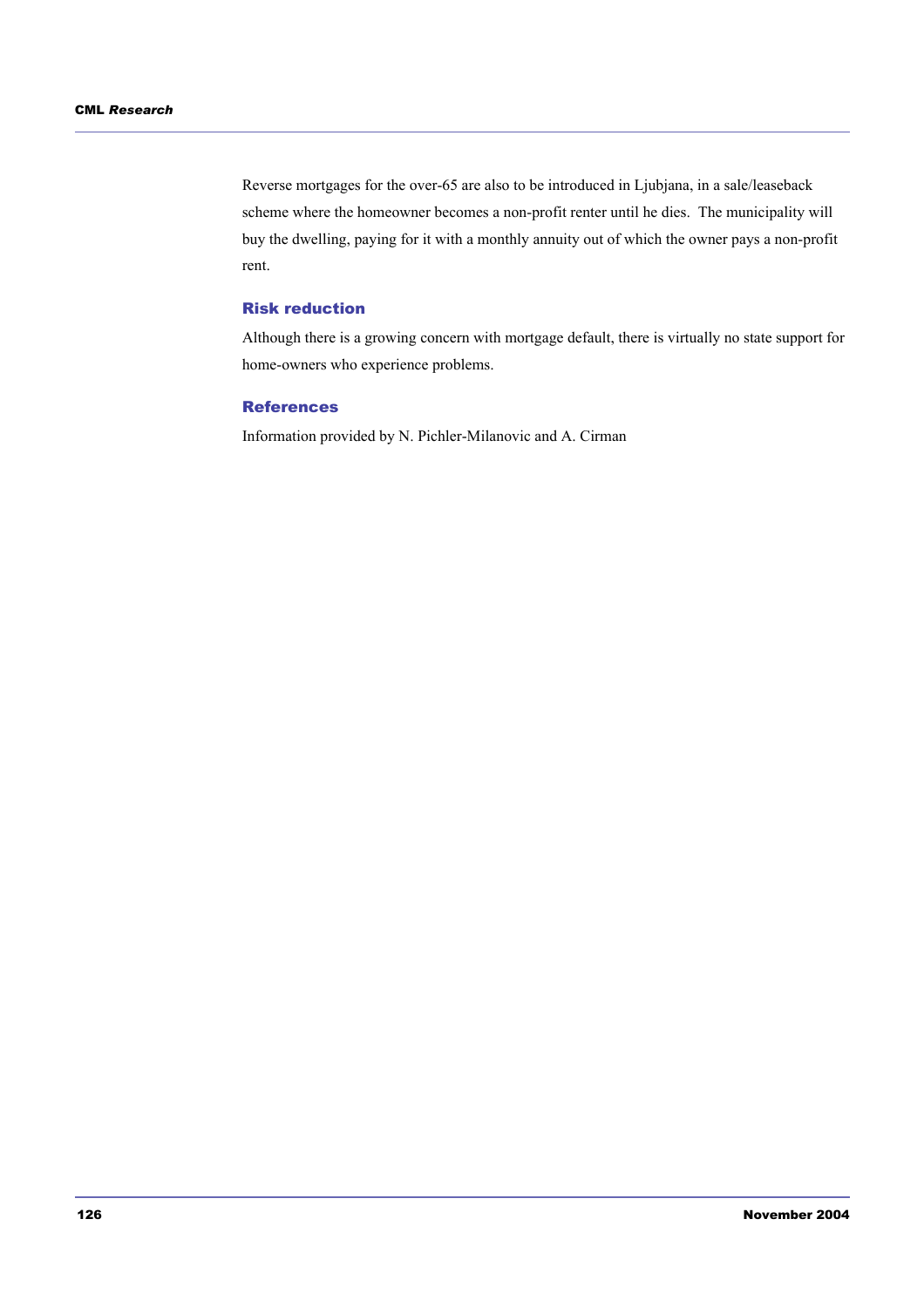Reverse mortgages for the over-65 are also to be introduced in Ljubjana, in a sale/leaseback scheme where the homeowner becomes a non-profit renter until he dies. The municipality will buy the dwelling, paying for it with a monthly annuity out of which the owner pays a non-profit rent.

### Risk reduction

Although there is a growing concern with mortgage default, there is virtually no state support for home-owners who experience problems.

### References

Information provided by N. Pichler-Milanovic and A. Cirman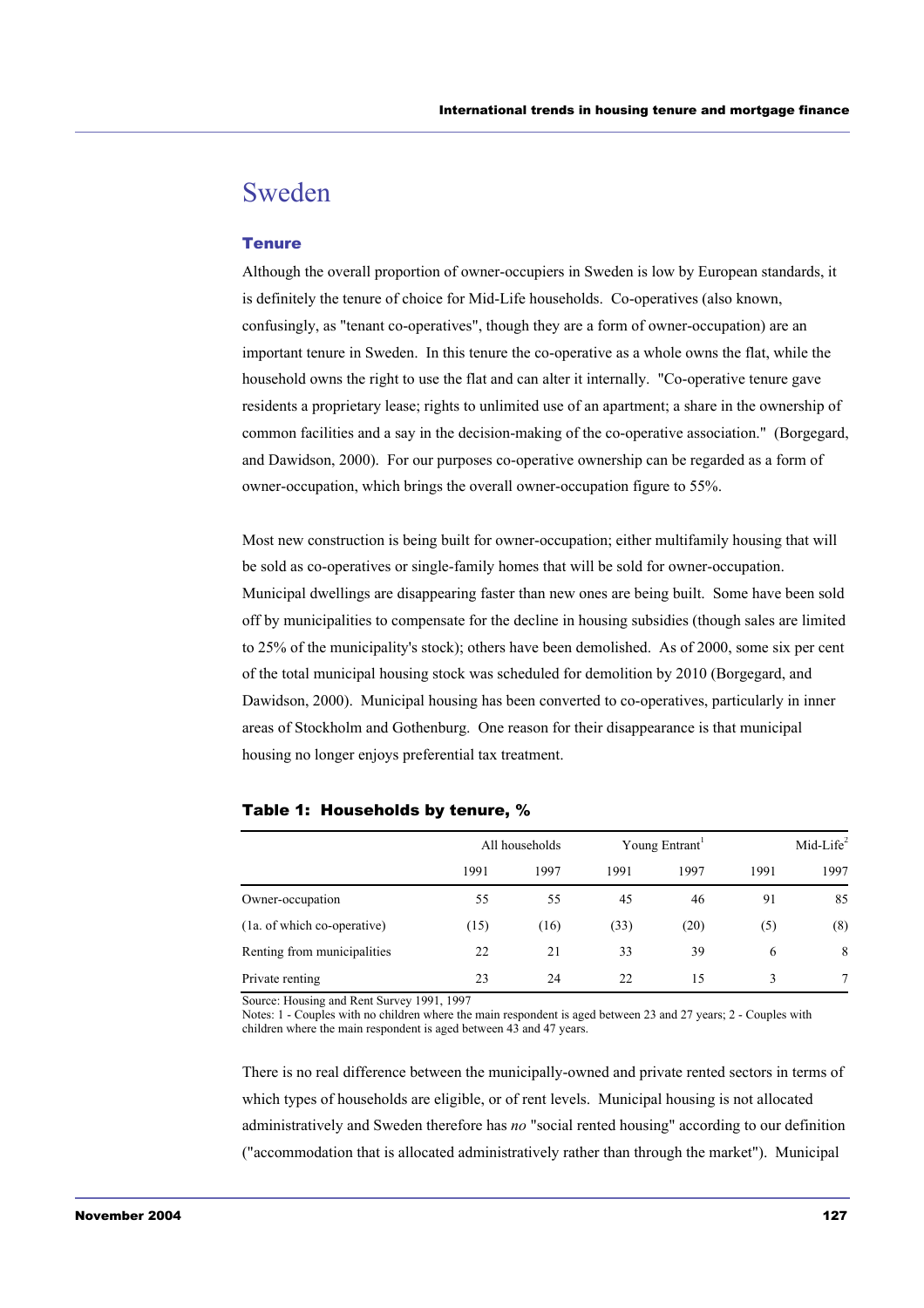# Sweden

### Tenure

Although the overall proportion of owner-occupiers in Sweden is low by European standards, it is definitely the tenure of choice for Mid-Life households. Co-operatives (also known, confusingly, as "tenant co-operatives", though they are a form of owner-occupation) are an important tenure in Sweden. In this tenure the co-operative as a whole owns the flat, while the household owns the right to use the flat and can alter it internally. "Co-operative tenure gave residents a proprietary lease; rights to unlimited use of an apartment; a share in the ownership of common facilities and a say in the decision-making of the co-operative association." (Borgegard, and Dawidson, 2000). For our purposes co-operative ownership can be regarded as a form of owner-occupation, which brings the overall owner-occupation figure to 55%.

Most new construction is being built for owner-occupation; either multifamily housing that will be sold as co-operatives or single-family homes that will be sold for owner-occupation. Municipal dwellings are disappearing faster than new ones are being built. Some have been sold off by municipalities to compensate for the decline in housing subsidies (though sales are limited to 25% of the municipality's stock); others have been demolished. As of 2000, some six per cent of the total municipal housing stock was scheduled for demolition by 2010 (Borgegard, and Dawidson, 2000). Municipal housing has been converted to co-operatives, particularly in inner areas of Stockholm and Gothenburg. One reason for their disappearance is that municipal housing no longer enjoys preferential tax treatment.

**Table 1: Households by tenure, %**

| | All households | | Young Entrant[1] | | Mid-Life[2] | |
|---|---|---|---|---|---|---|
| | 1991 | 1997 | 1991 | 1997 | 1991 | 1997 |
| Owner-occupation | 55 | 55 | 45 | 46 | 91 | 85 |
| (1a. of which co-operative) | (15) | (16) | (33) | (20) | (5) | (8) |
| Renting from municipalities | 22 | 21 | 33 | 39 | 6 | 8 |
| Private renting | 23 | 24 | 22 | 15 | 3 | 7 |

Source: Housing and Rent Survey 1991, 1997
Notes: 1 - Couples with no children where the main respondent is aged between 23 and 27 years; 2 - Couples with children where the main respondent is aged between 43 and 47 years.

There is no real difference between the municipally-owned and private rented sectors in terms of which types of households are eligible, or of rent levels. Municipal housing is not allocated administratively and Sweden therefore has *no* "social rented housing" according to our definition ("accommodation that is allocated administratively rather than through the market"). Municipal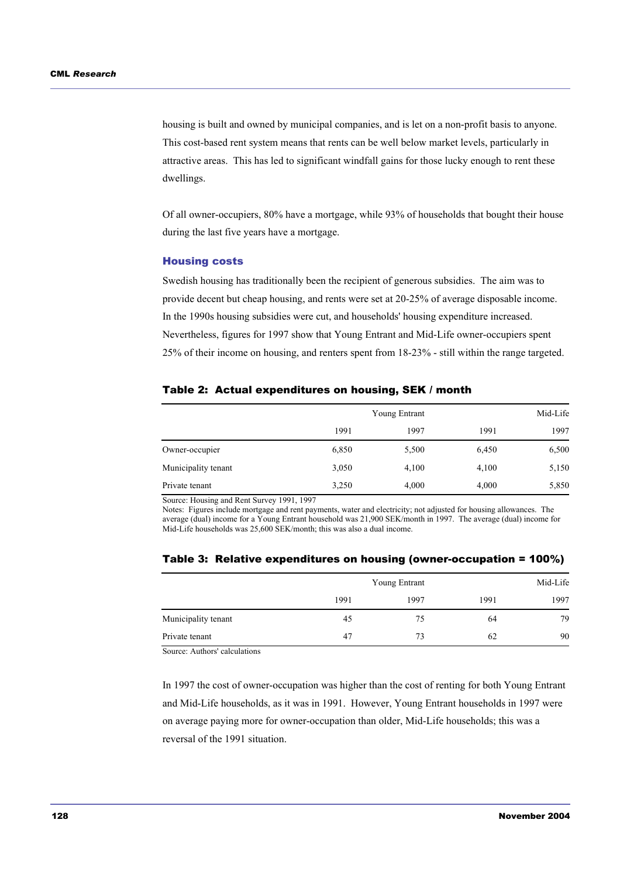housing is built and owned by municipal companies, and is let on a non-profit basis to anyone. This cost-based rent system means that rents can be well below market levels, particularly in attractive areas. This has led to significant windfall gains for those lucky enough to rent these dwellings.

Of all owner-occupiers, 80% have a mortgage, while 93% of households that bought their house during the last five years have a mortgage.

### Housing costs

Swedish housing has traditionally been the recipient of generous subsidies. The aim was to provide decent but cheap housing, and rents were set at 20-25% of average disposable income. In the 1990s housing subsidies were cut, and households' housing expenditure increased. Nevertheless, figures for 1997 show that Young Entrant and Mid-Life owner-occupiers spent 25% of their income on housing, and renters spent from 18-23% - still within the range targeted.

**Table 2: Actual expenditures on housing, SEK / month**

| | Young Entrant | | Mid-Life | |
|---|---|---|---|---|
| | 1991 | 1997 | 1991 | 1997 |
| Owner-occupier | 6,850 | 5,500 | 6,450 | 6,500 |
| Municipality tenant | 3,050 | 4,100 | 4,100 | 5,150 |
| Private tenant | 3,250 | 4,000 | 4,000 | 5,850 |

Source: Housing and Rent Survey 1991, 1997
Notes: Figures include mortgage and rent payments, water and electricity; not adjusted for housing allowances. The average (dual) income for a Young Entrant household was 21,900 SEK/month in 1997. The average (dual) income for Mid-Life households was 25,600 SEK/month; this was also a dual income.

**Table 3: Relative expenditures on housing (owner-occupation = 100%)**

| | Young Entrant | | Mid-Life | |
|---|---|---|---|---|
| | 1991 | 1997 | 1991 | 1997 |
| Municipality tenant | 45 | 75 | 64 | 79 |
| Private tenant | 47 | 73 | 62 | 90 |

Source: Authors' calculations

In 1997 the cost of owner-occupation was higher than the cost of renting for both Young Entrant and Mid-Life households, as it was in 1991. However, Young Entrant households in 1997 were on average paying more for owner-occupation than older, Mid-Life households; this was a reversal of the 1991 situation.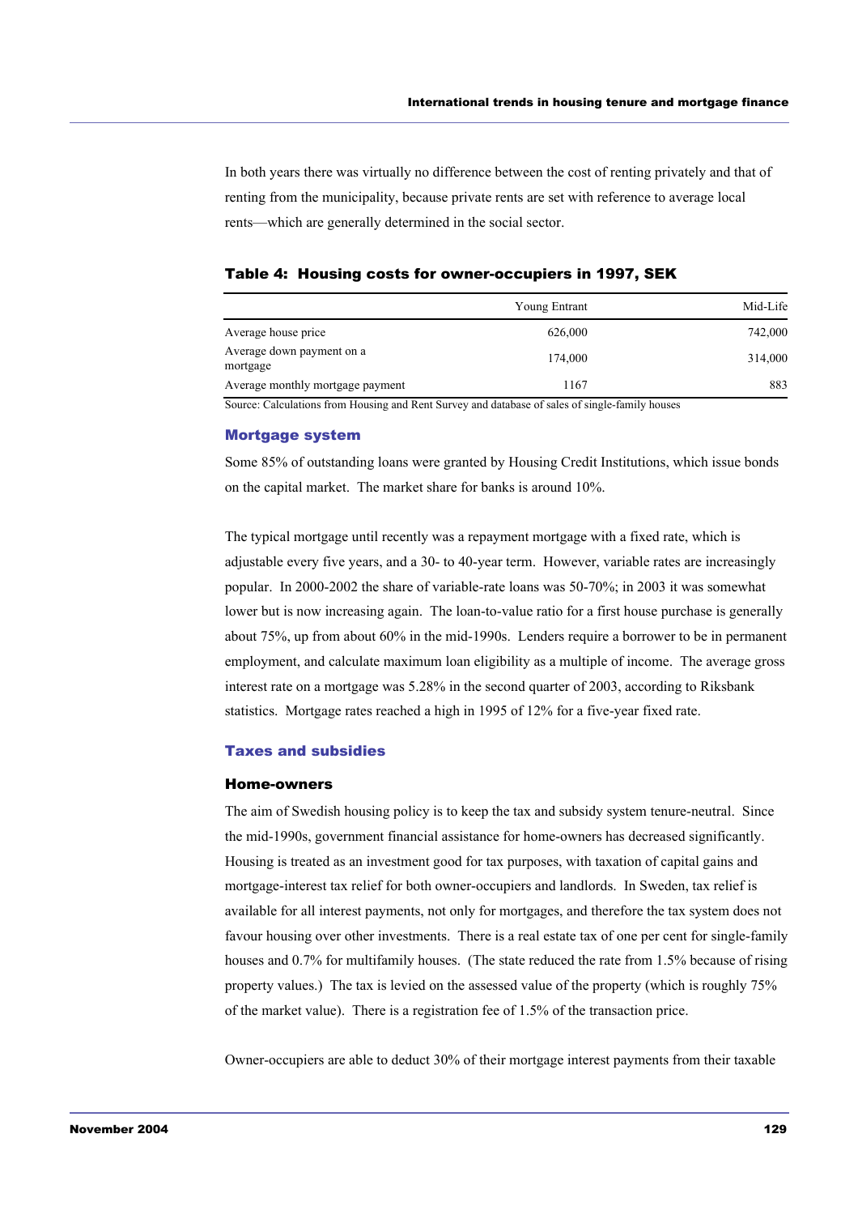In both years there was virtually no difference between the cost of renting privately and that of renting from the municipality, because private rents are set with reference to average local rents—which are generally determined in the social sector.

**Table 4: Housing costs for owner-occupiers in 1997, SEK**

| | Young Entrant | Mid-Life |
|---|---|---|
| Average house price | 626,000 | 742,000 |
| Average down payment on a mortgage | 174,000 | 314,000 |
| Average monthly mortgage payment | 1167 | 883 |

Source: Calculations from Housing and Rent Survey and database of sales of single-family houses

### Mortgage system

Some 85% of outstanding loans were granted by Housing Credit Institutions, which issue bonds on the capital market. The market share for banks is around 10%.

The typical mortgage until recently was a repayment mortgage with a fixed rate, which is adjustable every five years, and a 30- to 40-year term. However, variable rates are increasingly popular. In 2000-2002 the share of variable-rate loans was 50-70%; in 2003 it was somewhat lower but is now increasing again. The loan-to-value ratio for a first house purchase is generally about 75%, up from about 60% in the mid-1990s. Lenders require a borrower to be in permanent employment, and calculate maximum loan eligibility as a multiple of income. The average gross interest rate on a mortgage was 5.28% in the second quarter of 2003, according to Riksbank statistics. Mortgage rates reached a high in 1995 of 12% for a five-year fixed rate.

### Taxes and subsidies

#### Home-owners

The aim of Swedish housing policy is to keep the tax and subsidy system tenure-neutral. Since the mid-1990s, government financial assistance for home-owners has decreased significantly. Housing is treated as an investment good for tax purposes, with taxation of capital gains and mortgage-interest tax relief for both owner-occupiers and landlords. In Sweden, tax relief is available for all interest payments, not only for mortgages, and therefore the tax system does not favour housing over other investments. There is a real estate tax of one per cent for single-family houses and 0.7% for multifamily houses. (The state reduced the rate from 1.5% because of rising property values.) The tax is levied on the assessed value of the property (which is roughly 75% of the market value). There is a registration fee of 1.5% of the transaction price.

Owner-occupiers are able to deduct 30% of their mortgage interest payments from their taxable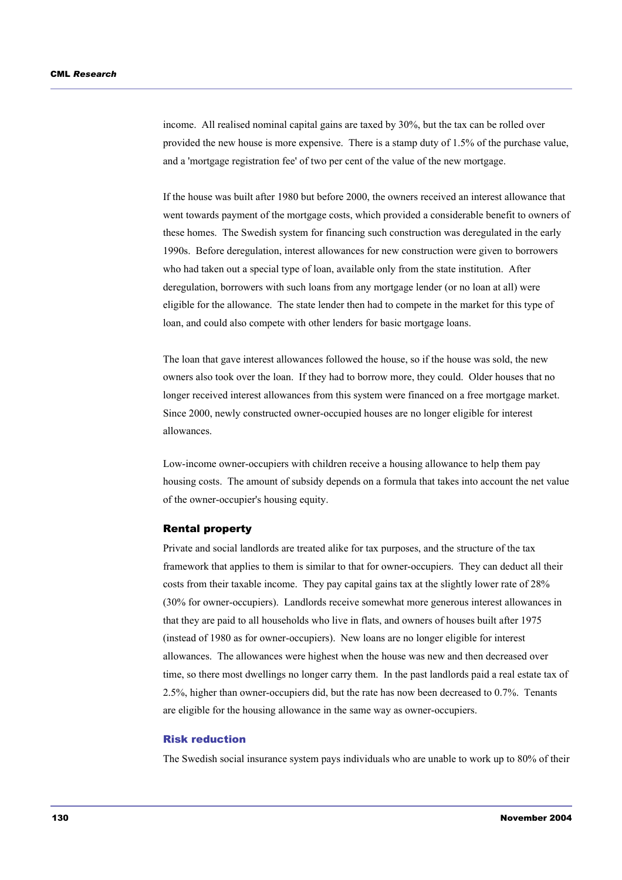income. All realised nominal capital gains are taxed by 30%, but the tax can be rolled over provided the new house is more expensive. There is a stamp duty of 1.5% of the purchase value, and a 'mortgage registration fee' of two per cent of the value of the new mortgage.

If the house was built after 1980 but before 2000, the owners received an interest allowance that went towards payment of the mortgage costs, which provided a considerable benefit to owners of these homes. The Swedish system for financing such construction was deregulated in the early 1990s. Before deregulation, interest allowances for new construction were given to borrowers who had taken out a special type of loan, available only from the state institution. After deregulation, borrowers with such loans from any mortgage lender (or no loan at all) were eligible for the allowance. The state lender then had to compete in the market for this type of loan, and could also compete with other lenders for basic mortgage loans.

The loan that gave interest allowances followed the house, so if the house was sold, the new owners also took over the loan. If they had to borrow more, they could. Older houses that no longer received interest allowances from this system were financed on a free mortgage market. Since 2000, newly constructed owner-occupied houses are no longer eligible for interest allowances.

Low-income owner-occupiers with children receive a housing allowance to help them pay housing costs. The amount of subsidy depends on a formula that takes into account the net value of the owner-occupier's housing equity.

#### Rental property

Private and social landlords are treated alike for tax purposes, and the structure of the tax framework that applies to them is similar to that for owner-occupiers. They can deduct all their costs from their taxable income. They pay capital gains tax at the slightly lower rate of 28% (30% for owner-occupiers). Landlords receive somewhat more generous interest allowances in that they are paid to all households who live in flats, and owners of houses built after 1975 (instead of 1980 as for owner-occupiers). New loans are no longer eligible for interest allowances. The allowances were highest when the house was new and then decreased over time, so there most dwellings no longer carry them. In the past landlords paid a real estate tax of 2.5%, higher than owner-occupiers did, but the rate has now been decreased to 0.7%. Tenants are eligible for the housing allowance in the same way as owner-occupiers.

### Risk reduction

The Swedish social insurance system pays individuals who are unable to work up to 80% of their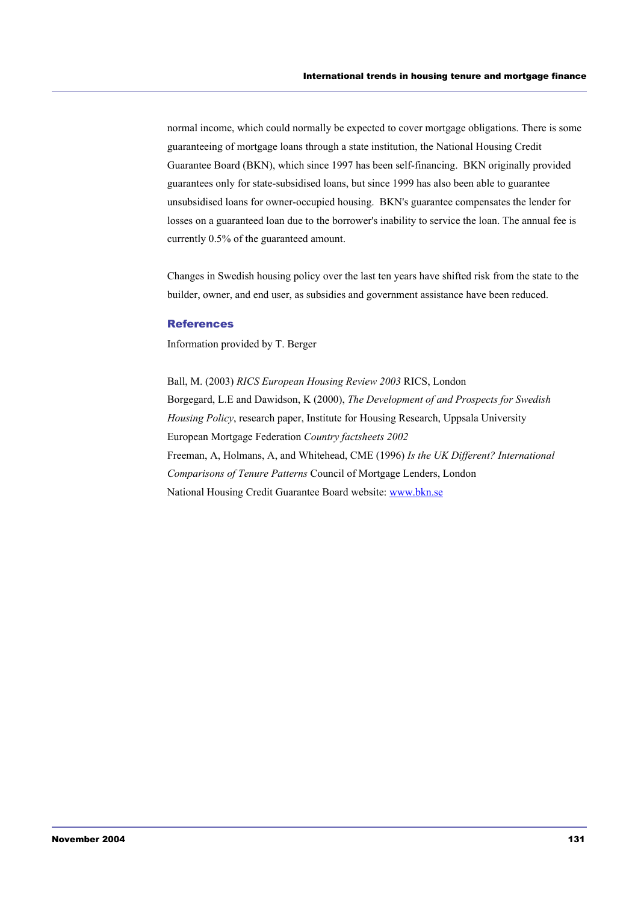normal income, which could normally be expected to cover mortgage obligations. There is some guaranteeing of mortgage loans through a state institution, the National Housing Credit Guarantee Board (BKN), which since 1997 has been self-financing. BKN originally provided guarantees only for state-subsidised loans, but since 1999 has also been able to guarantee unsubsidised loans for owner-occupied housing. BKN's guarantee compensates the lender for losses on a guaranteed loan due to the borrower's inability to service the loan. The annual fee is currently 0.5% of the guaranteed amount.

Changes in Swedish housing policy over the last ten years have shifted risk from the state to the builder, owner, and end user, as subsidies and government assistance have been reduced.

### References

Information provided by T. Berger

Ball, M. (2003) *RICS European Housing Review 2003* RICS, London

Borgegard, L.E and Dawidson, K (2000), *The Development of and Prospects for Swedish Housing Policy*, research paper, Institute for Housing Research, Uppsala University

European Mortgage Federation *Country factsheets 2002*

Freeman, A, Holmans, A, and Whitehead, CME (1996) *Is the UK Different? International Comparisons of Tenure Patterns* Council of Mortgage Lenders, London

National Housing Credit Guarantee Board website: [www.bkn.se](http://www.bkn.se)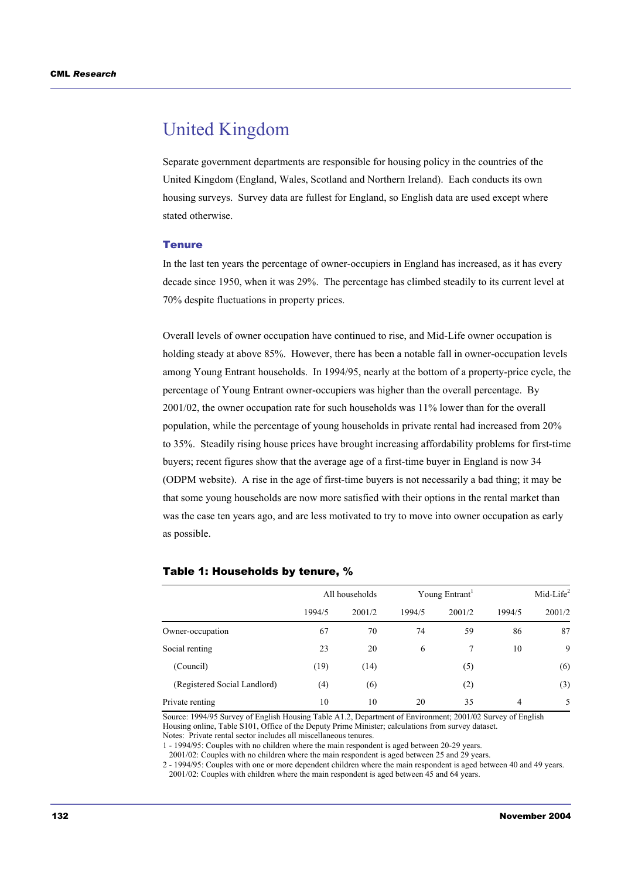# United Kingdom

Separate government departments are responsible for housing policy in the countries of the United Kingdom (England, Wales, Scotland and Northern Ireland). Each conducts its own housing surveys. Survey data are fullest for England, so English data are used except where stated otherwise.

## Tenure

In the last ten years the percentage of owner-occupiers in England has increased, as it has every decade since 1950, when it was 29%. The percentage has climbed steadily to its current level at 70% despite fluctuations in property prices.

Overall levels of owner occupation have continued to rise, and Mid-Life owner occupation is holding steady at above 85%. However, there has been a notable fall in owner-occupation levels among Young Entrant households. In 1994/95, nearly at the bottom of a property-price cycle, the percentage of Young Entrant owner-occupiers was higher than the overall percentage. By 2001/02, the owner occupation rate for such households was 11% lower than for the overall population, while the percentage of young households in private rental had increased from 20% to 35%. Steadily rising house prices have brought increasing affordability problems for first-time buyers; recent figures show that the average age of a first-time buyer in England is now 34 (ODPM website). A rise in the age of first-time buyers is not necessarily a bad thing; it may be that some young households are now more satisfied with their options in the rental market than was the case ten years ago, and are less motivated to try to move into owner occupation as early as possible.

### Table 1: Households by tenure, %

| | All households | | Young Entrant[1] | | Mid-Life[2] | |
|---|---|---|---|---|---|---|
| | 1994/5 | 2001/2 | 1994/5 | 2001/2 | 1994/5 | 2001/2 |
| Owner-occupation | 67 | 70 | 74 | 59 | 86 | 87 |
| Social renting | 23 | 20 | 6 | 7 | 10 | 9 |
| (Council) | (19) | (14) | | (5) | | (6) |
| (Registered Social Landlord) | (4) | (6) | | (2) | | (3) |
| Private renting | 10 | 10 | 20 | 35 | 4 | 5 |

Source: 1994/95 Survey of English Housing Table A1.2, Department of Environment; 2001/02 Survey of English Housing online, Table S101, Office of the Deputy Prime Minister; calculations from survey dataset.

Notes: Private rental sector includes all miscellaneous tenures.

1 - 1994/95: Couples with no children where the main respondent is aged between 20-29 years.
2001/02: Couples with no children where the main respondent is aged between 25 and 29 years.

2 - 1994/95: Couples with one or more dependent children where the main respondent is aged between 40 and 49 years.
2001/02: Couples with children where the main respondent is aged between 45 and 64 years.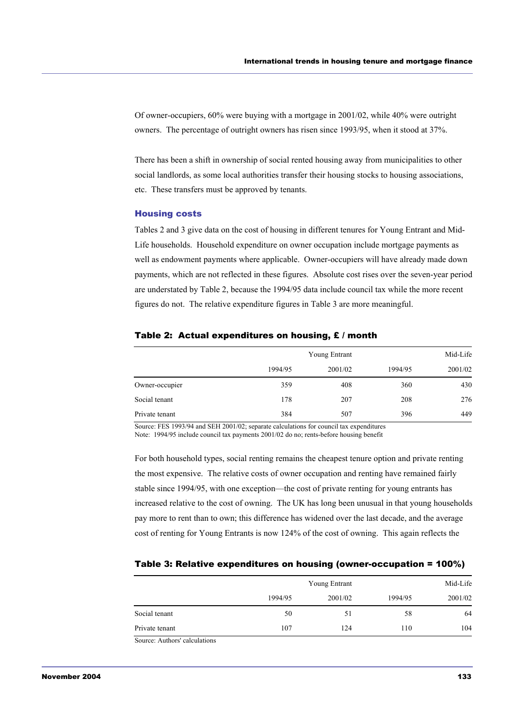Of owner-occupiers, 60% were buying with a mortgage in 2001/02, while 40% were outright owners. The percentage of outright owners has risen since 1993/95, when it stood at 37%.

There has been a shift in ownership of social rented housing away from municipalities to other social landlords, as some local authorities transfer their housing stocks to housing associations, etc. These transfers must be approved by tenants.

### Housing costs

Tables 2 and 3 give data on the cost of housing in different tenures for Young Entrant and Mid-Life households. Household expenditure on owner occupation include mortgage payments as well as endowment payments where applicable. Owner-occupiers will have already made down payments, which are not reflected in these figures. Absolute cost rises over the seven-year period are understated by Table 2, because the 1994/95 data include council tax while the more recent figures do not. The relative expenditure figures in Table 3 are more meaningful.

**Table 2: Actual expenditures on housing, £ / month**

| | Young Entrant | | Mid-Life | |
|---|---|---|---|---|
| | 1994/95 | 2001/02 | 1994/95 | 2001/02 |
| Owner-occupier | 359 | 408 | 360 | 430 |
| Social tenant | 178 | 207 | 208 | 276 |
| Private tenant | 384 | 507 | 396 | 449 |

Source: FES 1993/94 and SEH 2001/02; separate calculations for council tax expenditures
Note: 1994/95 include council tax payments 2001/02 do no; rents-before housing benefit

For both household types, social renting remains the cheapest tenure option and private renting the most expensive. The relative costs of owner occupation and renting have remained fairly stable since 1994/95, with one exception—the cost of private renting for young entrants has increased relative to the cost of owning. The UK has long been unusual in that young households pay more to rent than to own; this difference has widened over the last decade, and the average cost of renting for Young Entrants is now 124% of the cost of owning. This again reflects the

**Table 3: Relative expenditures on housing (owner-occupation = 100%)**

| | Young Entrant | | Mid-Life | |
|---|---|---|---|---|
| | 1994/95 | 2001/02 | 1994/95 | 2001/02 |
| Social tenant | 50 | 51 | 58 | 64 |
| Private tenant | 107 | 124 | 110 | 104 |

Source: Authors' calculations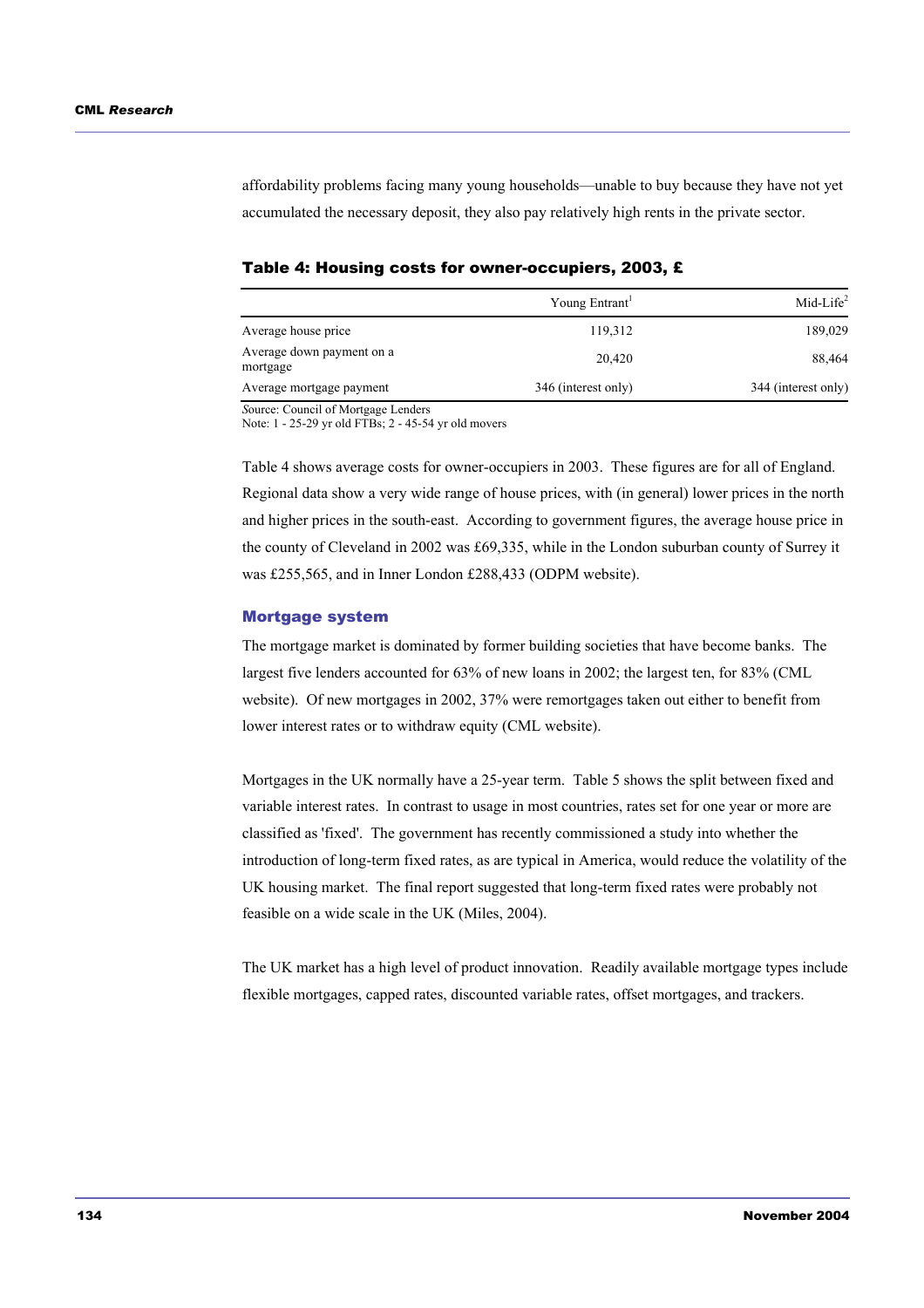affordability problems facing many young households—unable to buy because they have not yet accumulated the necessary deposit, they also pay relatively high rents in the private sector.

**Table 4: Housing costs for owner-occupiers, 2003, £**

| | Young Entrant[1] | Mid-Life[2] |
|---|---|---|
| Average house price | 119,312 | 189,029 |
| Average down payment on a mortgage | 20,420 | 88,464 |
| Average mortgage payment | 346 (interest only) | 344 (interest only) |

*Source*: Council of Mortgage Lenders
Note: 1 - 25-29 yr old FTBs; 2 - 45-54 yr old movers

Table 4 shows average costs for owner-occupiers in 2003. These figures are for all of England. Regional data show a very wide range of house prices, with (in general) lower prices in the north and higher prices in the south-east. According to government figures, the average house price in the county of Cleveland in 2002 was £69,335, while in the London suburban county of Surrey it was £255,565, and in Inner London £288,433 (ODPM website).

### Mortgage system

The mortgage market is dominated by former building societies that have become banks. The largest five lenders accounted for 63% of new loans in 2002; the largest ten, for 83% (CML website). Of new mortgages in 2002, 37% were remortgages taken out either to benefit from lower interest rates or to withdraw equity (CML website).

Mortgages in the UK normally have a 25-year term. Table 5 shows the split between fixed and variable interest rates. In contrast to usage in most countries, rates set for one year or more are classified as 'fixed'. The government has recently commissioned a study into whether the introduction of long-term fixed rates, as are typical in America, would reduce the volatility of the UK housing market. The final report suggested that long-term fixed rates were probably not feasible on a wide scale in the UK (Miles, 2004).

The UK market has a high level of product innovation. Readily available mortgage types include flexible mortgages, capped rates, discounted variable rates, offset mortgages, and trackers.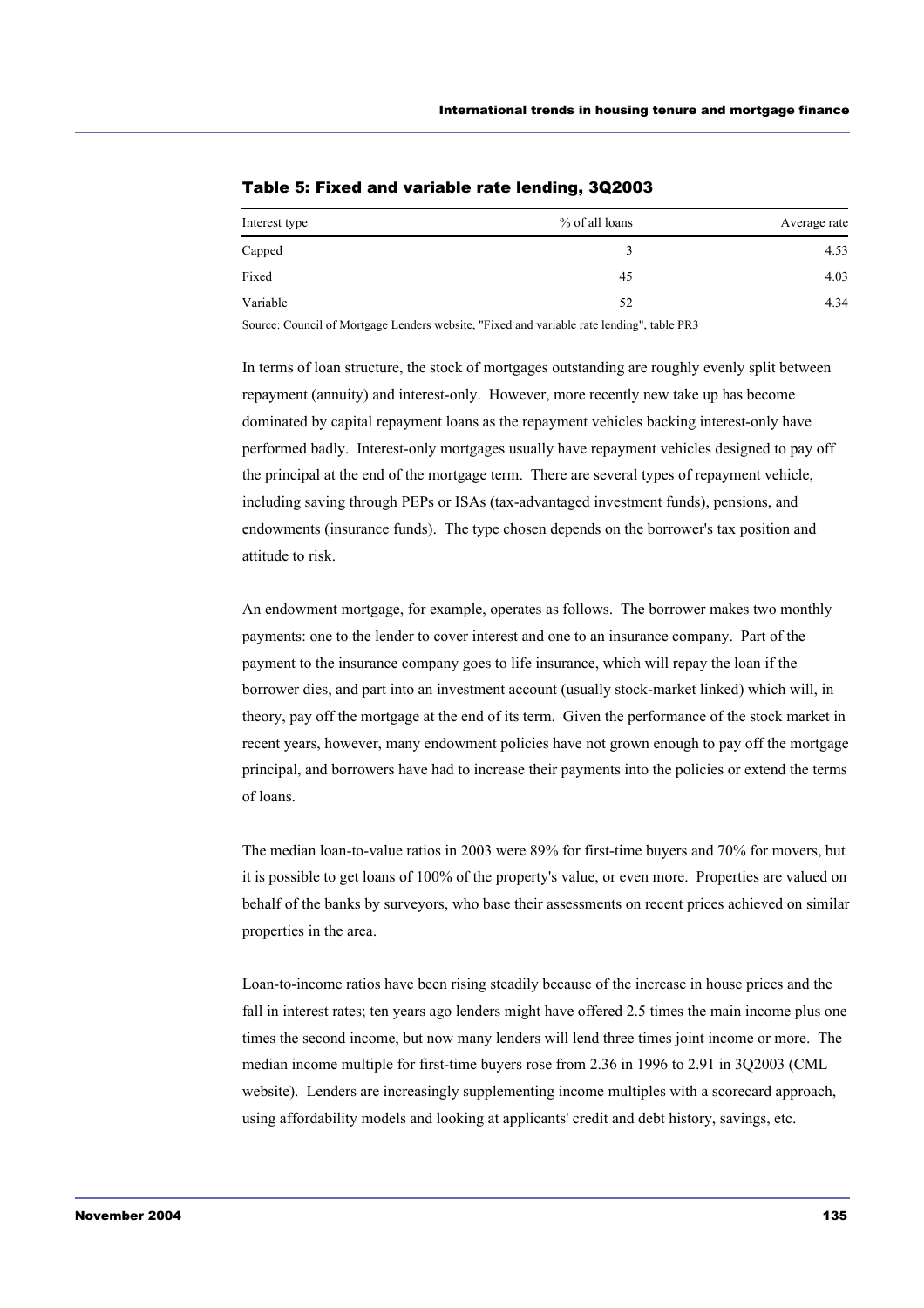**Table 5: Fixed and variable rate lending, 3Q2003**

| Interest type | % of all loans | Average rate |
|---|---|---|
| Capped | 3 | 4.53 |
| Fixed | 45 | 4.03 |
| Variable | 52 | 4.34 |

Source: Council of Mortgage Lenders website, "Fixed and variable rate lending", table PR3

In terms of loan structure, the stock of mortgages outstanding are roughly evenly split between repayment (annuity) and interest-only. However, more recently new take up has become dominated by capital repayment loans as the repayment vehicles backing interest-only have performed badly. Interest-only mortgages usually have repayment vehicles designed to pay off the principal at the end of the mortgage term. There are several types of repayment vehicle, including saving through PEPs or ISAs (tax-advantaged investment funds), pensions, and endowments (insurance funds). The type chosen depends on the borrower's tax position and attitude to risk.

An endowment mortgage, for example, operates as follows. The borrower makes two monthly payments: one to the lender to cover interest and one to an insurance company. Part of the payment to the insurance company goes to life insurance, which will repay the loan if the borrower dies, and part into an investment account (usually stock-market linked) which will, in theory, pay off the mortgage at the end of its term. Given the performance of the stock market in recent years, however, many endowment policies have not grown enough to pay off the mortgage principal, and borrowers have had to increase their payments into the policies or extend the terms of loans.

The median loan-to-value ratios in 2003 were 89% for first-time buyers and 70% for movers, but it is possible to get loans of 100% of the property's value, or even more. Properties are valued on behalf of the banks by surveyors, who base their assessments on recent prices achieved on similar properties in the area.

Loan-to-income ratios have been rising steadily because of the increase in house prices and the fall in interest rates; ten years ago lenders might have offered 2.5 times the main income plus one times the second income, but now many lenders will lend three times joint income or more. The median income multiple for first-time buyers rose from 2.36 in 1996 to 2.91 in 3Q2003 (CML website). Lenders are increasingly supplementing income multiples with a scorecard approach, using affordability models and looking at applicants' credit and debt history, savings, etc.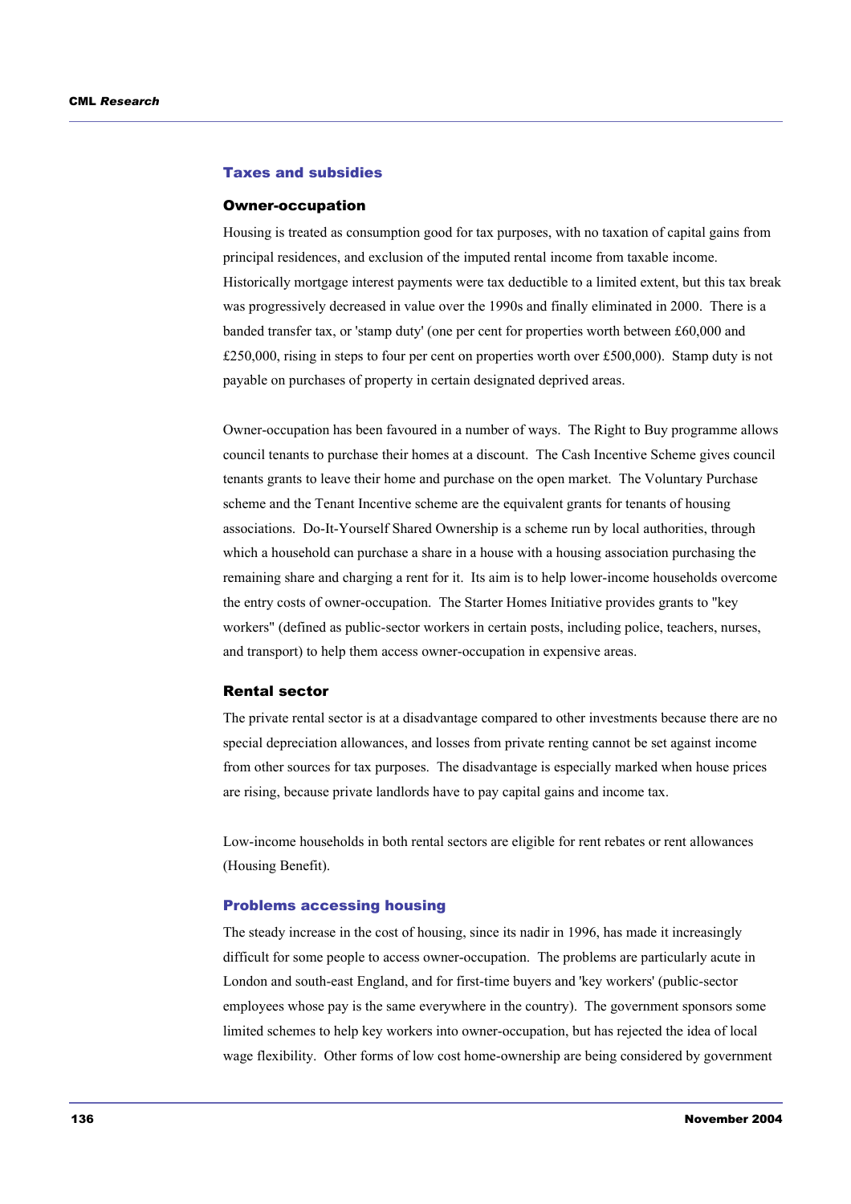## Taxes and subsidies

### Owner-occupation

Housing is treated as consumption good for tax purposes, with no taxation of capital gains from principal residences, and exclusion of the imputed rental income from taxable income. Historically mortgage interest payments were tax deductible to a limited extent, but this tax break was progressively decreased in value over the 1990s and finally eliminated in 2000. There is a banded transfer tax, or 'stamp duty' (one per cent for properties worth between £60,000 and £250,000, rising in steps to four per cent on properties worth over £500,000). Stamp duty is not payable on purchases of property in certain designated deprived areas.

Owner-occupation has been favoured in a number of ways. The Right to Buy programme allows council tenants to purchase their homes at a discount. The Cash Incentive Scheme gives council tenants grants to leave their home and purchase on the open market. The Voluntary Purchase scheme and the Tenant Incentive scheme are the equivalent grants for tenants of housing associations. Do-It-Yourself Shared Ownership is a scheme run by local authorities, through which a household can purchase a share in a house with a housing association purchasing the remaining share and charging a rent for it. Its aim is to help lower-income households overcome the entry costs of owner-occupation. The Starter Homes Initiative provides grants to "key workers" (defined as public-sector workers in certain posts, including police, teachers, nurses, and transport) to help them access owner-occupation in expensive areas.

### Rental sector

The private rental sector is at a disadvantage compared to other investments because there are no special depreciation allowances, and losses from private renting cannot be set against income from other sources for tax purposes. The disadvantage is especially marked when house prices are rising, because private landlords have to pay capital gains and income tax.

Low-income households in both rental sectors are eligible for rent rebates or rent allowances (Housing Benefit).

## Problems accessing housing

The steady increase in the cost of housing, since its nadir in 1996, has made it increasingly difficult for some people to access owner-occupation. The problems are particularly acute in London and south-east England, and for first-time buyers and 'key workers' (public-sector employees whose pay is the same everywhere in the country). The government sponsors some limited schemes to help key workers into owner-occupation, but has rejected the idea of local wage flexibility. Other forms of low cost home-ownership are being considered by government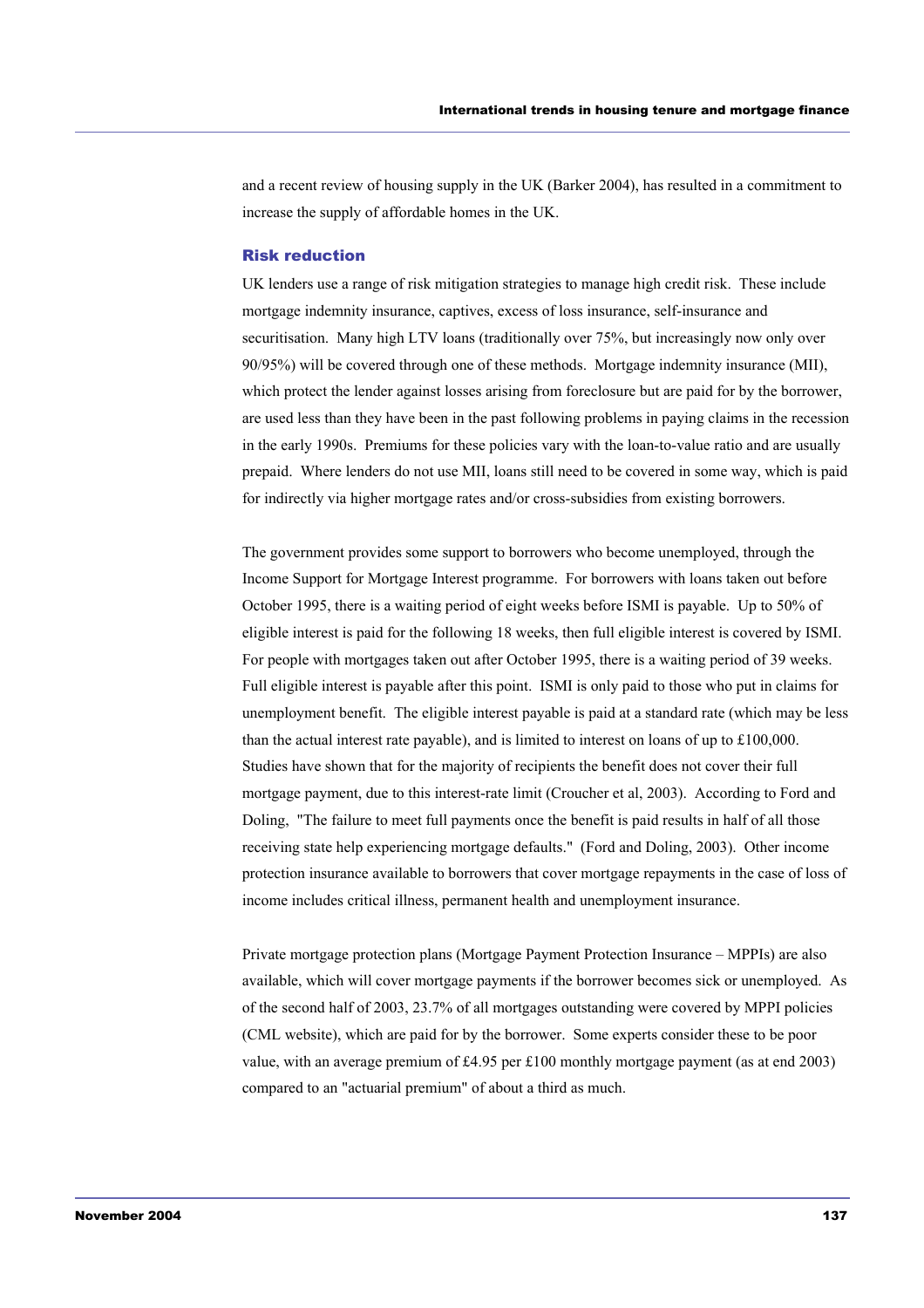and a recent review of housing supply in the UK (Barker 2004), has resulted in a commitment to increase the supply of affordable homes in the UK.

### Risk reduction

UK lenders use a range of risk mitigation strategies to manage high credit risk. These include mortgage indemnity insurance, captives, excess of loss insurance, self-insurance and securitisation. Many high LTV loans (traditionally over 75%, but increasingly now only over 90/95%) will be covered through one of these methods. Mortgage indemnity insurance (MII), which protect the lender against losses arising from foreclosure but are paid for by the borrower, are used less than they have been in the past following problems in paying claims in the recession in the early 1990s. Premiums for these policies vary with the loan-to-value ratio and are usually prepaid. Where lenders do not use MII, loans still need to be covered in some way, which is paid for indirectly via higher mortgage rates and/or cross-subsidies from existing borrowers.

The government provides some support to borrowers who become unemployed, through the Income Support for Mortgage Interest programme. For borrowers with loans taken out before October 1995, there is a waiting period of eight weeks before ISMI is payable. Up to 50% of eligible interest is paid for the following 18 weeks, then full eligible interest is covered by ISMI. For people with mortgages taken out after October 1995, there is a waiting period of 39 weeks. Full eligible interest is payable after this point. ISMI is only paid to those who put in claims for unemployment benefit. The eligible interest payable is paid at a standard rate (which may be less than the actual interest rate payable), and is limited to interest on loans of up to £100,000. Studies have shown that for the majority of recipients the benefit does not cover their full mortgage payment, due to this interest-rate limit (Croucher et al, 2003). According to Ford and Doling, "The failure to meet full payments once the benefit is paid results in half of all those receiving state help experiencing mortgage defaults." (Ford and Doling, 2003). Other income protection insurance available to borrowers that cover mortgage repayments in the case of loss of income includes critical illness, permanent health and unemployment insurance.

Private mortgage protection plans (Mortgage Payment Protection Insurance – MPPIs) are also available, which will cover mortgage payments if the borrower becomes sick or unemployed. As of the second half of 2003, 23.7% of all mortgages outstanding were covered by MPPI policies (CML website), which are paid for by the borrower. Some experts consider these to be poor value, with an average premium of £4.95 per £100 monthly mortgage payment (as at end 2003) compared to an "actuarial premium" of about a third as much.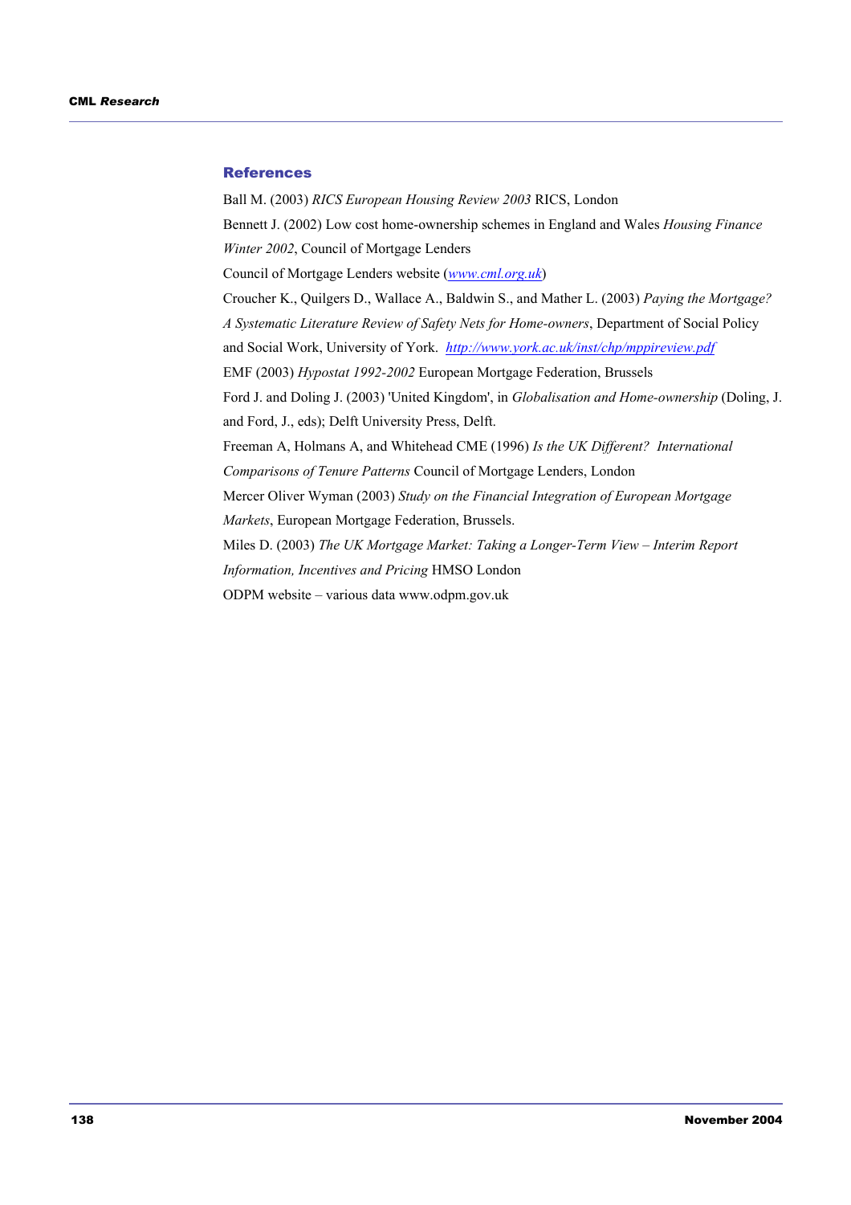## References

Ball M. (2003) *RICS European Housing Review 2003* RICS, London

Bennett J. (2002) Low cost home-ownership schemes in England and Wales *Housing Finance Winter 2002*, Council of Mortgage Lenders

Council of Mortgage Lenders website (*www.cml.org.uk*)

Croucher K., Quilgers D., Wallace A., Baldwin S., and Mather L. (2003) *Paying the Mortgage? A Systematic Literature Review of Safety Nets for Home-owners*, Department of Social Policy and Social Work, University of York. *http://www.york.ac.uk/inst/chp/mppireview.pdf*

EMF (2003) *Hypostat 1992-2002* European Mortgage Federation, Brussels

Ford J. and Doling J. (2003) 'United Kingdom', in *Globalisation and Home-ownership* (Doling, J. and Ford, J., eds); Delft University Press, Delft.

Freeman A, Holmans A, and Whitehead CME (1996) *Is the UK Different? International Comparisons of Tenure Patterns* Council of Mortgage Lenders, London

Mercer Oliver Wyman (2003) *Study on the Financial Integration of European Mortgage Markets*, European Mortgage Federation, Brussels.

Miles D. (2003) *The UK Mortgage Market: Taking a Longer-Term View – Interim Report Information, Incentives and Pricing* HMSO London

ODPM website – various data www.odpm.gov.uk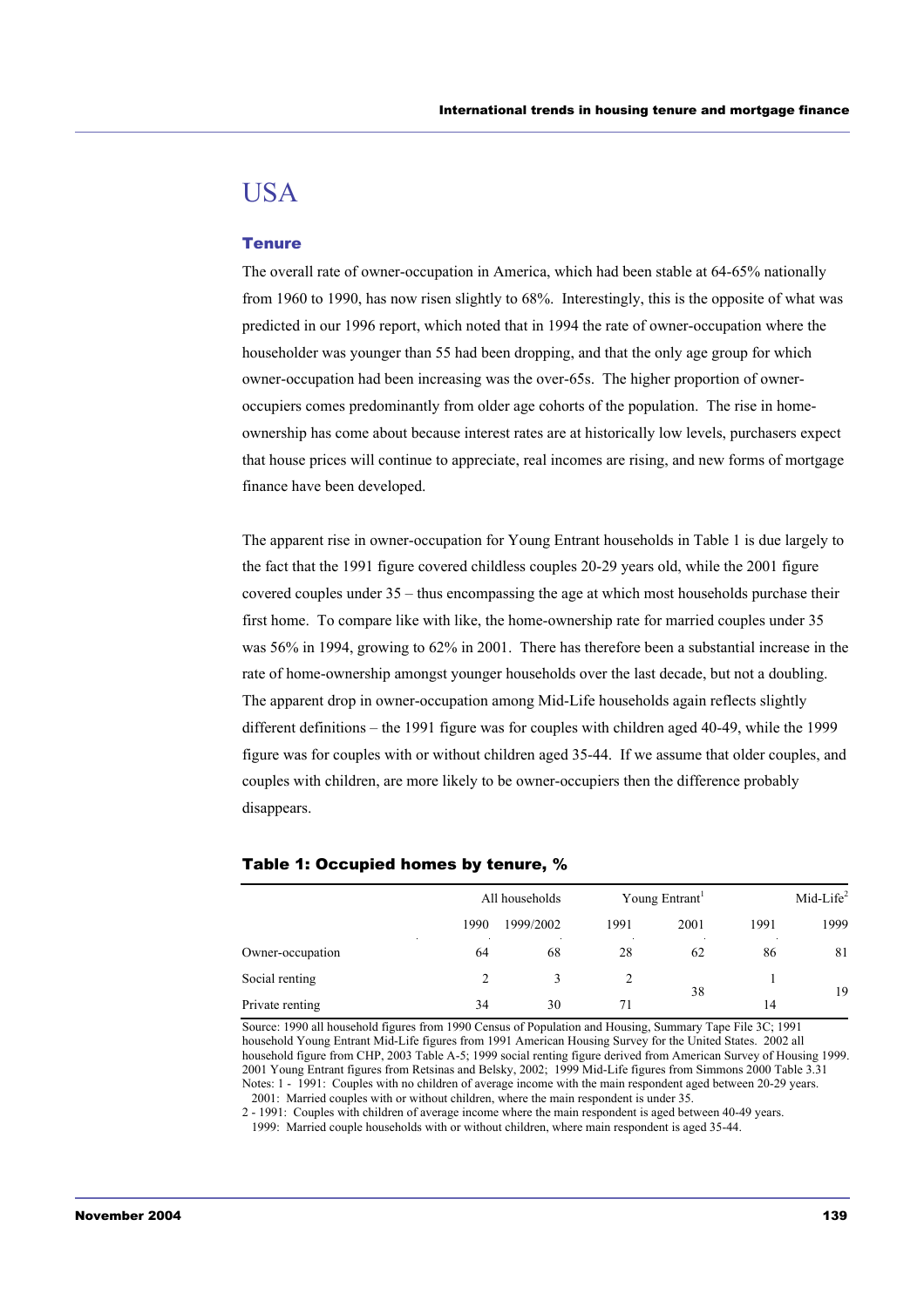# USA

## Tenure

The overall rate of owner-occupation in America, which had been stable at 64-65% nationally from 1960 to 1990, has now risen slightly to 68%. Interestingly, this is the opposite of what was predicted in our 1996 report, which noted that in 1994 the rate of owner-occupation where the householder was younger than 55 had been dropping, and that the only age group for which owner-occupation had been increasing was the over-65s. The higher proportion of owner-occupiers comes predominantly from older age cohorts of the population. The rise in home-ownership has come about because interest rates are at historically low levels, purchasers expect that house prices will continue to appreciate, real incomes are rising, and new forms of mortgage finance have been developed.

The apparent rise in owner-occupation for Young Entrant households in Table 1 is due largely to the fact that the 1991 figure covered childless couples 20-29 years old, while the 2001 figure covered couples under 35 – thus encompassing the age at which most households purchase their first home. To compare like with like, the home-ownership rate for married couples under 35 was 56% in 1994, growing to 62% in 2001. There has therefore been a substantial increase in the rate of home-ownership amongst younger households over the last decade, but not a doubling. The apparent drop in owner-occupation among Mid-Life households again reflects slightly different definitions – the 1991 figure was for couples with children aged 40-49, while the 1999 figure was for couples with or without children aged 35-44. If we assume that older couples, and couples with children, are more likely to be owner-occupiers then the difference probably disappears.

**Table 1: Occupied homes by tenure, %**

| | All households | | Young Entrant[1] | | Mid-Life[2] | |
|---|---|---|---|---|---|---|
| | 1990 | 1999/2002 | 1991 | 2001 | 1991 | 1999 |
| Owner-occupation | 64 | 68 | 28 | 62 | 86 | 81 |
| Social renting | 2 | 3 | 2 | 38 | 1 | 19 |
| Private renting | 34 | 30 | 71 | | 14 | |

Source: 1990 all household figures from 1990 Census of Population and Housing, Summary Tape File 3C; 1991 household Young Entrant Mid-Life figures from 1991 American Housing Survey for the United States. 2002 all household figure from CHP, 2003 Table A-5; 1999 social renting figure derived from American Survey of Housing 1999. 2001 Young Entrant figures from Retsinas and Belsky, 2002; 1999 Mid-Life figures from Simmons 2000 Table 3.31

Notes: 1 - 1991: Couples with no children of average income with the main respondent aged between 20-29 years.
2001: Married couples with or without children, where the main respondent is under 35.

2 - 1991: Couples with children of average income where the main respondent is aged between 40-49 years.
1999: Married couple households with or without children, where main respondent is aged 35-44.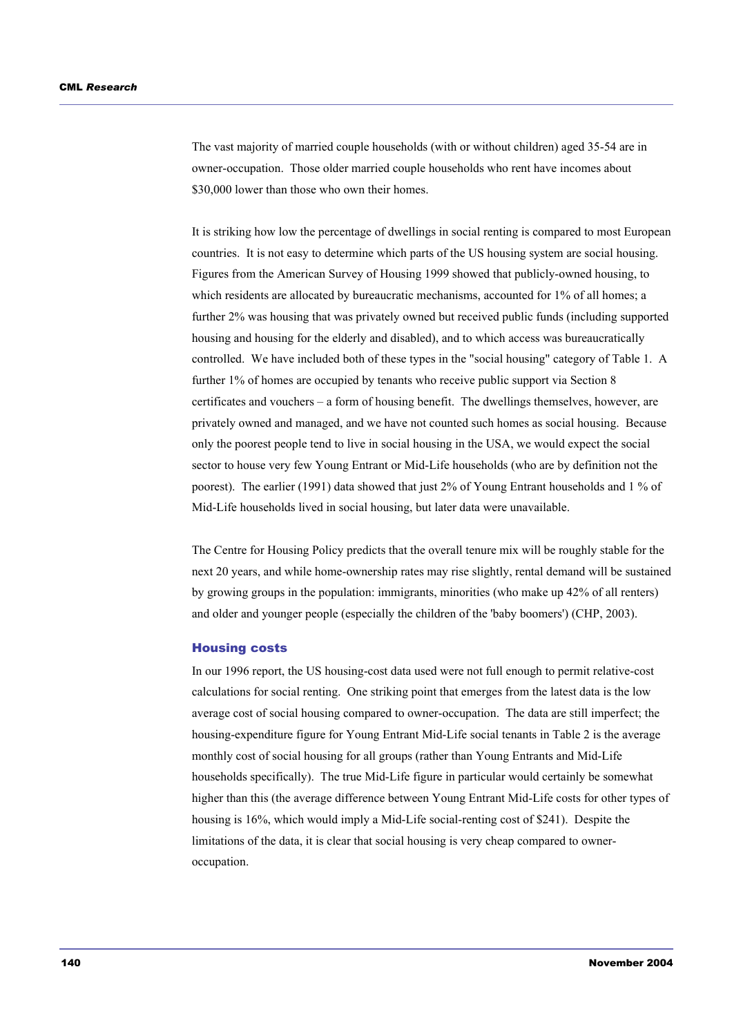The vast majority of married couple households (with or without children) aged 35-54 are in owner-occupation. Those older married couple households who rent have incomes about $30,000 lower than those who own their homes.

It is striking how low the percentage of dwellings in social renting is compared to most European countries. It is not easy to determine which parts of the US housing system are social housing. Figures from the American Survey of Housing 1999 showed that publicly-owned housing, to which residents are allocated by bureaucratic mechanisms, accounted for 1% of all homes; a further 2% was housing that was privately owned but received public funds (including supported housing and housing for the elderly and disabled), and to which access was bureaucratically controlled. We have included both of these types in the "social housing" category of Table 1. A further 1% of homes are occupied by tenants who receive public support via Section 8 certificates and vouchers – a form of housing benefit. The dwellings themselves, however, are privately owned and managed, and we have not counted such homes as social housing. Because only the poorest people tend to live in social housing in the USA, we would expect the social sector to house very few Young Entrant or Mid-Life households (who are by definition not the poorest). The earlier (1991) data showed that just 2% of Young Entrant households and 1 % of Mid-Life households lived in social housing, but later data were unavailable.

The Centre for Housing Policy predicts that the overall tenure mix will be roughly stable for the next 20 years, and while home-ownership rates may rise slightly, rental demand will be sustained by growing groups in the population: immigrants, minorities (who make up 42% of all renters) and older and younger people (especially the children of the 'baby boomers') (CHP, 2003).

## Housing costs

In our 1996 report, the US housing-cost data used were not full enough to permit relative-cost calculations for social renting. One striking point that emerges from the latest data is the low average cost of social housing compared to owner-occupation. The data are still imperfect; the housing-expenditure figure for Young Entrant Mid-Life social tenants in Table 2 is the average monthly cost of social housing for all groups (rather than Young Entrants and Mid-Life households specifically). The true Mid-Life figure in particular would certainly be somewhat higher than this (the average difference between Young Entrant Mid-Life costs for other types of housing is 16%, which would imply a Mid-Life social-renting cost of $241). Despite the limitations of the data, it is clear that social housing is very cheap compared to owner-occupation.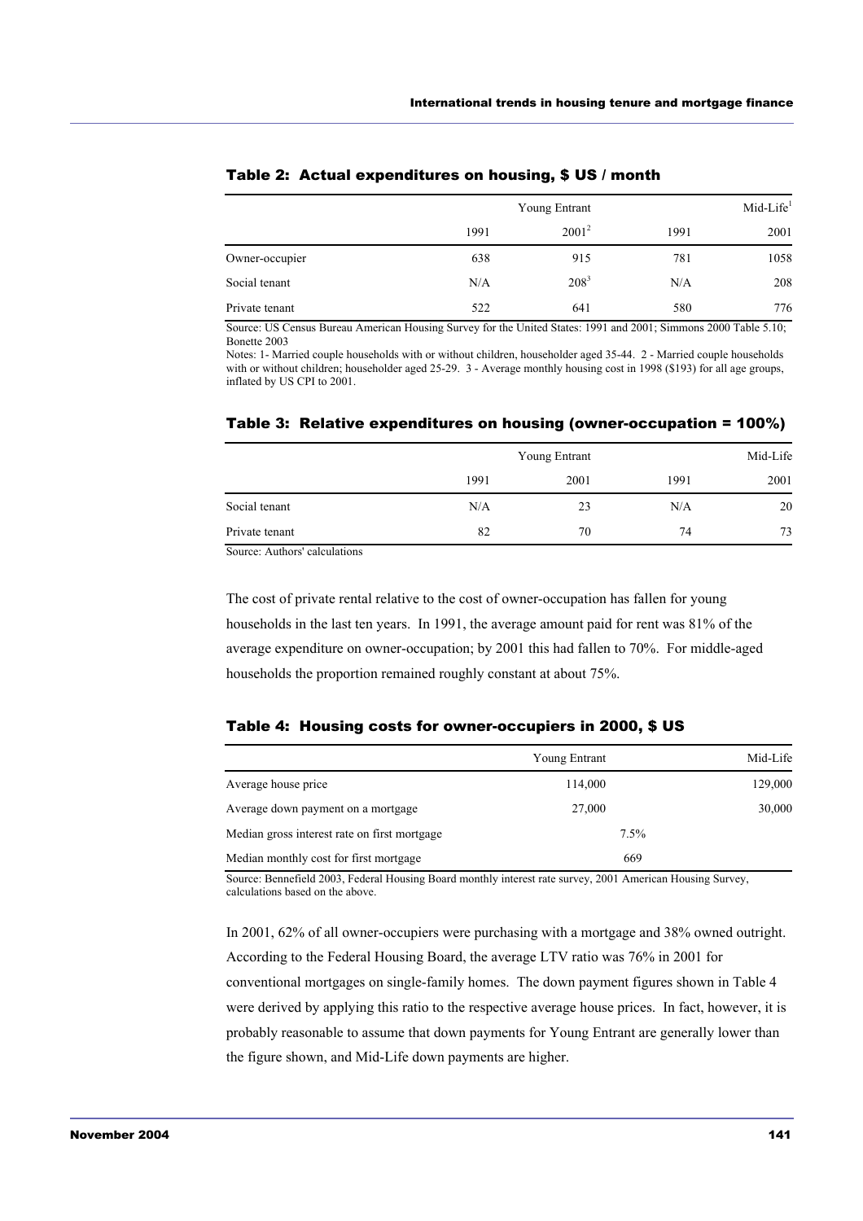### Table 2: Actual expenditures on housing, $ US / month

| | Young Entrant | | Mid-Life[1] | |
|---|---|---|---|---|
| | 1991 | 2001[2] | 1991 | 2001 |
| Owner-occupier | 638 | 915 | 781 | 1058 |
| Social tenant | N/A | 208[3] | N/A | 208 |
| Private tenant | 522 | 641 | 580 | 776 |

Source: US Census Bureau American Housing Survey for the United States: 1991 and 2001; Simmons 2000 Table 5.10; Bonette 2003

Notes: 1- Married couple households with or without children, householder aged 35-44. 2 - Married couple households with or without children; householder aged 25-29. 3 - Average monthly housing cost in 1998 ($193) for all age groups, inflated by US CPI to 2001.

### Table 3: Relative expenditures on housing (owner-occupation = 100%)

| | Young Entrant | | Mid-Life | |
|---|---|---|---|---|
| | 1991 | 2001 | 1991 | 2001 |
| Social tenant | N/A | 23 | N/A | 20 |
| Private tenant | 82 | 70 | 74 | 73 |

Source: Authors' calculations

The cost of private rental relative to the cost of owner-occupation has fallen for young households in the last ten years. In 1991, the average amount paid for rent was 81% of the average expenditure on owner-occupation; by 2001 this had fallen to 70%. For middle-aged households the proportion remained roughly constant at about 75%.

### Table 4: Housing costs for owner-occupiers in 2000, $ US

| | Young Entrant | Mid-Life |
|---|---|---|
| Average house price | 114,000 | 129,000 |
| Average down payment on a mortgage | 27,000 | 30,000 |
| Median gross interest rate on first mortgage | 7.5% | |
| Median monthly cost for first mortgage | 669 | |

Source: Bennefield 2003, Federal Housing Board monthly interest rate survey, 2001 American Housing Survey, calculations based on the above.

In 2001, 62% of all owner-occupiers were purchasing with a mortgage and 38% owned outright. According to the Federal Housing Board, the average LTV ratio was 76% in 2001 for conventional mortgages on single-family homes. The down payment figures shown in Table 4 were derived by applying this ratio to the respective average house prices. In fact, however, it is probably reasonable to assume that down payments for Young Entrant are generally lower than the figure shown, and Mid-Life down payments are higher.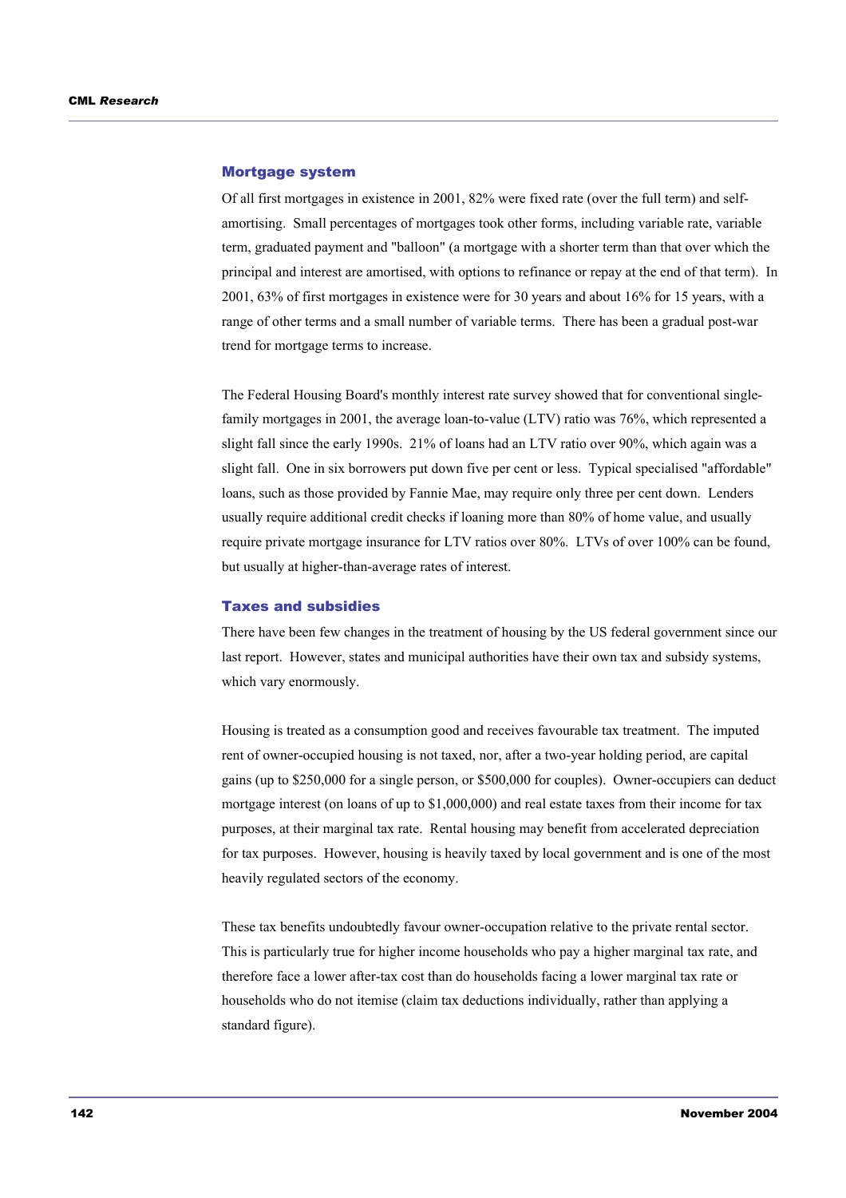## Mortgage system

Of all first mortgages in existence in 2001, 82% were fixed rate (over the full term) and self-amortising. Small percentages of mortgages took other forms, including variable rate, variable term, graduated payment and "balloon" (a mortgage with a shorter term than that over which the principal and interest are amortised, with options to refinance or repay at the end of that term). In 2001, 63% of first mortgages in existence were for 30 years and about 16% for 15 years, with a range of other terms and a small number of variable terms. There has been a gradual post-war trend for mortgage terms to increase.

The Federal Housing Board's monthly interest rate survey showed that for conventional single-family mortgages in 2001, the average loan-to-value (LTV) ratio was 76%, which represented a slight fall since the early 1990s. 21% of loans had an LTV ratio over 90%, which again was a slight fall. One in six borrowers put down five per cent or less. Typical specialised "affordable" loans, such as those provided by Fannie Mae, may require only three per cent down. Lenders usually require additional credit checks if loaning more than 80% of home value, and usually require private mortgage insurance for LTV ratios over 80%. LTVs of over 100% can be found, but usually at higher-than-average rates of interest.

## Taxes and subsidies

There have been few changes in the treatment of housing by the US federal government since our last report. However, states and municipal authorities have their own tax and subsidy systems, which vary enormously.

Housing is treated as a consumption good and receives favourable tax treatment. The imputed rent of owner-occupied housing is not taxed, nor, after a two-year holding period, are capital gains (up to $250,000 for a single person, or $500,000 for couples). Owner-occupiers can deduct mortgage interest (on loans of up to $1,000,000) and real estate taxes from their income for tax purposes, at their marginal tax rate. Rental housing may benefit from accelerated depreciation for tax purposes. However, housing is heavily taxed by local government and is one of the most heavily regulated sectors of the economy.

These tax benefits undoubtedly favour owner-occupation relative to the private rental sector. This is particularly true for higher income households who pay a higher marginal tax rate, and therefore face a lower after-tax cost than do households facing a lower marginal tax rate or households who do not itemise (claim tax deductions individually, rather than applying a standard figure).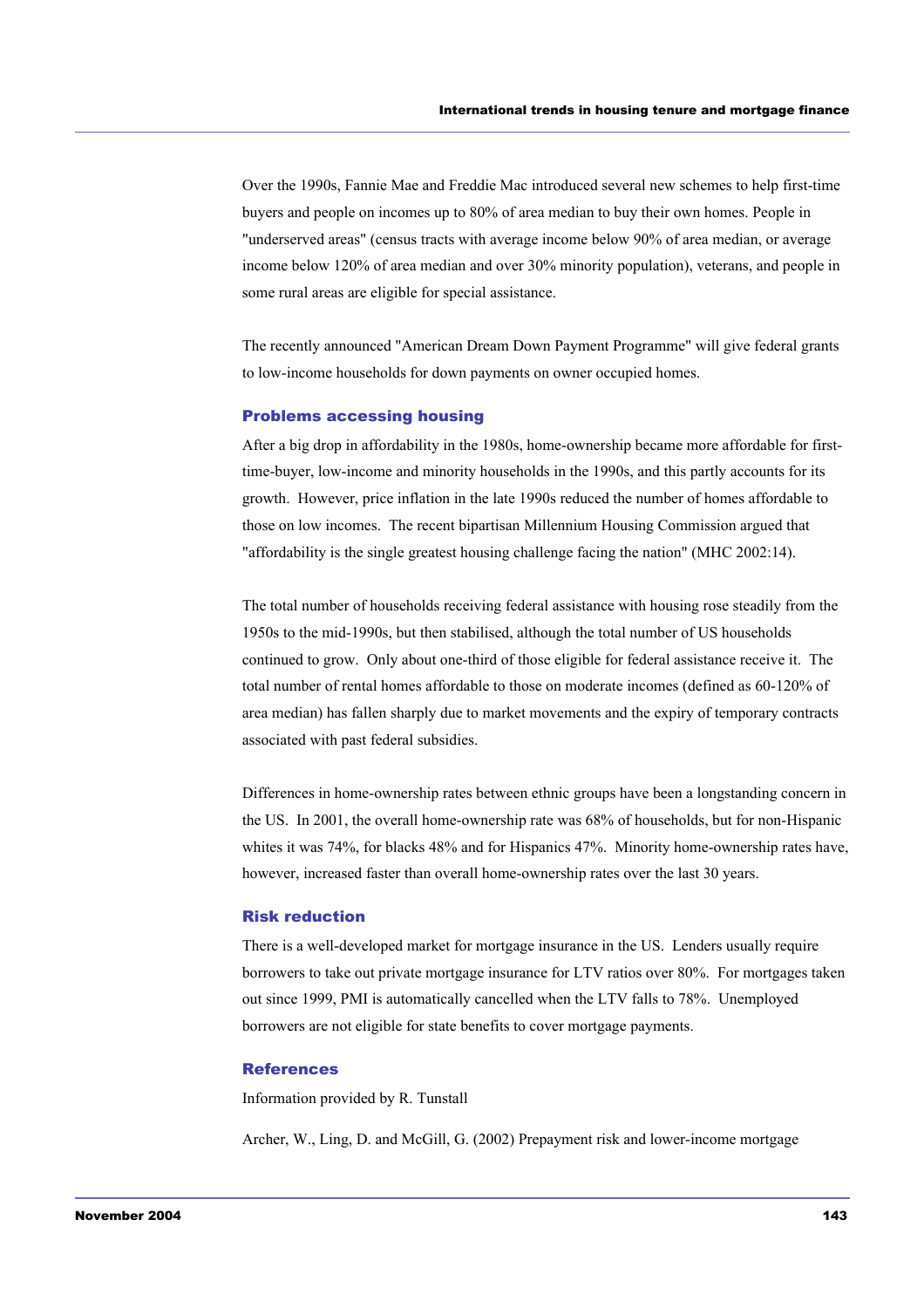Over the 1990s, Fannie Mae and Freddie Mac introduced several new schemes to help first-time buyers and people on incomes up to 80% of area median to buy their own homes. People in "underserved areas" (census tracts with average income below 90% of area median, or average income below 120% of area median and over 30% minority population), veterans, and people in some rural areas are eligible for special assistance.

The recently announced "American Dream Down Payment Programme" will give federal grants to low-income households for down payments on owner occupied homes.

### Problems accessing housing

After a big drop in affordability in the 1980s, home-ownership became more affordable for first-time-buyer, low-income and minority households in the 1990s, and this partly accounts for its growth. However, price inflation in the late 1990s reduced the number of homes affordable to those on low incomes. The recent bipartisan Millennium Housing Commission argued that "affordability is the single greatest housing challenge facing the nation" (MHC 2002:14).

The total number of households receiving federal assistance with housing rose steadily from the 1950s to the mid-1990s, but then stabilised, although the total number of US households continued to grow. Only about one-third of those eligible for federal assistance receive it. The total number of rental homes affordable to those on moderate incomes (defined as 60-120% of area median) has fallen sharply due to market movements and the expiry of temporary contracts associated with past federal subsidies.

Differences in home-ownership rates between ethnic groups have been a longstanding concern in the US. In 2001, the overall home-ownership rate was 68% of households, but for non-Hispanic whites it was 74%, for blacks 48% and for Hispanics 47%. Minority home-ownership rates have, however, increased faster than overall home-ownership rates over the last 30 years.

### Risk reduction

There is a well-developed market for mortgage insurance in the US. Lenders usually require borrowers to take out private mortgage insurance for LTV ratios over 80%. For mortgages taken out since 1999, PMI is automatically cancelled when the LTV falls to 78%. Unemployed borrowers are not eligible for state benefits to cover mortgage payments.

### References

Information provided by R. Tunstall

Archer, W., Ling, D. and McGill, G. (2002) Prepayment risk and lower-income mortgage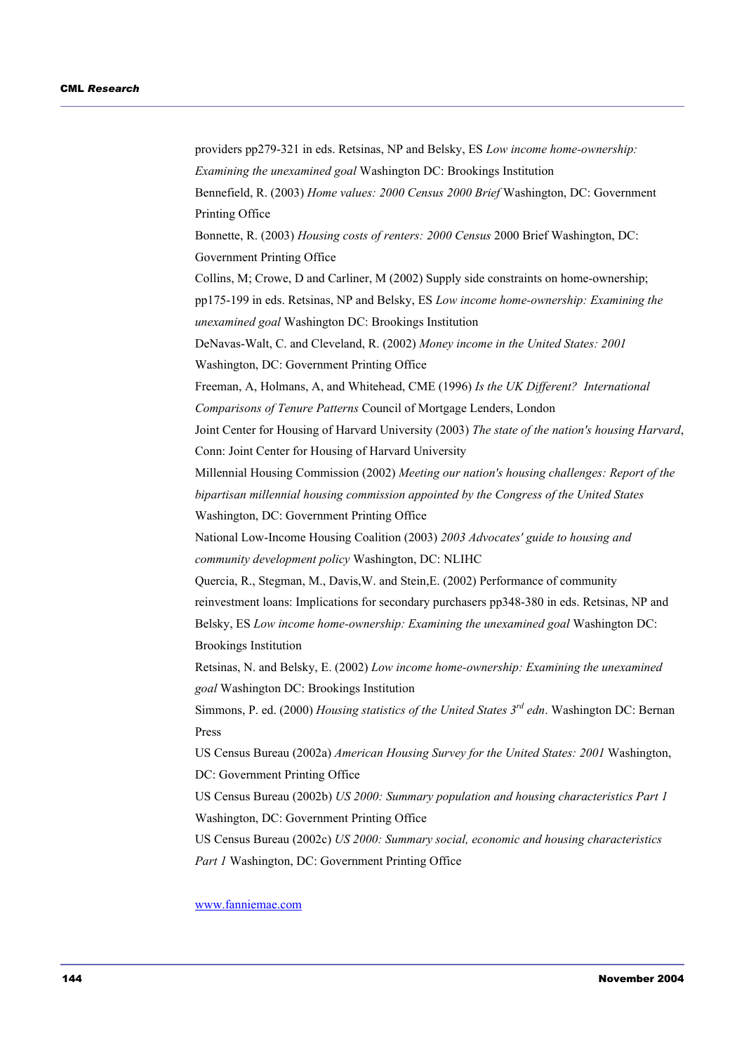providers pp279-321 in eds. Retsinas, NP and Belsky, ES *Low income home-ownership: Examining the unexamined goal* Washington DC: Brookings Institution

Bennefield, R. (2003) *Home values: 2000 Census 2000 Brief* Washington, DC: Government Printing Office

Bonnette, R. (2003) *Housing costs of renters: 2000 Census* 2000 Brief Washington, DC: Government Printing Office

Collins, M; Crowe, D and Carliner, M (2002) Supply side constraints on home-ownership; pp175-199 in eds. Retsinas, NP and Belsky, ES *Low income home-ownership: Examining the unexamined goal* Washington DC: Brookings Institution

DeNavas-Walt, C. and Cleveland, R. (2002) *Money income in the United States: 2001* Washington, DC: Government Printing Office

Freeman, A, Holmans, A, and Whitehead, CME (1996) *Is the UK Different? International Comparisons of Tenure Patterns* Council of Mortgage Lenders, London

Joint Center for Housing of Harvard University (2003) *The state of the nation's housing Harvard*, Conn: Joint Center for Housing of Harvard University

Millennial Housing Commission (2002) *Meeting our nation's housing challenges: Report of the bipartisan millennial housing commission appointed by the Congress of the United States* Washington, DC: Government Printing Office

National Low-Income Housing Coalition (2003) *2003 Advocates' guide to housing and community development policy* Washington, DC: NLIHC

Quercia, R., Stegman, M., Davis,W. and Stein,E. (2002) Performance of community reinvestment loans: Implications for secondary purchasers pp348-380 in eds. Retsinas, NP and Belsky, ES *Low income home-ownership: Examining the unexamined goal* Washington DC: Brookings Institution

Retsinas, N. and Belsky, E. (2002) *Low income home-ownership: Examining the unexamined goal* Washington DC: Brookings Institution

Simmons, P. ed. (2000) *Housing statistics of the United States 3rd edn*. Washington DC: Bernan Press

US Census Bureau (2002a) *American Housing Survey for the United States: 2001* Washington, DC: Government Printing Office

US Census Bureau (2002b) *US 2000: Summary population and housing characteristics Part 1* Washington, DC: Government Printing Office

US Census Bureau (2002c) *US 2000: Summary social, economic and housing characteristics Part 1* Washington, DC: Government Printing Office

www.fanniemae.com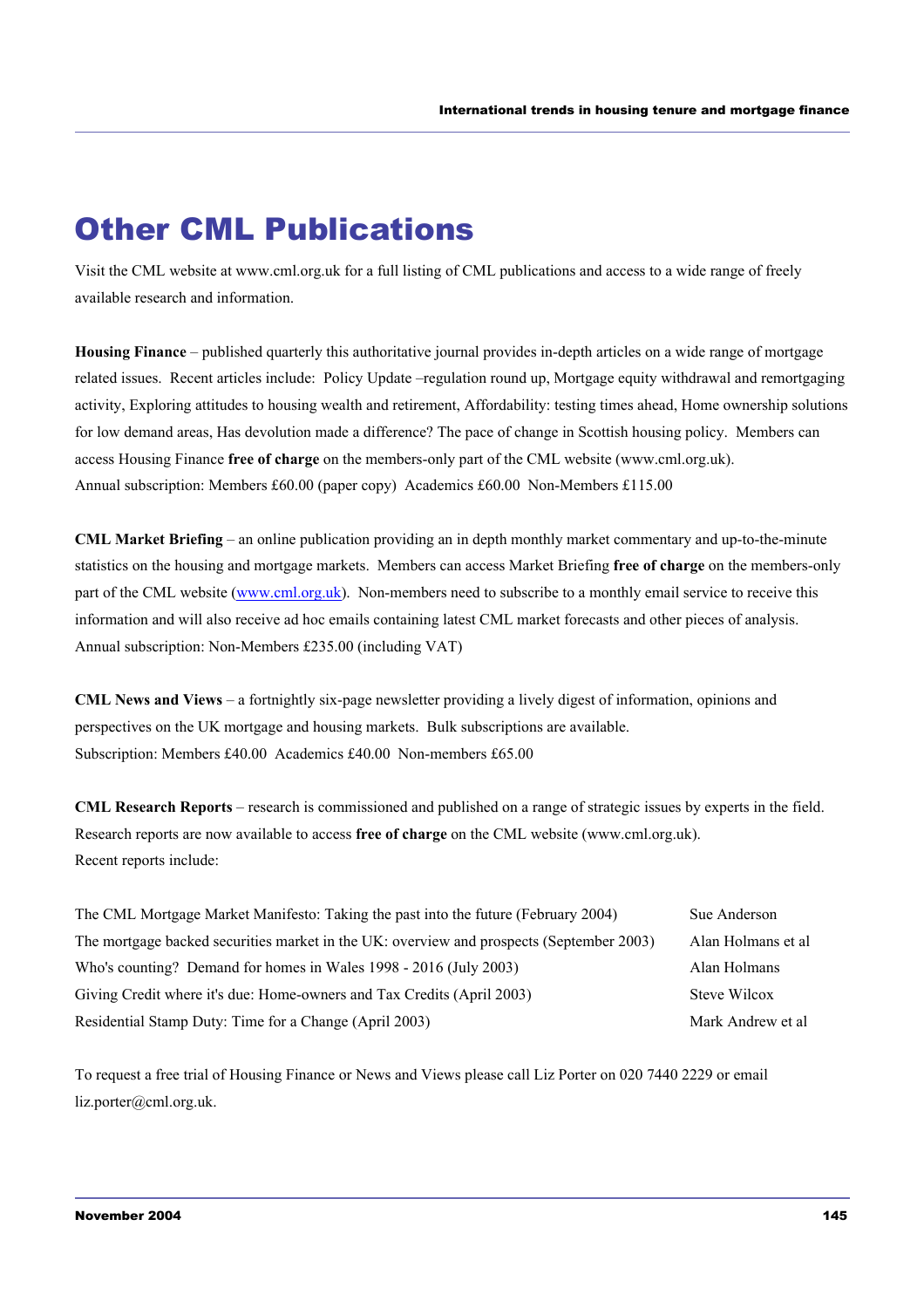# Other CML Publications

Visit the CML website at www.cml.org.uk for a full listing of CML publications and access to a wide range of freely available research and information.

**Housing Finance** – published quarterly this authoritative journal provides in-depth articles on a wide range of mortgage related issues. Recent articles include: Policy Update –regulation round up, Mortgage equity withdrawal and remortgaging activity, Exploring attitudes to housing wealth and retirement, Affordability: testing times ahead, Home ownership solutions for low demand areas, Has devolution made a difference? The pace of change in Scottish housing policy. Members can access Housing Finance **free of charge** on the members-only part of the CML website (www.cml.org.uk).
Annual subscription: Members £60.00 (paper copy) Academics £60.00 Non-Members £115.00

**CML Market Briefing** – an online publication providing an in depth monthly market commentary and up-to-the-minute statistics on the housing and mortgage markets. Members can access Market Briefing **free of charge** on the members-only part of the CML website (www.cml.org.uk). Non-members need to subscribe to a monthly email service to receive this information and will also receive ad hoc emails containing latest CML market forecasts and other pieces of analysis.
Annual subscription: Non-Members £235.00 (including VAT)

**CML News and Views** – a fortnightly six-page newsletter providing a lively digest of information, opinions and perspectives on the UK mortgage and housing markets. Bulk subscriptions are available.
Subscription: Members £40.00 Academics £40.00 Non-members £65.00

**CML Research Reports** – research is commissioned and published on a range of strategic issues by experts in the field. Research reports are now available to access **free of charge** on the CML website (www.cml.org.uk).
Recent reports include:

| | |
|---|---|
| The CML Mortgage Market Manifesto: Taking the past into the future (February 2004) | Sue Anderson |
| The mortgage backed securities market in the UK: overview and prospects (September 2003) | Alan Holmans et al |
| Who's counting? Demand for homes in Wales 1998 - 2016 (July 2003) | Alan Holmans |
| Giving Credit where it's due: Home-owners and Tax Credits (April 2003) | Steve Wilcox |
| Residential Stamp Duty: Time for a Change (April 2003) | Mark Andrew et al |

To request a free trial of Housing Finance or News and Views please call Liz Porter on 020 7440 2229 or email liz.porter@cml.org.uk.